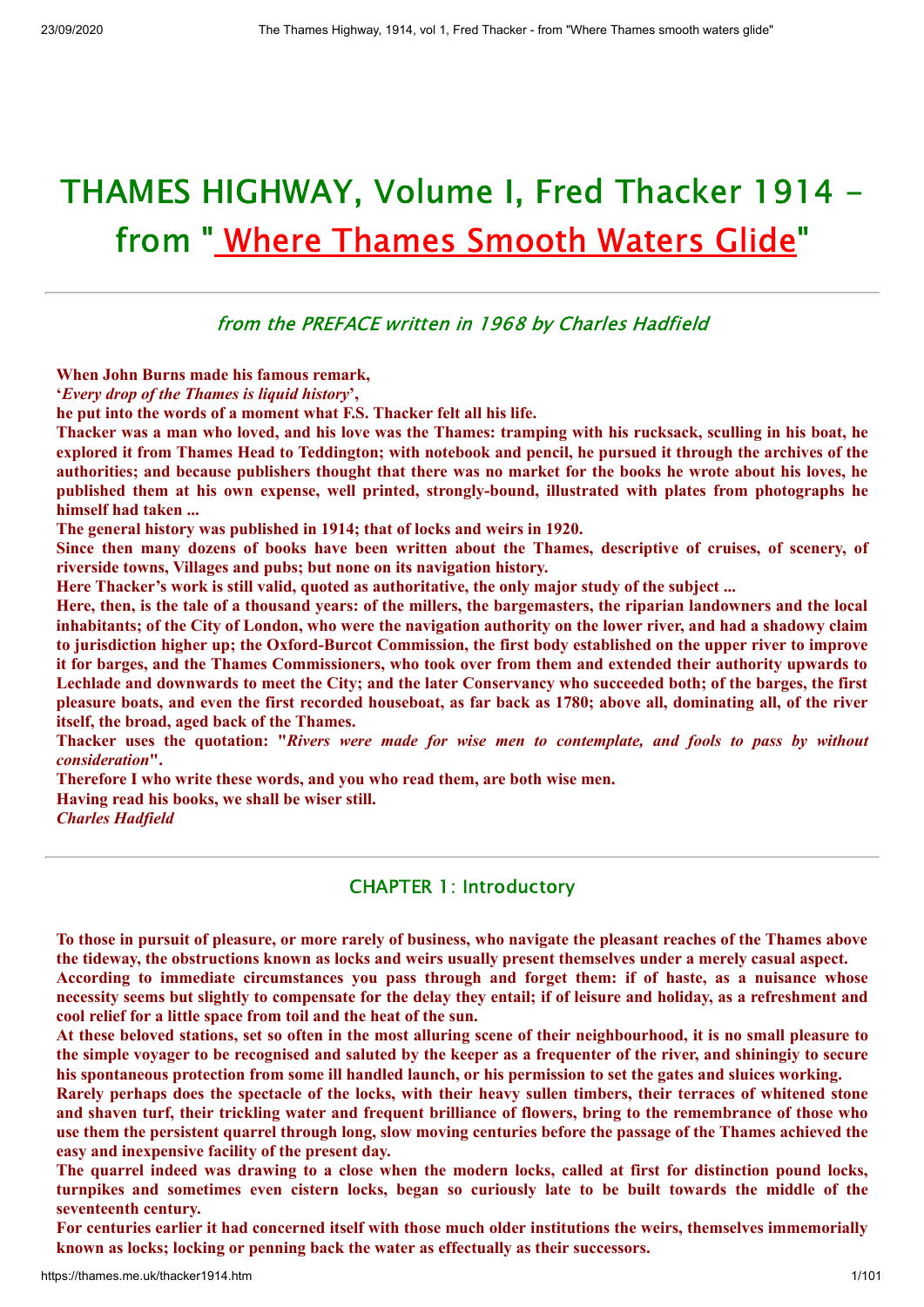# THAMES HIGHWAY, Volume I, Fred Thacker 1914 - from " Where Thames Smooth Waters Glide"

---

### *from the PREFACE written in 1968 by Charles Hadfield*

**When John Burns made his famous remark,**
**'*Every drop of the Thames is liquid history*',**
**he put into the words of a moment what F.S. Thacker felt all his life.**
**Thacker was a man who loved, and his love was the Thames: tramping with his rucksack, sculling in his boat, he explored it from Thames Head to Teddington; with notebook and pencil, he pursued it through the archives of the authorities; and because publishers thought that there was no market for the books he wrote about his loves, he published them at his own expense, well printed, strongly-bound, illustrated with plates from photographs he himself had taken ...**
**The general history was published in 1914; that of locks and weirs in 1920.**
**Since then many dozens of books have been written about the Thames, descriptive of cruises, of scenery, of riverside towns, Villages and pubs; but none on its navigation history.**
**Here Thacker's work is still valid, quoted as authoritative, the only major study of the subject ...**
**Here, then, is the tale of a thousand years: of the millers, the bargemasters, the riparian landowners and the local inhabitants; of the City of London, who were the navigation authority on the lower river, and had a shadowy claim to jurisdiction higher up; the Oxford-Burcot Commission, the first body established on the upper river to improve it for barges, and the Thames Commissioners, who took over from them and extended their authority upwards to Lechlade and downwards to meet the City; and the later Conservancy who succeeded both; of the barges, the first pleasure boats, and even the first recorded houseboat, as far back as 1780; above all, dominating all, of the river itself, the broad, aged back of the Thames.**
**Thacker uses the quotation: "*Rivers were made for wise men to contemplate, and fools to pass by without consideration*".**
**Therefore I who write these words, and you who read them, are both wise men.**
**Having read his books, we shall be wiser still.**
***Charles Hadfield***

---

## CHAPTER 1: Introductory

**To those in pursuit of pleasure, or more rarely of business, who navigate the pleasant reaches of the Thames above the tideway, the obstructions known as locks and weirs usually present themselves under a merely casual aspect.**
**According to immediate circumstances you pass through and forget them: if of haste, as a nuisance whose necessity seems but slightly to compensate for the delay they entail; if of leisure and holiday, as a refreshment and cool relief for a little space from toil and the heat of the sun.**
**At these beloved stations, set so often in the most alluring scene of their neighbourhood, it is no small pleasure to the simple voyager to be recognised and saluted by the keeper as a frequenter of the river, and shiningiy to secure his spontaneous protection from some ill handled launch, or his permission to set the gates and sluices working.**
**Rarely perhaps does the spectacle of the locks, with their heavy sullen timbers, their terraces of whitened stone and shaven turf, their trickling water and frequent brilliance of flowers, bring to the remembrance of those who use them the persistent quarrel through long, slow moving centuries before the passage of the Thames achieved the easy and inexpensive facility of the present day.**
**The quarrel indeed was drawing to a close when the modern locks, called at first for distinction pound locks, turnpikes and sometimes even cistern locks, began so curiously late to be built towards the middle of the seventeenth century.**
**For centuries earlier it had concerned itself with those much older institutions the weirs, themselves immemorially known as locks; locking or penning back the water as effectually as their successors.**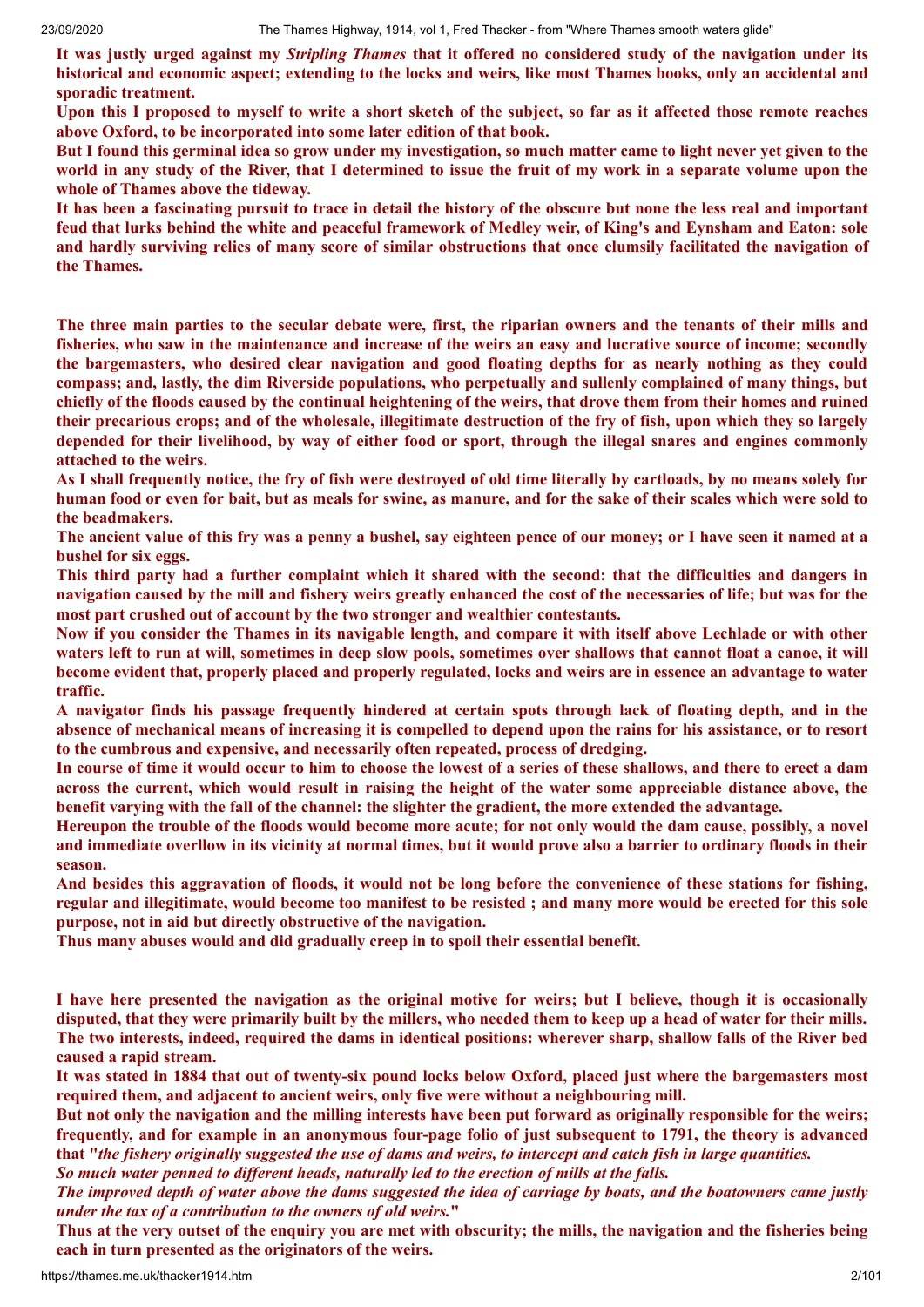It was justly urged against my *Stripling Thames* that it offered no considered study of the navigation under its historical and economic aspect; extending to the locks and weirs, like most Thames books, only an accidental and sporadic treatment.

Upon this I proposed to myself to write a short sketch of the subject, so far as it affected those remote reaches above Oxford, to be incorporated into some later edition of that book.

But I found this germinal idea so grow under my investigation, so much matter came to light never yet given to the world in any study of the River, that I determined to issue the fruit of my work in a separate volume upon the whole of Thames above the tideway.

It has been a fascinating pursuit to trace in detail the history of the obscure but none the less real and important feud that lurks behind the white and peaceful framework of Medley weir, of King's and Eynsham and Eaton: sole and hardly surviving relics of many score of similar obstructions that once clumsily facilitated the navigation of the Thames.

The three main parties to the secular debate were, first, the riparian owners and the tenants of their mills and fisheries, who saw in the maintenance and increase of the weirs an easy and lucrative source of income; secondly the bargemasters, who desired clear navigation and good floating depths for as nearly nothing as they could compass; and, lastly, the dim Riverside populations, who perpetually and sullenly complained of many things, but chiefly of the floods caused by the continual heightening of the weirs, that drove them from their homes and ruined their precarious crops; and of the wholesale, illegitimate destruction of the fry of fish, upon which they so largely depended for their livelihood, by way of either food or sport, through the illegal snares and engines commonly attached to the weirs.

As I shall frequently notice, the fry of fish were destroyed of old time literally by cartloads, by no means solely for human food or even for bait, but as meals for swine, as manure, and for the sake of their scales which were sold to the beadmakers.

The ancient value of this fry was a penny a bushel, say eighteen pence of our money; or I have seen it named at a bushel for six eggs.

This third party had a further complaint which it shared with the second: that the difficulties and dangers in navigation caused by the mill and fishery weirs greatly enhanced the cost of the necessaries of life; but was for the most part crushed out of account by the two stronger and wealthier contestants.

Now if you consider the Thames in its navigable length, and compare it with itself above Lechlade or with other waters left to run at will, sometimes in deep slow pools, sometimes over shallows that cannot float a canoe, it will become evident that, properly placed and properly regulated, locks and weirs are in essence an advantage to water traffic.

A navigator finds his passage frequently hindered at certain spots through lack of floating depth, and in the absence of mechanical means of increasing it is compelled to depend upon the rains for his assistance, or to resort to the cumbrous and expensive, and necessarily often repeated, process of dredging.

In course of time it would occur to him to choose the lowest of a series of these shallows, and there to erect a dam across the current, which would result in raising the height of the water some appreciable distance above, the benefit varying with the fall of the channel: the slighter the gradient, the more extended the advantage.

Hereupon the trouble of the floods would become more acute; for not only would the dam cause, possibly, a novel and immediate overllow in its vicinity at normal times, but it would prove also a barrier to ordinary floods in their season.

And besides this aggravation of floods, it would not be long before the convenience of these stations for fishing, regular and illegitimate, would become too manifest to be resisted ; and many more would be erected for this sole purpose, not in aid but directly obstructive of the navigation.

Thus many abuses would and did gradually creep in to spoil their essential benefit.

I have here presented the navigation as the original motive for weirs; but I believe, though it is occasionally disputed, that they were primarily built by the millers, who needed them to keep up a head of water for their mills. The two interests, indeed, required the dams in identical positions: wherever sharp, shallow falls of the River bed caused a rapid stream.

It was stated in 1884 that out of twenty-six pound locks below Oxford, placed just where the bargemasters most required them, and adjacent to ancient weirs, only five were without a neighbouring mill.

But not only the navigation and the milling interests have been put forward as originally responsible for the weirs; frequently, and for example in an anonymous four-page folio of just subsequent to 1791, the theory is advanced that "*the fishery originally suggested the use of dams and weirs, to intercept and catch fish in large quantities.*

*So much water penned to different heads, naturally led to the erection of mills at the falls.*

*The improved depth of water above the dams suggested the idea of carriage by boats, and the boatowners came justly under the tax of a contribution to the owners of old weirs.*"

Thus at the very outset of the enquiry you are met with obscurity; the mills, the navigation and the fisheries being each in turn presented as the originators of the weirs.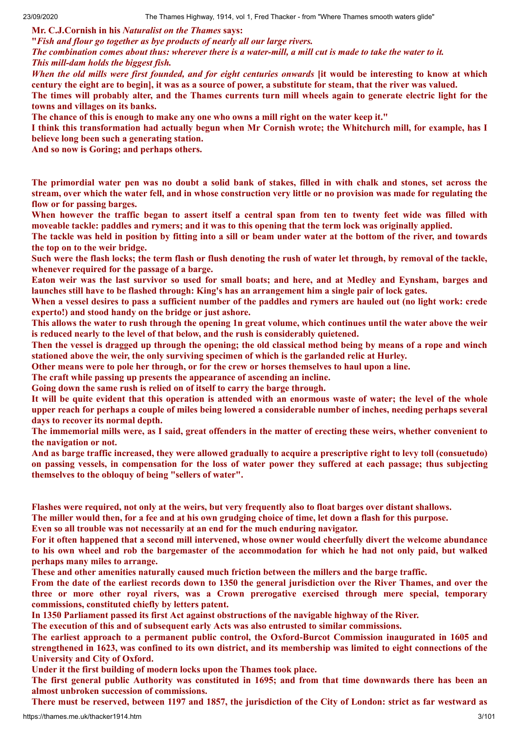**Mr. C.J.Cornish in his *Naturalist on the Thames* says:**

**"*Fish and flour go together as bye products of nearly all our large rivers.***

***The combination comes about thus: wherever there is a water-mill, a mill cut is made to take the water to it.***

***This mill-dam holds the biggest fish.***

***When the old mills were first founded, and for eight centuries onwards* [it would be interesting to know at which century the eight are to begin], it was as a source of power, a substitute for steam, that the river was valued.**

**The times will probably alter, and the Thames currents turn mill wheels again to generate electric light for the towns and villages on its banks.**

**The chance of this is enough to make any one who owns a mill right on the water keep it."**

**I think this transformation had actually begun when Mr Cornish wrote; the Whitchurch mill, for example, has I believe long been such a generating station.**

**And so now is Goring; and perhaps others.**

**The primordial water pen was no doubt a solid bank of stakes, filled in with chalk and stones, set across the stream, over which the water fell, and in whose construction very little or no provision was made for regulating the flow or for passing barges.**

**When however the traffic began to assert itself a central span from ten to twenty feet wide was filled with moveable tackle: paddles and rymers; and it was to this opening that the term lock was originally applied.**

**The tackle was held in position by fitting into a sill or beam under water at the bottom of the river, and towards the top on to the weir bridge.**

**Such were the flash locks; the term flash or flush denoting the rush of water let through, by removal of the tackle, whenever required for the passage of a barge.**

**Eaton weir was the last survivor so used for small boats; and here, and at Medley and Eynsham, barges and launches still have to be flashed through: King's has an arrangement him a single pair of lock gates.**

**When a vessel desires to pass a sufficient number of the paddles and rymers are hauled out (no light work: crede experto!) and stood handy on the bridge or just ashore.**

**This allows the water to rush through the opening 1n great volume, which continues until the water above the weir is reduced nearly to the level of that below, and the rush is considerably quietened.**

**Then the vessel is dragged up through the opening; the old classical method being by means of a rope and winch stationed above the weir, the only surviving specimen of which is the garlanded relic at Hurley.**

**Other means were to pole her through, or for the crew or horses themselves to haul upon a line.**

**The craft while passing up presents the appearance of ascending an incline.**

**Going down the same rush is relied on of itself to carry the barge through.**

**It will be quite evident that this operation is attended with an enormous waste of water; the level of the whole upper reach for perhaps a couple of miles being lowered a considerable number of inches, needing perhaps several days to recover its normal depth.**

**The immemorial mills were, as I said, great offenders in the matter of erecting these weirs, whether convenient to the navigation or not.**

**And as barge traffic increased, they were allowed gradually to acquire a prescriptive right to levy toll (consuetudo) on passing vessels, in compensation for the loss of water power they suffered at each passage; thus subjecting themselves to the obloquy of being "sellers of water".**

**Flashes were required, not only at the weirs, but very frequently also to float barges over distant shallows.**

**The miller would then, for a fee and at his own grudging choice of time, let down a flash for this purpose.**

**Even so all trouble was not necessarily at an end for the much enduring navigator.**

**For it often happened that a second mill intervened, whose owner would cheerfully divert the welcome abundance to his own wheel and rob the bargemaster of the accommodation for which he had not only paid, but walked perhaps many miles to arrange.**

**These and other amenities naturally caused much friction between the millers and the barge traffic.**

**From the date of the earliest records down to 1350 the general jurisdiction over the River Thames, and over the three or more other royal rivers, was a Crown prerogative exercised through mere special, temporary commissions, constituted chiefly by letters patent.**

**In 1350 Parliament passed its first Act against obstructions of the navigable highway of the River.**

**The execution of this and of subsequent early Acts was also entrusted to similar commissions.**

**The earliest approach to a permanent public control, the Oxford-Burcot Commission inaugurated in 1605 and strengthened in 1623, was confined to its own district, and its membership was limited to eight connections of the University and City of Oxford.**

**Under it the first building of modern locks upon the Thames took place.**

**The first general public Authority was constituted in 1695; and from that time downwards there has been an almost unbroken succession of commissions.**

**There must be reserved, between 1197 and 1857, the jurisdiction of the City of London: strict as far westward as**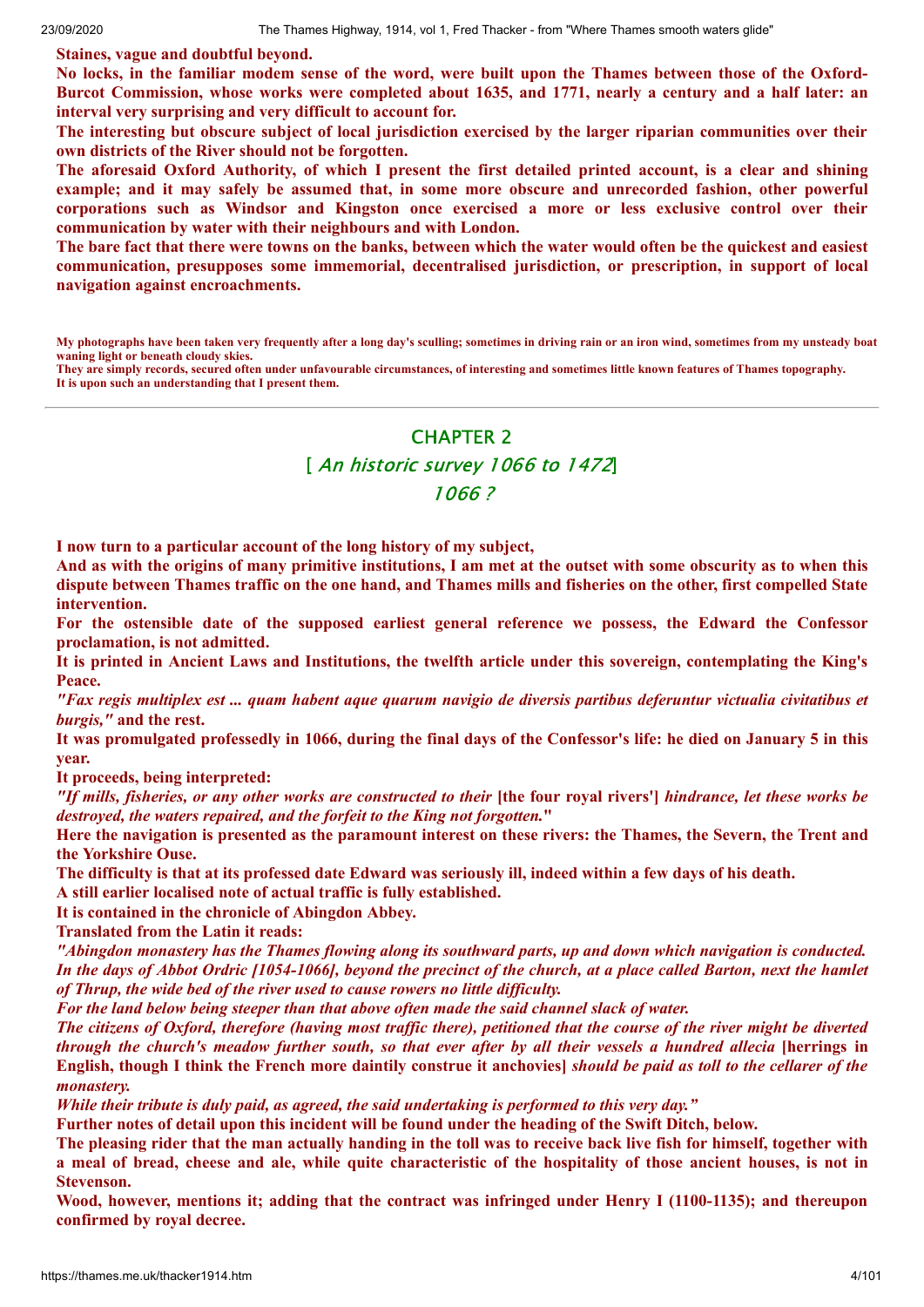**Staines, vague and doubtful beyond.**

**No locks, in the familiar modem sense of the word, were built upon the Thames between those of the Oxford-Burcot Commission, whose works were completed about 1635, and 1771, nearly a century and a half later: an interval very surprising and very difficult to account for.**

**The interesting but obscure subject of local jurisdiction exercised by the larger riparian communities over their own districts of the River should not be forgotten.**

**The aforesaid Oxford Authority, of which I present the first detailed printed account, is a clear and shining example; and it may safely be assumed that, in some more obscure and unrecorded fashion, other powerful corporations such as Windsor and Kingston once exercised a more or less exclusive control over their communication by water with their neighbours and with London.**

**The bare fact that there were towns on the banks, between which the water would often be the quickest and easiest communication, presupposes some immemorial, decentralised jurisdiction, or prescription, in support of local navigation against encroachments.**

**My photographs have been taken very frequently after a long day's sculling; sometimes in driving rain or an iron wind, sometimes from my unsteady boat waning light or beneath cloudy skies.**
**They are simply records, secured often under unfavourable circumstances, of interesting and sometimes little known features of Thames topography.**
**It is upon such an understanding that I present them.**

---

## CHAPTER 2

### [ *An historic survey 1066 to 1472*]

### *1066 ?*

**I now turn to a particular account of the long history of my subject,**

**And as with the origins of many primitive institutions, I am met at the outset with some obscurity as to when this dispute between Thames traffic on the one hand, and Thames mills and fisheries on the other, first compelled State intervention.**

**For the ostensible date of the supposed earliest general reference we possess, the Edward the Confessor proclamation, is not admitted.**

**It is printed in Ancient Laws and Institutions, the twelfth article under this sovereign, contemplating the King's Peace.**

***"Fax regis multiplex est ... quam habent aque quarum navigio de diversis partibus deferuntur victualia civitatibus et burgis,"* and the rest.**

**It was promulgated professedly in 1066, during the final days of the Confessor's life: he died on January 5 in this year.**

**It proceeds, being interpreted:**

***"If mills, fisheries, or any other works are constructed to their* [the four royal rivers'] *hindrance, let these works be destroyed, the waters repaired, and the forfeit to the King not forgotten."***

**Here the navigation is presented as the paramount interest on these rivers: the Thames, the Severn, the Trent and the Yorkshire Ouse.**

**The difficulty is that at its professed date Edward was seriously ill, indeed within a few days of his death.**

**A still earlier localised note of actual traffic is fully established.**

**It is contained in the chronicle of Abingdon Abbey.**

**Translated from the Latin it reads:**

***"Abingdon monastery has the Thames flowing along its southward parts, up and down which navigation is conducted. In the days of Abbot Ordric [1054-1066], beyond the precinct of the church, at a place called Barton, next the hamlet of Thrup, the wide bed of the river used to cause rowers no little difficulty.***

***For the land below being steeper than that above often made the said channel slack of water.***

***The citizens of Oxford, therefore (having most traffic there), petitioned that the course of the river might be diverted through the church's meadow further south, so that ever after by all their vessels a hundred allecia* [herrings in English, though I think the French more daintily construe it anchovies] *should be paid as toll to the cellarer of the monastery.***

***While their tribute is duly paid, as agreed, the said undertaking is performed to this very day."***

**Further notes of detail upon this incident will be found under the heading of the Swift Ditch, below.**

**The pleasing rider that the man actually handing in the toll was to receive back live fish for himself, together with a meal of bread, cheese and ale, while quite characteristic of the hospitality of those ancient houses, is not in Stevenson.**

**Wood, however, mentions it; adding that the contract was infringed under Henry I (1100-1135); and thereupon confirmed by royal decree.**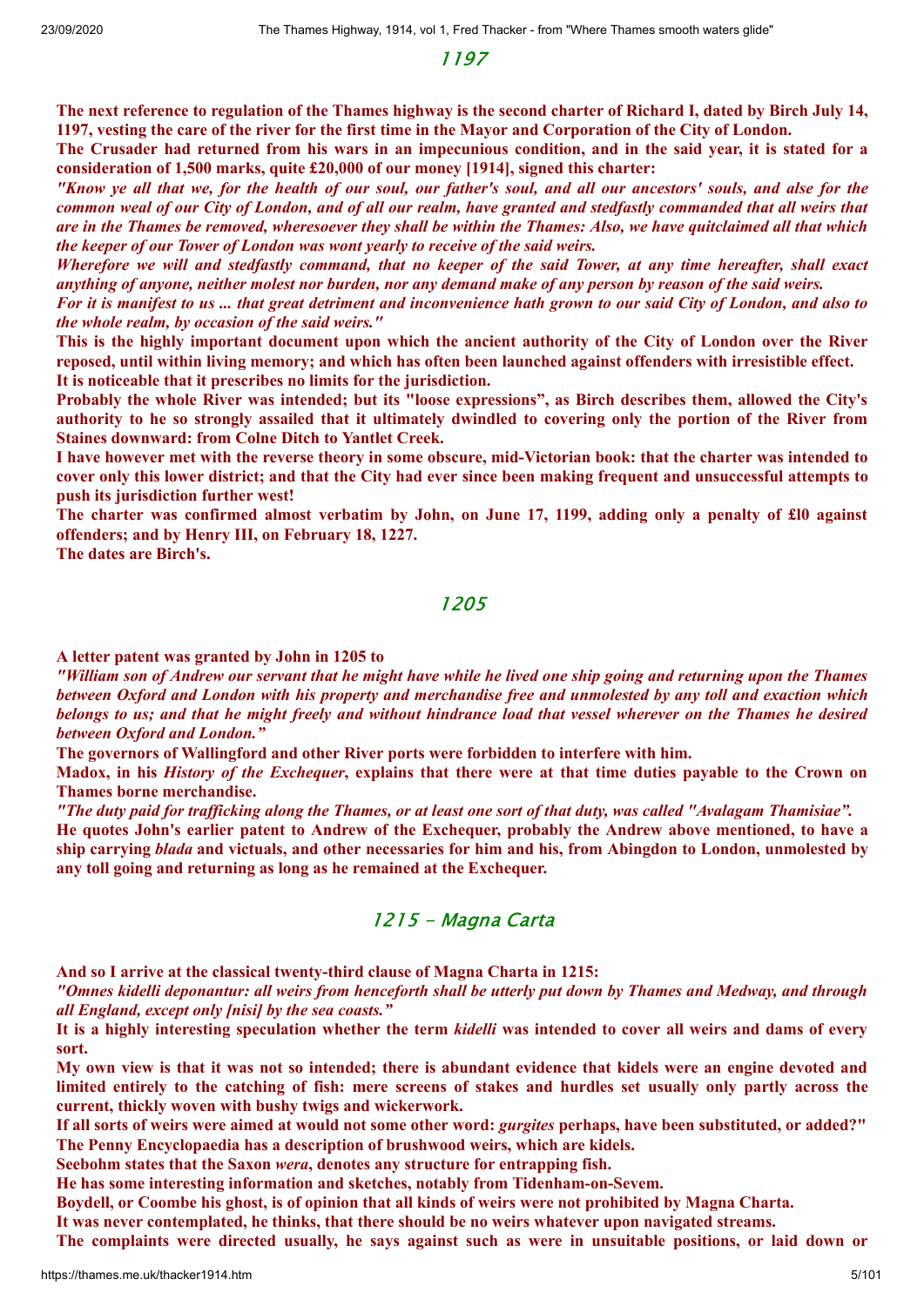## 1197

**The next reference to regulation of the Thames highway is the second charter of Richard I, dated by Birch July 14, 1197, vesting the care of the river for the first time in the Mayor and Corporation of the City of London.**

**The Crusader had returned from his wars in an impecunious condition, and in the said year, it is stated for a consideration of 1,500 marks, quite £20,000 of our money [1914], signed this charter:**

***"Know ye all that we, for the health of our soul, our father's soul, and all our ancestors' souls, and alse for the common weal of our City of London, and of all our realm, have granted and stedfastly commanded that all weirs that are in the Thames be removed, wheresoever they shall be within the Thames: Also, we have quitclaimed all that which the keeper of our Tower of London was wont yearly to receive of the said weirs.***

***Wherefore we will and stedfastly command, that no keeper of the said Tower, at any time hereafter, shall exact anything of anyone, neither molest nor burden, nor any demand make of any person by reason of the said weirs.***

***For it is manifest to us ... that great detriment and inconvenience hath grown to our said City of London, and also to the whole realm, by occasion of the said weirs."***

**This is the highly important document upon which the ancient authority of the City of London over the River reposed, until within living memory; and which has often been launched against offenders with irresistible effect.**

**It is noticeable that it prescribes no limits for the jurisdiction.**

**Probably the whole River was intended; but its "loose expressions", as Birch describes them, allowed the City's authority to he so strongly assailed that it ultimately dwindled to covering only the portion of the River from Staines downward: from Colne Ditch to Yantlet Creek.**

**I have however met with the reverse theory in some obscure, mid-Victorian book: that the charter was intended to cover only this lower district; and that the City had ever since been making frequent and unsuccessful attempts to push its jurisdiction further west!**

**The charter was confirmed almost verbatim by John, on June 17, 1199, adding only a penalty of £l0 against offenders; and by Henry III, on February 18, 1227.**

**The dates are Birch's.**

## 1205

**A letter patent was granted by John in 1205 to**

***"William son of Andrew our servant that he might have while he lived one ship going and returning upon the Thames between Oxford and London with his property and merchandise free and unmolested by any toll and exaction which belongs to us; and that he might freely and without hindrance load that vessel wherever on the Thames he desired between Oxford and London."***

**The governors of Wallingford and other River ports were forbidden to interfere with him.**

**Madox, in his *History of the Exchequer*, explains that there were at that time duties payable to the Crown on Thames borne merchandise.**

***"The duty paid for trafficking along the Thames, or at least one sort of that duty, was called "Avalagam Thamisiae".***

**He quotes John's earlier patent to Andrew of the Exchequer, probably the Andrew above mentioned, to have a ship carrying *blada* and victuals, and other necessaries for him and his, from Abingdon to London, unmolested by any toll going and returning as long as he remained at the Exchequer.**

## 1215 - Magna Carta

**And so I arrive at the classical twenty-third clause of Magna Charta in 1215:**

***"Omnes kidelli deponantur: all weirs from henceforth shall be utterly put down by Thames and Medway, and through all England, except only [nisi] by the sea coasts."***

**It is a highly interesting speculation whether the term *kidelli* was intended to cover all weirs and dams of every sort.**

**My own view is that it was not so intended; there is abundant evidence that kidels were an engine devoted and limited entirely to the catching of fish: mere screens of stakes and hurdles set usually only partly across the current, thickly woven with bushy twigs and wickerwork.**

**If all sorts of weirs were aimed at would not some other word: *gurgites* perhaps, have been substituted, or added?"**

**The Penny Encyclopaedia has a description of brushwood weirs, which are kidels.**

**Seebohm states that the Saxon *wera*, denotes any structure for entrapping fish.**

**He has some interesting information and sketches, notably from Tidenham-on-Sevem.**

**Boydell, or Coombe his ghost, is of opinion that all kinds of weirs were not prohibited by Magna Charta.**

**It was never contemplated, he thinks, that there should be no weirs whatever upon navigated streams.**

**The complaints were directed usually, he says against such as were in unsuitable positions, or laid down or**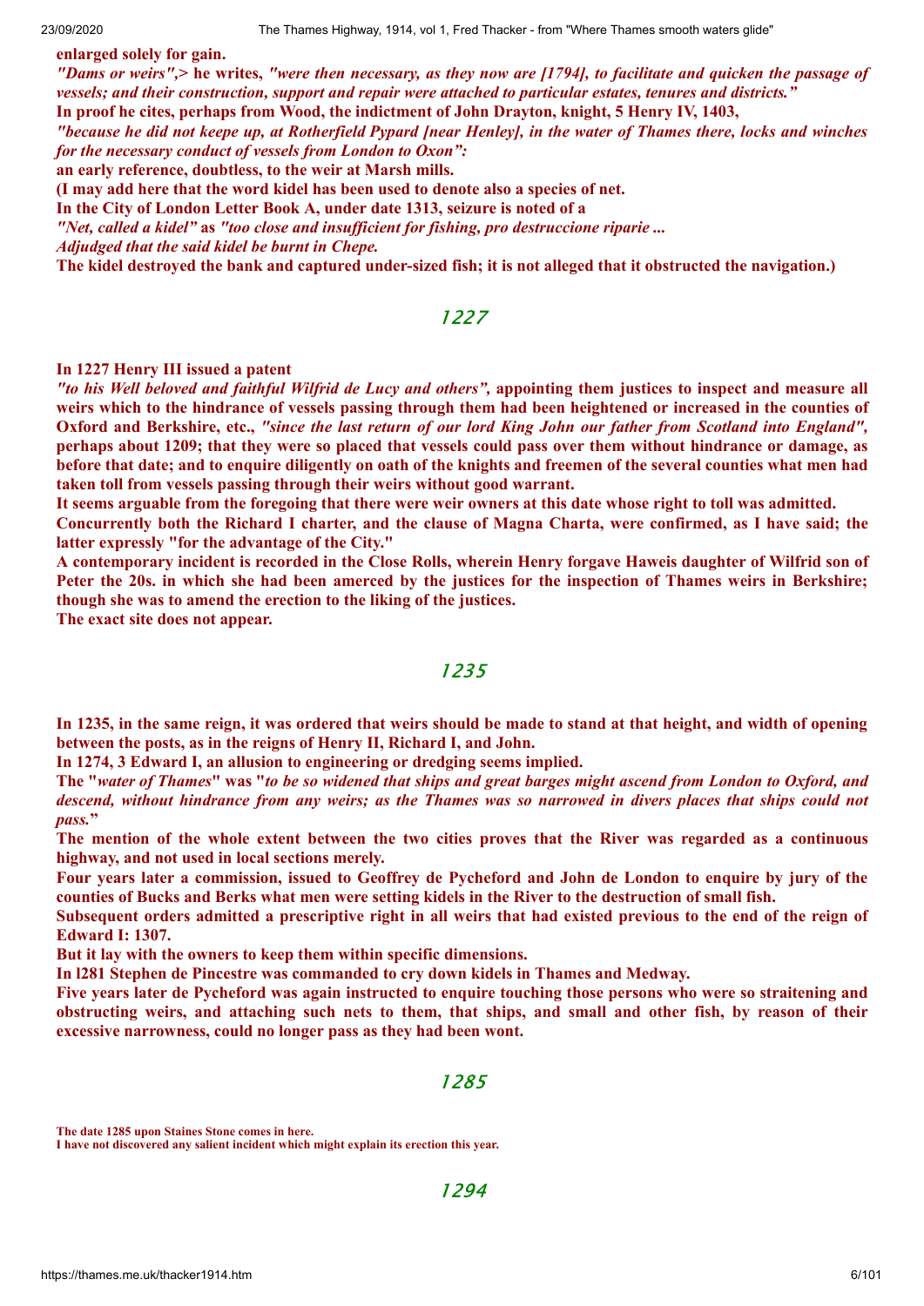**enlarged solely for gain.**

***"Dams or weirs",*> he writes,** ***"were then necessary, as they now are [1794], to facilitate and quicken the passage of vessels; and their construction, support and repair were attached to particular estates, tenures and districts."***

**In proof he cites, perhaps from Wood, the indictment of John Drayton, knight, 5 Henry IV, 1403,**

***"because he did not keepe up, at Rotherfield Pypard [near Henley], in the water of Thames there, locks and winches for the necessary conduct of vessels from London to Oxon":***

**an early reference, doubtless, to the weir at Marsh mills.**

**(I may add here that the word kidel has been used to denote also a species of net.**

**In the City of London Letter Book A, under date 1313, seizure is noted of a**

***"Net, called a kidel"* as *"too close and insufficient for fishing, pro destruccione riparie ...***

***Adjudged that the said kidel be burnt in Chepe.***

**The kidel destroyed the bank and captured under-sized fish; it is not alleged that it obstructed the navigation.)**

## 1227

**In 1227 Henry III issued a patent**

***"to his Well beloved and faithful Wilfrid de Lucy and others",* appointing them justices to inspect and measure all weirs which to the hindrance of vessels passing through them had been heightened or increased in the counties of Oxford and Berkshire, etc., *"since the last return of our lord King John our father from Scotland into England",* perhaps about 1209; that they were so placed that vessels could pass over them without hindrance or damage, as before that date; and to enquire diligently on oath of the knights and freemen of the several counties what men had taken toll from vessels passing through their weirs without good warrant.**

**It seems arguable from the foregoing that there were weir owners at this date whose right to toll was admitted.**

**Concurrently both the Richard I charter, and the clause of Magna Charta, were confirmed, as I have said; the latter expressly "for the advantage of the City."**

**A contemporary incident is recorded in the Close Rolls, wherein Henry forgave Haweis daughter of Wilfrid son of Peter the 20s. in which she had been amerced by the justices for the inspection of Thames weirs in Berkshire; though she was to amend the erection to the liking of the justices.**

**The exact site does not appear.**

## 1235

**In 1235, in the same reign, it was ordered that weirs should be made to stand at that height, and width of opening between the posts, as in the reigns of Henry II, Richard I, and John.**

**In 1274, 3 Edward I, an allusion to engineering or dredging seems implied.**

**The "*water of Thames*" was "*to be so widened that ships and great barges might ascend from London to Oxford, and descend, without hindrance from any weirs; as the Thames was so narrowed in divers places that ships could not pass.*"**

**The mention of the whole extent between the two cities proves that the River was regarded as a continuous highway, and not used in local sections merely.**

**Four years later a commission, issued to Geoffrey de Pycheford and John de London to enquire by jury of the counties of Bucks and Berks what men were setting kidels in the River to the destruction of small fish.**

**Subsequent orders admitted a prescriptive right in all weirs that had existed previous to the end of the reign of Edward I: 1307.**

**But it lay with the owners to keep them within specific dimensions.**

**In l281 Stephen de Pincestre was commanded to cry down kidels in Thames and Medway.**

**Five years later de Pycheford was again instructed to enquire touching those persons who were so straitening and obstructing weirs, and attaching such nets to them, that ships, and small and other fish, by reason of their excessive narrowness, could no longer pass as they had been wont.**

## 1285

**The date 1285 upon Staines Stone comes in here.**

**I have not discovered any salient incident which might explain its erection this year.**

## 1294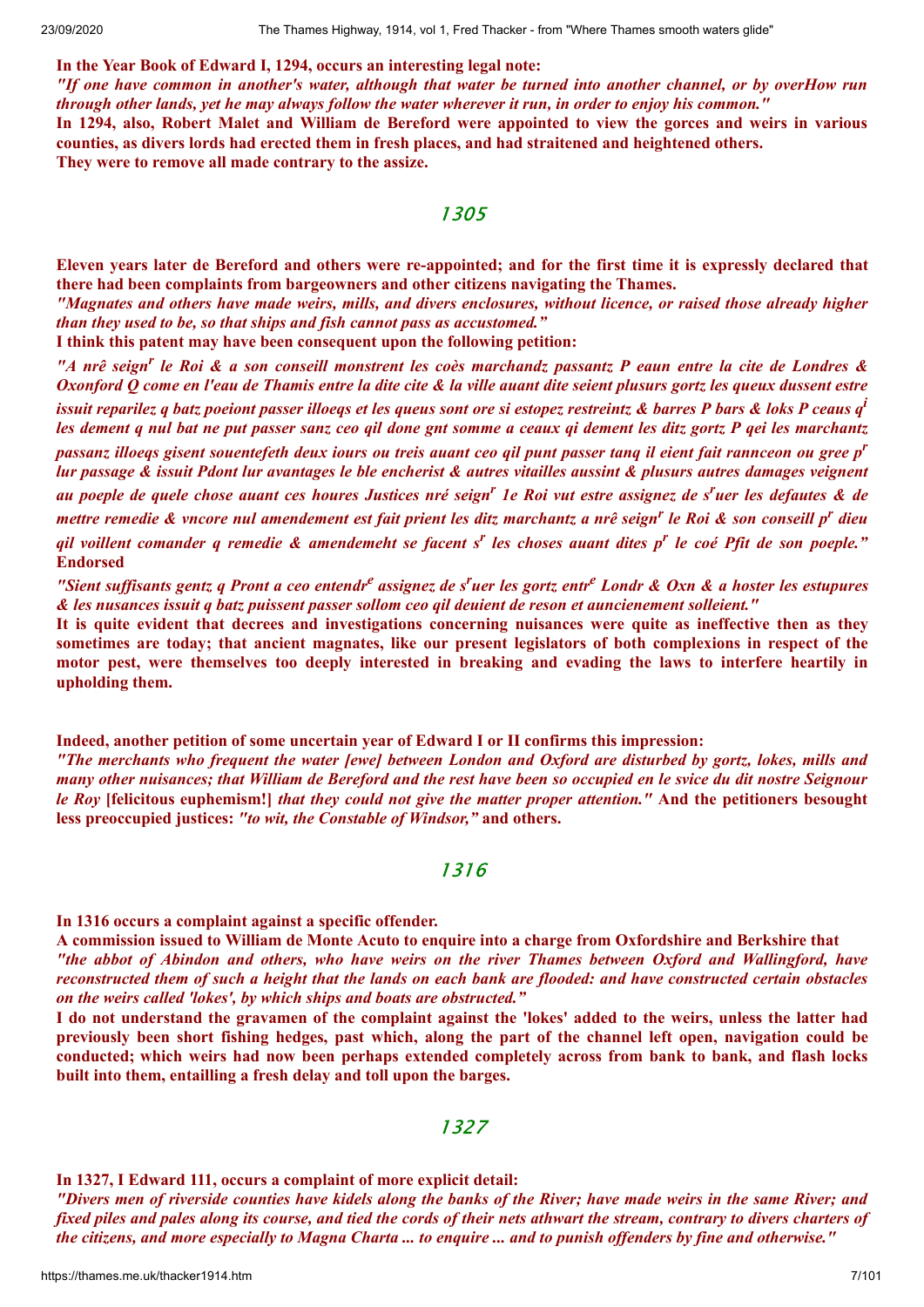**In the Year Book of Edward I, 1294, occurs an interesting legal note:**

***"If one have common in another's water, although that water be turned into another channel, or by overHow run through other lands, yet he may always follow the water wherever it run, in order to enjoy his common."***

**In 1294, also, Robert Malet and William de Bereford were appointed to view the gorces and weirs in various counties, as divers lords had erected them in fresh places, and had straitened and heightened others.**

**They were to remove all made contrary to the assize.**

## 1305

**Eleven years later de Bereford and others were re-appointed; and for the first time it is expressly declared that there had been complaints from bargeowners and other citizens navigating the Thames.**

***"Magnates and others have made weirs, mills, and divers enclosures, without licence, or raised those already higher than they used to be, so that ships and fish cannot pass as accustomed."***

**I think this patent may have been consequent upon the following petition:**

***"A nrê seign[r] le Roi & a son conseill monstrent les coès marchandz passantz P eaun entre la cite de Londres & Oxonford Q come en l'eau de Thamis entre la dite cite & la ville auant dite seient plusurs gortz les queux dussent estre issuit reparilez q batz poeiont passer illoeqs et les queus sont ore si estopez restreintz & barres P bars & loks P ceaus q[i] les dement q nul bat ne put passer sanz ceo qil done gnt somme a ceaux qi dement les ditz gortz P qei les marchantz passanz illoeqs gisent souentefeth deux iours ou treis auant ceo qil punt passer tanq il eient fait rannceon ou gree p[r] lur passage & issuit Pdont lur avantages le ble encherist & autres vitailles aussint & plusurs autres damages veignent au poeple de quele chose auant ces houres Justices nré seign[r] 1e Roi vut estre assignez de s[r]uer les defautes & de mettre remedie & vncore nul amendement est fait prient les ditz marchantz a nrê seign[r] le Roi & son conseill p[r] dieu qil voillent comander q remedie & amendemeht se facent s[r] les choses auant dites p[r] le coé Pfit de son poeple."***

**Endorsed**

***"Sient suffisants gentz q Pront a ceo entendr[e] assignez de s[r]uer les gortz entr[e] Londr & Oxn & a hoster les estupures & les nusances issuit q batz puissent passer sollom ceo qil deuient de reson et auncienement solleient."***

**It is quite evident that decrees and investigations concerning nuisances were quite as ineffective then as they sometimes are today; that ancient magnates, like our present legislators of both complexions in respect of the motor pest, were themselves too deeply interested in breaking and evading the laws to interfere heartily in upholding them.**

**Indeed, another petition of some uncertain year of Edward I or II confirms this impression:**

***"The merchants who frequent the water [ewe] between London and Oxford are disturbed by gortz, lokes, mills and many other nuisances; that William de Bereford and the rest have been so occupied en le svice du dit nostre Seignour le Roy*** **[felicitous euphemism!]** ***that they could not give the matter proper attention."*** **And the petitioners besought less preoccupied justices:** ***"to wit, the Constable of Windsor,"*** **and others.**

## 1316

**In 1316 occurs a complaint against a specific offender.**

**A commission issued to William de Monte Acuto to enquire into a charge from Oxfordshire and Berkshire that** ***"the abbot of Abindon and others, who have weirs on the river Thames between Oxford and Wallingford, have reconstructed them of such a height that the lands on each bank are flooded: and have constructed certain obstacles on the weirs called 'lokes', by which ships and boats are obstructed."***

**I do not understand the gravamen of the complaint against the 'lokes' added to the weirs, unless the latter had previously been short fishing hedges, past which, along the part of the channel left open, navigation could be conducted; which weirs had now been perhaps extended completely across from bank to bank, and flash locks built into them, entailling a fresh delay and toll upon the barges.**

## 1327

**In 1327, I Edward 111, occurs a complaint of more explicit detail:**

***"Divers men of riverside counties have kidels along the banks of the River; have made weirs in the same River; and fixed piles and pales along its course, and tied the cords of their nets athwart the stream, contrary to divers charters of the citizens, and more especially to Magna Charta ... to enquire ... and to punish offenders by fine and otherwise."***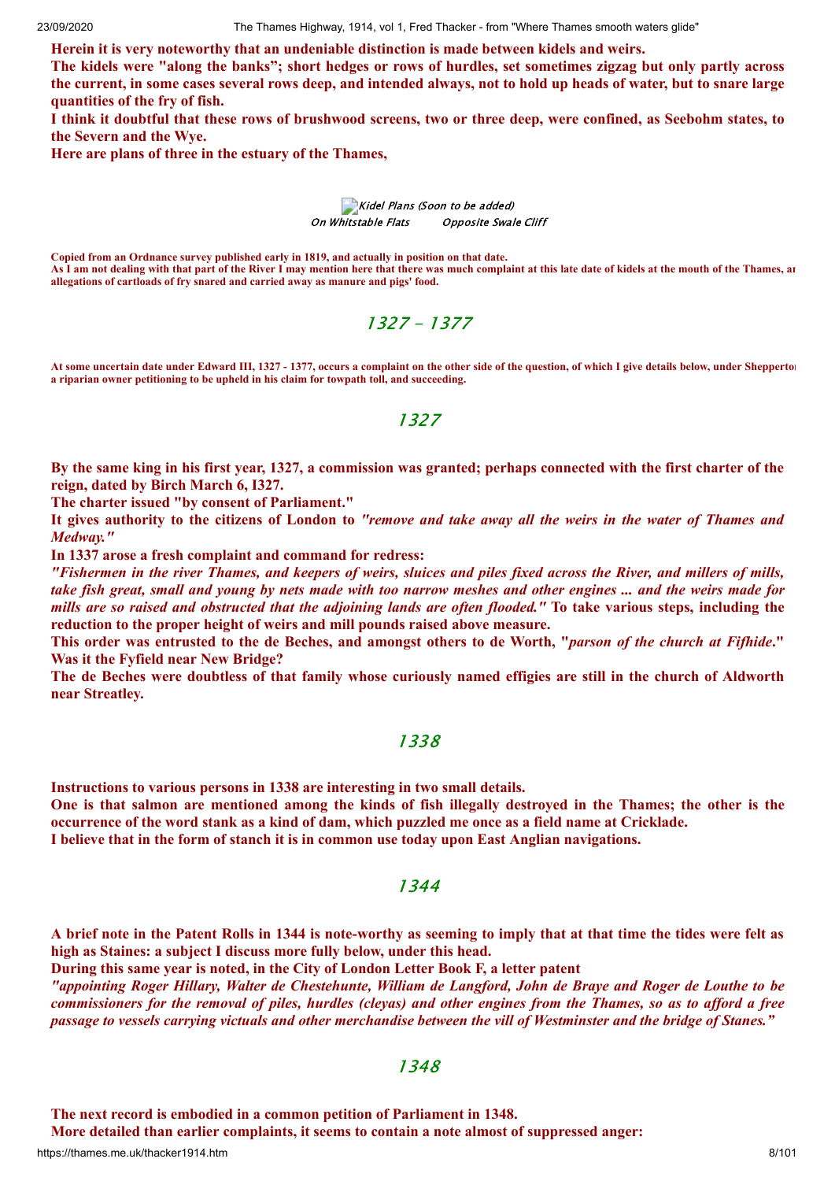**Herein it is very noteworthy that an undeniable distinction is made between kidels and weirs.**
**The kidels were "along the banks"; short hedges or rows of hurdles, set sometimes zigzag but only partly across the current, in some cases several rows deep, and intended always, not to hold up heads of water, but to snare large quantities of the fry of fish.**
**I think it doubtful that these rows of brushwood screens, two or three deep, were confined, as Seebohm states, to the Severn and the Wye.**
**Here are plans of three in the estuary of the Thames,**

*Kidel Plans (Soon to be added)*
*On Whitstable Flats* *Opposite Swale Cliff*

**Copied from an Ordnance survey published early in 1819, and actually in position on that date.**
**As I am not dealing with that part of the River I may mention here that there was much complaint at this late date of kidels at the mouth of the Thames, ar allegations of cartloads of fry snared and carried away as manure and pigs' food.**

## 1327 - 1377

**At some uncertain date under Edward III, 1327 - 1377, occurs a complaint on the other side of the question, of which I give details below, under Sheppertoı a riparian owner petitioning to be upheld in his claim for towpath toll, and succeeding.**

## 1327

**By the same king in his first year, 1327, a commission was granted; perhaps connected with the first charter of the reign, dated by Birch March 6, I327.**
**The charter issued "by consent of Parliament."**
**It gives authority to the citizens of London to *"remove and take away all the weirs in the water of Thames and Medway."***
**In 1337 arose a fresh complaint and command for redress:**
***"Fishermen in the river Thames, and keepers of weirs, sluices and piles fixed across the River, and millers of mills, take fish great, small and young by nets made with too narrow meshes and other engines ... and the weirs made for mills are so raised and obstructed that the adjoining lands are often flooded."* To take various steps, including the reduction to the proper height of weirs and mill pounds raised above measure.**
**This order was entrusted to the de Beches, and amongst others to de Worth, "*parson of the church at Fifhide*." Was it the Fyfield near New Bridge?**
**The de Beches were doubtless of that family whose curiously named effigies are still in the church of Aldworth near Streatley.**

## 1338

**Instructions to various persons in 1338 are interesting in two small details.**
**One is that salmon are mentioned among the kinds of fish illegally destroyed in the Thames; the other is the occurrence of the word stank as a kind of dam, which puzzled me once as a field name at Cricklade.**
**I believe that in the form of stanch it is in common use today upon East Anglian navigations.**

## 1344

**A brief note in the Patent Rolls in 1344 is note-worthy as seeming to imply that at that time the tides were felt as high as Staines: a subject I discuss more fully below, under this head.**
**During this same year is noted, in the City of London Letter Book F, a letter patent**
***"appointing Roger Hillary, Walter de Chestehunte, William de Langford, John de Braye and Roger de Louthe to be commissioners for the removal of piles, hurdles (cleyas) and other engines from the Thames, so as to afford a free passage to vessels carrying victuals and other merchandise between the vill of Westminster and the bridge of Stanes."***

## 1348

**The next record is embodied in a common petition of Parliament in 1348.**
**More detailed than earlier complaints, it seems to contain a note almost of suppressed anger:**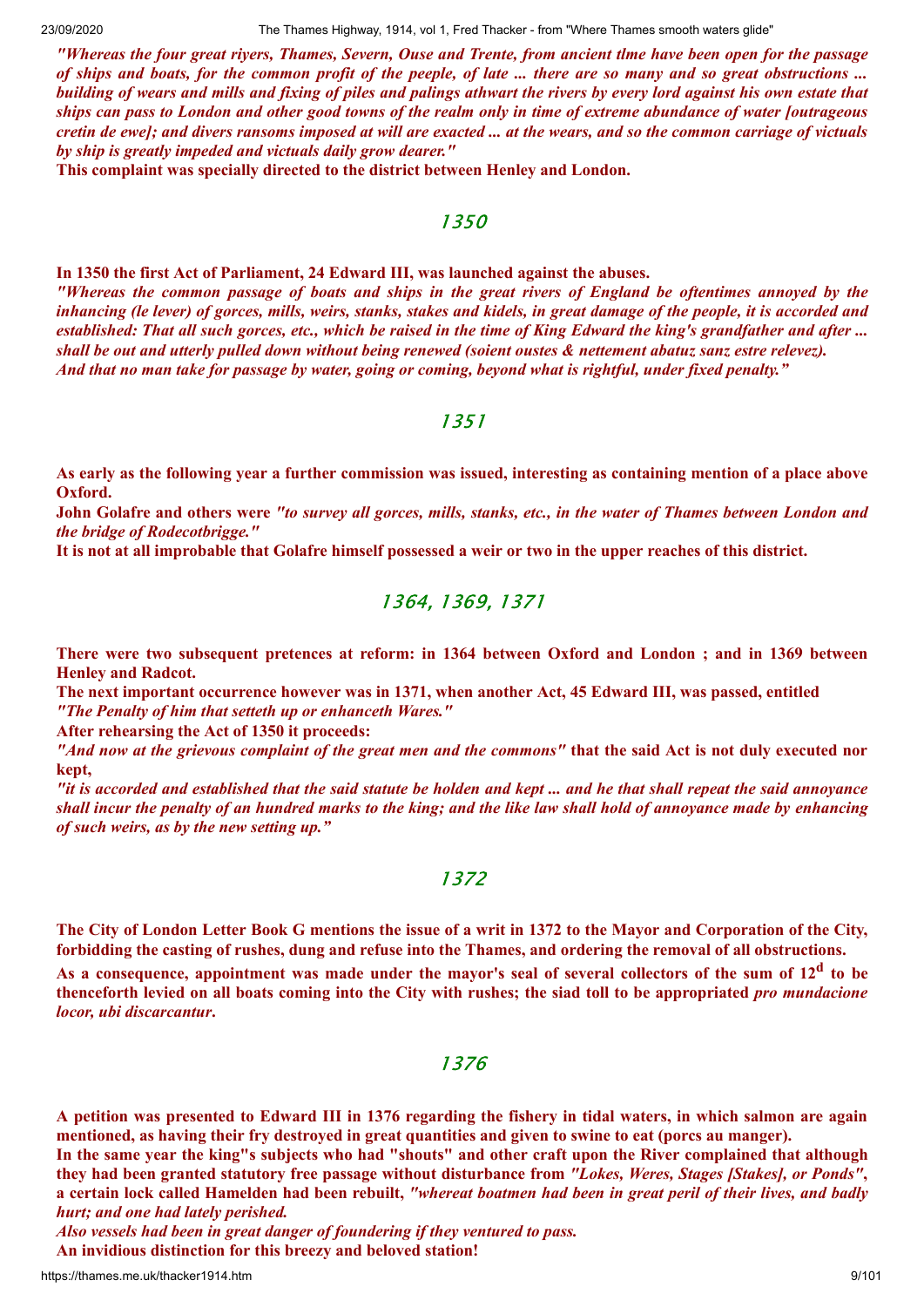*"Whereas the four great riyers, Thames, Severn, Ouse and Trente, from ancient tlme have been open for the passage of ships and boats, for the common profit of the peeple, of late ... there are so many and so great obstructions ... building of wears and mills and fixing of piles and palings athwart the rivers by every lord against his own estate that ships can pass to London and other good towns of the realm only in time of extreme abundance of water [outrageous cretin de ewe]; and divers ransoms imposed at will are exacted ... at the wears, and so the common carriage of victuals by ship is greatly impeded and victuals daily grow dearer."*

**This complaint was specially directed to the district between Henley and London.**

## 1350

**In 1350 the first Act of Parliament, 24 Edward III, was launched against the abuses.**

*"Whereas the common passage of boats and ships in the great rivers of England be oftentimes annoyed by the inhancing (le lever) of gorces, mills, weirs, stanks, stakes and kidels, in great damage of the people, it is accorded and established: That all such gorces, etc., which be raised in the time of King Edward the king's grandfather and after ... shall be out and utterly pulled down without being renewed (soient oustes & nettement abatuz sanz estre relevez). And that no man take for passage by water, going or coming, beyond what is rightful, under fixed penalty."*

## 1351

**As early as the following year a further commission was issued, interesting as containing mention of a place above Oxford.**

**John Golafre and others were** *"to survey all gorces, mills, stanks, etc., in the water of Thames between London and the bridge of Rodecotbrigge."*

**It is not at all improbable that Golafre himself possessed a weir or two in the upper reaches of this district.**

## 1364, 1369, 1371

**There were two subsequent pretences at reform: in 1364 between Oxford and London ; and in 1369 between Henley and Radcot.**

**The next important occurrence however was in 1371, when another Act, 45 Edward III, was passed, entitled** *"The Penalty of him that setteth up or enhanceth Wares."*

**After rehearsing the Act of 1350 it proceeds:**

*"And now at the grievous complaint of the great men and the commons"* **that the said Act is not duly executed nor kept,**

*"it is accorded and established that the said statute be holden and kept ... and he that shall repeat the said annoyance shall incur the penalty of an hundred marks to the king; and the like law shall hold of annoyance made by enhancing of such weirs, as by the new setting up."*

## 1372

**The City of London Letter Book G mentions the issue of a writ in 1372 to the Mayor and Corporation of the City, forbidding the casting of rushes, dung and refuse into the Thames, and ordering the removal of all obstructions.**

**As a consequence, appointment was made under the mayor's seal of several collectors of the sum of 12$^{d}$ to be thenceforth levied on all boats coming into the City with rushes; the siad toll to be appropriated *pro mundacione locor, ubi discarcantur*.**

## 1376

**A petition was presented to Edward III in 1376 regarding the fishery in tidal waters, in which salmon are again mentioned, as having their fry destroyed in great quantities and given to swine to eat (porcs au manger).**

**In the same year the king"s subjects who had "shouts" and other craft upon the River complained that although they had been granted statutory free passage without disturbance from** *"Lokes, Weres, Stages [Stakes], or Ponds"*, **a certain lock called Hamelden had been rebuilt,** *"whereat boatmen had been in great peril of their lives, and badly hurt; and one had lately perished.*

*Also vessels had been in great danger of foundering if they ventured to pass.*

**An invidious distinction for this breezy and beloved station!**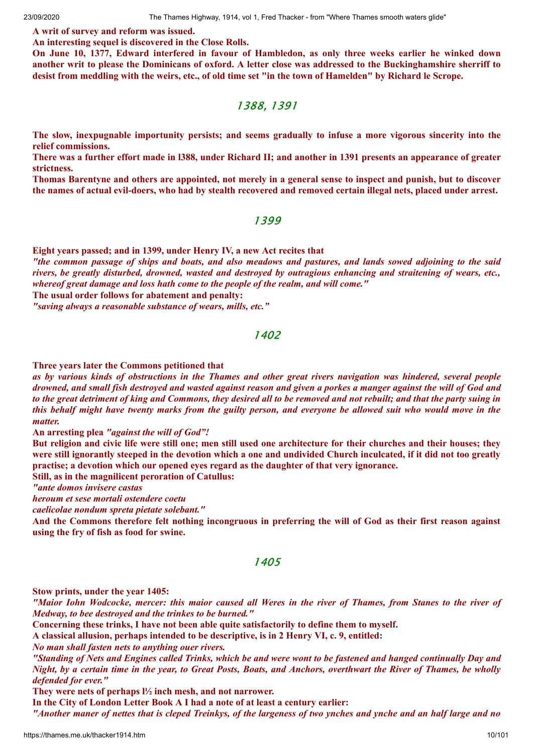**A writ of survey and reform was issued.**
**An interesting sequel is discovered in the Close Rolls.**
**On June 10, 1377, Edward interfered in favour of Hambledon, as only three weeks earlier he winked down another writ to please the Dominicans of oxford. A letter close was addressed to the Buckinghamshire sherriff to desist from meddling with the weirs, etc., of old time set "in the town of Hamelden" by Richard le Scrope.**

## 1388, 1391

**The slow, inexpugnable importunity persists; and seems gradually to infuse a more vigorous sincerity into the relief commissions.**
**There was a further effort made in l388, under Richard II; and another in 1391 presents an appearance of greater strictness.**
**Thomas Barentyne and others are appointed, not merely in a general sense to inspect and punish, but to discover the names of actual evil-doers, who had by stealth recovered and removed certain illegal nets, placed under arrest.**

## 1399

**Eight years passed; and in 1399, under Henry IV, a new Act recites that**
***"the common passage of ships and boats, and also meadows and pastures, and lands sowed adjoining to the said rivers, be greatly disturbed, drowned, wasted and destroyed by outragious enhancing and straitening of wears, etc., whereof great damage and loss hath come to the people of the realm, and will come."***
**The usual order follows for abatement and penalty:**
***"saving always a reasonable substance of wears, mills, etc."***

## 1402

**Three years later the Commons petitioned that**
***as by various kinds of obstructions in the Thames and other great rivers navigation was hindered, several people drowned, and small fish destroyed and wasted against reason and given a porkes a manger against the will of God and to the great detriment of king and Commons, they desired all to be removed and not rebuilt; and that the party suing in this behalf might have twenty marks from the guilty person, and everyone be allowed suit who would move in the matter.***
**An arresting plea *"against the will of God"!***
**But religion and civic life were still one; men still used one architecture for their churches and their houses; they were still ignorantly steeped in the devotion which a one and undivided Church inculcated, if it did not too greatly practise; a devotion which our opened eyes regard as the daughter of that very ignorance.**
**Still, as in the magnilicent peroration of Catullus:**
***"ante domos invisere castas***
***heroum et sese mortali ostendere coetu***
***caelicolae nondum spreta pietate solebant."***
**And the Commons therefore felt nothing incongruous in preferring the will of God as their first reason against using the fry of fish as food for swine.**

## 1405

**Stow prints, under the year 1405:**
***"Maior Iohn Wodcocke, mercer: this maior caused all Weres in the river of Thames, from Stanes to the river of Medway, to bee destroyed and the trinkes to be burned."***
**Concerning these trinks, I have not been able quite satisfactorily to define them to myself.**
**A classical allusion, perhaps intended to be descriptive, is in 2 Henry VI, c. 9, entitled:**
***No man shall fasten nets to anything ouer rivers.***
***"Standing of Nets and Engines called Trinks, which be and were wont to be fastened and hanged continually Day and Night, by a certain time in the year, to Great Posts, Boats, and Anchors, overthwart the River of Thames, be wholly defended for ever."***
**They were nets of perhaps l½ inch mesh, and not narrower.**
**In the City of London Letter Book A I had a note of at least a century earlier:**
***"Another maner of nettes that is cleped Treinkys, of the largeness of two ynches and ynche and an half large and no***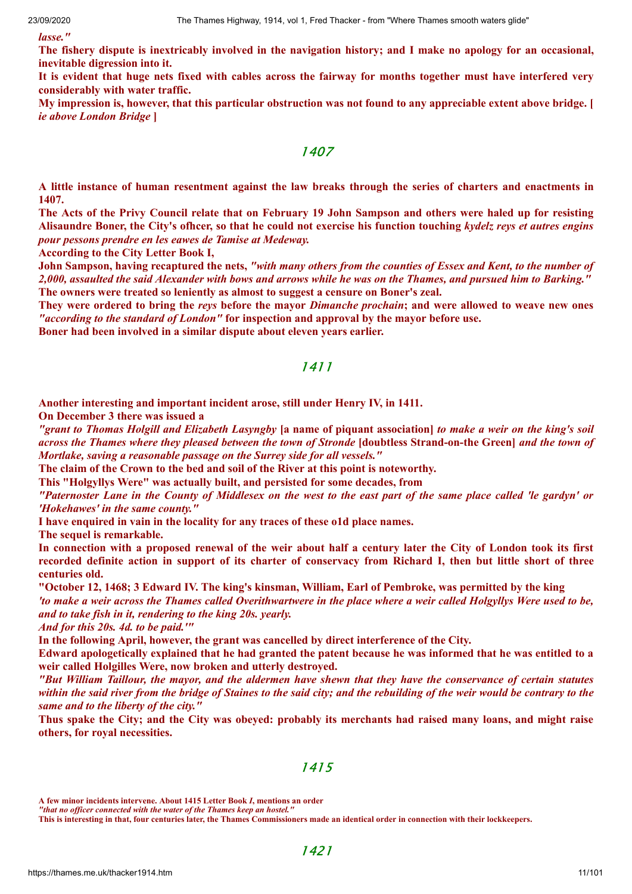***lasse."***

**The fishery dispute is inextricably involved in the navigation history; and I make no apology for an occasional, inevitable digression into it.**

**It is evident that huge nets fixed with cables across the fairway for months together must have interfered very considerably with water traffic.**

**My impression is, however, that this particular obstruction was not found to any appreciable extent above bridge. [ *ie above London Bridge* ]**

## 1407

**A little instance of human resentment against the law breaks through the series of charters and enactments in 1407.**

**The Acts of the Privy Council relate that on February 19 John Sampson and others were haled up for resisting Alisaundre Boner, the City's ofhcer, so that he could not exercise his function touching *kydelz reys et autres engins pour pessons prendre en les eawes de Tamise at Medeway.***

**According to the City Letter Book I,**

**John Sampson, having recaptured the nets, *"with many others from the counties of Essex and Kent, to the number of 2,000, assaulted the said Alexander with bows and arrows while he was on the Thames, and pursued him to Barking."***

**The owners were treated so leniently as almost to suggest a censure on Boner's zeal.**

**They were ordered to bring the *reys* before the mayor *Dimanche prochain*; and were allowed to weave new ones *"according to the standard of London"* for inspection and approval by the mayor before use.**

**Boner had been involved in a similar dispute about eleven years earlier.**

## 1411

**Another interesting and important incident arose, still under Henry IV, in 1411.**

**On December 3 there was issued a**

***"grant to Thomas Holgill and Elizabeth Lasyngby* [a name of piquant association] *to make a weir on the king's soil across the Thames where they pleased between the town of Stronde* [doubtless Strand-on-the Green] *and the town of Mortlake, saving a reasonable passage on the Surrey side for all vessels."***

**The claim of the Crown to the bed and soil of the River at this point is noteworthy.**

**This "Holgyllys Were" was actually built, and persisted for some decades, from**

***"Paternoster Lane in the County of Middlesex on the west to the east part of the same place called 'le gardyn' or 'Hokehawes' in the same county."***

**I have enquired in vain in the locality for any traces of these o1d place names.**

**The sequel is remarkable.**

**In connection with a proposed renewal of the weir about half a century later the City of London took its first recorded definite action in support of its charter of conservancy from Richard I, then but little short of three centuries old.**

**"October 12, 1468; 3 Edward IV. The king's kinsman, William, Earl of Pembroke, was permitted by the king**

***'to make a weir across the Thames called Overithwartwere in the place where a weir called Holgyllys Were used to be, and to take fish in it, rendering to the king 20s. yearly.***

***And for this 20s. 4d. to be paid.'"***

**In the following April, however, the grant was cancelled by direct interference of the City.**

**Edward apologetically explained that he had granted the patent because he was informed that he was entitled to a weir called Holgilles Were, now broken and utterly destroyed.**

***"But William Taillour, the mayor, and the aldermen have shewn that they have the conservance of certain statutes within the said river from the bridge of Staines to the said city; and the rebuilding of the weir would be contrary to the same and to the liberty of the city."***

**Thus spake the City; and the City was obeyed: probably its merchants had raised many loans, and might raise others, for royal necessities.**

## 1415

**A few minor incidents intervene. About 1415 Letter Book *I*, mentions an order**

***"that no officer connected with the water of the Thames keep an hostel."***

**This is interesting in that, four centuries later, the Thames Commissioners made an identical order in connection with their lockkeepers.**

## 1421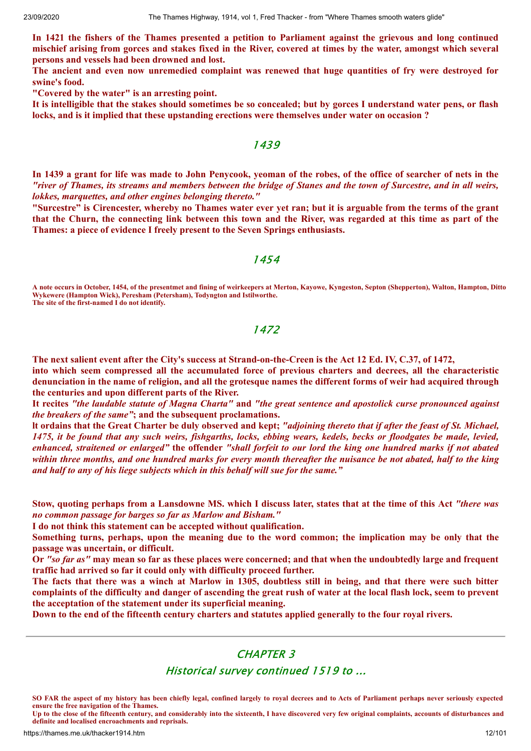**In 1421 the fishers of the Thames presented a petition to Parliament against the grievous and long continued mischief arising from gorces and stakes fixed in the River, covered at times by the water, amongst which several persons and vessels had been drowned and lost.**

**The ancient and even now unremedied complaint was renewed that huge quantities of fry were destroyed for swine's food.**

**"Covered by the water" is an arresting point.**

**It is intelligible that the stakes should sometimes be so concealed; but by gorces I understand water pens, or flash locks, and is it implied that these upstanding erections were themselves under water on occasion ?**

## *1439*

**In 1439 a grant for life was made to John Penycook, yeoman of the robes, of the office of searcher of nets in the *"river of Thames, its streams and members between the bridge of Stanes and the town of Surcestre, and in all weirs, lokkes, marquettes, and other engines belonging thereto."***

**"Surcestre" is Cirencester, whereby no Thames water ever yet ran; but it is arguable from the terms of the grant that the Churn, the connecting link between this town and the River, was regarded at this time as part of the Thames: a piece of evidence I freely present to the Seven Springs enthusiasts.**

## *1454*

**A note occurs in October, 1454, of the presentmet and fining of weirkeepers at Merton, Kayowe, Kyngeston, Septon (Shepperton), Walton, Hampton, Ditto Wykewere (Hampton Wick), Peresham (Petersham), Todyngton and Istilworthe.**
**The site of the first-named I do not identify.**

## *1472*

**The next salient event after the City's success at Strand-on-the-Creen is the Act 12 Ed. IV, C.37, of 1472,**
**into which seem compressed all the accumulated force of previous charters and decrees, all the characteristic denunciation in the name of religion, and all the grotesque names the different forms of weir had acquired through the centuries and upon different parts of the River.**

**It recites *"the laudable statute of Magna Charta"* and *"the great sentence and apostolick curse pronounced against the breakers of the same"*; and the subsequent proclamations.**

**It ordains that the Great Charter be duly observed and kept; *"adjoining thereto that if after the feast of St. Michael, 1475, it be found that any such weirs, fishgarths, locks, ebbing wears, kedels, becks or floodgates be made, levied, enhanced, straitened or enlarged"* the offender *"shall forfeit to our lord the king one hundred marks if not abated within three months, and one hundred marks for every month thereafter the nuisance be not abated, half to the king and half to any of his liege subjects which in this behalf will sue for the same."***

**Stow, quoting perhaps from a Lansdowne MS. which I discuss later, states that at the time of this Act *"there was no common passage for barges so far as Marlow and Bisham."***

**I do not think this statement can be accepted without qualification.**

**Something turns, perhaps, upon the meaning due to the word common; the implication may be only that the passage was uncertain, or difficult.**

**Or *"so far as"* may mean so far as these places were concerned; and that when the undoubtedly large and frequent traffic had arrived so far it could only with difficulty proceed further.**

**The facts that there was a winch at Marlow in 1305, doubtless still in being, and that there were such bitter complaints of the difficulty and danger of ascending the great rush of water at the local flash lock, seem to prevent the acceptation of the statement under its superficial meaning.**

**Down to the end of the fifteenth century charters and statutes applied generally to the four royal rivers.**

---

# *CHAPTER 3*

## *Historical survey continued 1519 to ...*

**SO FAR the aspect of my history has been chiefly legal, confined largely to royal decrees and to Acts of Parliament perhaps never seriously expected ensure the free navigation of the Thames.**
**Up to the close of the fifteenth century, and considerably into the sixteenth, I have discovered very few original complaints, accounts of disturbances and definite and localised encroachments and reprisals.**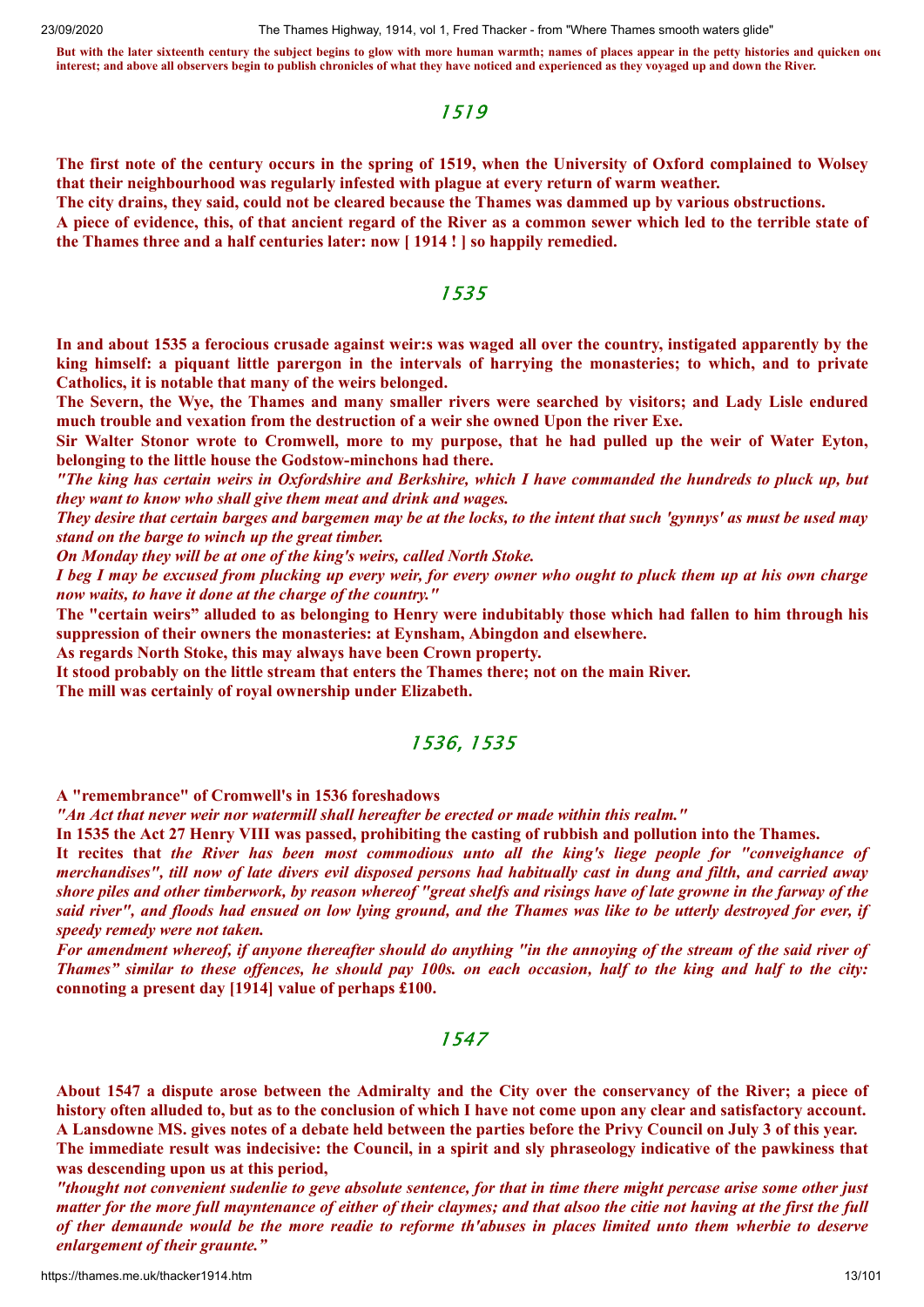**But with the later sixteenth century the subject begins to glow with more human warmth; names of places appear in the petty histories and quicken one interest; and above all observers begin to publish chronicles of what they have noticed and experienced as they voyaged up and down the River.**

## 1519

**The first note of the century occurs in the spring of 1519, when the University of Oxford complained to Wolsey that their neighbourhood was regularly infested with plague at every return of warm weather.**

**The city drains, they said, could not be cleared because the Thames was dammed up by various obstructions.**

**A piece of evidence, this, of that ancient regard of the River as a common sewer which led to the terrible state of the Thames three and a half centuries later: now [ 1914 ! ] so happily remedied.**

## 1535

**In and about 1535 a ferocious crusade against weir:s was waged all over the country, instigated apparently by the king himself: a piquant little parergon in the intervals of harrying the monasteries; to which, and to private Catholics, it is notable that many of the weirs belonged.**

**The Severn, the Wye, the Thames and many smaller rivers were searched by visitors; and Lady Lisle endured much trouble and vexation from the destruction of a weir she owned Upon the river Exe.**

**Sir Walter Stonor wrote to Cromwell, more to my purpose, that he had pulled up the weir of Water Eyton, belonging to the little house the Godstow-minchons had there.**

***"The king has certain weirs in Oxfordshire and Berkshire, which I have commanded the hundreds to pluck up, but they want to know who shall give them meat and drink and wages.***

***They desire that certain barges and bargemen may be at the locks, to the intent that such 'gynnys' as must be used may stand on the barge to winch up the great timber.***

***On Monday they will be at one of the king's weirs, called North Stoke.***

***I beg I may be excused from plucking up every weir, for every owner who ought to pluck them up at his own charge now waits, to have it done at the charge of the country."***

**The "certain weirs" alluded to as belonging to Henry were indubitably those which had fallen to him through his suppression of their owners the monasteries: at Eynsham, Abingdon and elsewhere.**

**As regards North Stoke, this may always have been Crown property.**

**It stood probably on the little stream that enters the Thames there; not on the main River.**

**The mill was certainly of royal ownership under Elizabeth.**

## 1536, 1535

**A "remembrance" of Cromwell's in 1536 foreshadows**

***"An Act that never weir nor watermill shall hereafter be erected or made within this realm."***

**In 1535 the Act 27 Henry VIII was passed, prohibiting the casting of rubbish and pollution into the Thames.**

**It recites that** ***the River has been most commodious unto all the king's liege people for "conveighance of merchandises", till now of late divers evil disposed persons had habitually cast in dung and filth, and carried away shore piles and other timberwork, by reason whereof "great shelfs and risings have of late growne in the farway of the said river", and floods had ensued on low lying ground, and the Thames was like to be utterly destroyed for ever, if speedy remedy were not taken.***

***For amendment whereof, if anyone thereafter should do anything "in the annoying of the stream of the said river of Thames" similar to these offences, he should pay 100s. on each occasion, half to the king and half to the city:*** **connoting a present day [1914] value of perhaps £100.**

## 1547

**About 1547 a dispute arose between the Admiralty and the City over the conservancy of the River; a piece of history often alluded to, but as to the conclusion of which I have not come upon any clear and satisfactory account.**

**A Lansdowne MS. gives notes of a debate held between the parties before the Privy Council on July 3 of this year.**

**The immediate result was indecisive: the Council, in a spirit and sly phraseology indicative of the pawkiness that was descending upon us at this period,**

***"thought not convenient sudenlie to geve absolute sentence, for that in time there might percase arise some other just matter for the more full mayntenance of either of their claymes; and that alsoo the citie not having at the first the full of ther demaunde would be the more readie to reforme th'abuses in places limited unto them wherbie to deserve enlargement of their graunte."***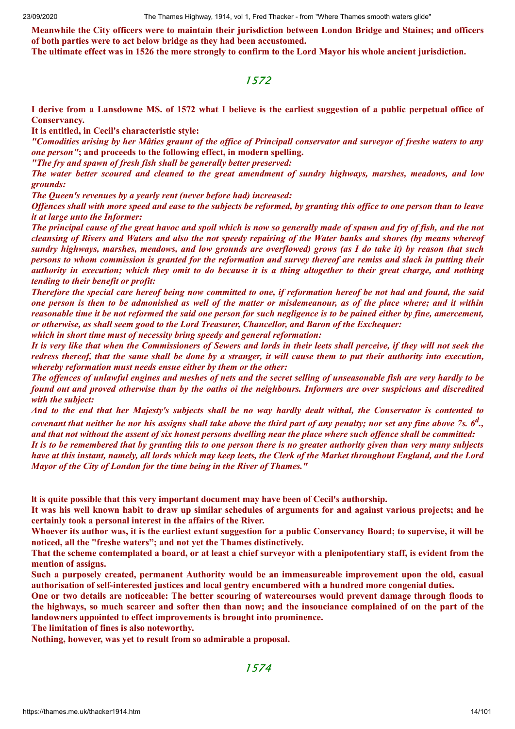**Meanwhile the City officers were to maintain their jurisdiction between London Bridge and Staines; and officers of both parties were to act below bridge as they had been accustomed.**

**The ultimate effect was in 1526 the more strongly to confirm to the Lord Mayor his whole ancient jurisdiction.**

## 1572

**I derive from a Lansdowne MS. of 1572 what I believe is the earliest suggestion of a public perpetual office of Conservancy.**

**It is entitled, in Cecil's characteristic style:**

***"Comodities arising by her Mâties graunt of the office of Principall conservator and surveyor of freshe waters to any one person"*; and proceeds to the following effect, in modern spelling.**

***"The fry and spawn of fresh fish shall be generally better preserved:***

***The water better scoured and cleaned to the great amendment of sundry highways, marshes, meadows, and low grounds:***

***The Queen's revenues by a yearly rent (never before had) increased:***

***Offences shall with more speed and ease to the subjects be reformed, by granting this office to one person than to leave it at large unto the Informer:***

***The principal cause of the great havoc and spoil which is now so generally made of spawn and fry of fish, and the not cleansing of Rivers and Waters and also the not speedy repairing of the Water banks and shores (by means whereof sundry highways, marshes, meadows, and low grounds are overflowed) grows (as I do take it) by reason that such persons to whom commission is granted for the reformation and survey thereof are remiss and slack in putting their authority in execution; which they omit to do because it is a thing altogether to their great charge, and nothing tending to their benefit or profit:***

***Therefore the special care hereof being now committed to one, if reformation hereof be not had and found, the said one person is then to be admonished as well of the matter or misdemeanour, as of the place where; and it within reasonable time it be not reformed the said one person for such negligence is to be pained either by fine, amercement, or otherwise, as shall seem good to the Lord Treasurer, Chancellor, and Baron of the Exchequer:***

***which in short time must of necessity bring speedy and general reformation:***

***It is very like that when the Commissioners of Sewers and lords in their leets shall perceive, if they will not seek the redress thereof, that the same shall be done by a stranger, it will cause them to put their authority into execution, whereby reformation must needs ensue either by them or the other:***

***The offences of unlawful engines and meshes of nets and the secret selling of unseasonable fish are very hardly to be found out and proved otherwise than by the oaths oi the neighbours. Informers are over suspicious and discredited with the subject:***

***And to the end that her Majesty's subjects shall be no way hardly dealt withal, the Conservator is contented to covenant that neither he nor his assigns shall take above the third part of any penalty; nor set any fine above 7s. 6^d^., and that not without the assent of six honest persons dwelling near the place where such offence shall be committed:***

***It is to be remembered that by granting this to one person there is no greater authority given than very many subjects have at this instant, namely, all lords which may keep leets, the Clerk of the Market throughout England, and the Lord Mayor of the City of London for the time being in the River of Thames."***

**lt is quite possible that this very important document may have been of Cecil's authorship.**

**It was his well known habit to draw up similar schedules of arguments for and against various projects; and he certainly took a personal interest in the affairs of the River.**

**Whoever its author was, it is the earliest extant suggestion for a public Conservancy Board; to supervise, it will be noticed, all the "freshe waters"; and not yet the Thames distinctively.**

**That the scheme contemplated a board, or at least a chief surveyor with a plenipotentiary staff, is evident from the mention of assigns.**

**Such a purposely created, permanent Authority would be an immeasureable improvement upon the old, casual authorisation of self-interested justices and local gentry encumbered with a hundred more congenial duties.**

**One or two details are noticeable: The better scouring of watercourses would prevent damage through floods to the highways, so much scarcer and softer then than now; and the insouciance complained of on the part of the landowners appointed to effect improvements is brought into prominence.**

**The limitation of fines is also noteworthy.**

**Nothing, however, was yet to result from so admirable a proposal.**

## 1574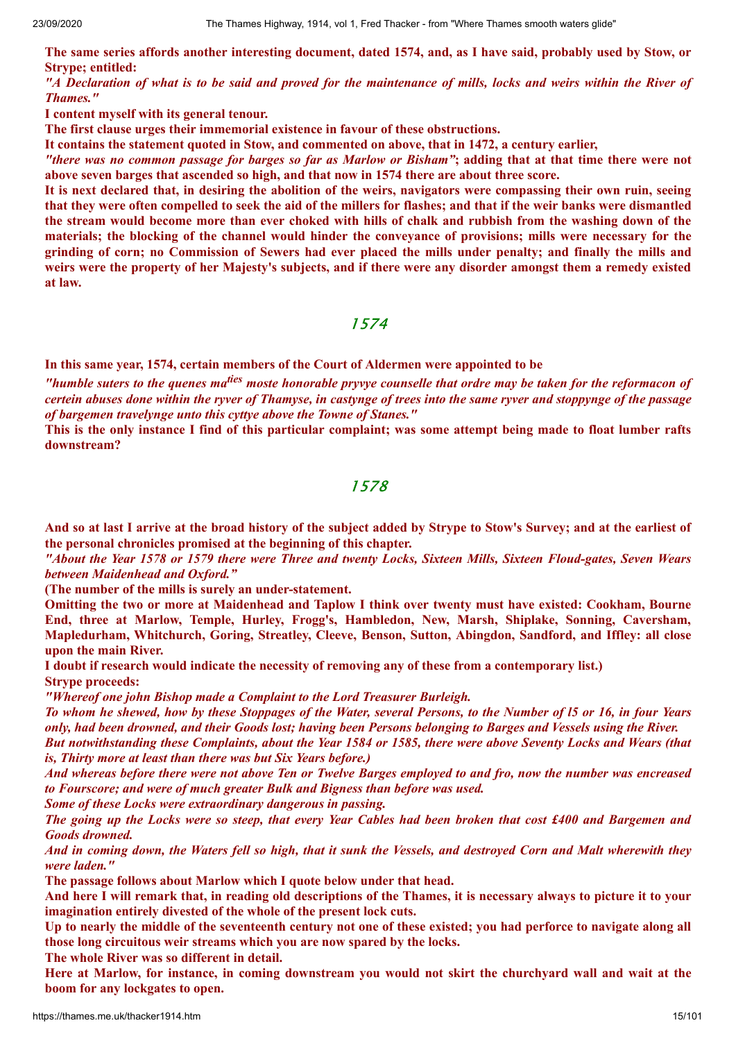**The same series affords another interesting document, dated 1574, and, as I have said, probably used by Stow, or Strype; entitled:**

***"A Declaration of what is to be said and proved for the maintenance of mills, locks and weirs within the River of Thames."***

**I content myself with its general tenour.**

**The first clause urges their immemorial existence in favour of these obstructions.**

**It contains the statement quoted in Stow, and commented on above, that in 1472, a century earlier,**

***"there was no common passage for barges so far as Marlow or Bisham"*; adding that at that time there were not above seven barges that ascended so high, and that now in 1574 there are about three score.**

**It is next declared that, in desiring the abolition of the weirs, navigators were compassing their own ruin, seeing that they were often compelled to seek the aid of the millers for flashes; and that if the weir banks were dismantled the stream would become more than ever choked with hills of chalk and rubbish from the washing down of the materials; the blocking of the channel would hinder the conveyance of provisions; mills were necessary for the grinding of corn; no Commission of Sewers had ever placed the mills under penalty; and finally the mills and weirs were the property of her Majesty's subjects, and if there were any disorder amongst them a remedy existed at law.**

## *1574*

**In this same year, 1574, certain members of the Court of Aldermen were appointed to be**

***"humble suters to the quenes ma^ties^ moste honorable pryvye counselle that ordre may be taken for the reformacon of certein abuses done within the ryver of Thamyse, in castynge of trees into the same ryver and stoppynge of the passage of bargemen travelynge unto this cyttye above the Towne of Stanes."***

**This is the only instance I find of this particular complaint; was some attempt being made to float lumber rafts downstream?**

## *1578*

**And so at last I arrive at the broad history of the subject added by Strype to Stow's Survey; and at the earliest of the personal chronicles promised at the beginning of this chapter.**

***"About the Year 1578 or 1579 there were Three and twenty Locks, Sixteen Mills, Sixteen Floud-gates, Seven Wears between Maidenhead and Oxford."***

**(The number of the mills is surely an under-statement.**

**Omitting the two or more at Maidenhead and Taplow I think over twenty must have existed: Cookham, Bourne End, three at Marlow, Temple, Hurley, Frogg's, Hambledon, New, Marsh, Shiplake, Sonning, Caversham, Mapledurham, Whitchurch, Goring, Streatley, Cleeve, Benson, Sutton, Abingdon, Sandford, and Iffley: all close upon the main River.**

**I doubt if research would indicate the necessity of removing any of these from a contemporary list.)**

**Strype proceeds:**

***"Whereof one john Bishop made a Complaint to the Lord Treasurer Burleigh.***

***To whom he shewed, how by these Stoppages of the Water, several Persons, to the Number of l5 or 16, in four Years only, had been drowned, and their Goods lost; having been Persons belonging to Barges and Vessels using the River.***

***But notwithstanding these Complaints, about the Year 1584 or 1585, there were above Seventy Locks and Wears (that is, Thirty more at least than there was but Six Years before.)***

***And whereas before there were not above Ten or Twelve Barges employed to and fro, now the number was encreased to Fourscore; and were of much greater Bulk and Bigness than before was used.***

***Some of these Locks were extraordinary dangerous in passing.***

***The going up the Locks were so steep, that every Year Cables had been broken that cost £400 and Bargemen and Goods drowned.***

***And in coming down, the Waters fell so high, that it sunk the Vessels, and destroyed Corn and Malt wherewith they were laden."***

**The passage follows about Marlow which I quote below under that head.**

**And here I will remark that, in reading old descriptions of the Thames, it is necessary always to picture it to your imagination entirely divested of the whole of the present lock cuts.**

**Up to nearly the middle of the seventeenth century not one of these existed; you had perforce to navigate along all those long circuitous weir streams which you are now spared by the locks.**

**The whole River was so different in detail.**

**Here at Marlow, for instance, in coming downstream you would not skirt the churchyard wall and wait at the boom for any lockgates to open.**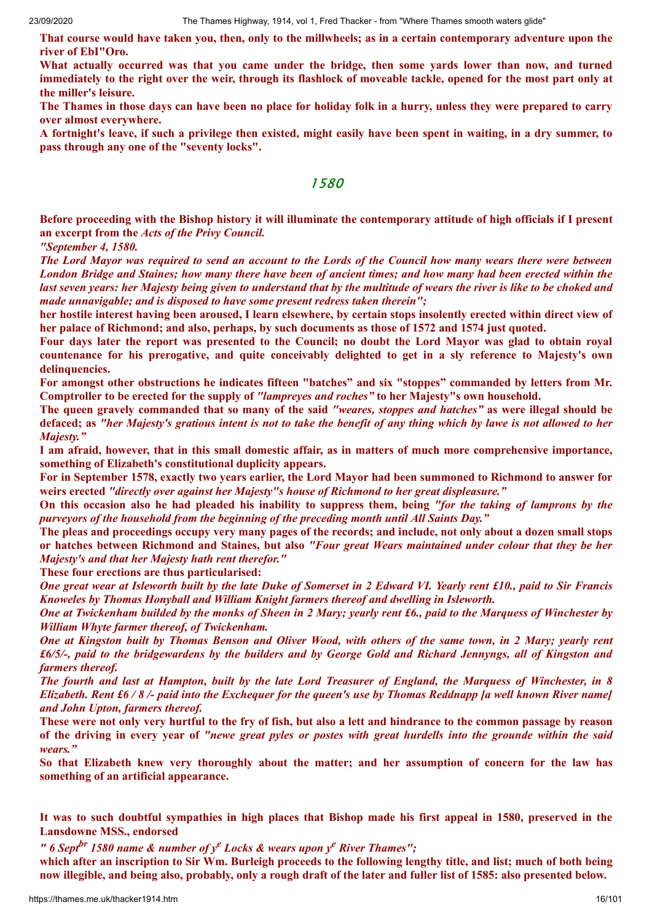**That course would have taken you, then, only to the millwheels; as in a certain contemporary adventure upon the river of EbI"Oro.**

**What actually occurred was that you came under the bridge, then some yards lower than now, and turned immediately to the right over the weir, through its flashlock of moveable tackle, opened for the most part only at the miller's leisure.**

**The Thames in those days can have been no place for holiday folk in a hurry, unless they were prepared to carry over almost everywhere.**

**A fortnight's leave, if such a privilege then existed, might easily have been spent in waiting, in a dry summer, to pass through any one of the "seventy locks".**

## 1580

**Before proceeding with the Bishop history it will illuminate the contemporary attitude of high officials if I present an excerpt from the *Acts of the Privy Council.***

***"September 4, 1580.***

***The Lord Mayor was required to send an account to the Lords of the Council how many wears there were between London Bridge and Staines; how many there have been of ancient times; and how many had been erected within the last seven years: her Majesty being given to understand that by the multitude of wears the river is like to be choked and made unnavigable; and is disposed to have some present redress taken therein";***

**her hostile interest having been aroused, I learn elsewhere, by certain stops insolently erected within direct view of her palace of Richmond; and also, perhaps, by such documents as those of 1572 and 1574 just quoted.**

**Four days later the report was presented to the Council; no doubt the Lord Mayor was glad to obtain royal countenance for his prerogative, and quite conceivably delighted to get in a sly reference to Majesty's own delinquencies.**

**For amongst other obstructions he indicates fifteen "batches" and six "stoppes" commanded by letters from Mr. Comptroller to be erected for the supply of *"lampreyes and roches"* to her Majesty"s own household.**

**The queen gravely commanded that so many of the said *"weares, stoppes and hatches"* as were illegal should be defaced; as *"her Majesty's gratious intent is not to take the benefit of any thing which by lawe is not allowed to her Majesty."***

**I am afraid, however, that in this small domestic affair, as in matters of much more comprehensive importance, something of Elizabeth's constitutional duplicity appears.**

**For in September 1578, exactly two years earlier, the Lord Mayor had been summoned to Richmond to answer for weirs erected *"directly over against her Majesty"s house of Richmond to her great displeasure."***

**On this occasion also he had pleaded his inability to suppress them, being *"for the taking of lamprons by the purveyors of the household from the beginning of the preceding month until All Saints Day."***

**The pleas and proceedings occupy very many pages of the records; and include, not only about a dozen small stops or hatches between Richmond and Staines, but also *"Four great Wears maintained under colour that they be her Majesty's and that her Majesty hath rent therefor."***

**These four erections are thus particularised:**

***One great wear at Isleworth built by the late Duke of Somerset in 2 Edward VI. Yearly rent £10., paid to Sir Francis Knoweles by Thomas Honyball and William Knight farmers thereof and dwelling in Isleworth.***

***One at Twickenham builded by the monks of Sheen in 2 Mary; yearly rent £6., paid to the Marquess of Winchester by William Whyte farmer thereof, of Twickenham.***

***One at Kingston built by Thomas Benson and Oliver Wood, with others of the same town, in 2 Mary; yearly rent £6/5/-, paid to the bridgewardens by the builders and by George Gold and Richard Jennyngs, all of Kingston and farmers thereof.***

***The fourth and last at Hampton, built by the late Lord Treasurer of England, the Marquess of Winchester, in 8 Elizabeth. Rent £6 / 8 /- paid into the Exchequer for the queen's use by Thomas Reddnapp [a well known River name] and John Upton, farmers thereof.***

**These were not only very hurtful to the fry of fish, but also a lett and hindrance to the common passage by reason of the driving in every year of *"newe great pyles or postes with great hurdells into the grounde within the said wears."***

**So that Elizabeth knew very thoroughly about the matter; and her assumption of concern for the law has something of an artificial appearance.**

**It was to such doubtful sympathies in high places that Bishop made his first appeal in 1580, preserved in the Lansdowne MSS., endorsed**

***" 6 Sept$^{br}$ 1580 name & number of y$^{e}$ Locks & wears upon y$^{e}$ River Thames";***

**which after an inscription to Sir Wm. Burleigh proceeds to the following lengthy title, and list; much of both being now illegible, and being also, probably, only a rough draft of the later and fuller list of 1585: also presented below.**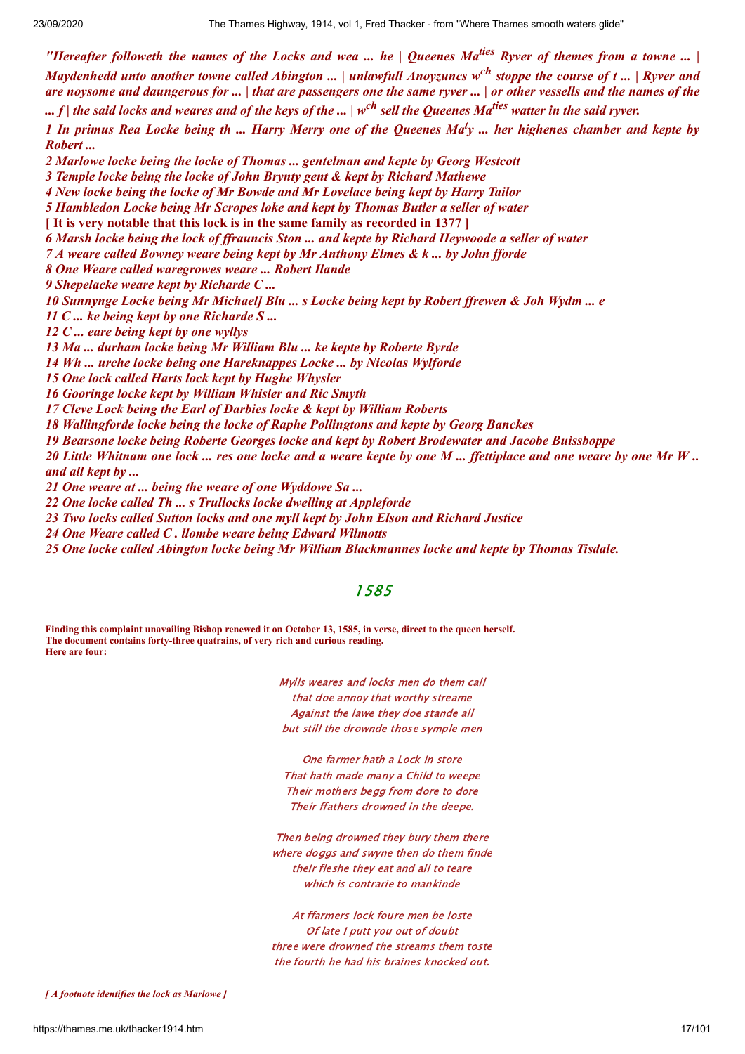*"Hereafter followeth the names of the Locks and wea ... he | Queenes Ma$^{ties}$ Ryver of themes from a towne ... | Maydenhedd unto another towne called Abington ... | unlawfull Anoyzuncs w$^{ch}$ stoppe the course of t ... | Ryver and are noysome and daungerous for ... | that are passengers one the same ryver ... | or other vessells and the names of the ... f | the said locks and weares and of the keys of the ... | w$^{ch}$ sell the Queenes Ma$^{ties}$ watter in the said ryver.*

*1 In primus Rea Locke being th ... Harry Merry one of the Queenes Ma$^{t}$y ... her highenes chamber and kepte by Robert ...*

*2 Marlowe locke being the locke of Thomas ... gentelman and kepte by Georg Westcott*

*3 Temple locke being the locke of John Brynty gent & kept by Richard Mathewe*

*4 New locke being the locke of Mr Bowde and Mr Lovelace being kept by Harry Tailor*

*5 Hambledon Locke being Mr Scropes loke and kept by Thomas Butler a seller of water*

**[ It is very notable that this lock is in the same family as recorded in 1377 ]**

*6 Marsh locke being the lock of ffrauncis Ston ... and kepte by Richard Heywoode a seller of water*

*7 A weare called Bowney weare being kept by Mr Anthony Elmes & k ... by John fforde*

*8 One Weare called waregrowes weare ... Robert Ilande*

*9 Shepelacke weare kept by Richarde C ...*

*10 Sunnynge Locke being Mr Michael] Blu ... s Locke being kept by Robert ffrewen & Joh Wydm ... e*

*11 C ... ke being kept by one Richarde S ...*

*12 C ... eare being kept by one wyllys*

*13 Ma ... durham locke being Mr William Blu ... ke kepte by Roberte Byrde*

*14 Wh ... urche locke being one Hareknappes Locke ... by Nicolas Wylforde*

*15 One lock called Harts lock kept by Hughe Whysler*

*16 Gooringe locke kept by William Whisler and Ric Smyth*

*17 Cleve Lock being the Earl of Darbies locke & kept by William Roberts*

*18 Wallingforde locke being the locke of Raphe Pollingtons and kepte by Georg Banckes*

*19 Bearsone locke being Roberte Georges locke and kept by Robert Brodewater and Jacobe Buissboppe*

*20 Little Whitnam one lock ... res one locke and a weare kepte by one M ... ffettiplace and one weare by one Mr W .. and all kept by ...*

*21 One weare at ... being the weare of one Wyddowe Sa ...*

*22 One locke called Th ... s Trullocks locke dwelling at Appleforde*

*23 Two locks called Sutton locks and one myll kept by John Elson and Richard Justice*

*24 One Weare called C . llombe weare being Edward Wilmotts*

*25 One locke called Abington locke being Mr William Blackmannes locke and kepte by Thomas Tisdale.*

## 1585

**Finding this complaint unavailing Bishop renewed it on October 13, 1585, in verse, direct to the queen herself. The document contains forty-three quatrains, of very rich and curious reading. Here are four:**

*Mylls weares and locks men do them call*
*that doe annoy that worthy streame*
*Against the lawe they doe stande all*
*but still the drownde those symple men*

*One farmer hath a Lock in store*
*That hath made many a Child to weepe*
*Their mothers begg from dore to dore*
*Their ffathers drowned in the deepe.*

*Then being drowned they bury them there*
*where doggs and swyne then do them finde*
*their fleshe they eat and all to teare*
*which is contrarie to mankinde*

*At ffarmers lock foure men be loste*
*Of late I putt you out of doubt*
*three were drowned the streams them toste*
*the fourth he had his braines knocked out.*

*[ A footnote identifies the lock as Marlowe ]*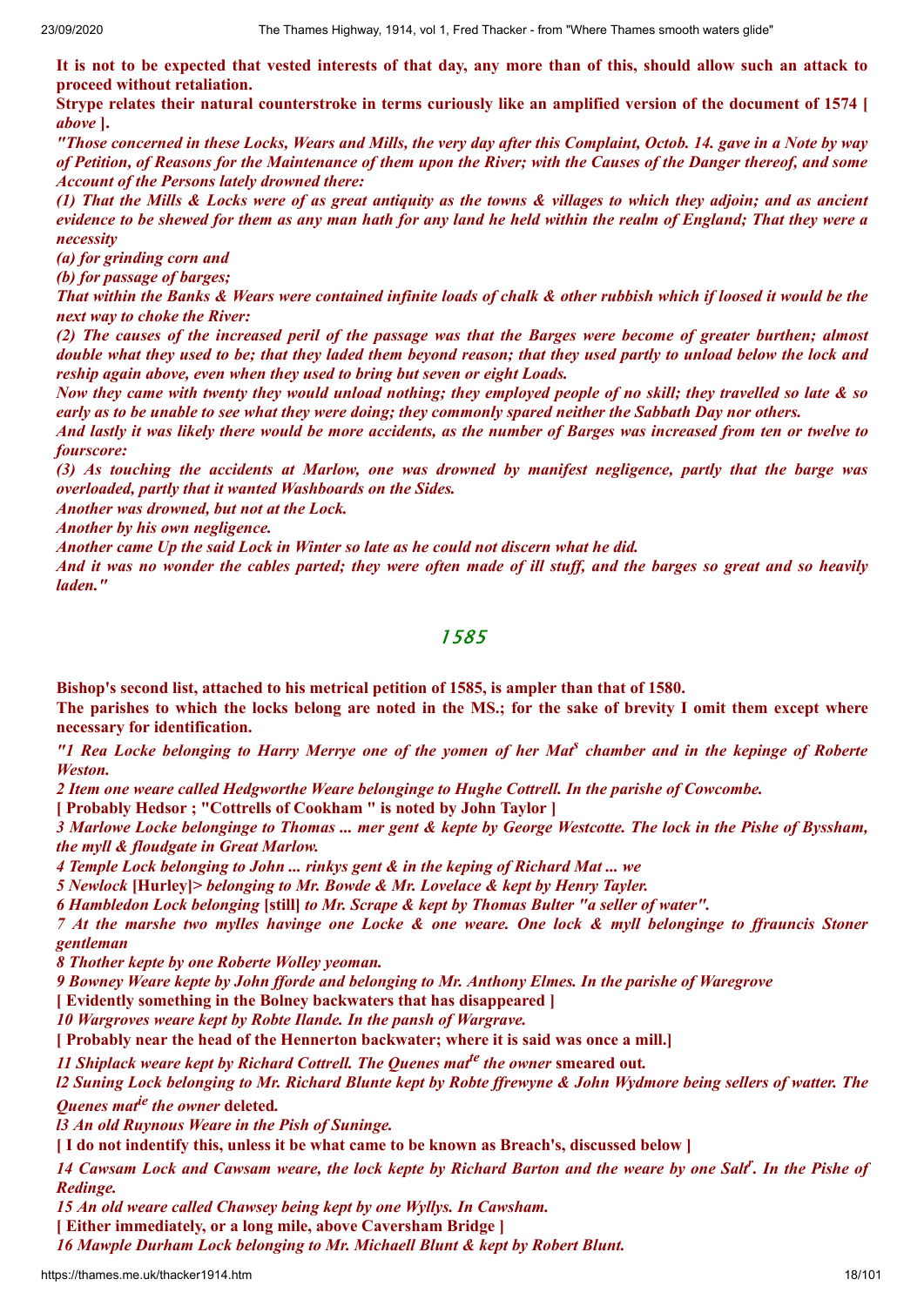**It is not to be expected that vested interests of that day, any more than of this, should allow such an attack to proceed without retaliation.**

**Strype relates their natural counterstroke in terms curiously like an amplified version of the document of 1574 [ *above* ].**

***"Those concerned in these Locks, Wears and Mills, the very day after this Complaint, Octob. 14. gave in a Note by way of Petition, of Reasons for the Maintenance of them upon the River; with the Causes of the Danger thereof, and some Account of the Persons lately drowned there:***

***(1) That the Mills & Locks were of as great antiquity as the towns & villages to which they adjoin; and as ancient evidence to be shewed for them as any man hath for any land he held within the realm of England; That they were a necessity***

***(a) for grinding corn and***

***(b) for passage of barges;***

***That within the Banks & Wears were contained infinite loads of chalk & other rubbish which if loosed it would be the next way to choke the River:***

***(2) The causes of the increased peril of the passage was that the Barges were become of greater burthen; almost double what they used to be; that they laded them beyond reason; that they used partly to unload below the lock and reship again above, even when they used to bring but seven or eight Loads.***

***Now they came with twenty they would unload nothing; they employed people of no skill; they travelled so late & so early as to be unable to see what they were doing; they commonly spared neither the Sabbath Day nor others.***

***And lastly it was likely there would be more accidents, as the number of Barges was increased from ten or twelve to fourscore:***

***(3) As touching the accidents at Marlow, one was drowned by manifest negligence, partly that the barge was overloaded, partly that it wanted Washboards on the Sides.***

***Another was drowned, but not at the Lock.***

***Another by his own negligence.***

***Another came Up the said Lock in Winter so late as he could not discern what he did.***

***And it was no wonder the cables parted; they were often made of ill stuff, and the barges so great and so heavily laden."***

## 1585

**Bishop's second list, attached to his metrical petition of 1585, is ampler than that of 1580.**

**The parishes to which the locks belong are noted in the MS.; for the sake of brevity I omit them except where necessary for identification.**

***"1 Rea Locke belonging to Harry Merrye one of the yomen of her Mat[s] chamber and in the kepinge of Roberte Weston.***

***2 Item one weare called Hedgworthe Weare belonginge to Hughe Cottrell. In the parishe of Cowcombe.***

**[ Probably Hedsor ; "Cottrells of Cookham " is noted by John Taylor ]**

***3 Marlowe Locke belonginge to Thomas ... mer gent & kepte by George Westcotte. The lock in the Pishe of Byssham, the myll & floudgate in Great Marlow.***

***4 Temple Lock belonging to John ... rinkys gent & in the keping of Richard Mat ... we***

***5 Newlock* [Hurley]> *belonging to Mr. Bowde & Mr. Lovelace & kept by Henry Tayler.***

***6 Hambledon Lock belonging* [still] *to Mr. Scrape & kept by Thomas Bulter "a seller of water".***

***7 At the marshe two mylles havinge one Locke & one weare. One lock & myll belonginge to ffrauncis Stoner gentleman***

***8 Thother kepte by one Roberte Wolley yeoman.***

***9 Bowney Weare kept by John fforde and belonging to Mr. Anthony Elmes. In the parishe of Waregrove***

**[ Evidently something in the Bolney backwaters that has disappeared ]**

***10 Wargroves weare kept by Robte Ilande. In the pansh of Wargrave.***

**[ Probably near the head of the Hennerton backwater; where it is said was once a mill.]**

***11 Shiplack weare kept by Richard Cottrell. The Quenes mat[te] the owner* smeared out.**

***l2 Suning Lock belonging to Mr. Richard Blunte kept by Robte ffrewyne & John Wydmore being sellers of watter. The Quenes mat[ie] the owner* deleted.**

***l3 An old Ruynous Weare in the Pish of Suninge.***

**[ I do not indentify this, unless it be what came to be known as Breach's, discussed below ]**

***14 Cawsam Lock and Cawsam weare, the lock kepte by Richard Barton and the weare by one Salt[r]. In the Pishe of Redinge.***

***15 An old weare called Chawsey being kept by one Wyllys. In Cawsham.***

**[ Either immediately, or a long mile, above Caversham Bridge ]**

***16 Mawple Durham Lock belonging to Mr. Michaell Blunt & kept by Robert Blunt.***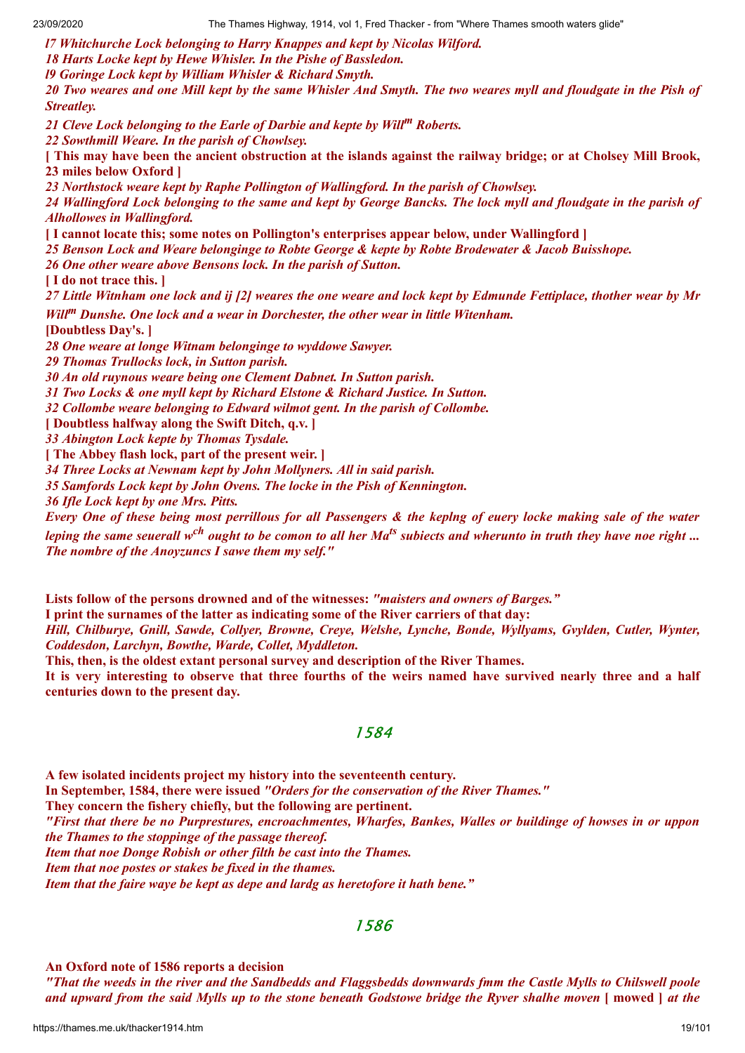*17 Whitchurche Lock belonging to Harry Knappes and kept by Nicolas Wilford.*

*18 Harts Locke kept by Hewe Whisler. In the Pishe of Bassledon.*

*19 Goringe Lock kept by William Whisler & Richard Smyth.*

*20 Two weares and one Mill kept by the same Whisler And Smyth. The two weares myll and floudgate in the Pish of Streatley.*

*21 Cleve Lock belonging to the Earle of Darbie and kepte by Will$^{m}$ Roberts.*

*22 Sowthmill Weare. In the parish of Chowlsey.*

**[ This may have been the ancient obstruction at the islands against the railway bridge; or at Cholsey Mill Brook, 23 miles below Oxford ]**

*23 Northstock weare kept by Raphe Pollington of Wallingford. In the parish of Chowlsey.*

*24 Wallingford Lock belonging to the same and kept by George Bancks. The lock myll and floudgate in the parish of Alhollowes in Wallingford.*

**[ I cannot locate this; some notes on Pollington's enterprises appear below, under Wallingford ]**

*25 Benson Lock and Weare belonginge to Robte George & kepte by Robte Brodewater & Jacob Buisshope.*

*26 One other weare above Bensons lock. In the parish of Sutton.*

**[ I do not trace this. ]**

*27 Little Witnham one lock and ij [2] weares the one weare and lock kept by Edmunde Fettiplace, thother wear by Mr Will$^{m}$ Dunshe. One lock and a wear in Dorchester, the other wear in little Witenham.*

**[Doubtless Day's. ]**

*28 One weare at longe Witnam belonginge to wyddowe Sawyer.*

*29 Thomas Trullocks lock, in Sutton parish.*

*30 An old ruynous weare being one Clement Dabnet. In Sutton parish.*

*31 Two Locks & one myll kept by Richard Elstone & Richard Justice. In Sutton.*

*32 Collombe weare belonging to Edward wilmot gent. In the parish of Collombe.*

**[ Doubtless halfway along the Swift Ditch, q.v. ]**

*33 Abington Lock kepte by Thomas Tysdale.*

**[ The Abbey flash lock, part of the present weir. ]**

*34 Three Locks at Newnam kept by John Mollyners. All in said parish.*

*35 Samfords Lock kept by John Ovens. The locke in the Pish of Kennington.*

*36 Ifle Lock kept by one Mrs. Pitts.*

*Every One of these being most perrillous for all Passengers & the keplng of euery locke making sale of the water leping the same seuerall w$^{ch}$ ought to be comon to all her Ma$^{ts}$ subiects and wherunto in truth they have noe right ... The nombre of the Anoyzuncs I sawe them my self."*

**Lists follow of the persons drowned and of the witnesses:** ***"maisters and owners of Barges."***

**I print the surnames of the latter as indicating some of the River carriers of that day:**

***Hill, Chilburye, Gnill, Sawde, Collyer, Browne, Creye, Welshe, Lynche, Bonde, Wyllyams, Gvylden, Cutler, Wynter, Coddesdon, Larchyn, Bowthe, Warde, Collet, Myddleton.***

**This, then, is the oldest extant personal survey and description of the River Thames.**

**It is very interesting to observe that three fourths of the weirs named have survived nearly three and a half centuries down to the present day.**

## 1584

**A few isolated incidents project my history into the seventeenth century.**

**In September, 1584, there were issued** ***"Orders for the conservation of the River Thames."***

**They concern the fishery chiefly, but the following are pertinent.**

*"First that there be no Purprestures, encroachmentes, Wharfes, Bankes, Walles or buildinge of howses in or uppon the Thames to the stoppinge of the passage thereof.*

*Item that noe Donge Robish or other filth be cast into the Thames.*

*Item that noe postes or stakes be fixed in the thames.*

*Item that the faire waye be kept as depe and lardg as heretofore it hath bene."*

## 1586

**An Oxford note of 1586 reports a decision**

*"That the weeds in the river and the Sandbedds and Flaggsbedds downwards fmm the Castle Mylls to Chilswell poole and upward from the said Mylls up to the stone beneath Godstowe bridge the Ryver shalhe moven* **[ mowed ]** *at the*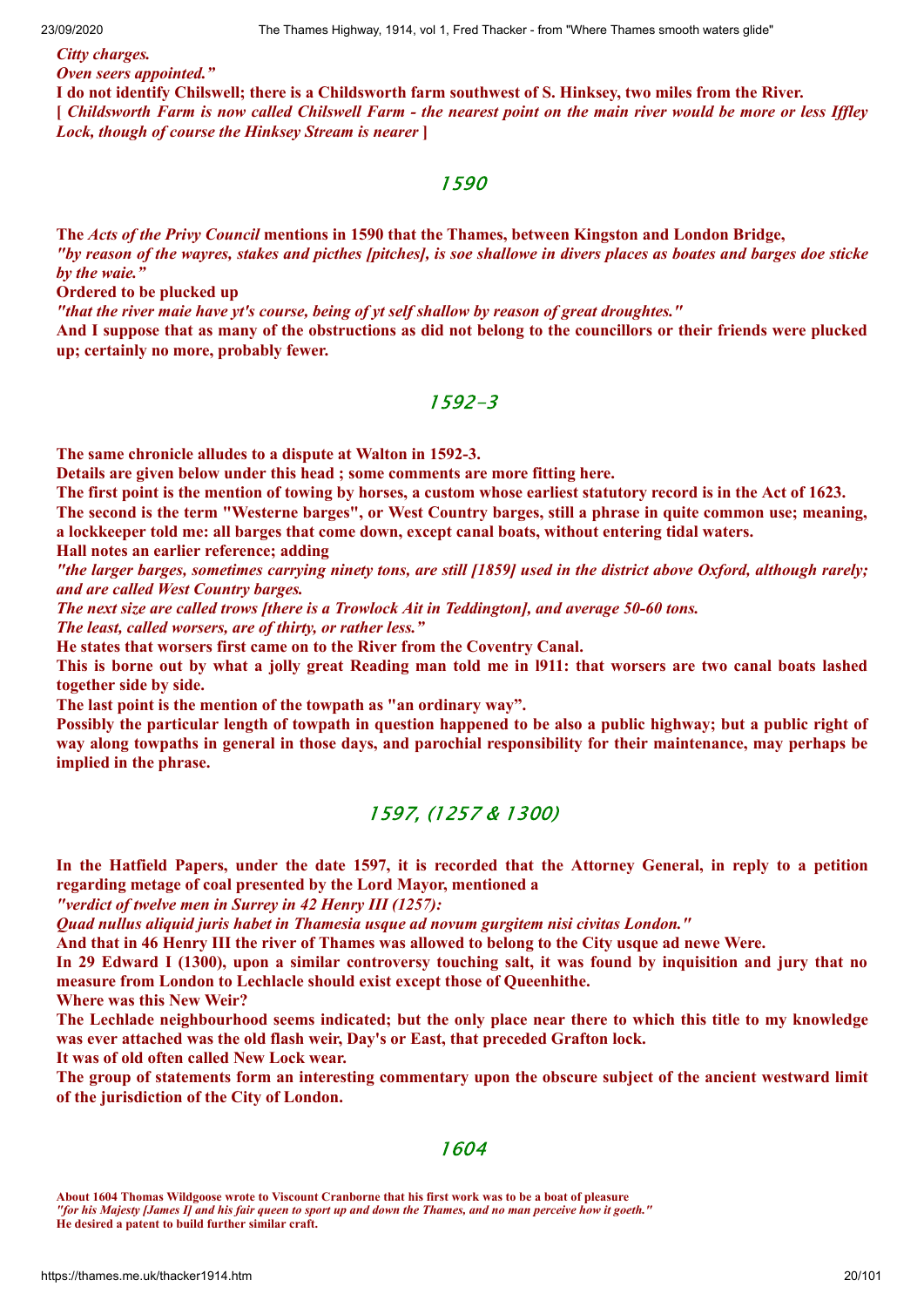*Citty charges.*
*Oven seers appointed."*

**I do not identify Chilswell; there is a Childsworth farm southwest of S. Hinksey, two miles from the River.**

**[** ***Childsworth Farm is now called Chilswell Farm - the nearest point on the main river would be more or less Iffley Lock, though of course the Hinksey Stream is nearer*** **]**

## 1590

**The *Acts of the Privy Council* mentions in 1590 that the Thames, between Kingston and London Bridge,**

***"by reason of the wayres, stakes and picthes [pitches], is soe shallowe in divers places as boates and barges doe sticke by the waie."***

**Ordered to be plucked up**

***"that the river maie have yt's course, being of yt self shallow by reason of great droughtes."***

**And I suppose that as many of the obstructions as did not belong to the councillors or their friends were plucked up; certainly no more, probably fewer.**

## 1592-3

**The same chronicle alludes to a dispute at Walton in 1592-3.**

**Details are given below under this head ; some comments are more fitting here.**

**The first point is the mention of towing by horses, a custom whose earliest statutory record is in the Act of 1623.**

**The second is the term "Westerne barges", or West Country barges, still a phrase in quite common use; meaning, a lockkeeper told me: all barges that come down, except canal boats, without entering tidal waters.**

**Hall notes an earlier reference; adding**

***"the larger barges, sometimes carrying ninety tons, are still [1859] used in the district above Oxford, although rarely; and are called West Country barges.***

***The next size are called trows [there is a Trowlock Ait in Teddington], and average 50-60 tons.***

***The least, called worsers, are of thirty, or rather less."***

**He states that worsers first came on to the River from the Coventry Canal.**

**This is borne out by what a jolly great Reading man told me in 1911: that worsers are two canal boats lashed together side by side.**

**The last point is the mention of the towpath as "an ordinary way".**

**Possibly the particular length of towpath in question happened to be also a public highway; but a public right of way along towpaths in general in those days, and parochial responsibility for their maintenance, may perhaps be implied in the phrase.**

## 1597, (1257 & 1300)

**In the Hatfield Papers, under the date 1597, it is recorded that the Attorney General, in reply to a petition regarding metage of coal presented by the Lord Mayor, mentioned a**

***"verdict of twelve men in Surrey in 42 Henry III (1257):***

***Quad nullus aliquid juris habet in Thamesia usque ad novum gurgitem nisi civitas London."***

**And that in 46 Henry III the river of Thames was allowed to belong to the City usque ad newe Were.**

**In 29 Edward I (1300), upon a similar controversy touching salt, it was found by inquisition and jury that no measure from London to Lechlacle should exist except those of Queenhithe.**

**Where was this New Weir?**

**The Lechlade neighbourhood seems indicated; but the only place near there to which this title to my knowledge was ever attached was the old flash weir, Day's or East, that preceded Grafton lock.**

**It was of old often called New Lock wear.**

**The group of statements form an interesting commentary upon the obscure subject of the ancient westward limit of the jurisdiction of the City of London.**

## 1604

**About 1604 Thomas Wildgoose wrote to Viscount Cranborne that his first work was to be a boat of pleasure**

***"for his Majesty [James I] and his fair queen to sport up and down the Thames, and no man perceive how it goeth."***

**He desired a patent to build further similar craft.**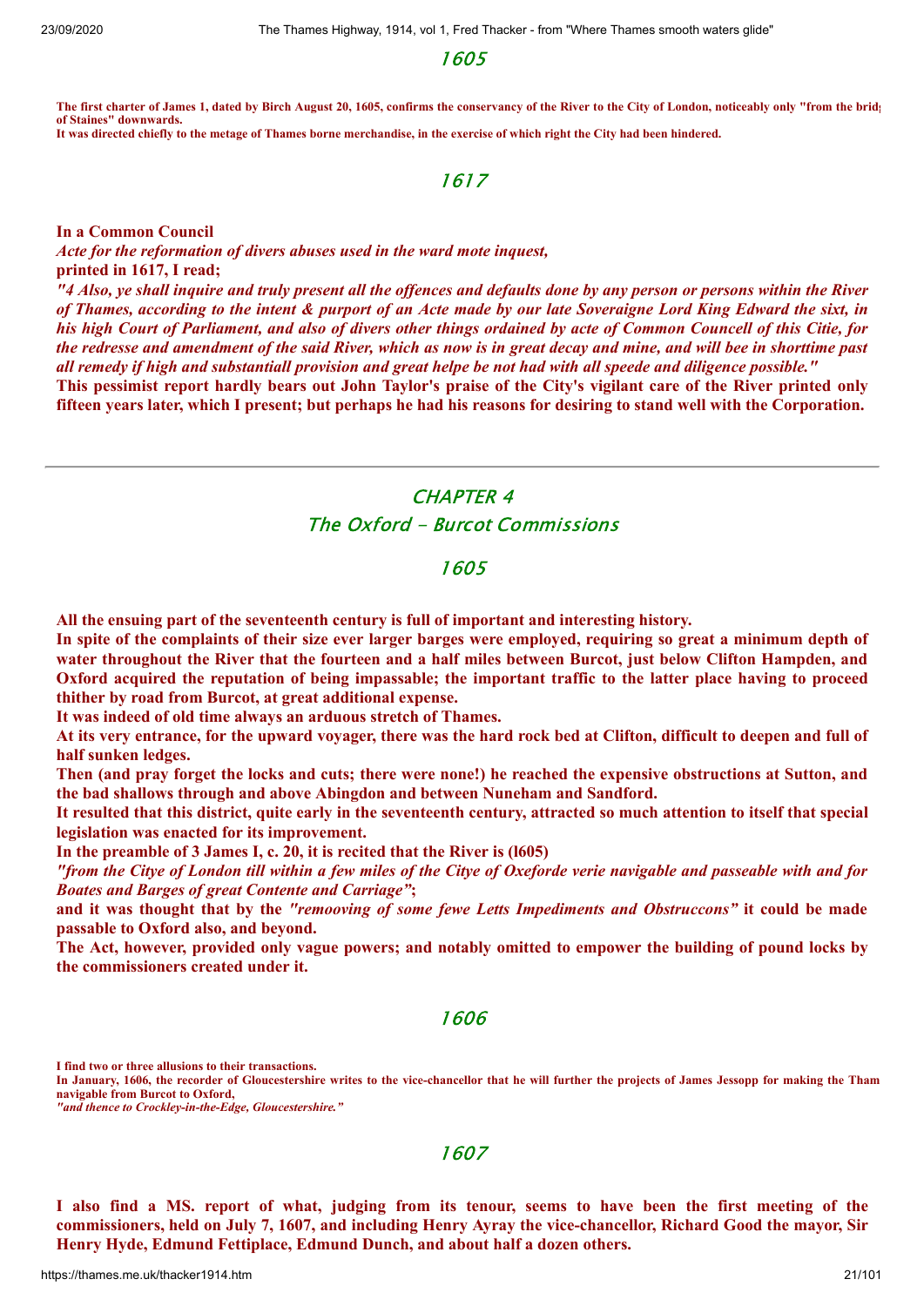## 1605

**The first charter of James 1, dated by Birch August 20, 1605, confirms the conservancy of the River to the City of London, noticeably only "from the brid of Staines" downwards.**
**It was directed chiefly to the metage of Thames borne merchandise, in the exercise of which right the City had been hindered.**

## 1617

**In a Common Council**
***Acte for the reformation of divers abuses used in the ward mote inquest,***
**printed in 1617, I read;**
***"4 Also, ye shall inquire and truly present all the offences and defaults done by any person or persons within the River of Thames, according to the intent & purport of an Acte made by our late Soveraigne Lord King Edward the sixt, in his high Court of Parliament, and also of divers other things ordained by acte of Common Councell of this Citie, for the redresse and amendment of the said River, which as now is in great decay and mine, and will bee in shorttime past all remedy if high and substantiall provision and great helpe be not had with all speede and diligence possible."***
**This pessimist report hardly bears out John Taylor's praise of the City's vigilant care of the River printed only fifteen years later, which I present; but perhaps he had his reasons for desiring to stand well with the Corporation.**

---

# CHAPTER 4
## The Oxford - Burcot Commissions

## 1605

**All the ensuing part of the seventeenth century is full of important and interesting history.**
**In spite of the complaints of their size ever larger barges were employed, requiring so great a minimum depth of water throughout the River that the fourteen and a half miles between Burcot, just below Clifton Hampden, and Oxford acquired the reputation of being impassable; the important traffic to the latter place having to proceed thither by road from Burcot, at great additional expense.**
**It was indeed of old time always an arduous stretch of Thames.**
**At its very entrance, for the upward voyager, there was the hard rock bed at Clifton, difficult to deepen and full of half sunken ledges.**
**Then (and pray forget the locks and cuts; there were none!) he reached the expensive obstructions at Sutton, and the bad shallows through and above Abingdon and between Nuneham and Sandford.**
**It resulted that this district, quite early in the seventeenth century, attracted so much attention to itself that special legislation was enacted for its improvement.**
**In the preamble of 3 James I, c. 20, it is recited that the River is (l605)**
***"from the Citye of London till within a few miles of the Citye of Oxeforde verie navigable and passeable with and for Boates and Barges of great Contente and Carriage"*;**
**and it was thought that by the *"remooving of some fewe Letts Impediments and Obstruccons"* it could be made passable to Oxford also, and beyond.**
**The Act, however, provided only vague powers; and notably omitted to empower the building of pound locks by the commissioners created under it.**

## 1606

**I find two or three allusions to their transactions.**
**In January, 1606, the recorder of Gloucestershire writes to the vice-chancellor that he will further the projects of James Jessopp for making the Tham navigable from Burcot to Oxford,**
***"and thence to Crockley-in-the-Edge, Gloucestershire."***

## 1607

**I also find a MS. report of what, judging from its tenour, seems to have been the first meeting of the commissioners, held on July 7, 1607, and including Henry Ayray the vice-chancellor, Richard Good the mayor, Sir Henry Hyde, Edmund Fettiplace, Edmund Dunch, and about half a dozen others.**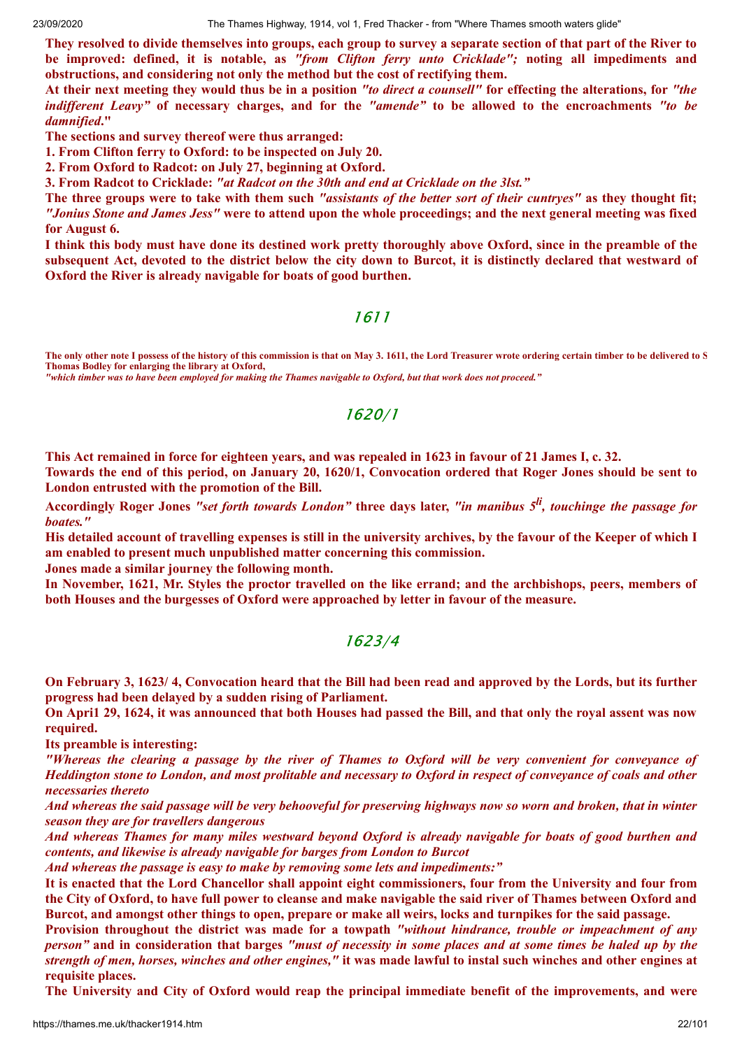**They resolved to divide themselves into groups, each group to survey a separate section of that part of the River to be improved: defined, it is notable, as *"from Clifton ferry unto Cricklade";* noting all impediments and obstructions, and considering not only the method but the cost of rectifying them.**

**At their next meeting they would thus be in a position *"to direct a counsell"* for effecting the alterations, for *"the indifferent Leavy"* of necessary charges, and for the *"amende"* to be allowed to the encroachments *"to be damnified*."**

**The sections and survey thereof were thus arranged:**

**1. From Clifton ferry to Oxford: to be inspected on July 20.**

**2. From Oxford to Radcot: on July 27, beginning at Oxford.**

**3. From Radcot to Cricklade: *"at Radcot on the 30th and end at Cricklade on the 3lst."***

**The three groups were to take with them such *"assistants of the better sort of their cuntryes"* as they thought fit; *"Jonius Stone and James Jess"* were to attend upon the whole proceedings; and the next general meeting was fixed for August 6.**

**I think this body must have done its destined work pretty thoroughly above Oxford, since in the preamble of the subsequent Act, devoted to the district below the city down to Burcot, it is distinctly declared that westward of Oxford the River is already navigable for boats of good burthen.**

## 1611

**The only other note I possess of the history of this commission is that on May 3. 1611, the Lord Treasurer wrote ordering certain timber to be delivered to S Thomas Bodley for enlarging the library at Oxford,**

***"which timber was to have been employed for making the Thames navigable to Oxford, but that work does not proceed."***

## 1620/1

**This Act remained in force for eighteen years, and was repealed in 1623 in favour of 21 James I, c. 32.**

**Towards the end of this period, on January 20, 1620/1, Convocation ordered that Roger Jones should be sent to London entrusted with the promotion of the Bill.**

**Accordingly Roger Jones *"set forth towards London"* three days later, *"in manibus 5^li^, touchinge the passage for boates."***

**His detailed account of travelling expenses is still in the university archives, by the favour of the Keeper of which I am enabled to present much unpublished matter concerning this commission.**

**Jones made a similar journey the following month.**

**In November, 1621, Mr. Styles the proctor travelled on the like errand; and the archbishops, peers, members of both Houses and the burgesses of Oxford were approached by letter in favour of the measure.**

## 1623/4

**On February 3, 1623/ 4, Convocation heard that the Bill had been read and approved by the Lords, but its further progress had been delayed by a sudden rising of Parliament.**

**On Apri1 29, 1624, it was announced that both Houses had passed the Bill, and that only the royal assent was now required.**

**Its preamble is interesting:**

***"Whereas the clearing a passage by the river of Thames to Oxford will be very convenient for conveyance of Heddington stone to London, and most prolitable and necessary to Oxford in respect of conveyance of coals and other necessaries thereto***

***And whereas the said passage will be very behooveful for preserving highways now so worn and broken, that in winter season they are for travellers dangerous***

***And whereas Thames for many miles westward beyond Oxford is already navigable for boats of good burthen and contents, and likewise is already navigable for barges from London to Burcot***

***And whereas the passage is easy to make by removing some lets and impediments:"***

**It is enacted that the Lord Chancellor shall appoint eight commissioners, four from the University and four from the City of Oxford, to have full power to cleanse and make navigable the said river of Thames between Oxford and Burcot, and amongst other things to open, prepare or make all weirs, locks and turnpikes for the said passage.**

**Provision throughout the district was made for a towpath *"without hindrance, trouble or impeachment of any person"* and in consideration that barges *"must of necessity in some places and at some times be haled up by the strength of men, horses, winches and other engines,"* it was made lawful to instal such winches and other engines at requisite places.**

**The University and City of Oxford would reap the principal immediate benefit of the improvements, and were**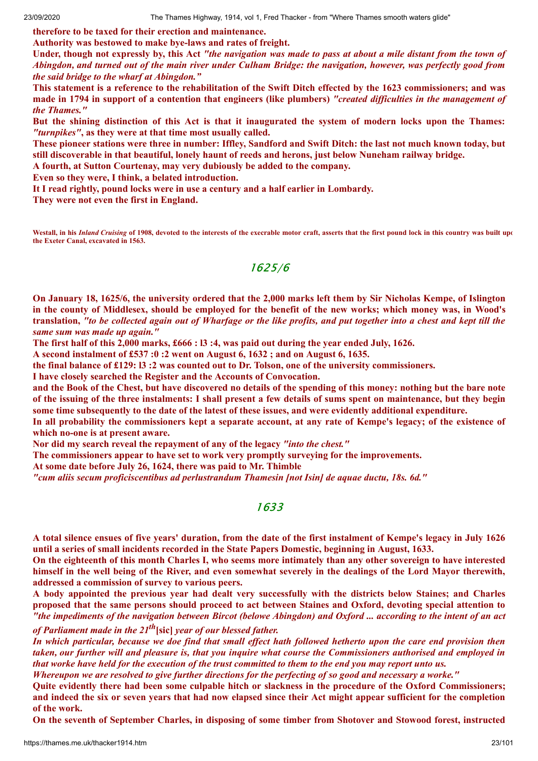**therefore to be taxed for their erection and maintenance.**

**Authority was bestowed to make bye-laws and rates of freight.**

**Under, though not expressly by, this Act *"the navigation was made to pass at about a mile distant from the town of Abingdon, and turned out of the main river under Culham Bridge: the navigation, however, was perfectly good from the said bridge to the wharf at Abingdon."***

**This statement is a reference to the rehabilitation of the Swift Ditch effected by the 1623 commissioners; and was made in 1794 in support of a contention that engineers (like plumbers) *"created difficulties in the management of the Thames."***

**But the shining distinction of this Act is that it inaugurated the system of modern locks upon the Thames: *"turnpikes"*, as they were at that time most usually called.**

**These pioneer stations were three in number: Iffley, Sandford and Swift Ditch: the last not much known today, but still discoverable in that beautiful, lonely haunt of reeds and herons, just below Nuneham railway bridge.**

**A fourth, at Sutton Courtenay, may very dubiously be added to the company.**

**Even so they were, I think, a belated introduction.**

**It I read rightly, pound locks were in use a century and a half earlier in Lombardy.**

**They were not even the first in England.**

**Westall, in his *Inland Cruising* of 1908, devoted to the interests of the execrable motor craft, asserts that the first pound lock in this country was built upo the Exeter Canal, excavated in 1563.**

## 1625/6

**On January 18, 1625/6, the university ordered that the 2,000 marks left them by Sir Nicholas Kempe, of Islington in the county of Middlesex, should be employed for the benefit of the new works; which money was, in Wood's translation, *"to be collected again out of Wharfage or the like profits, and put together into a chest and kept till the same sum was made up again."***

**The first half of this 2,000 marks, £666 : l3 :4, was paid out during the year ended July, 1626.**

**A second instalment of £537 :0 :2 went on August 6, 1632 ; and on August 6, 1635.**

**the final balance of £129: l3 :2 was counted out to Dr. Tolson, one of the university commissioners.**

**I have closely searched the Register and the Accounts of Convocation.**

**and the Book of the Chest, but have discovered no details of the spending of this money: nothing but the bare note of the issuing of the three instalments: I shall present a few details of sums spent on maintenance, but they begin some time subsequently to the date of the latest of these issues, and were evidently additional expenditure.**

**In all probability the commissioners kept a separate account, at any rate of Kempe's legacy; of the existence of which no-one is at present aware.**

**Nor did my search reveal the repayment of any of the legacy *"into the chest."***

**The commissioners appear to have set to work very promptly surveying for the improvements.**

**At some date before July 26, 1624, there was paid to Mr. Thimble**

***"cum aliis secum proficiscentibus ad perlustrandum Thamesin [not Isin] de aquae ductu, 18s. 6d."***

## 1633

**A total silence ensues of five years' duration, from the date of the first instalment of Kempe's legacy in July 1626 until a series of small incidents recorded in the State Papers Domestic, beginning in August, 1633.**

**On the eighteenth of this month Charles I, who seems more intimately than any other sovereign to have interested himself in the well being of the River, and even somewhat severely in the dealings of the Lord Mayor therewith, addressed a commission of survey to various peers.**

**A body appointed the previous year had dealt very successfully with the districts below Staines; and Charles proposed that the same persons should proceed to act between Staines and Oxford, devoting special attention to *"the impediments of the navigation between Bircot (belowe Abingdon) and Oxford ... according to the intent of an act of Parliament made in the 21th* [sic] *year of our blessed father.***

***In which particular, because we doe find that small effect hath followed hetherto upon the care end provision then taken, our further will and pleasure is, that you inquire what course the Commissioners authorised and employed in that worke have held for the execution of the trust committed to them to the end you may report unto us.***

***Whereupon we are resolved to give further directions for the perfecting of so good and necessary a worke."***

**Quite evidently there had been some culpable hitch or slackness in the procedure of the Oxford Commissioners; and indeed the six or seven years that had now elapsed since their Act might appear sufficient for the completion of the work.**

**On the seventh of September Charles, in disposing of some timber from Shotover and Stowood forest, instructed**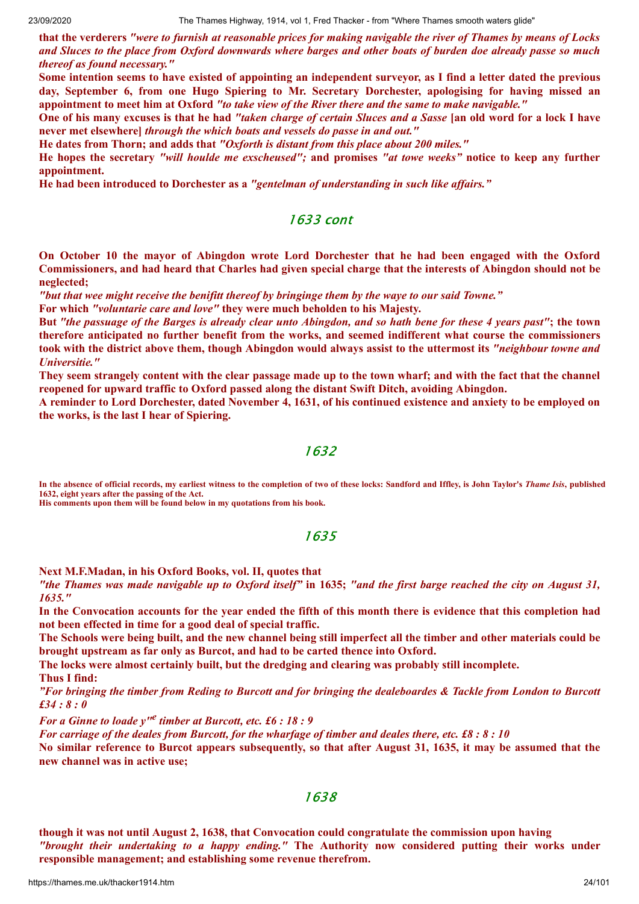**that the verderers *"were to furnish at reasonable prices for making navigable the river of Thames by means of Locks and Sluces to the place from Oxford downwards where barges and other boats of burden doe already passe so much thereof as found necessary."***

**Some intention seems to have existed of appointing an independent surveyor, as I find a letter dated the previous day, September 6, from one Hugo Spiering to Mr. Secretary Dorchester, apologising for having missed an appointment to meet him at Oxford *"to take view of the River there and the same to make navigable."***

**One of his many excuses is that he had *"taken charge of certain Sluces and a Sasse* [an old word for a lock I have never met elsewhere] *through the which boats and vessels do passe in and out."***

**He dates from Thorn; and adds that *"Oxforth is distant from this place about 200 miles."***

**He hopes the secretary *"will houlde me exscheused";* and promises *"at towe weeks"* notice to keep any further appointment.**

**He had been introduced to Dorchester as a *"gentelman of understanding in such like affairs."***

## 1633 cont

**On October 10 the mayor of Abingdon wrote Lord Dorchester that he had been engaged with the Oxford Commissioners, and had heard that Charles had given special charge that the interests of Abingdon should not be neglected;**

***"but that wee might receive the benifitt thereof by bringinge them by the waye to our said Towne."***

**For which *"voluntarie care and love"* they were much beholden to his Majesty.**

**But *"the passuage of the Barges is already clear unto Abingdon, and so hath bene for these 4 years past"*; the town therefore anticipated no further benefit from the works, and seemed indifferent what course the commissioners took with the district above them, though Abingdon would always assist to the uttermost its *"neighbour towne and Universitie."***

**They seem strangely content with the clear passage made up to the town wharf; and with the fact that the channel reopened for upward traffic to Oxford passed along the distant Swift Ditch, avoiding Abingdon.**

**A reminder to Lord Dorchester, dated November 4, 1631, of his continued existence and anxiety to be employed on the works, is the last I hear of Spiering.**

## 1632

**In the absence of official records, my earliest witness to the completion of two of these locks: Sandford and Iffley, is John Taylor's *Thame Isis*, published 1632, eight years after the passing of the Act.**

**His comments upon them will be found below in my quotations from his book.**

## 1635

**Next M.F.Madan, in his Oxford Books, vol. II, quotes that**

***"the Thames was made navigable up to Oxford itself"* in 1635; *"and the first barge reached the city on August 31, 1635."***

**In the Convocation accounts for the year ended the fifth of this month there is evidence that this completion had not been effected in time for a good deal of special traffic.**

**The Schools were being built, and the new channel being still imperfect all the timber and other materials could be brought upstream as far only as Burcot, and had to be carted thence into Oxford.**

**The locks were almost certainly built, but the dredging and clearing was probably still incomplete.**

**Thus I find:**

***"For bringing the timber from Reding to Burcott and for bringing the dealeboardes & Tackle from London to Burcott £34 : 8 : 0***

***For a Ginne to loade y"e timber at Burcott, etc. £6 : 18 : 9***

***For carriage of the deales from Burcott, for the wharfage of timber and deales there, etc. £8 : 8 : 10***

**No similar reference to Burcot appears subsequently, so that after August 31, 1635, it may be assumed that the new channel was in active use;**

## 1638

**though it was not until August 2, 1638, that Convocation could congratulate the commission upon having *"brought their undertaking to a happy ending."* The Authority now considered putting their works under responsible management; and establishing some revenue therefrom.**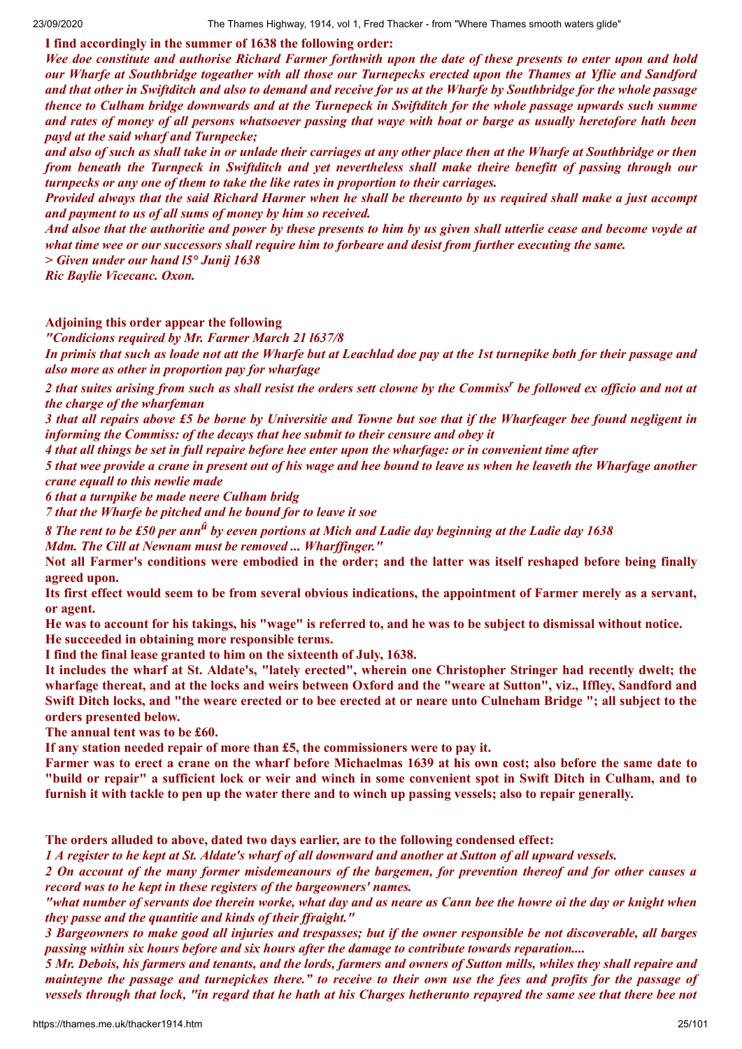**I find accordingly in the summer of 1638 the following order:**

***Wee doe constitute and authorise Richard Farmer forthwith upon the date of these presents to enter upon and hold our Wharfe at Southbridge togeather with all those our Turnepecks erected upon the Thames at Yflie and Sandford and that other in Swiftditch and also to demand and receive for us at the Wharfe by Southbridge for the whole passage thence to Culham bridge downwards and at the Turnepeck in Swiftditch for the whole passage upwards such summe and rates of money of all persons whatsoever passing that waye with boat or barge as usually heretofore hath been payd at the said wharf and Turnpecke;***

***and also of such as shall take in or unlade their carriages at any other place then at the Wharfe at Southbridge or then from beneath the Turnpeck in Swiftditch and yet nevertheless shall make theire benefitt of passing through our turnpecks or any one of them to take the like rates in proportion to their carriages.***

***Provided always that the said Richard Harmer when he shall be thereunto by us required shall make a just accompt and payment to us of all sums of money by him so received.***

***And alsoe that the authoritie and power by these presents to him by us given shall utterlie cease and become voyde at what time wee or our successors shall require him to forbeare and desist from further executing the same.***

***> Given under our hand l5° Junij 1638***

***Ric Baylie Vicecanc. Oxon.***

**Adjoining this order appear the following**

***"Condicions required by Mr. Farmer March 21 l637/8***

***In primis that such as loade not att the Wharfe but at Leachlad doe pay at the 1st turnepike both for their passage and also more as other in proportion pay for wharfage***

***2 that suites arising from such as shall resist the orders sett clowne by the Commiss[r] be followed ex officio and not at the charge of the wharfeman***

***3 that all repairs above £5 be borne by Universitie and Towne but soe that if the Wharfeager bee found negligent in informing the Commiss: of the decays that hee submit to their censure and obey it***

***4 that all things be set in full repaire before hee enter upon the wharfage: or in convenient time after***

***5 that wee provide a crane in present out of his wage and hee bound to leave us when he leaveth the Wharfage another crane equall to this newlie made***

***6 that a turnpike be made neere Culham bridg***

***7 that the Wharfe be pitched and he bound for to leave it soe***

***8 The rent to be £50 per annû by eeven portions at Mich and Ladie day beginning at the Ladie day 1638***

***Mdm. The Cill at Newnam must be removed ... Wharffinger."***

**Not all Farmer's conditions were embodied in the order; and the latter was itself reshaped before being finally agreed upon.**

**Its first effect would seem to be from several obvious indications, the appointment of Farmer merely as a servant, or agent.**

**He was to account for his takings, his "wage" is referred to, and he was to be subject to dismissal without notice.**

**He succeeded in obtaining more responsible terms.**

**I find the final lease granted to him on the sixteenth of July, 1638.**

**It includes the wharf at St. Aldate's, "lately erected", wherein one Christopher Stringer had recently dwelt; the wharfage thereat, and at the locks and weirs between Oxford and the "weare at Sutton", viz., Iffley, Sandford and Swift Ditch locks, and "the weare erected or to bee erected at or neare unto Culneham Bridge "; all subject to the orders presented below.**

**The annual tent was to be £60.**

**If any station needed repair of more than £5, the commissioners were to pay it.**

**Farmer was to erect a crane on the wharf before Michaelmas 1639 at his own cost; also before the same date to "build or repair" a sufficient lock or weir and winch in some convenient spot in Swift Ditch in Culham, and to furnish it with tackle to pen up the water there and to winch up passing vessels; also to repair generally.**

**The orders alluded to above, dated two days earlier, are to the following condensed effect:**

***1 A register to he kept at St. Aldate's wharf of all downward and another at Sutton of all upward vessels.***

***2 On account of the many former misdemeanours of the bargemen, for prevention thereof and for other causes a record was to he kept in these registers of the bargeowners' names.***

***"what number of servants doe therein worke, what day and as neare as Cann bee the howre oi the day or knight when they passe and the quantitie and kinds of their ffraight."***

***3 Bargeowners to make good all injuries and trespasses; but if the owner responsible be not discoverable, all barges passing within six hours before and six hours after the damage to contribute towards reparation....***

***5 Mr. Debois, his farmers and tenants, and the lords, farmers and owners of Sutton mills, whiles they shall repaire and mainteyne the passage and turnepickes there." to receive to their own use the fees and profits for the passage of vessels through that lock, "in regard that he hath at his Charges hetherunto repayred the same see that there bee not***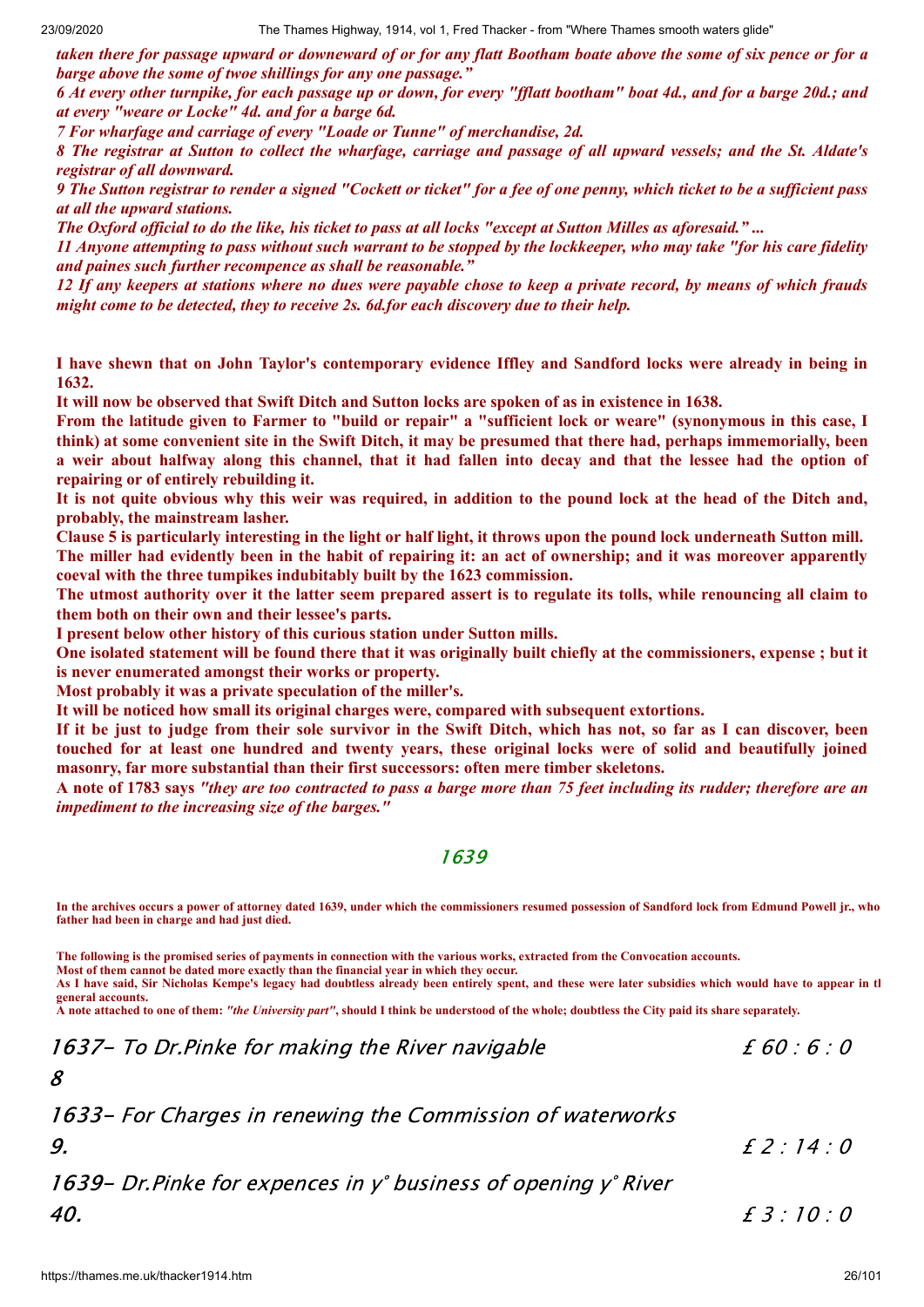***taken there for passage upward or downeward of or for any flatt Bootham boate above the some of six pence or for a barge above the some of twoe shillings for any one passage."***

***6 At every other turnpike, for each passage up or down, for every "fflatt bootham" boat 4d., and for a barge 20d.; and at every "weare or Locke" 4d. and for a barge 6d.***

***7 For wharfage and carriage of every "Loade or Tunne" of merchandise, 2d.***

***8 The registrar at Sutton to collect the wharfage, carriage and passage of all upward vessels; and the St. Aldate's registrar of all downward.***

***9 The Sutton registrar to render a signed "Cockett or ticket" for a fee of one penny, which ticket to be a sufficient pass at all the upward stations.***

***The Oxford official to do the like, his ticket to pass at all locks "except at Sutton Milles as aforesaid." ...***

***11 Anyone attempting to pass without such warrant to be stopped by the lockkeeper, who may take "for his care fidelity and paines such further recompence as shall be reasonable."***

***12 If any keepers at stations where no dues were payable chose to keep a private record, by means of which frauds might come to be detected, they to receive 2s. 6d.for each discovery due to their help.***

**I have shewn that on John Taylor's contemporary evidence Iffley and Sandford locks were already in being in 1632.**

**It will now be observed that Swift Ditch and Sutton locks are spoken of as in existence in 1638.**

**From the latitude given to Farmer to "build or repair" a "sufficient lock or weare" (synonymous in this case, I think) at some convenient site in the Swift Ditch, it may be presumed that there had, perhaps immemorially, been a weir about halfway along this channel, that it had fallen into decay and that the lessee had the option of repairing or of entirely rebuilding it.**

**It is not quite obvious why this weir was required, in addition to the pound lock at the head of the Ditch and, probably, the mainstream lasher.**

**Clause 5 is particularly interesting in the light or half light, it throws upon the pound lock underneath Sutton mill. The miller had evidently been in the habit of repairing it: an act of ownership; and it was moreover apparently coeval with the three tumpikes indubitably built by the 1623 commission.**

**The utmost authority over it the latter seem prepared assert is to regulate its tolls, while renouncing all claim to them both on their own and their lessee's parts.**

**I present below other history of this curious station under Sutton mills.**

**One isolated statement will be found there that it was originally built chiefly at the commissioners, expense ; but it is never enumerated amongst their works or property.**

**Most probably it was a private speculation of the miller's.**

**It will be noticed how small its original charges were, compared with subsequent extortions.**

**If it be just to judge from their sole survivor in the Swift Ditch, which has not, so far as I can discover, been touched for at least one hundred and twenty years, these original locks were of solid and beautifully joined masonry, far more substantial than their first successors: often mere timber skeletons.**

**A note of 1783 says *"they are too contracted to pass a barge more than 75 feet including its rudder; therefore are an impediment to the increasing size of the barges."***

## 1639

**In the archives occurs a power of attorney dated 1639, under which the commissioners resumed possession of Sandford lock from Edmund Powell jr., who father had been in charge and had just died.**

**The following is the promised series of payments in connection with the various works, extracted from the Convocation accounts.**
**Most of them cannot be dated more exactly than the financial year in which they occur.**
**As I have said, Sir Nicholas Kempe's legacy had doubtless already been entirely spent, and these were later subsidies which would have to appear in tl general accounts.**
**A note attached to one of them: *"the University part"*, should I think be understood of the whole; doubtless the City paid its share separately.**

| | |
|---|---|
| 1637- To Dr.Pinke for making the River navigable 8 | £ 60 : 6 : 0 |
| 1633- For Charges in renewing the Commission of waterworks 9. | £ 2 : 14 : 0 |
| 1639- Dr.Pinke for expences in y° business of opening y° River 40. | £ 3 : 10 : 0 |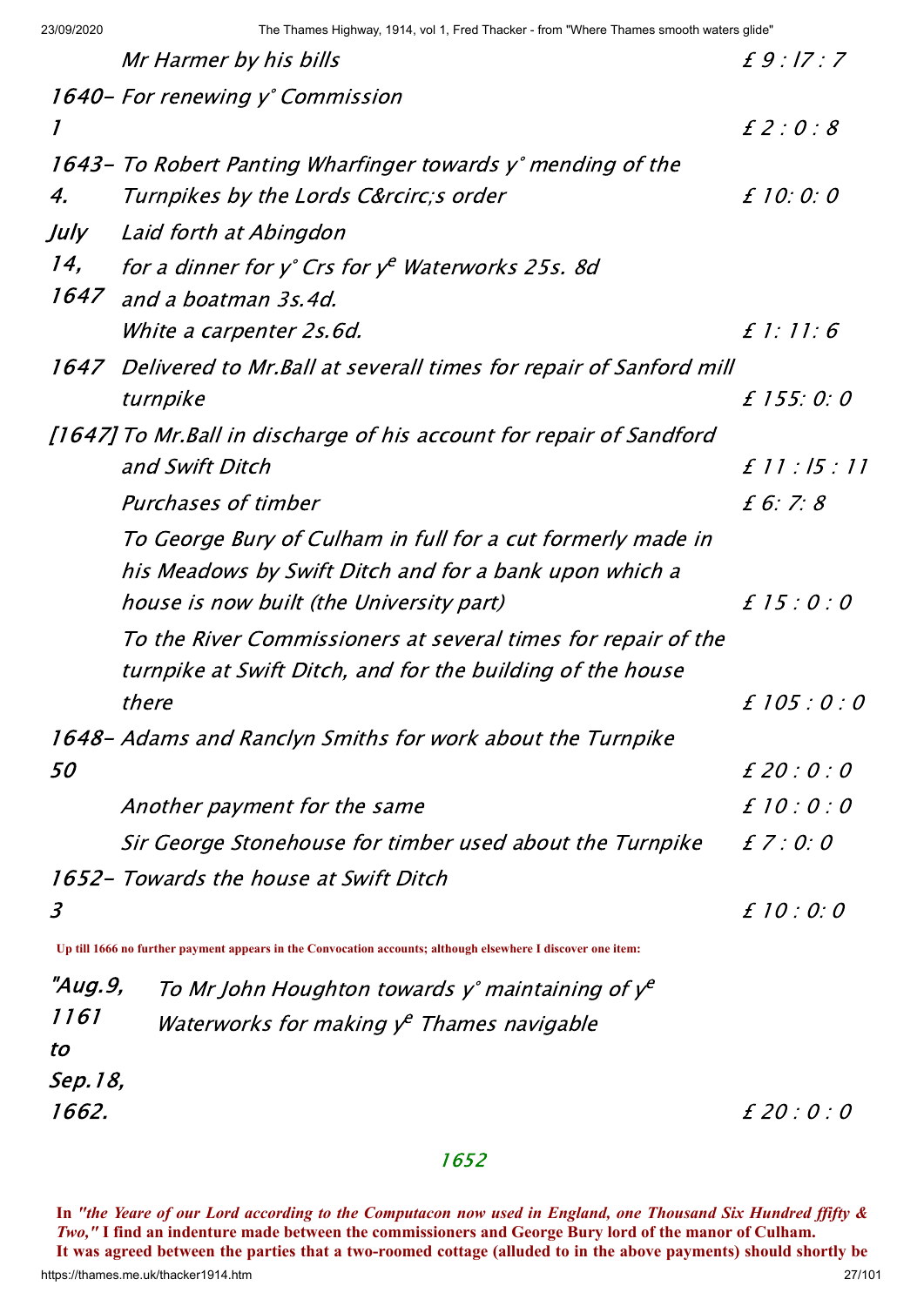| | | |
|---|---|---|
| | *Mr Harmer by his bills* | *£ 9 : l7 : 7* |
| *1640-1* | *For renewing y° Commission* | *£ 2 : 0 : 8* |
| *1643-4.* | *To Robert Panting Wharfinger towards y° mending of the Turnpikes by the Lords C&rcirc;s order* | *£ 10: 0: 0* |
| *July 14, 1647* | *Laid forth at Abingdon for a dinner for y° Crs for y$^{e}$ Waterworks 25s. 8d and a boatman 3s.4d. White a carpenter 2s.6d.* | *£ 1: 11: 6* |
| *1647* | *Delivered to Mr.Ball at severall times for repair of Sanford mill turnpike* | *£ 155: 0: 0* |
| *[1647]* | *To Mr.Ball in discharge of his account for repair of Sandford and Swift Ditch* | *£ 11 : l5 : 11* |
| | *Purchases of timber* | *£ 6: 7: 8* |
| | *To George Bury of Culham in full for a cut formerly made in his Meadows by Swift Ditch and for a bank upon which a house is now built (the University part)* | *£ 15 : 0 : 0* |
| | *To the River Commissioners at several times for repair of the turnpike at Swift Ditch, and for the building of the house there* | *£ 105 : 0 : 0* |
| *1648-50* | *Adams and Ranclyn Smiths for work about the Turnpike* | *£ 20 : 0 : 0* |
| | *Another payment for the same* | *£ 10 : 0 : 0* |
| | *Sir George Stonehouse for timber used about the Turnpike* | *£ 7 : 0: 0* |
| *1652-3* | *Towards the house at Swift Ditch* | *£ 10 : 0: 0* |

**Up till 1666 no further payment appears in the Convocation accounts; although elsewhere I discover one item:**

| | | |
|---|---|---|
| *"Aug.9, 1161 to Sep.18, 1662.* | *To Mr John Houghton towards y° maintaining of y$^{e}$ Waterworks for making y$^{e}$ Thames navigable* | *£ 20 : 0 : 0* |

## *1652*

**In** ***"the Yeare of our Lord according to the Computacon now used in England, one Thousand Six Hundred ffifty & Two,"*** **I find an indenture made between the commissioners and George Bury lord of the manor of Culham. It was agreed between the parties that a two-roomed cottage (alluded to in the above payments) should shortly be**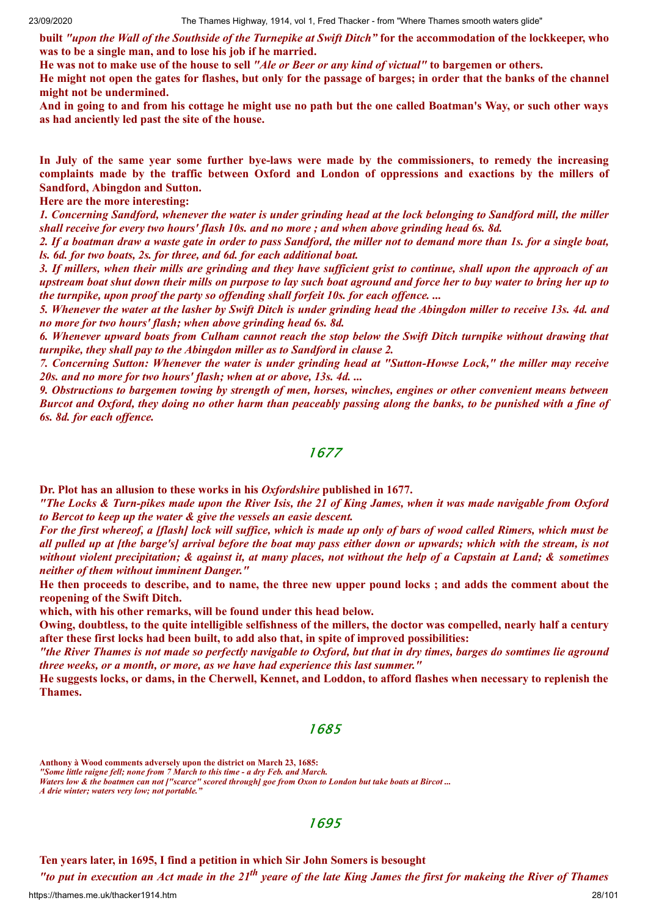**built *"upon the Wall of the Southside of the Turnepike at Swift Ditch"* for the accommodation of the lockkeeper, who was to be a single man, and to lose his job if he married.**

**He was not to make use of the house to sell *"Ale or Beer or any kind of victual"* to bargemen or others.**

**He might not open the gates for flashes, but only for the passage of barges; in order that the banks of the channel might not be undermined.**

**And in going to and from his cottage he might use no path but the one called Boatman's Way, or such other ways as had anciently led past the site of the house.**

**In July of the same year some further bye-laws were made by the commissioners, to remedy the increasing complaints made by the traffic between Oxford and London of oppressions and exactions by the millers of Sandford, Abingdon and Sutton.**

**Here are the more interesting:**

***1. Concerning Sandford, whenever the water is under grinding head at the lock belonging to Sandford mill, the miller shall receive for every two hours' flash 10s. and no more ; and when above grinding head 6s. 8d.***

***2. If a boatman draw a waste gate in order to pass Sandford, the miller not to demand more than 1s. for a single boat, ls. 6d. for two boats, 2s. for three, and 6d. for each additional boat.***

***3. If millers, when their mills are grinding and they have sufficient grist to continue, shall upon the approach of an upstream boat shut down their mills on purpose to lay such boat aground and force her to buy water to bring her up to the turnpike, upon proof the party so offending shall forfeit 10s. for each offence. ...***

***5. Whenever the water at the lasher by Swift Ditch is under grinding head the Abingdon miller to receive 13s. 4d. and no more for two hours' flash; when above grinding head 6s. 8d.***

***6. Whenever upward boats from Culham cannot reach the stop below the Swift Ditch turnpike without drawing that turnpike, they shall pay to the Abingdon miller as to Sandford in clause 2.***

***7. Concerning Sutton: Whenever the water is under grinding head at "Sutton-Howse Lock," the miller may receive 20s. and no more for two hours' flash; when at or above, 13s. 4d. ...***

***9. Obstructions to bargemen towing by strength of men, horses, winches, engines or other convenient means between Burcot and Oxford, they doing no other harm than peaceably passing along the banks, to be punished with a fine of 6s. 8d. for each offence.***

## *1677*

**Dr. Plot has an allusion to these works in his *Oxfordshire* published in 1677.**

***"The Locks & Turn-pikes made upon the River Isis, the 21 of King James, when it was made navigable from Oxford to Bercot to keep up the water & give the vessels an easie descent.***

***For the first whereof, a [flash] lock will suffice, which is made up only of bars of wood called Rimers, which must be all pulled up at [the barge's] arrival before the boat may pass either down or upwards; which with the stream, is not without violent precipitation; & against it, at many places, not without the help of a Capstain at Land; & sometimes neither of them without imminent Danger."***

**He then proceeds to describe, and to name, the three new upper pound locks ; and adds the comment about the reopening of the Swift Ditch.**

**which, with his other remarks, will be found under this head below.**

**Owing, doubtless, to the quite intelligible selfishness of the millers, the doctor was compelled, nearly half a century after these first locks had been built, to add also that, in spite of improved possibilities:**

***"the River Thames is not made so perfectly navigable to Oxford, but that in dry times, barges do somtimes lie aground three weeks, or a month, or more, as we have had experience this last summer."***

**He suggests locks, or dams, in the Cherwell, Kennet, and Loddon, to afford flashes when necessary to replenish the Thames.**

## *1685*

**Anthony à Wood comments adversely upon the district on March 23, 1685:**

***"Some little raigne fell; none from 7 March to this time - a dry Feb. and March.***

***Waters low & the boatmen can not ["scarce" scored through] goe from Oxon to London but take boats at Bircot ...***

***A drie winter; waters very low; not portable."***

## *1695*

**Ten years later, in 1695, I find a petition in which Sir John Somers is besought**

***"to put in execution an Act made in the 21th yeare of the late King James the first for makeing the River of Thames***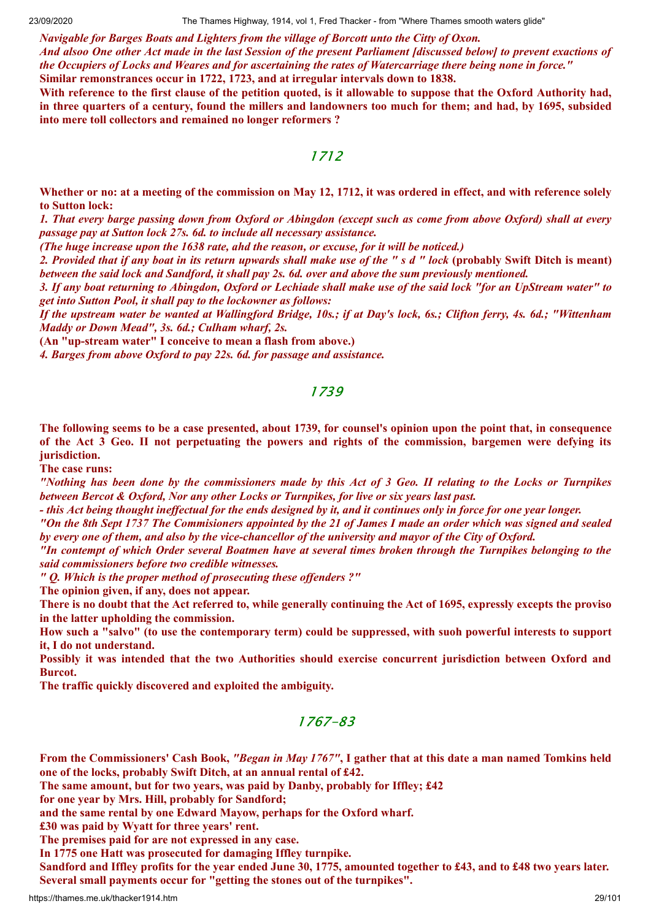*Navigable for Barges Boats and Lighters from the village of Borcott unto the City of Oxon.*

*And alsoo One other Act made in the last Session of the present Parliament [discussed below] to prevent exactions of the Occupiers of Locks and Weares and for ascertaining the rates of Watercarriage there being none in force."*

**Similar remonstrances occur in 1722, 1723, and at irregular intervals down to 1838.**

**With reference to the first clause of the petition quoted, is it allowable to suppose that the Oxford Authority had, in three quarters of a century, found the millers and landowners too much for them; and had, by 1695, subsided into mere toll collectors and remained no longer reformers ?**

## 1712

**Whether or no: at a meeting of the commission on May 12, 1712, it was ordered in effect, and with reference solely to Sutton lock:**

*1. That every barge passing down from Oxford or Abingdon (except such as come from above Oxford) shall at every passage pay at Sutton lock 27s. 6d. to include all necessary assistance.*

*(The huge increase upon the 1638 rate, ahd the reason, or excuse, for it will be noticed.)*

*2. Provided that if any boat in its return upwards shall make use of the " s d " lock* **(probably Swift Ditch is meant)** *between the said lock and Sandford, it shall pay 2s. 6d. over and above the sum previously mentioned.*

*3. If any boat returning to Abingdon, Oxford or Lechiade shall make use of the said lock "for an UpStream water" to get into Sutton Pool, it shall pay to the lockowner as follows:*

*If the upstream water be wanted at Wallingford Bridge, 10s.; if at Day's lock, 6s.; Clifton ferry, 4s. 6d.; "Wittenham Maddy or Down Mead", 3s. 6d.; Culham wharf, 2s.*

**(An "up-stream water" I conceive to mean a flash from above.)**

*4. Barges from above Oxford to pay 22s. 6d. for passage and assistance.*

## 1739

**The following seems to be a case presented, about 1739, for counsel's opinion upon the point that, in consequence of the Act 3 Geo. II not perpetuating the powers and rights of the commission, bargemen were defying its jurisdiction.**

**The case runs:**

*"Nothing has been done by the commissioners made by this Act of 3 Geo. II relating to the Locks or Turnpikes between Bercot & Oxford, Nor any other Locks or Turnpikes, for live or six years last past.*

*- this Act being thought ineffectual for the ends designed by it, and it continues only in force for one year longer.*

*"On the 8th Sept 1737 The Commisioners appointed by the 21 of James I made an order which was signed and sealed by every one of them, and also by the vice-chancellor of the university and mayor of the City of Oxford.*

*"In contempt of which Order several Boatmen have at several times broken through the Turnpikes belonging to the said commissioners before two credible witnesses.*

*" Q. Which is the proper method of prosecuting these offenders ?"*

**The opinion given, if any, does not appear.**

**There is no doubt that the Act referred to, while generally continuing the Act of 1695, expressly excepts the proviso in the latter upholding the commission.**

**How such a "salvo" (to use the contemporary term) could be suppressed, with suoh powerful interests to support it, I do not understand.**

**Possibly it was intended that the two Authorities should exercise concurrent jurisdiction between Oxford and Burcot.**

**The traffic quickly discovered and exploited the ambiguity.**

## 1767-83

**From the Commissioners' Cash Book,** ***"Began in May 1767"*****, I gather that at this date a man named Tomkins held one of the locks, probably Swift Ditch, at an annual rental of £42.**

**The same amount, but for two years, was paid by Danby, probably for Iffley; £42**

**for one year by Mrs. Hill, probably for Sandford;**

**and the same rental by one Edward Mayow, perhaps for the Oxford wharf.**

**£30 was paid by Wyatt for three years' rent.**

**The premises paid for are not expressed in any case.**

**In 1775 one Hatt was prosecuted for damaging Iffley turnpike.**

**Sandford and Iffley profits for the year ended June 30, 1775, amounted together to £43, and to £48 two years later.**

**Several small payments occur for "getting the stones out of the turnpikes".**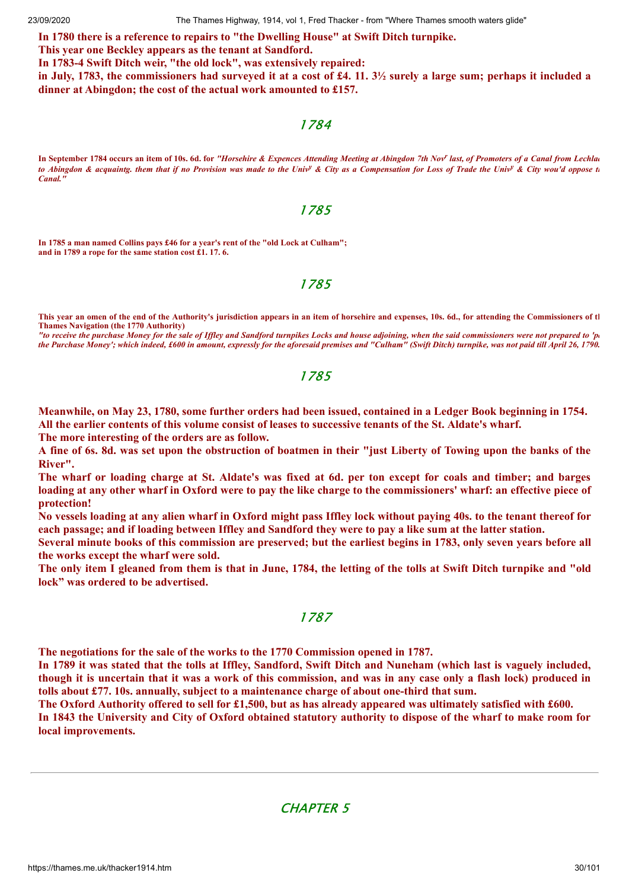**In 1780 there is a reference to repairs to "the Dwelling House" at Swift Ditch turnpike.**
**This year one Beckley appears as the tenant at Sandford.**
**In 1783-4 Swift Ditch weir, "the old lock", was extensively repaired:**
**in July, 1783, the commissioners had surveyed it at a cost of £4. 11. 3½ surely a large sum; perhaps it included a dinner at Abingdon; the cost of the actual work amounted to £157.**

## *1784*

**In September 1784 occurs an item of 10s. 6d. for *"Horsehire & Expences Attending Meeting at Abingdon 7th Nov^r last, of Promoters of a Canal from Lechlade to Abingdon & acquaintg. them that if no Provision was made to the Univ^y & City as a Compensation for Loss of Trade the Univ^y & City wou'd oppose the Canal."***

## *1785*

**In 1785 a man named Collins pays £46 for a year's rent of the "old Lock at Culham";**
**and in 1789 a rope for the same station cost £1. 17. 6.**

## *1785*

**This year an omen of the end of the Authority's jurisdiction appears in an item of horsehire and expenses, 10s. 6d., for attending the Commissioners of the Thames Navigation (the 1770 Authority)**
***"to receive the purchase Money for the sale of Iffley and Sandford turnpikes Locks and house adjoining, when the said commissioners were not prepared to 'pay the Purchase Money'; which indeed, £600 in amount, expressly for the aforesaid premises and "Culham" (Swift Ditch) turnpike, was not paid till April 26, 1790.***

## *1785*

**Meanwhile, on May 23, 1780, some further orders had been issued, contained in a Ledger Book beginning in 1754. All the earlier contents of this volume consist of leases to successive tenants of the St. Aldate's wharf.**
**The more interesting of the orders are as follow.**
**A fine of 6s. 8d. was set upon the obstruction of boatmen in their "just Liberty of Towing upon the banks of the River".**
**The wharf or loading charge at St. Aldate's was fixed at 6d. per ton except for coals and timber; and barges loading at any other wharf in Oxford were to pay the like charge to the commissioners' wharf: an effective piece of protection!**
**No vessels loading at any alien wharf in Oxford might pass Iffley lock without paying 40s. to the tenant thereof for each passage; and if loading between Iffley and Sandford they were to pay a like sum at the latter station.**
**Several minute books of this commission are preserved; but the earliest begins in 1783, only seven years before all the works except the wharf were sold.**
**The only item I gleaned from them is that in June, 1784, the letting of the tolls at Swift Ditch turnpike and "old lock" was ordered to be advertised.**

## *1787*

**The negotiations for the sale of the works to the 1770 Commission opened in 1787.**
**In 1789 it was stated that the tolls at Iffley, Sandford, Swift Ditch and Nuneham (which last is vaguely included, though it is uncertain that it was a work of this commission, and was in any case only a flash lock) produced in tolls about £77. 10s. annually, subject to a maintenance charge of about one-third that sum.**
**The Oxford Authority offered to sell for £1,500, but as has already appeared was ultimately satisfied with £600.**
**In 1843 the University and City of Oxford obtained statutory authority to dispose of the wharf to make room for local improvements.**

---

## *CHAPTER 5*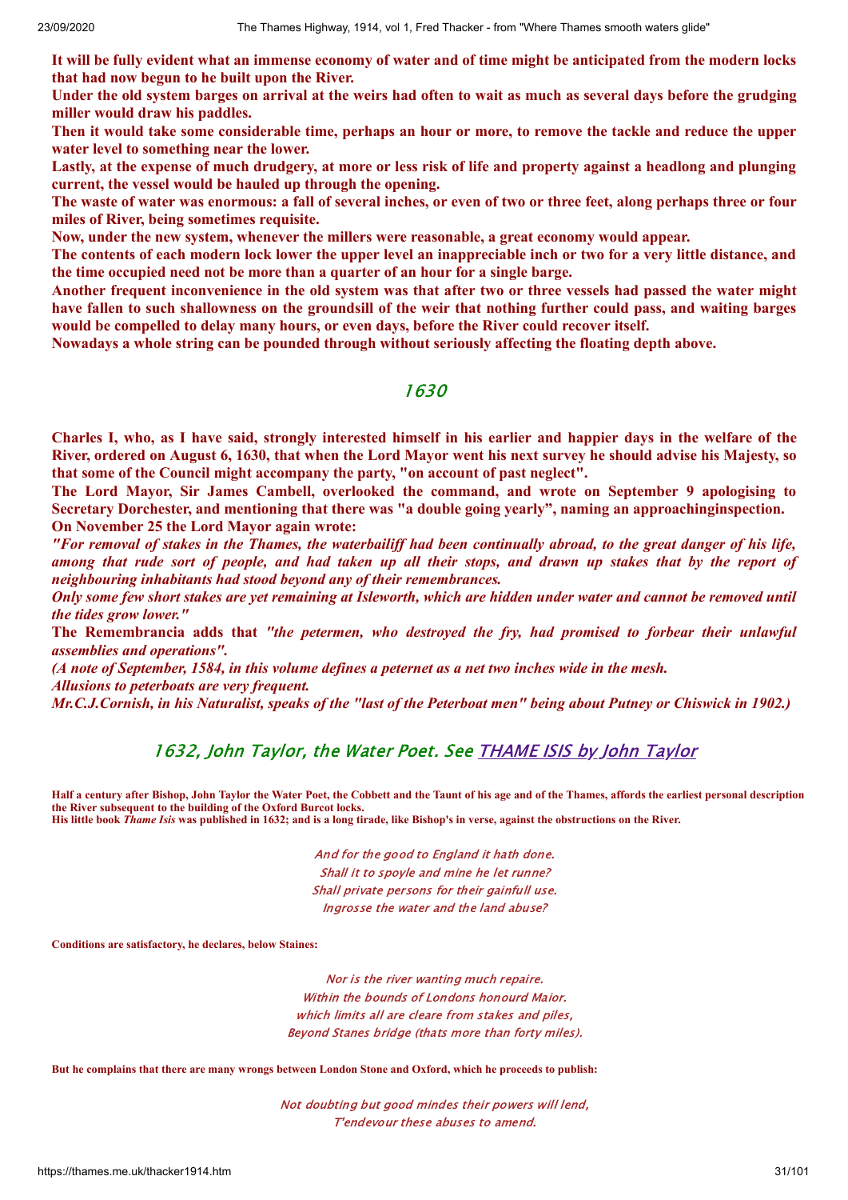**It will be fully evident what an immense economy of water and of time might be anticipated from the modern locks that had now begun to he built upon the River.**

**Under the old system barges on arrival at the weirs had often to wait as much as several days before the grudging miller would draw his paddles.**

**Then it would take some considerable time, perhaps an hour or more, to remove the tackle and reduce the upper water level to something near the lower.**

**Lastly, at the expense of much drudgery, at more or less risk of life and property against a headlong and plunging current, the vessel would be hauled up through the opening.**

**The waste of water was enormous: a fall of several inches, or even of two or three feet, along perhaps three or four miles of River, being sometimes requisite.**

**Now, under the new system, whenever the millers were reasonable, a great economy would appear.**

**The contents of each modern lock lower the upper level an inappreciable inch or two for a very little distance, and the time occupied need not be more than a quarter of an hour for a single barge.**

**Another frequent inconvenience in the old system was that after two or three vessels had passed the water might have fallen to such shallowness on the groundsill of the weir that nothing further could pass, and waiting barges would be compelled to delay many hours, or even days, before the River could recover itself.**

**Nowadays a whole string can be pounded through without seriously affecting the floating depth above.**

## 1630

**Charles I, who, as I have said, strongly interested himself in his earlier and happier days in the welfare of the River, ordered on August 6, 1630, that when the Lord Mayor went his next survey he should advise his Majesty, so that some of the Council might accompany the party, "on account of past neglect".**

**The Lord Mayor, Sir James Cambell, overlooked the command, and wrote on September 9 apologising to Secretary Dorchester, and mentioning that there was "a double going yearly", naming an approachinginspection.**

**On November 25 the Lord Mayor again wrote:**

***"For removal of stakes in the Thames, the waterbailiff had been continually abroad, to the great danger of his life, among that rude sort of people, and had taken up all their stops, and drawn up stakes that by the report of neighbouring inhabitants had stood beyond any of their remembrances.***

***Only some few short stakes are yet remaining at Isleworth, which are hidden under water and cannot be removed until the tides grow lower."***

**The Remembrancia adds that *"the petermen, who destroyed the fry, had promised to forbear their unlawful assemblies and operations".***

***(A note of September, 1584, in this volume defines a peternet as a net two inches wide in the mesh.***

***Allusions to peterboats are very frequent.***

***Mr.C.J.Cornish, in his Naturalist, speaks of the "last of the Peterboat men" being about Putney or Chiswick in 1902.)***

## 1632, John Taylor, the Water Poet. See THAME ISIS by John Taylor

**Half a century after Bishop, John Taylor the Water Poet, the Cobbett and the Taunt of his age and of the Thames, affords the earliest personal description the River subsequent to the building of the Oxford Burcot locks.**

**His little book *Thame Isis* was published in 1632; and is a long tirade, like Bishop's in verse, against the obstructions on the River.**

*And for the good to England it hath done.*
*Shall it to spoyle and mine he let runne?*
*Shall private persons for their gainfull use.*
*Ingrosse the water and the land abuse?*

**Conditions are satisfactory, he declares, below Staines:**

*Nor is the river wanting much repaire.*
*Within the bounds of Londons honourd Maior.*
*which limits all are cleare from stakes and piles,*
*Beyond Stanes bridge (thats more than forty miles).*

**But he complains that there are many wrongs between London Stone and Oxford, which he proceeds to publish:**

*Not doubting but good mindes their powers will lend,*
*T'endevour these abuses to amend.*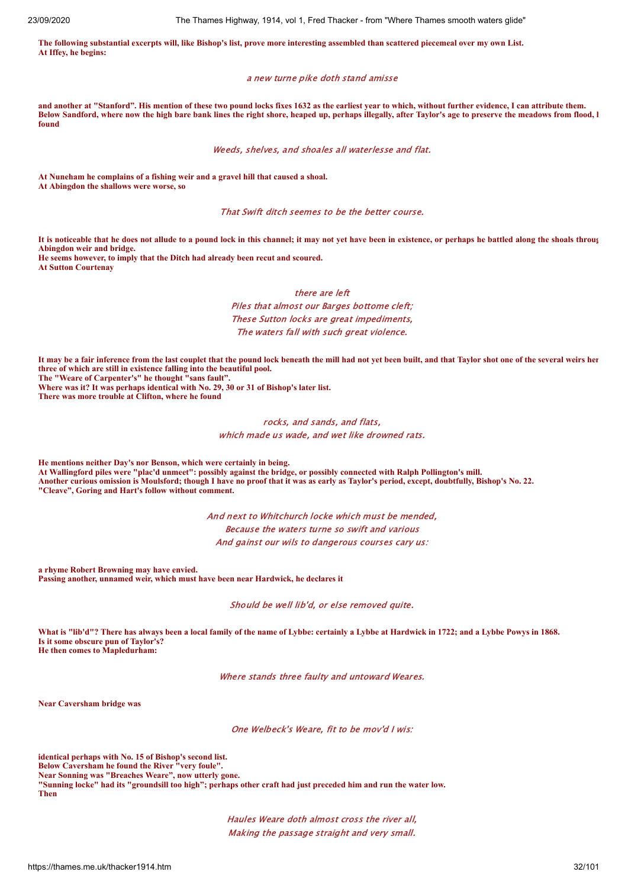**The following substantial excerpts will, like Bishop's list, prove more interesting assembled than scattered piecemeal over my own List.**
**At Iffey, he begins:**

*a new turne pike doth stand amisse*

**and another at "Stanford". His mention of these two pound locks fixes 1632 as the earliest year to which, without further evidence, I can attribute them.**
**Below Sandford, where now the high bare bank lines the right shore, heaped up, perhaps illegally, after Taylor's age to preserve the meadows from flood, l found**

*Weeds, shelves, and shoales all waterlesse and flat.*

**At Nuneham he complains of a fishing weir and a gravel hill that caused a shoal.**
**At Abingdon the shallows were worse, so**

*That Swift ditch seemes to be the better course.*

**It is noticeable that he does not allude to a pound lock in this channel; it may not yet have been in existence, or perhaps he battled along the shoals throug Abingdon weir and bridge.**
**He seems however, to imply that the Ditch had already been recut and scoured.**
**At Sutton Courtenay**

*there are left*
*Piles that almost our Barges bottome cleft;*
*These Sutton locks are great impediments,*
*The waters fall with such great violence.*

**It may be a fair inference from the last couplet that the pound lock beneath the mill had not yet been built, and that Taylor shot one of the several weirs her three of which are still in existence falling into the beautiful pool.**
**The "Weare of Carpenter's" he thought "sans fault".**
**Where was it? It was perhaps identical with No. 29, 30 or 31 of Bishop's later list.**
**There was more trouble at Clifton, where he found**

*rocks, and sands, and flats,*
*which made us wade, and wet like drowned rats.*

**He mentions neither Day's nor Benson, which were certainly in being.**
**At Wallingford piles were "plac'd unmeet": possibly against the bridge, or possibly connected with Ralph Pollington's mill.**
**Another curious omission is Moulsford; though I have no proof that it was as early as Taylor's period, except, doubtfully, Bishop's No. 22.**
**"Cleeve", Goring and Hart's follow without comment.**

*And next to Whitchurch locke which must be mended,*
*Because the waters turne so swift and various*
*And gainst our wils to dangerous courses cary us:*

**a rhyme Robert Browning may have envied.**
**Passing another, unnamed weir, which must have been near Hardwick, he declares it**

*Should be well lib'd, or else removed quite.*

**What is "lib'd"? There has always been a local family of the name of Lybbe: certainly a Lybbe at Hardwick in 1722; and a Lybbe Powys in 1868.**
**Is it some obscure pun of Taylor's?**
**He then comes to Mapledurham:**

*Where stands three faulty and untoward Weares.*

**Near Caversham bridge was**

*One Welbeck's Weare, fit to be mov'd I wis:*

**identical perhaps with No. 15 of Bishop's second list.**
**Below Caversham he found the River "very foule".**
**Near Sonning was "Breaches Weare", now utterly gone.**
**"Sunning locke" had its "groundsill too high"; perhaps other craft had just preceded him and run the water low.**
**Then**

*Haules Weare doth almost cross the river all,*
*Making the passage straight and very small.*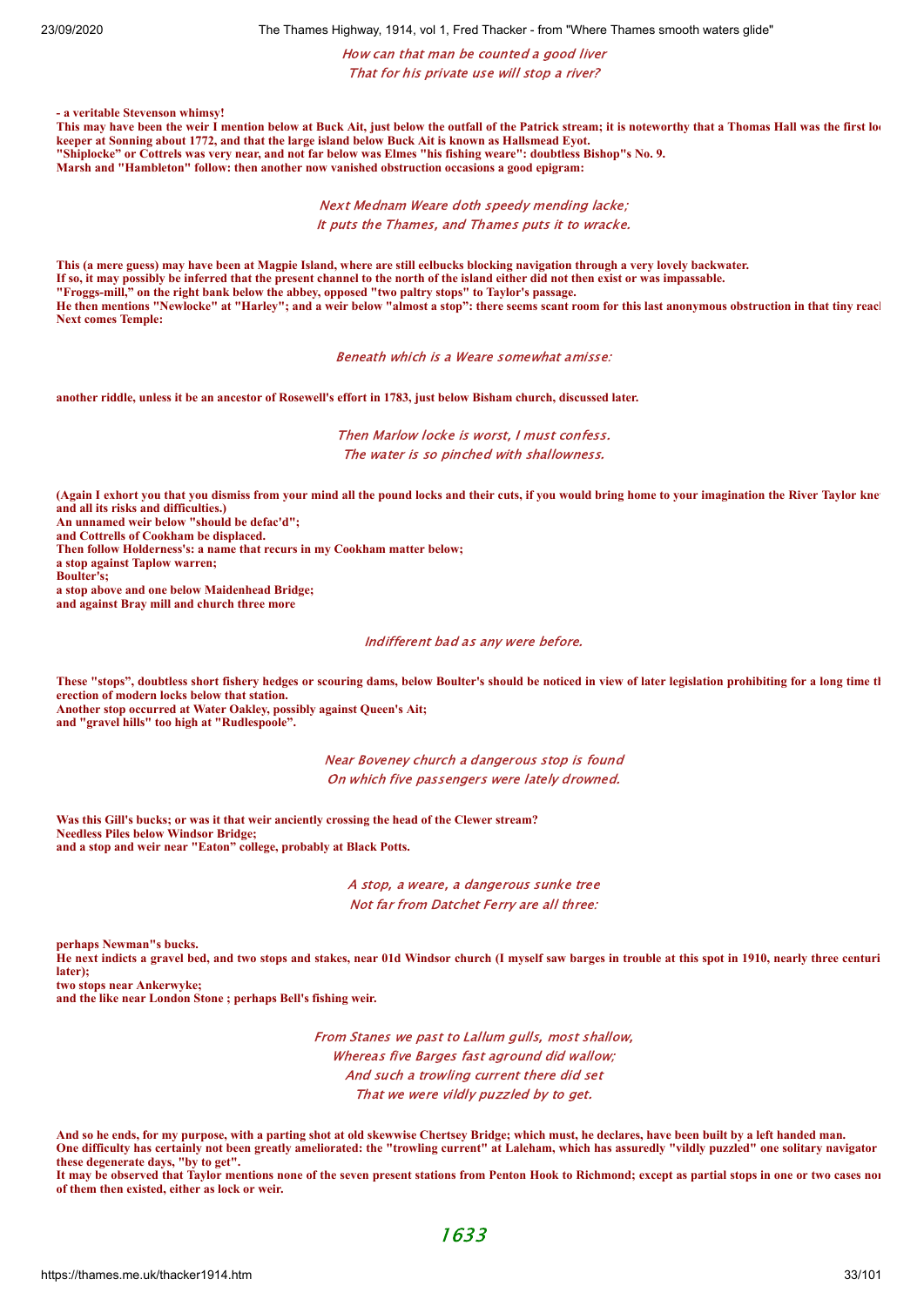*How can that man be counted a good liver*
*That for his private use will stop a river?*

**- a veritable Stevenson whimsy!**
**This may have been the weir I mention below at Buck Ait, just below the outfall of the Patrick stream; it is noteworthy that a Thomas Hall was the first lock keeper at Sonning about 1772, and that the large island below Buck Ait is known as Hallsmead Eyot.**
**"Shiplocke" or Cottrels was very near, and not far below was Elmes "his fishing weare": doubtless Bishop"s No. 9.**
**Marsh and "Hambleton" follow: then another now vanished obstruction occasions a good epigram:**

*Next Mednam Weare doth speedy mending lacke;*
*It puts the Thames, and Thames puts it to wracke.*

**This (a mere guess) may have been at Magpie Island, where are still eelbucks blocking navigation through a very lovely backwater.**
**If so, it may possibly be inferred that the present channel to the north of the island either did not then exist or was impassable.**
**"Froggs-mill," on the right bank below the abbey, opposed "two paltry stops" to Taylor's passage.**
**He then mentions "Newlocke" at "Harley"; and a weir below "almost a stop": there seems scant room for this last anonymous obstruction in that tiny reach.**
**Next comes Temple:**

*Beneath which is a Weare somewhat amisse:*

**another riddle, unless it be an ancestor of Rosewell's effort in 1783, just below Bisham church, discussed later.**

*Then Marlow locke is worst, I must confess.*
*The water is so pinched with shallowness.*

**(Again I exhort you that you dismiss from your mind all the pound locks and their cuts, if you would bring home to your imagination the River Taylor knew and all its risks and difficulties.)**
**An unnamed weir below "should be defac'd";**
**and Cottrells of Cookham be displaced.**
**Then follow Holderness's: a name that recurs in my Cookham matter below;**
**a stop against Taplow warren;**
**Boulter's;**
**a stop above and one below Maidenhead Bridge;**
**and against Bray mill and church three more**

*Indifferent bad as any were before.*

**These "stops", doubtless short fishery hedges or scouring dams, below Boulter's should be noticed in view of later legislation prohibiting for a long time the erection of modern locks below that station.**
**Another stop occurred at Water Oakley, possibly against Queen's Ait;**
**and "gravel hills" too high at "Rudlespoole".**

*Near Boveney church a dangerous stop is found*
*On which five passengers were lately drowned.*

**Was this Gill's bucks; or was it that weir anciently crossing the head of the Clewer stream?**
**Needless Piles below Windsor Bridge;**
**and a stop and weir near "Eaton" college, probably at Black Potts.**

*A stop, a weare, a dangerous sunke tree*
*Not far from Datchet Ferry are all three:*

**perhaps Newman"s bucks.**
**He next indicts a gravel bed, and two stops and stakes, near 01d Windsor church (I myself saw barges in trouble at this spot in 1910, nearly three centuries later);**
**two stops near Ankerwyke;**
**and the like near London Stone ; perhaps Bell's fishing weir.**

*From Stanes we past to Lallum gulls, most shallow,*
*Whereas five Barges fast aground did wallow;*
*And such a trowling current there did set*
*That we were vildly puzzled by to get.*

**And so he ends, for my purpose, with a parting shot at old skewwise Chertsey Bridge; which must, he declares, have been built by a left handed man.**
**One difficulty has certainly not been greatly ameliorated: the "trowling current" at Laleham, which has assuredly "vildly puzzled" one solitary navigator in these degenerate days, "by to get".**
**It may be observed that Taylor mentions none of the seven present stations from Penton Hook to Richmond; except as partial stops in one or two cases none of them then existed, either as lock or weir.**

## 1633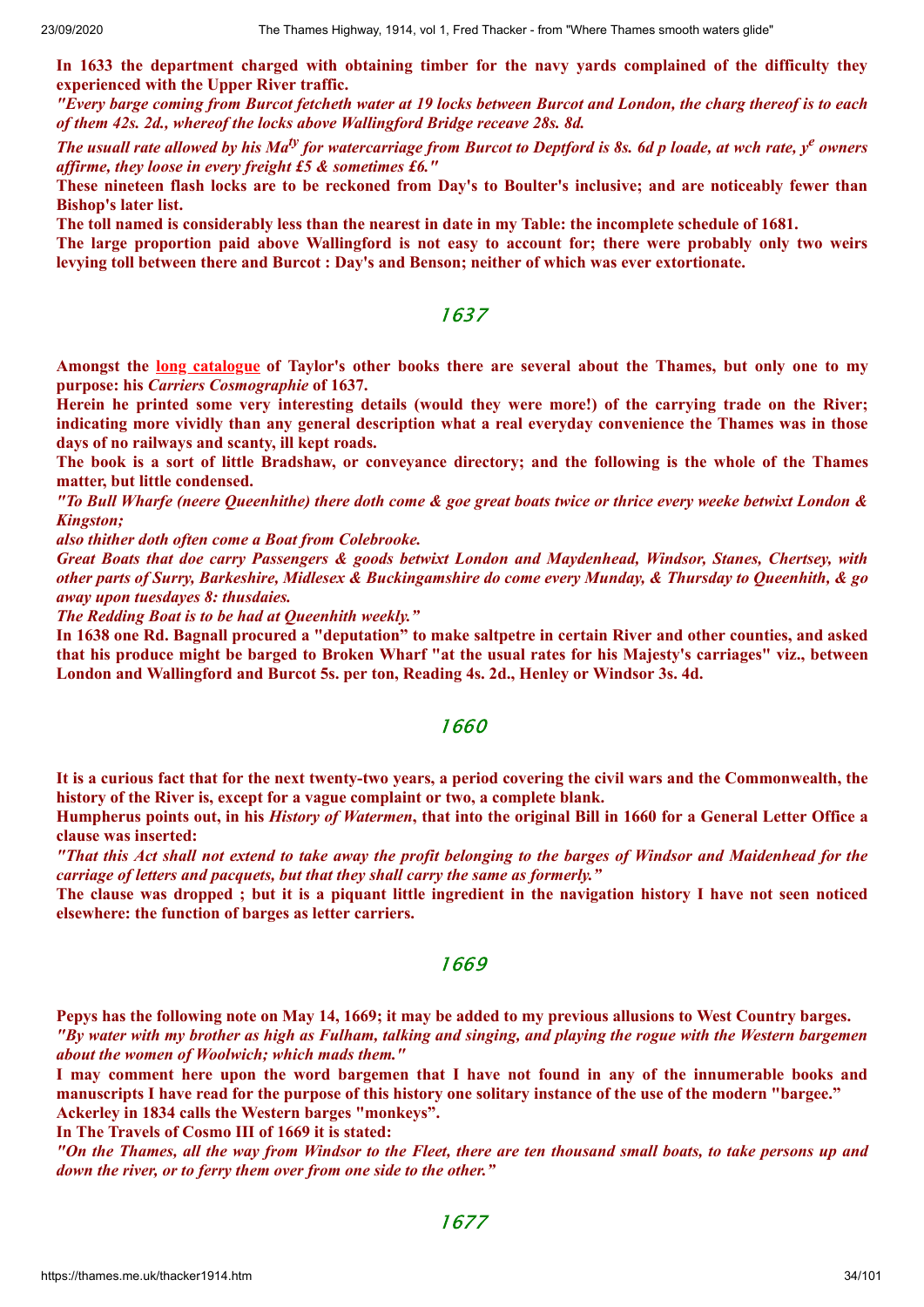**In 1633 the department charged with obtaining timber for the navy yards complained of the difficulty they experienced with the Upper River traffic.**

***"Every barge coming from Burcot fetcheth water at 19 locks between Burcot and London, the charg thereof is to each of them 42s. 2d., whereof the locks above Wallingford Bridge receave 28s. 8d.***

***The usuall rate allowed by his Ma[ty] for watercarriage from Burcot to Deptford is 8s. 6d p loade, at wch rate, y[e] owners affirme, they loose in every freight £5 & sometimes £6."***

**These nineteen flash locks are to be reckoned from Day's to Boulter's inclusive; and are noticeably fewer than Bishop's later list.**

**The toll named is considerably less than the nearest in date in my Table: the incomplete schedule of 1681.**

**The large proportion paid above Wallingford is not easy to account for; there were probably only two weirs levying toll between there and Burcot : Day's and Benson; neither of which was ever extortionate.**

## 1637

**Amongst the long catalogue of Taylor's other books there are several about the Thames, but only one to my purpose: his *Carriers Cosmographie* of 1637.**

**Herein he printed some very interesting details (would they were more!) of the carrying trade on the River; indicating more vividly than any general description what a real everyday convenience the Thames was in those days of no railways and scanty, ill kept roads.**

**The book is a sort of little Bradshaw, or conveyance directory; and the following is the whole of the Thames matter, but little condensed.**

***"To Bull Wharfe (neere Queenhithe) there doth come & goe great boats twice or thrice every weeke betwixt London & Kingston;***

***also thither doth often come a Boat from Colebrooke.***

***Great Boats that doe carry Passengers & goods betwixt London and Maydenhead, Windsor, Stanes, Chertsey, with other parts of Surry, Barkeshire, Midlesex & Buckingamshire do come every Munday, & Thursday to Queenhith, & go away upon tuesdayes 8: thusdaies.***

***The Redding Boat is to be had at Queenhith weekly."***

**In 1638 one Rd. Bagnall procured a "deputation" to make saltpetre in certain River and other counties, and asked that his produce might be barged to Broken Wharf "at the usual rates for his Majesty's carriages" viz., between London and Wallingford and Burcot 5s. per ton, Reading 4s. 2d., Henley or Windsor 3s. 4d.**

## 1660

**It is a curious fact that for the next twenty-two years, a period covering the civil wars and the Commonwealth, the history of the River is, except for a vague complaint or two, a complete blank.**

**Humpherus points out, in his *History of Watermen*, that into the original Bill in 1660 for a General Letter Office a clause was inserted:**

***"That this Act shall not extend to take away the profit belonging to the barges of Windsor and Maidenhead for the carriage of letters and pacquets, but that they shall carry the same as formerly."***

**The clause was dropped ; but it is a piquant little ingredient in the navigation history I have not seen noticed elsewhere: the function of barges as letter carriers.**

## 1669

**Pepys has the following note on May 14, 1669; it may be added to my previous allusions to West Country barges.**

***"By water with my brother as high as Fulham, talking and singing, and playing the rogue with the Western bargemen about the women of Woolwich; which mads them."***

**I may comment here upon the word bargemen that I have not found in any of the innumerable books and manuscripts I have read for the purpose of this history one solitary instance of the use of the modern "bargee." Ackerley in 1834 calls the Western barges "monkeys".**

**In The Travels of Cosmo III of 1669 it is stated:**

***"On the Thames, all the way from Windsor to the Fleet, there are ten thousand small boats, to take persons up and down the river, or to ferry them over from one side to the other."***

## 1677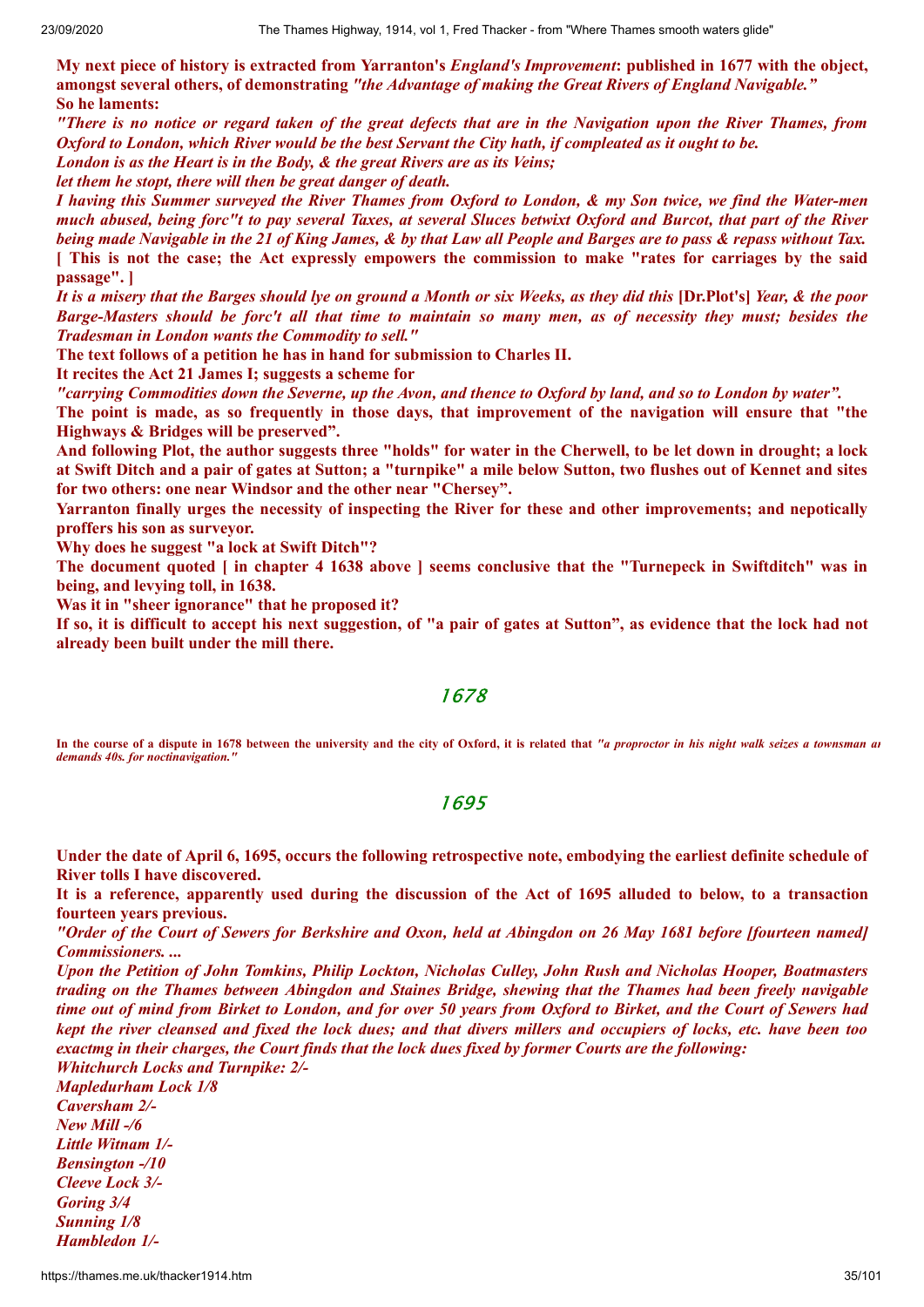**My next piece of history is extracted from Yarranton's *England's Improvement*: published in 1677 with the object, amongst several others, of demonstrating *"the Advantage of making the Great Rivers of England Navigable."***
**So he laments:**

***"There is no notice or regard taken of the great defects that are in the Navigation upon the River Thames, from Oxford to London, which River would be the best Servant the City hath, if compleated as it ought to be.***
***London is as the Heart is in the Body, & the great Rivers are as its Veins;***
***let them he stopt, there will then be great danger of death.***
***I having this Summer surveyed the River Thames from Oxford to London, & my Son twice, we find the Water-men much abused, being forc"t to pay several Taxes, at several Sluces betwixt Oxford and Burcot, that part of the River being made Navigable in the 21 of King James, & by that Law all People and Barges are to pass & repass without Tax.***
**[ This is not the case; the Act expressly empowers the commission to make "rates for carriages by the said passage". ]**
***It is a misery that the Barges should lye on ground a Month or six Weeks, as they did this* [Dr.Plot's] *Year, & the poor Barge-Masters should be forc't all that time to maintain so many men, as of necessity they must; besides the Tradesman in London wants the Commodity to sell."***

**The text follows of a petition he has in hand for submission to Charles II.**
**It recites the Act 21 James I; suggests a scheme for**
***"carrying Commodities down the Severne, up the Avon, and thence to Oxford by land, and so to London by water".***
**The point is made, as so frequently in those days, that improvement of the navigation will ensure that "the Highways & Bridges will be preserved".**
**And following Plot, the author suggests three "holds" for water in the Cherwell, to be let down in drought; a lock at Swift Ditch and a pair of gates at Sutton; a "turnpike" a mile below Sutton, two flushes out of Kennet and sites for two others: one near Windsor and the other near "Chersey".**
**Yarranton finally urges the necessity of inspecting the River for these and other improvements; and nepotically proffers his son as surveyor.**
**Why does he suggest "a lock at Swift Ditch"?**
**The document quoted [ in chapter 4 1638 above ] seems conclusive that the "Turnepeck in Swiftditch" was in being, and levying toll, in 1638.**
**Was it in "sheer ignorance" that he proposed it?**
**If so, it is difficult to accept his next suggestion, of "a pair of gates at Sutton", as evidence that the lock had not already been built under the mill there.**

## *1678*

**In the course of a dispute in 1678 between the university and the city of Oxford, it is related that *"a proproctor in his night walk seizes a townsman ar demands 40s. for noctinavigation."***

## *1695*

**Under the date of April 6, 1695, occurs the following retrospective note, embodying the earliest definite schedule of River tolls I have discovered.**
**It is a reference, apparently used during the discussion of the Act of 1695 alluded to below, to a transaction fourteen years previous.**
***"Order of the Court of Sewers for Berkshire and Oxon, held at Abingdon on 26 May 1681 before [fourteen named] Commissioners. ...***
***Upon the Petition of John Tomkins, Philip Lockton, Nicholas Culley, John Rush and Nicholas Hooper, Boatmasters trading on the Thames between Abingdon and Staines Bridge, shewing that the Thames had been freely navigable time out of mind from Birket to London, and for over 50 years from Oxford to Birket, and the Court of Sewers had kept the river cleansed and fixed the lock dues; and that divers millers and occupiers of locks, etc. have been too exactmg in their charges, the Court finds that the lock dues fixed by former Courts are the following:***
***Whitchurch Locks and Turnpike: 2/-***
***Mapledurham Lock 1/8***
***Caversham 2/-***
***New Mill -/6***
***Little Witnam 1/-***
***Bensington -/10***
***Cleeve Lock 3/-***
***Goring 3/4***
***Sunning 1/8***
***Hambledon 1/-***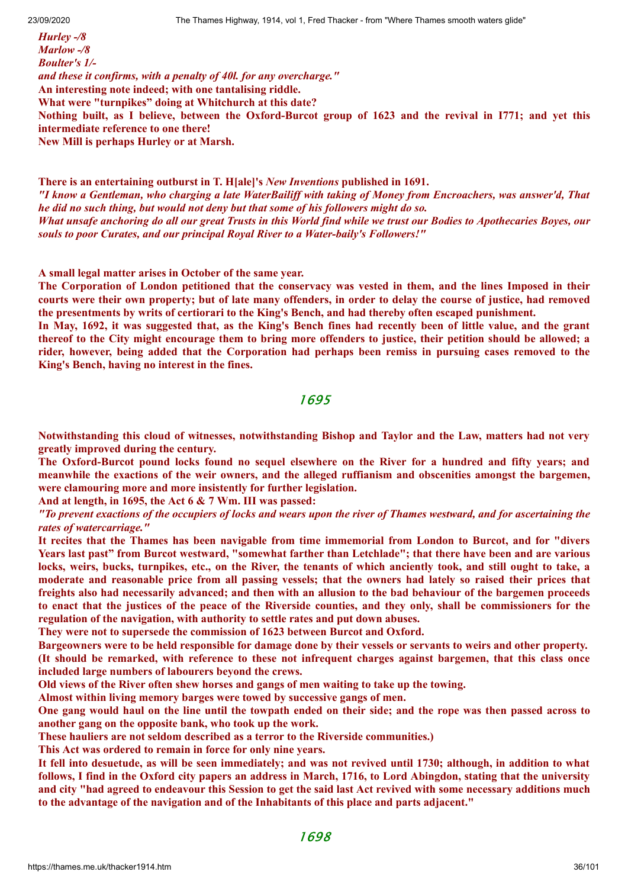***Hurley -/8***
***Marlow -/8***
***Boulter's 1/-***
***and these it confirms, with a penalty of 40l. for any overcharge."***

**An interesting note indeed; with one tantalising riddle.**
**What were "turnpikes" doing at Whitchurch at this date?**
**Nothing built, as I believe, between the Oxford-Burcot group of 1623 and the revival in I771; and yet this intermediate reference to one there!**
**New Mill is perhaps Hurley or at Marsh.**

**There is an entertaining outburst in T. H[ale]'s *New Inventions* published in 1691.**
***"I know a Gentleman, who charging a late WaterBailiff with taking of Money from Encroachers, was answer'd, That he did no such thing, but would not deny but that some of his followers might do so.***
***What unsafe anchoring do all our great Trusts in this World find while we trust our Bodies to Apothecaries Boyes, our souls to poor Curates, and our principal Royal River to a Water-baily's Followers!"***

**A small legal matter arises in October of the same year.**
**The Corporation of London petitioned that the conservacy was vested in them, and the lines Imposed in their courts were their own property; but of late many offenders, in order to delay the course of justice, had removed the presentments by writs of certiorari to the King's Bench, and had thereby often escaped punishment.**
**In May, 1692, it was suggested that, as the King's Bench fines had recently been of little value, and the grant thereof to the City might encourage them to bring more offenders to justice, their petition should be allowed; a rider, however, being added that the Corporation had perhaps been remiss in pursuing cases removed to the King's Bench, having no interest in the fines.**

## 1695

**Notwithstanding this cloud of witnesses, notwithstanding Bishop and Taylor and the Law, matters had not very greatly improved during the century.**
**The Oxford-Burcot pound locks found no sequel elsewhere on the River for a hundred and fifty years; and meanwhile the exactions of the weir owners, and the alleged ruffianism and obscenities amongst the bargemen, were clamouring more and more insistently for further legislation.**
**And at length, in 1695, the Act 6 & 7 Wm. III was passed:**
***"To prevent exactions of the occupiers of locks and wears upon the river of Thames westward, and for ascertaining the rates of watercarriage."***
**It recites that the Thames has been navigable from time immemorial from London to Burcot, and for "divers Years last past" from Burcot westward, "somewhat farther than Letchlade"; that there have been and are various locks, weirs, bucks, turnpikes, etc., on the River, the tenants of which anciently took, and still ought to take, a moderate and reasonable price from all passing vessels; that the owners had lately so raised their prices that freights also had necessarily advanced; and then with an allusion to the bad behaviour of the bargemen proceeds to enact that the justices of the peace of the Riverside counties, and they only, shall be commissioners for the regulation of the navigation, with authority to settle rates and put down abuses.**
**They were not to supersede the commission of 1623 between Burcot and Oxford.**
**Bargeowners were to be held responsible for damage done by their vessels or servants to weirs and other property.**
**(It should be remarked, with reference to these not infrequent charges against bargemen, that this class once included large numbers of labourers beyond the crews.**
**Old views of the River often shew horses and gangs of men waiting to take up the towing.**
**Almost within living memory barges were towed by successive gangs of men.**
**One gang would haul on the line until the towpath ended on their side; and the rope was then passed across to another gang on the opposite bank, who took up the work.**
**These hauliers are not seldom described as a terror to the Riverside communities.)**
**This Act was ordered to remain in force for only nine years.**
**It fell into desuetude, as will be seen immediately; and was not revived until 1730; although, in addition to what follows, I find in the Oxford city papers an address in March, 1716, to Lord Abingdon, stating that the university and city "had agreed to endeavour this Session to get the said last Act revived with some necessary additions much to the advantage of the navigation and of the Inhabitants of this place and parts adjacent."**

## 1698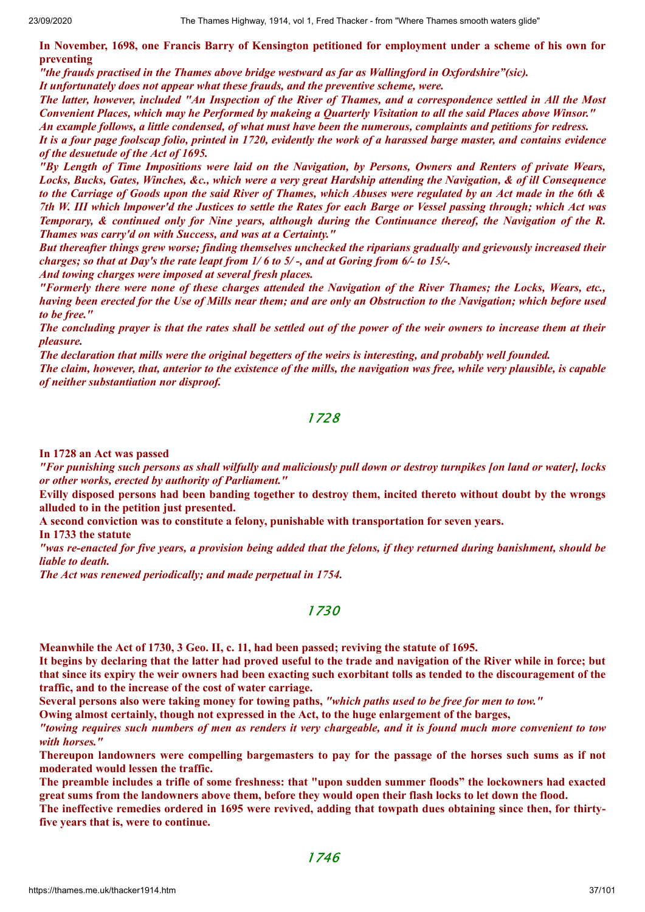**In November, 1698, one Francis Barry of Kensington petitioned for employment under a scheme of his own for preventing**

***"the frauds practised in the Thames above bridge westward as far as Wallingford in Oxfordshire"(sic).***

***It unfortunately does not appear what these frauds, and the preventive scheme, were.***

***The latter, however, included "An Inspection of the River of Thames, and a correspondence settled in All the Most Convenient Places, which may he Performed by makeing a Quarterly Visitation to all the said Places above Winsor."***

***An example follows, a little condensed, of what must have been the numerous, complaints and petitions for redress.***

***It is a four page foolscap folio, printed in 1720, evidently the work of a harassed barge master, and contains evidence of the desuetude of the Act of 1695.***

***"By Length of Time Impositions were laid on the Navigation, by Persons, Owners and Renters of private Wears, Locks, Bucks, Gates, Winches, &c., which were a very great Hardship attending the Navigation, & of ill Consequence to the Carriage of Goods upon the said River of Thames, which Abuses were regulated by an Act made in the 6th & 7th W. III which lmpower'd the Justices to settle the Rates for each Barge or Vessel passing through; which Act was Temporary, & continued only for Nine years, although during the Continuance thereof, the Navigation of the R. Thames was carry'd on with Success, and was at a Certainty."***

***But thereafter things grew worse; finding themselves unchecked the riparians gradually and grievously increased their charges; so that at Day's the rate leapt from 1/ 6 to 5/ -, and at Goring from 6/- to 15/-.***

***And towing charges were imposed at several fresh places.***

***"Formerly there were none of these charges attended the Navigation of the River Thames; the Locks, Wears, etc., having been erected for the Use of Mills near them; and are only an Obstruction to the Navigation; which before used to be free."***

***The concluding prayer is that the rates shall be settled out of the power of the weir owners to increase them at their pleasure.***

***The declaration that mills were the original begetters of the weirs is interesting, and probably well founded.***

***The claim, however, that, anterior to the existence of the mills, the navigation was free, while very plausible, is capable of neither substantiation nor disproof.***

## *1728*

**In 1728 an Act was passed**

***"For punishing such persons as shall wilfully and maliciously pull down or destroy turnpikes [on land or water], locks or other works, erected by authority of Parliament."***

**Evilly disposed persons had been banding together to destroy them, incited thereto without doubt by the wrongs alluded to in the petition just presented.**

**A second conviction was to constitute a felony, punishable with transportation for seven years.**

**In 1733 the statute**

***"was re-enacted for five years, a provision being added that the felons, if they returned during banishment, should be liable to death.***

***The Act was renewed periodically; and made perpetual in 1754.***

## *1730*

**Meanwhile the Act of 1730, 3 Geo. II, c. 11, had been passed; reviving the statute of 1695.**

**It begins by declaring that the latter had proved useful to the trade and navigation of the River while in force; but that since its expiry the weir owners had been exacting such exorbitant tolls as tended to the discouragement of the traffic, and to the increase of the cost of water carriage.**

**Several persons also were taking money for towing paths, *"which paths used to be free for men to tow."***

**Owing almost certainly, though not expressed in the Act, to the huge enlargement of the barges,**

***"towing requires such numbers of men as renders it very chargeable, and it is found much more convenient to tow with horses."***

**Thereupon landowners were compelling bargemasters to pay for the passage of the horses such sums as if not moderated would lessen the traffic.**

**The preamble includes a trifle of some freshness: that "upon sudden summer floods" the lockowners had exacted great sums from the landowners above them, before they would open their flash locks to let down the flood.**

**The ineffective remedies ordered in 1695 were revived, adding that towpath dues obtaining since then, for thirty-five years that is, were to continue.**

## *1746*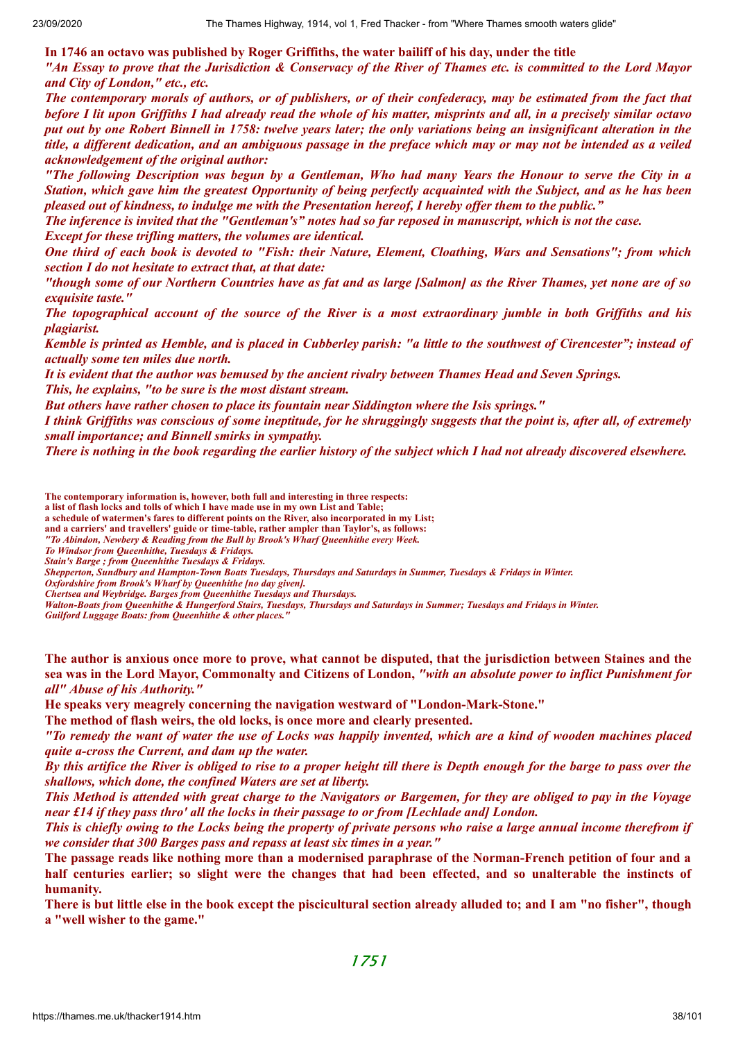**In 1746 an octavo was published by Roger Griffiths, the water bailiff of his day, under the title**

***"An Essay to prove that the Jurisdiction & Conservacy of the River of Thames etc. is committed to the Lord Mayor and City of London," etc., etc.***

***The contemporary morals of authors, or of publishers, or of their confederacy, may be estimated from the fact that before I lit upon Griffiths I had already read the whole of his matter, misprints and all, in a precisely similar octavo put out by one Robert Binnell in 1758: twelve years later; the only variations being an insignificant alteration in the title, a different dedication, and an ambiguous passage in the preface which may or may not be intended as a veiled acknowledgement of the original author:***

***"The following Description was begun by a Gentleman, Who had many Years the Honour to serve the City in a Station, which gave him the greatest Opportunity of being perfectly acquainted with the Subject, and as he has been pleased out of kindness, to indulge me with the Presentation hereof, I hereby offer them to the public."***

***The inference is invited that the "Gentleman's" notes had so far reposed in manuscript, which is not the case.***

***Except for these trifling matters, the volumes are identical.***

***One third of each book is devoted to "Fish: their Nature, Element, Cloathing, Wars and Sensations"; from which section I do not hesitate to extract that, at that date:***

***"though some of our Northern Countries have as fat and as large [Salmon] as the River Thames, yet none are of so exquisite taste."***

***The topographical account of the source of the River is a most extraordinary jumble in both Griffiths and his plagiarist.***

***Kemble is printed as Hemble, and is placed in Cubberley parish: "a little to the southwest of Cirencester"; instead of actually some ten miles due north.***

***It is evident that the author was bemused by the ancient rivalry between Thames Head and Seven Springs.***

***This, he explains, "to be sure is the most distant stream.***

***But others have rather chosen to place its fountain near Siddington where the Isis springs."***

***I think Griffiths was conscious of some ineptitude, for he shruggingly suggests that the point is, after all, of extremely small importance; and Binnell smirks in sympathy.***

***There is nothing in the book regarding the earlier history of the subject which I had not already discovered elsewhere.***

**The contemporary information is, however, both full and interesting in three respects:**

**a list of flash locks and tolls of which I have made use in my own List and Table;**

**a schedule of watermen's fares to different points on the River, also incorporated in my List;**

**and a carriers' and travellers' guide or time-table, rather ampler than Taylor's, as follows:**

***"To Abindon, Newbery & Reading from the Bull by Brook's Wharf Queenhithe every Week.***

***To Windsor from Queenhithe, Tuesdays & Fridays.***

***Stain's Barge ; from Queenhithe Tuesdays & Fridays.***

***Shepperton, Sundbury and Hampton-Town Boats Tuesdays, Thursdays and Saturdays in Summer, Tuesdays & Fridays in Winter.***

***Oxfordshire from Brook's Wharf by Queenhithe [no day given].***

***Chertsea and Weybridge. Barges from Queenhithe Tuesdays and Thursdays.***

***Walton-Boats from Queenhithe & Hungerford Stairs, Tuesdays, Thursdays and Saturdays in Summer; Tuesdays and Fridays in Winter.***

***Guilford Luggage Boats: from Queenhithe & other places."***

**The author is anxious once more to prove, what cannot be disputed, that the jurisdiction between Staines and the sea was in the Lord Mayor, Commonalty and Citizens of London, *"with an absolute power to inflict Punishment for all" Abuse of his Authority."***

**He speaks very meagrely concerning the navigation westward of "London-Mark-Stone."**

**The method of flash weirs, the old locks, is once more and clearly presented.**

***"To remedy the want of water the use of Locks was happily invented, which are a kind of wooden machines placed quite a-cross the Current, and dam up the water.***

***By this artifice the River is obliged to rise to a proper height till there is Depth enough for the barge to pass over the shallows, which done, the confined Waters are set at liberty.***

***This Method is attended with great charge to the Navigators or Bargemen, for they are obliged to pay in the Voyage near £14 if they pass thro' all the locks in their passage to or from [Lechlade and] London.***

***This is chiefly owing to the Locks being the property of private persons who raise a large annual income therefrom if we consider that 300 Barges pass and repass at least six times in a year."***

**The passage reads like nothing more than a modernised paraphrase of the Norman-French petition of four and a half centuries earlier; so slight were the changes that had been effected, and so unalterable the instincts of humanity.**

**There is but little else in the book except the piscicultural section already alluded to; and I am "no fisher", though a "well wisher to the game."**

## 1751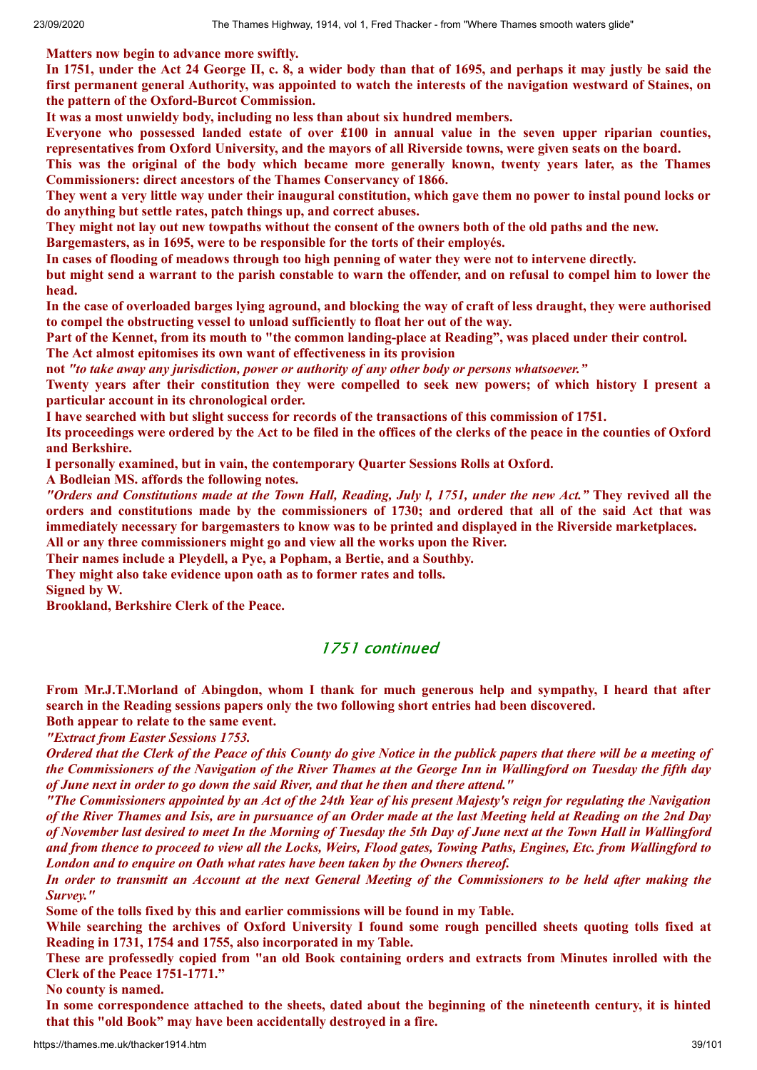**Matters now begin to advance more swiftly.**

**In 1751, under the Act 24 George II, c. 8, a wider body than that of 1695, and perhaps it may justly be said the first permanent general Authority, was appointed to watch the interests of the navigation westward of Staines, on the pattern of the Oxford-Burcot Commission.**

**It was a most unwieldy body, including no less than about six hundred members.**

**Everyone who possessed landed estate of over £100 in annual value in the seven upper riparian counties, representatives from Oxford University, and the mayors of all Riverside towns, were given seats on the board.**

**This was the original of the body which became more generally known, twenty years later, as the Thames Commissioners: direct ancestors of the Thames Conservancy of 1866.**

**They went a very little way under their inaugural constitution, which gave them no power to instal pound locks or do anything but settle rates, patch things up, and correct abuses.**

**They might not lay out new towpaths without the consent of the owners both of the old paths and the new.**

**Bargemasters, as in 1695, were to be responsible for the torts of their employés.**

**In cases of flooding of meadows through too high penning of water they were not to intervene directly.**

**but might send a warrant to the parish constable to warn the offender, and on refusal to compel him to lower the head.**

**In the case of overloaded barges lying aground, and blocking the way of craft of less draught, they were authorised to compel the obstructing vessel to unload sufficiently to float her out of the way.**

**Part of the Kennet, from its mouth to "the common landing-place at Reading", was placed under their control.**

**The Act almost epitomises its own want of effectiveness in its provision**

**not *"to take away any jurisdiction, power or authority of any other body or persons whatsoever."***

**Twenty years after their constitution they were compelled to seek new powers; of which history I present a particular account in its chronological order.**

**I have searched with but slight success for records of the transactions of this commission of 1751.**

**Its proceedings were ordered by the Act to be filed in the offices of the clerks of the peace in the counties of Oxford and Berkshire.**

**I personally examined, but in vain, the contemporary Quarter Sessions Rolls at Oxford.**

**A Bodleian MS. affords the following notes.**

***"Orders and Constitutions made at the Town Hall, Reading, July l, 1751, under the new Act."* They revived all the orders and constitutions made by the commissioners of 1730; and ordered that all of the said Act that was immediately necessary for bargemasters to know was to be printed and displayed in the Riverside marketplaces.**

**All or any three commissioners might go and view all the works upon the River.**

**Their names include a Pleydell, a Pye, a Popham, a Bertie, and a Southby.**

**They might also take evidence upon oath as to former rates and tolls.**

**Signed by W.**

**Brookland, Berkshire Clerk of the Peace.**

## *1751 continued*

**From Mr.J.T.Morland of Abingdon, whom I thank for much generous help and sympathy, I heard that after search in the Reading sessions papers only the two following short entries had been discovered.**

**Both appear to relate to the same event.**

***"Extract from Easter Sessions 1753.***

***Ordered that the Clerk of the Peace of this County do give Notice in the publick papers that there will be a meeting of the Commissioners of the Navigation of the River Thames at the George Inn in Wallingford on Tuesday the fifth day of June next in order to go down the said River, and that he then and there attend."***

***"The Commissioners appointed by an Act of the 24th Year of his present Majesty's reign for regulating the Navigation of the River Thames and Isis, are in pursuance of an Order made at the last Meeting held at Reading on the 2nd Day of November last desired to meet In the Morning of Tuesday the 5th Day of June next at the Town Hall in Wallingford and from thence to proceed to view all the Locks, Weirs, Flood gates, Towing Paths, Engines, Etc. from Wallingford to London and to enquire on Oath what rates have been taken by the Owners thereof.***

***In order to transmitt an Account at the next General Meeting of the Commissioners to be held after making the Survey."***

**Some of the tolls fixed by this and earlier commissions will be found in my Table.**

**While searching the archives of Oxford University I found some rough pencilled sheets quoting tolls fixed at Reading in 1731, 1754 and 1755, also incorporated in my Table.**

**These are professedly copied from "an old Book containing orders and extracts from Minutes inrolled with the Clerk of the Peace 1751-1771."**

**No county is named.**

**In some correspondence attached to the sheets, dated about the beginning of the nineteenth century, it is hinted that this "old Book" may have been accidentally destroyed in a fire.**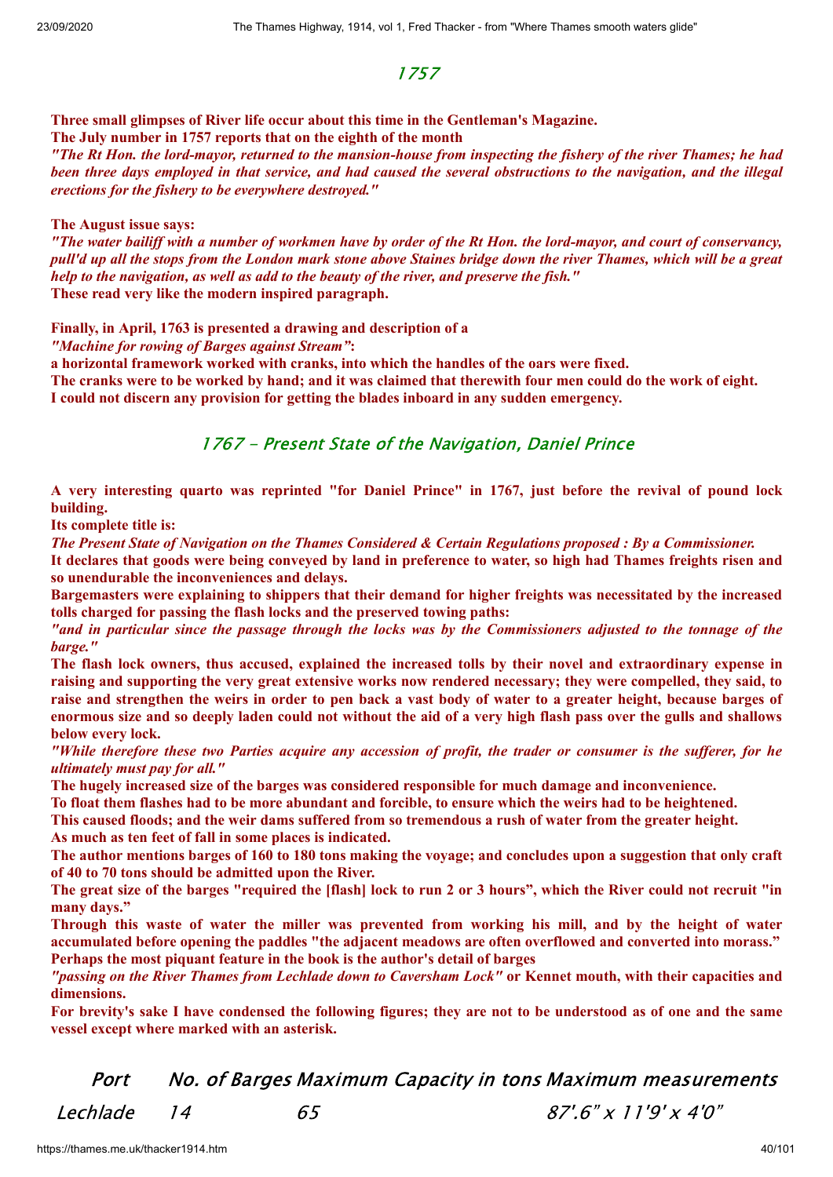## 1757

**Three small glimpses of River life occur about this time in the Gentleman's Magazine.**
**The July number in 1757 reports that on the eighth of the month**
***"The Rt Hon. the lord-mayor, returned to the mansion-house from inspecting the fishery of the river Thames; he had been three days employed in that service, and had caused the several obstructions to the navigation, and the illegal erections for the fishery to be everywhere destroyed."***

**The August issue says:**
***"The water bailiff with a number of workmen have by order of the Rt Hon. the lord-mayor, and court of conservancy, pull'd up all the stops from the London mark stone above Staines bridge down the river Thames, which will be a great help to the navigation, as well as add to the beauty of the river, and preserve the fish."***
**These read very like the modern inspired paragraph.**

**Finally, in April, 1763 is presented a drawing and description of a**
***"Machine for rowing of Barges against Stream"*:**
**a horizontal framework worked with cranks, into which the handles of the oars were fixed.**
**The cranks were to be worked by hand; and it was claimed that therewith four men could do the work of eight.**
**I could not discern any provision for getting the blades inboard in any sudden emergency.**

## 1767 - Present State of the Navigation, Daniel Prince

**A very interesting quarto was reprinted "for Daniel Prince" in 1767, just before the revival of pound lock building.**
**Its complete title is:**
***The Present State of Navigation on the Thames Considered & Certain Regulations proposed : By a Commissioner.***
**It declares that goods were being conveyed by land in preference to water, so high had Thames freights risen and so unendurable the inconveniences and delays.**
**Bargemasters were explaining to shippers that their demand for higher freights was necessitated by the increased tolls charged for passing the flash locks and the preserved towing paths:**
***"and in particular since the passage through the locks was by the Commissioners adjusted to the tonnage of the barge."***
**The flash lock owners, thus accused, explained the increased tolls by their novel and extraordinary expense in raising and supporting the very great extensive works now rendered necessary; they were compelled, they said, to raise and strengthen the weirs in order to pen back a vast body of water to a greater height, because barges of enormous size and so deeply laden could not without the aid of a very high flash pass over the gulls and shallows below every lock.**
***"While therefore these two Parties acquire any accession of profit, the trader or consumer is the sufferer, for he ultimately must pay for all."***
**The hugely increased size of the barges was considered responsible for much damage and inconvenience.**
**To float them flashes had to be more abundant and forcible, to ensure which the weirs had to be heightened.**
**This caused floods; and the weir dams suffered from so tremendous a rush of water from the greater height.**
**As much as ten feet of fall in some places is indicated.**
**The author mentions barges of 160 to 180 tons making the voyage; and concludes upon a suggestion that only craft of 40 to 70 tons should be admitted upon the River.**
**The great size of the barges "required the [flash] lock to run 2 or 3 hours", which the River could not recruit "in many days."**
**Through this waste of water the miller was prevented from working his mill, and by the height of water accumulated before opening the paddles "the adjacent meadows are often overflowed and converted into morass."**
**Perhaps the most piquant feature in the book is the author's detail of barges**
***"passing on the River Thames from Lechlade down to Caversham Lock"* or Kennet mouth, with their capacities and dimensions.**
**For brevity's sake I have condensed the following figures; they are not to be understood as of one and the same vessel except where marked with an asterisk.**

| Port | No. of Barges | Maximum Capacity in tons | Maximum measurements |
|---|---|---|---|
| Lechlade | 14 | 65 | 87'.6" x 11'9' x 4'0" |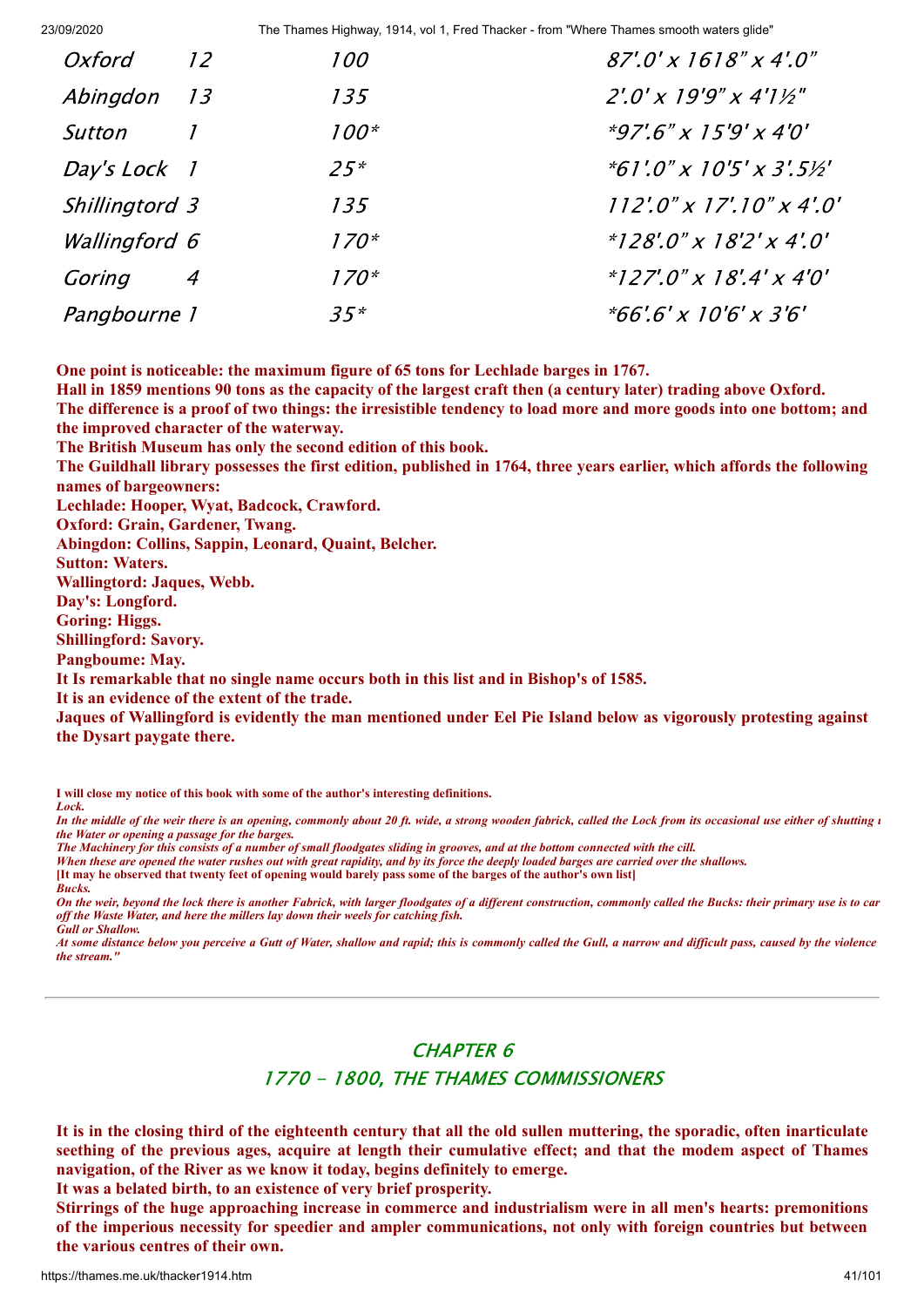| | | | |
|---|---|---|---|
| Oxford | 12 | 100 | 87'.0' x 1618" x 4'.0" |
| Abingdon | 13 | 135 | 2'.0' x 19'9" x 4'1½" |
| Sutton | 1 | 100* | *97'.6" x 15'9' x 4'0' |
| Day's Lock | 1 | 25* | *61'.0" x 10'5' x 3'.5½' |
| Shillingtord | 3 | 135 | 112'.0" x 17'.10" x 4'.0' |
| Wallingford | 6 | 170* | *128'.0" x 18'2' x 4'.0' |
| Goring | 4 | 170* | *127'.0" x 18'.4' x 4'0' |
| Pangbourne | 1 | 35* | *66'.6' x 10'6' x 3'6' |

**One point is noticeable: the maximum figure of 65 tons for Lechlade barges in 1767.**
**Hall in 1859 mentions 90 tons as the capacity of the largest craft then (a century later) trading above Oxford.**
**The difference is a proof of two things: the irresistible tendency to load more and more goods into one bottom; and the improved character of the waterway.**
**The British Museum has only the second edition of this book.**
**The Guildhall library possesses the first edition, published in 1764, three years earlier, which affords the following names of bargeowners:**
**Lechlade: Hooper, Wyat, Badcock, Crawford.**
**Oxford: Grain, Gardener, Twang.**
**Abingdon: Collins, Sappin, Leonard, Quaint, Belcher.**
**Sutton: Waters.**
**Wallingtord: Jaques, Webb.**
**Day's: Longford.**
**Goring: Higgs.**
**Shillingford: Savory.**
**Pangboume: May.**
**It Is remarkable that no single name occurs both in this list and in Bishop's of 1585.**
**It is an evidence of the extent of the trade.**
**Jaques of Wallingford is evidently the man mentioned under Eel Pie Island below as vigorously protesting against the Dysart paygate there.**

**I will close my notice of this book with some of the author's interesting definitions.**
***Lock.***
***In the middle of the weir there is an opening, commonly about 20 ft. wide, a strong wooden fabrick, called the Lock from its occasional use either of shutting the Water or opening a passage for the barges.***
***The Machinery for this consists of a number of small floodgates sliding in grooves, and at the bottom connected with the cill.***
***When these are opened the water rushes out with great rapidity, and by its force the deeply loaded barges are carried over the shallows.***
**[It may he observed that twenty feet of opening would barely pass some of the barges of the author's own list]**
***Bucks.***
***On the weir, beyond the lock there is another Fabrick, with larger floodgates of a different construction, commonly called the Bucks: their primary use is to carry off the Waste Water, and here the millers lay down their weels for catching fish.***
***Gull or Shallow.***
***At some distance below you perceive a Gutt of Water, shallow and rapid; this is commonly called the Gull, a narrow and difficult pass, caused by the violence of the stream."***

---

## CHAPTER 6

## 1770 - 1800, THE THAMES COMMISSIONERS

**It is in the closing third of the eighteenth century that all the old sullen muttering, the sporadic, often inarticulate seething of the previous ages, acquire at length their cumulative effect; and that the modem aspect of Thames navigation, of the River as we know it today, begins definitely to emerge.**
**It was a belated birth, to an existence of very brief prosperity.**
**Stirrings of the huge approaching increase in commerce and industrialism were in all men's hearts: premonitions of the imperious necessity for speedier and ampler communications, not only with foreign countries but between the various centres of their own.**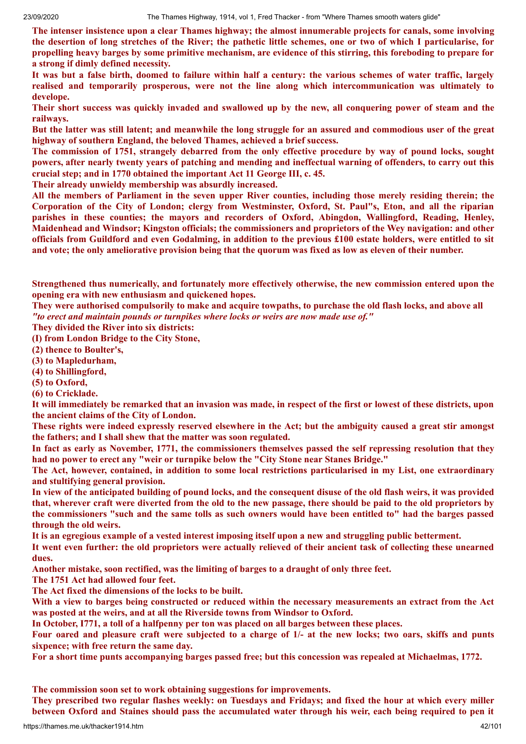**The intenser insistence upon a clear Thames highway; the almost innumerable projects for canals, some involving the desertion of long stretches of the River; the pathetic little schemes, one or two of which I particularise, for propelling heavy barges by some primitive mechanism, are evidence of this stirring, this foreboding to prepare for a strong if dimly defined necessity.**

**It was but a false birth, doomed to failure within half a century: the various schemes of water traffic, largely realised and temporarily prosperous, were not the line along which intercommunication was ultimately to develope.**

**Their short success was quickly invaded and swallowed up by the new, all conquering power of steam and the railways.**

**But the latter was still latent; and meanwhile the long struggle for an assured and commodious user of the great highway of southern England, the beloved Thames, achieved a brief success.**

**The commission of 1751, strangely debarred from the only effective procedure by way of pound locks, sought powers, after nearly twenty years of patching and mending and ineffectual warning of offenders, to carry out this crucial step; and in 1770 obtained the important Act 11 George III, c. 45.**

**Their already unwieldy membership was absurdly increased.**

**All the members of Parliament in the seven upper River counties, including those merely residing therein; the Corporation of the City of London; clergy from Westminster, Oxford, St. Paul"s, Eton, and all the riparian parishes in these counties; the mayors and recorders of Oxford, Abingdon, Wallingford, Reading, Henley, Maidenhead and Windsor; Kingston officials; the commissioners and proprietors of the Wey navigation: and other officials from Guildford and even Godalming, in addition to the previous £100 estate holders, were entitled to sit and vote; the only ameliorative provision being that the quorum was fixed as low as eleven of their number.**

**Strengthened thus numerically, and fortunately more effectively otherwise, the new commission entered upon the opening era with new enthusiasm and quickened hopes.**

**They were authorised compulsorily to make and acquire towpaths, to purchase the old flash locks, and above all *"to erect and maintain pounds or turnpikes where locks or weirs are now made use of."***

**They divided the River into six districts:**

**(I) from London Bridge to the City Stone,**

**(2) thence to Boulter's,**

**(3) to Mapledurham,**

**(4) to Shillingford,**

**(5) to Oxford,**

**(6) to Cricklade.**

**It will immediately be remarked that an invasion was made, in respect of the first or lowest of these districts, upon the ancient claims of the City of London.**

**These rights were indeed expressly reserved elsewhere in the Act; but the ambiguity caused a great stir amongst the fathers; and I shall shew that the matter was soon regulated.**

**In fact as early as November, 1771, the commissioners themselves passed the self repressing resolution that they had no power to erect any "weir or turnpike below the "City Stone near Stanes Bridge."**

**The Act, however, contained, in addition to some local restrictions particularised in my List, one extraordinary and stultifying general provision.**

**In view of the anticipated building of pound locks, and the consequent disuse of the old flash weirs, it was provided that, wherever craft were diverted from the old to the new passage, there should be paid to the old proprietors by the commissioners "such and the same tolls as such owners would have been entitled to" had the barges passed through the old weirs.**

**It is an egregious example of a vested interest imposing itself upon a new and struggling public betterment.**

**It went even further: the old proprietors were actually relieved of their ancient task of collecting these unearned dues.**

**Another mistake, soon rectified, was the limiting of barges to a draught of only three feet.**

**The 1751 Act had allowed four feet.**

**The Act fixed the dimensions of the locks to be built.**

**With a view to barges being constructed or reduced within the necessary measurements an extract from the Act was posted at the weirs, and at all the Riverside towns from Windsor to Oxford.**

**In October, I771, a toll of a halfpenny per ton was placed on all barges between these places.**

**Four oared and pleasure craft were subjected to a charge of 1/- at the new locks; two oars, skiffs and punts sixpence; with free return the same day.**

**For a short time punts accompanying barges passed free; but this concession was repealed at Michaelmas, 1772.**

**The commission soon set to work obtaining suggestions for improvements.**

**They prescribed two regular flashes weekly: on Tuesdays and Fridays; and fixed the hour at which every miller between Oxford and Staines should pass the accumulated water through his weir, each being required to pen it**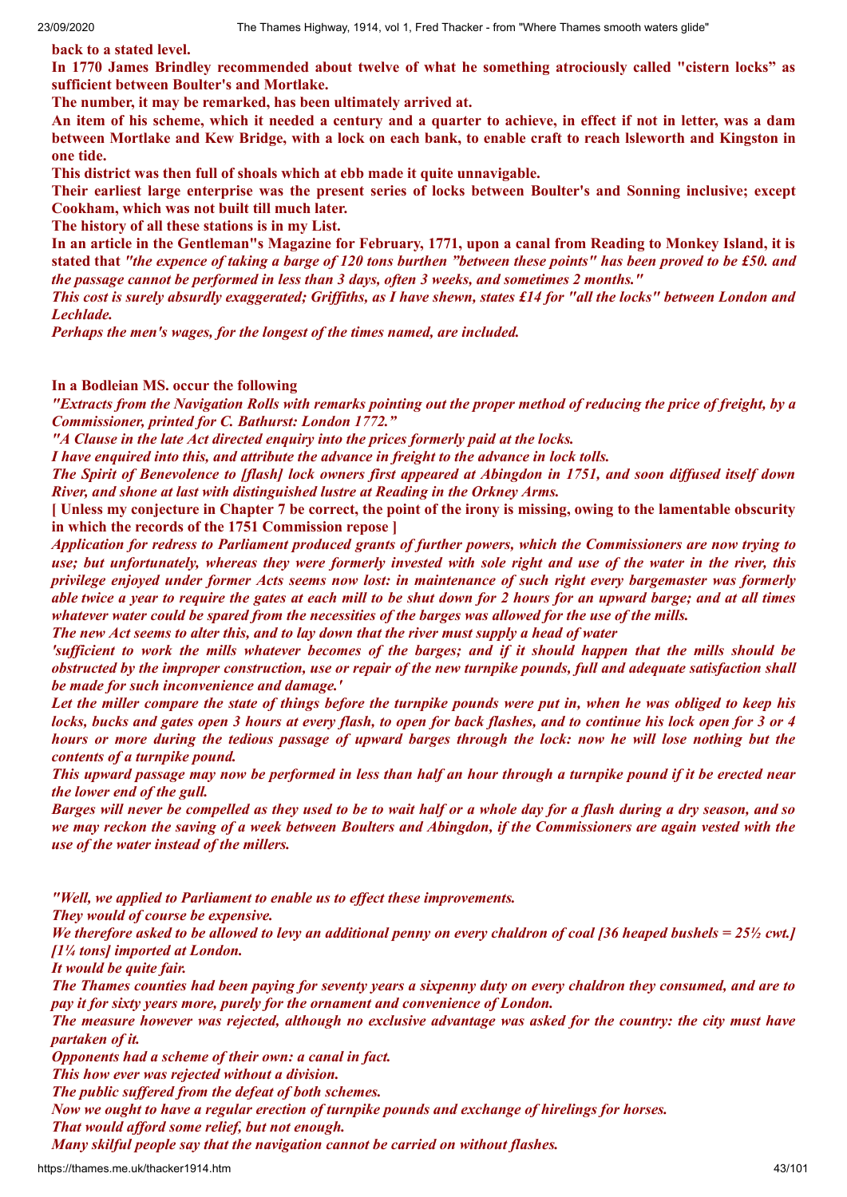**back to a stated level.**

**In 1770 James Brindley recommended about twelve of what he something atrociously called "cistern locks" as sufficient between Boulter's and Mortlake.**

**The number, it may be remarked, has been ultimately arrived at.**

**An item of his scheme, which it needed a century and a quarter to achieve, in effect if not in letter, was a dam between Mortlake and Kew Bridge, with a lock on each bank, to enable craft to reach lsleworth and Kingston in one tide.**

**This district was then full of shoals which at ebb made it quite unnavigable.**

**Their earliest large enterprise was the present series of locks between Boulter's and Sonning inclusive; except Cookham, which was not built till much later.**

**The history of all these stations is in my List.**

**In an article in the Gentleman"s Magazine for February, 1771, upon a canal from Reading to Monkey Island, it is stated that** ***"the expence of taking a barge of 120 tons burthen "between these points" has been proved to be £50. and the passage cannot be performed in less than 3 days, often 3 weeks, and sometimes 2 months."***

***This cost is surely absurdly exaggerated; Griffiths, as I have shewn, states £14 for "all the locks" between London and Lechlade.***

***Perhaps the men's wages, for the longest of the times named, are included.***

**In a Bodleian MS. occur the following**

***"Extracts from the Navigation Rolls with remarks pointing out the proper method of reducing the price of freight, by a Commissioner, printed for C. Bathurst: London 1772."***

***"A Clause in the late Act directed enquiry into the prices formerly paid at the locks.***

***I have enquired into this, and attribute the advance in freight to the advance in lock tolls.***

***The Spirit of Benevolence to [flash] lock owners first appeared at Abingdon in 1751, and soon diffused itself down River, and shone at last with distinguished lustre at Reading in the Orkney Arms.***

**[ Unless my conjecture in Chapter 7 be correct, the point of the irony is missing, owing to the lamentable obscurity in which the records of the 1751 Commission repose ]**

***Application for redress to Parliament produced grants of further powers, which the Commissioners are now trying to use; but unfortunately, whereas they were formerly invested with sole right and use of the water in the river, this privilege enjoyed under former Acts seems now lost: in maintenance of such right every bargemaster was formerly able twice a year to require the gates at each mill to be shut down for 2 hours for an upward barge; and at all times whatever water could be spared from the necessities of the barges was allowed for the use of the mills.***

***The new Act seems to alter this, and to lay down that the river must supply a head of water***

***'sufficient to work the mills whatever becomes of the barges; and if it should happen that the mills should be obstructed by the improper construction, use or repair of the new turnpike pounds, full and adequate satisfaction shall be made for such inconvenience and damage.'***

***Let the miller compare the state of things before the turnpike pounds were put in, when he was obliged to keep his locks, bucks and gates open 3 hours at every flash, to open for back flashes, and to continue his lock open for 3 or 4 hours or more during the tedious passage of upward barges through the lock: now he will lose nothing but the contents of a turnpike pound.***

***This upward passage may now be performed in less than half an hour through a turnpike pound if it be erected near the lower end of the gull.***

***Barges will never be compelled as they used to be to wait half or a whole day for a flash during a dry season, and so we may reckon the saving of a week between Boulters and Abingdon, if the Commissioners are again vested with the use of the water instead of the millers.***

***"Well, we applied to Parliament to enable us to effect these improvements.***

***They would of course be expensive.***

***We therefore asked to be allowed to levy an additional penny on every chaldron of coal [36 heaped bushels = 25½ cwt.] [1¼ tons] imported at London.***

***It would be quite fair.***

***The Thames counties had been paying for seventy years a sixpenny duty on every chaldron they consumed, and are to pay it for sixty years more, purely for the ornament and convenience of London.***

***The measure however was rejected, although no exclusive advantage was asked for the country: the city must have partaken of it.***

***Opponents had a scheme of their own: a canal in fact.***

***This how ever was rejected without a division.***

***The public suffered from the defeat of both schemes.***

***Now we ought to have a regular erection of turnpike pounds and exchange of hirelings for horses.***

***That would afford some relief, but not enough.***

***Many skilful people say that the navigation cannot be carried on without flashes.***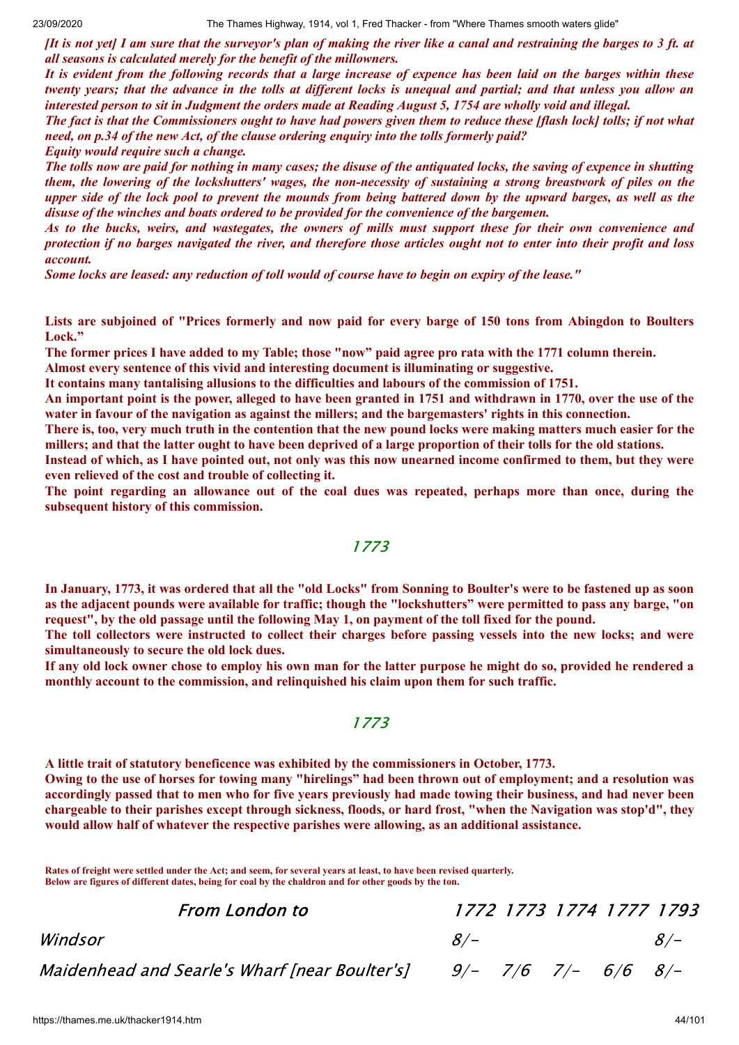***[It is not yet] I am sure that the surveyor's plan of making the river like a canal and restraining the barges to 3 ft. at all seasons is calculated merely for the benefit of the millowners.***

***It is evident from the following records that a large increase of expence has been laid on the barges within these twenty years; that the advance in the tolls at different locks is unequal and partial; and that unless you allow an interested person to sit in Judgment the orders made at Reading August 5, 1754 are wholly void and illegal.***

***The fact is that the Commissioners ought to have had powers given them to reduce these [flash lock] tolls; if not what need, on p.34 of the new Act, of the clause ordering enquiry into the tolls formerly paid?***

***Equity would require such a change.***

***The tolls now are paid for nothing in many cases; the disuse of the antiquated locks, the saving of expence in shutting them, the lowering of the lockshutters' wages, the non-necessity of sustaining a strong breastwork of piles on the upper side of the lock pool to prevent the mounds from being battered down by the upward barges, as well as the disuse of the winches and boats ordered to be provided for the convenience of the bargemen.***

***As to the bucks, weirs, and wastegates, the owners of mills must support these for their own convenience and protection if no barges navigated the river, and therefore those articles ought not to enter into their profit and loss account.***

***Some locks are leased: any reduction of toll would of course have to begin on expiry of the lease."***

**Lists are subjoined of "Prices formerly and now paid for every barge of 150 tons from Abingdon to Boulters Lock."**

**The former prices I have added to my Table; those "now" paid agree pro rata with the 1771 column therein.**

**Almost every sentence of this vivid and interesting document is illuminating or suggestive.**

**It contains many tantalising allusions to the difficulties and labours of the commission of 1751.**

**An important point is the power, alleged to have been granted in 1751 and withdrawn in 1770, over the use of the water in favour of the navigation as against the millers; and the bargemasters' rights in this connection.**

**There is, too, very much truth in the contention that the new pound locks were making matters much easier for the millers; and that the latter ought to have been deprived of a large proportion of their tolls for the old stations.**

**Instead of which, as I have pointed out, not only was this now unearned income confirmed to them, but they were even relieved of the cost and trouble of collecting it.**

**The point regarding an allowance out of the coal dues was repeated, perhaps more than once, during the subsequent history of this commission.**

## *1773*

**In January, 1773, it was ordered that all the "old Locks" from Sonning to Boulter's were to be fastened up as soon as the adjacent pounds were available for traffic; though the "lockshutters" were permitted to pass any barge, "on request", by the old passage until the following May 1, on payment of the toll fixed for the pound.**

**The toll collectors were instructed to collect their charges before passing vessels into the new locks; and were simultaneously to secure the old lock dues.**

**If any old lock owner chose to employ his own man for the latter purpose he might do so, provided he rendered a monthly account to the commission, and relinquished his claim upon them for such traffic.**

## *1773*

**A little trait of statutory beneficence was exhibited by the commissioners in October, 1773.**

**Owing to the use of horses for towing many "hirelings" had been thrown out of employment; and a resolution was accordingly passed that to men who for five years previously had made towing their business, and had never been chargeable to their parishes except through sickness, floods, or hard frost, "when the Navigation was stop'd", they would allow half of whatever the respective parishes were allowing, as an additional assistance.**

**Rates of freight were settled under the Act; and seem, for several years at least, to have been revised quarterly.**
**Below are figures of different dates, being for coal by the chaldron and for other goods by the ton.**

| *From London to* | *1772* | *1773* | *1774* | *1777* | *1793* |
|---|---|---|---|---|---|
| *Windsor* | *8/-* | | | | *8/-* |
| *Maidenhead and Searle's Wharf [near Boulter's]* | *9/-* | *7/6* | *7/-* | *6/6* | *8/-* |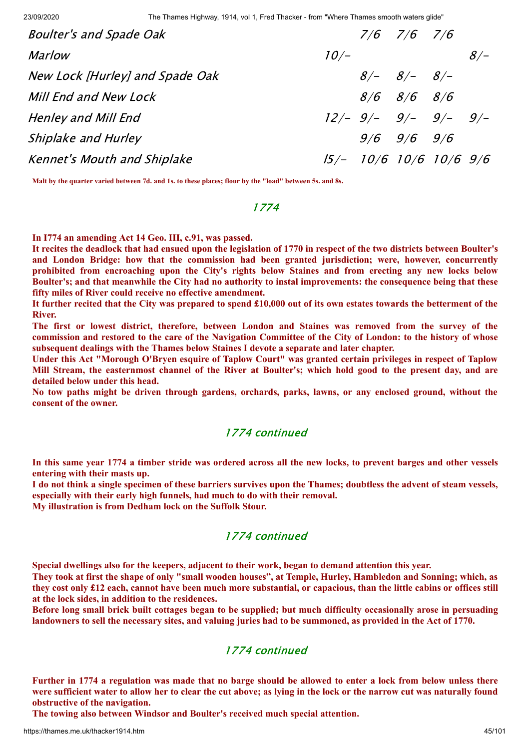| | | | | | |
|---|---|---|---|---|---|
| *Boulter's and Spade Oak* | | *7/6* | *7/6* | *7/6* | |
| *Marlow* | *10/-* | | | | *8/-* |
| *New Lock [Hurley] and Spade Oak* | | *8/-* | *8/-* | *8/-* | |
| *Mill End and New Lock* | | *8/6* | *8/6* | *8/6* | |
| *Henley and Mill End* | *12/-* | *9/-* | *9/-* | *9/-* | *9/-* |
| *Shiplake and Hurley* | | *9/6* | *9/6* | *9/6* | |
| *Kennet's Mouth and Shiplake* | *l5/-* | *10/6* | *10/6* | *10/6* | *9/6* |

**Malt by the quarter varied between 7d. and 1s. to these places; flour by the "load" between 5s. and 8s.**

## *1774*

**In I774 an amending Act 14 Geo. III, c.91, was passed.**

**It recites the deadlock that had ensued upon the legislation of 1770 in respect of the two districts between Boulter's and London Bridge: how that the commission had been granted jurisdiction; were, however, concurrently prohibited from encroaching upon the City's rights below Staines and from erecting any new locks below Boulter's; and that meanwhile the City had no authority to instal improvements: the consequence being that these fifty miles of River could receive no effective amendment.**

**It further recited that the City was prepared to spend £10,000 out of its own estates towards the betterment of the River.**

**The first or lowest district, therefore, between London and Staines was removed from the survey of the commission and restored to the care of the Navigation Committee of the City of London: to the history of whose subsequent dealings with the Thames below Staines I devote a separate and later chapter.**

**Under this Act "Morough O'Bryen esquire of Taplow Court" was granted certain privileges in respect of Taplow Mill Stream, the easternmost channel of the River at Boulter's; which hold good to the present day, and are detailed below under this head.**

**No tow paths might be driven through gardens, orchards, parks, lawns, or any enclosed ground, without the consent of the owner.**

## *1774 continued*

**In this same year 1774 a timber stride was ordered across all the new locks, to prevent barges and other vessels entering with their masts up.**

**I do not think a single specimen of these barriers survives upon the Thames; doubtless the advent of steam vessels, especially with their early high funnels, had much to do with their removal.**

**My illustration is from Dedham lock on the Suffolk Stour.**

## *1774 continued*

**Special dwellings also for the keepers, adjacent to their work, began to demand attention this year.**

**They took at first the shape of only "small wooden houses", at Temple, Hurley, Hambledon and Sonning; which, as they cost only £12 each, cannot have been much more substantial, or capacious, than the little cabins or offices still at the lock sides, in addition to the residences.**

**Before long small brick built cottages began to be supplied; but much difficulty occasionally arose in persuading landowners to sell the necessary sites, and valuing juries had to be summoned, as provided in the Act of 1770.**

## *1774 continued*

**Further in 1774 a regulation was made that no barge should be allowed to enter a lock from below unless there were sufficient water to allow her to clear the cut above; as lying in the lock or the narrow cut was naturally found obstructive of the navigation.**

**The towing also between Windsor and Boulter's received much special attention.**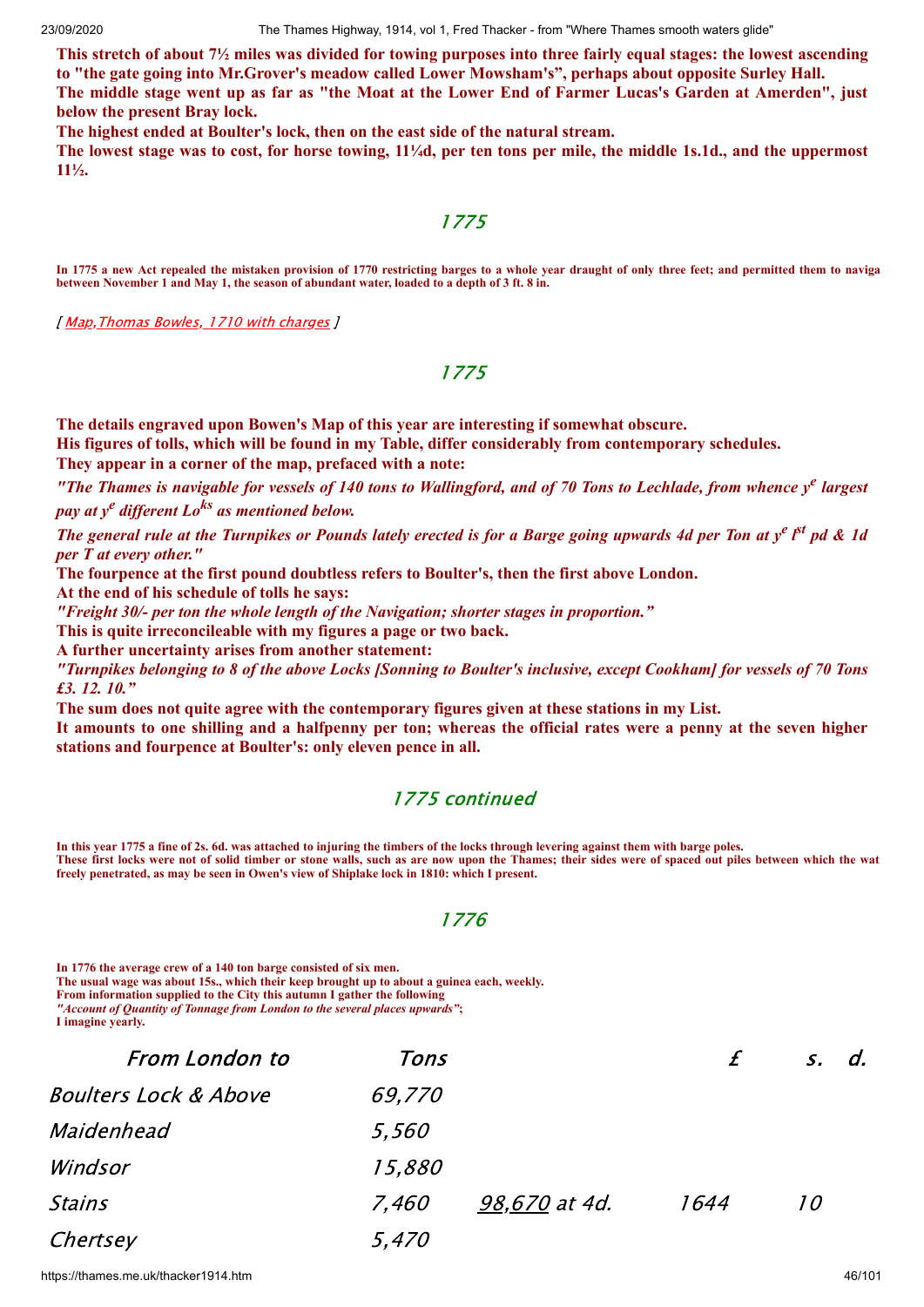**This stretch of about 7½ miles was divided for towing purposes into three fairly equal stages: the lowest ascending to "the gate going into Mr.Grover's meadow called Lower Mowsham's", perhaps about opposite Surley Hall.**
**The middle stage went up as far as "the Moat at the Lower End of Farmer Lucas's Garden at Amerden", just below the present Bray lock.**
**The highest ended at Boulter's lock, then on the east side of the natural stream.**
**The lowest stage was to cost, for horse towing, 11¼d, per ten tons per mile, the middle 1s.1d., and the uppermost 11½.**

## *1775*

**In 1775 a new Act repealed the mistaken provision of 1770 restricting barges to a whole year draught of only three feet; and permitted them to naviga between November 1 and May 1, the season of abundant water, loaded to a depth of 3 ft. 8 in.**

*[ Map,Thomas Bowles, 1710 with charges ]*

## *1775*

**The details engraved upon Bowen's Map of this year are interesting if somewhat obscure.**
**His figures of tolls, which will be found in my Table, differ considerably from contemporary schedules.**
**They appear in a corner of the map, prefaced with a note:**

***"The Thames is navigable for vessels of 140 tons to Wallingford, and of 70 Tons to Lechlade, from whence y^e^ largest pay at y^e^ different Lo^ks^ as mentioned below.***

***The general rule at the Turnpikes or Pounds lately erected is for a Barge going upwards 4d per Ton at y^e^ f^st^ pd & 1d per T at every other."***

**The fourpence at the first pound doubtless refers to Boulter's, then the first above London.**
**At the end of his schedule of tolls he says:**
***"Freight 30/- per ton the whole length of the Navigation; shorter stages in proportion."***
**This is quite irreconcileable with my figures a page or two back.**
**A further uncertainty arises from another statement:**
***"Turnpikes belonging to 8 of the above Locks [Sonning to Boulter's inclusive, except Cookham] for vessels of 70 Tons £3. 12. 10."***
**The sum does not quite agree with the contemporary figures given at these stations in my List.**
**It amounts to one shilling and a halfpenny per ton; whereas the official rates were a penny at the seven higher stations and fourpence at Boulter's: only eleven pence in all.**

## *1775 continued*

**In this year 1775 a fine of 2s. 6d. was attached to injuring the timbers of the locks through levering against them with barge poles.**
**These first locks were not of solid timber or stone walls, such as are now upon the Thames; their sides were of spaced out piles between which the wat freely penetrated, as may be seen in Owen's view of Shiplake lock in 1810: which I present.**

## *1776*

**In 1776 the average crew of a 140 ton barge consisted of six men.**
**The usual wage was about 15s., which their keep brought up to about a guinea each, weekly.**
**From information supplied to the City this autumn I gather the following**
***"Account of Quantity of Tonnage from London to the several places upwards"*;**
**I imagine yearly.**

| *From London to* | *Tons* | | *£* | *s.* | *d.* |
|---|---|---|---|---|---|
| *Boulters Lock & Above* | *69,770* | | | | |
| *Maidenhead* | *5,560* | | | | |
| *Windsor* | *15,880* | | | | |
| *Stains* | *7,460* | *98,670 at 4d.* | *1644* | *10* | |
| *Chertsey* | *5,470* | | | | |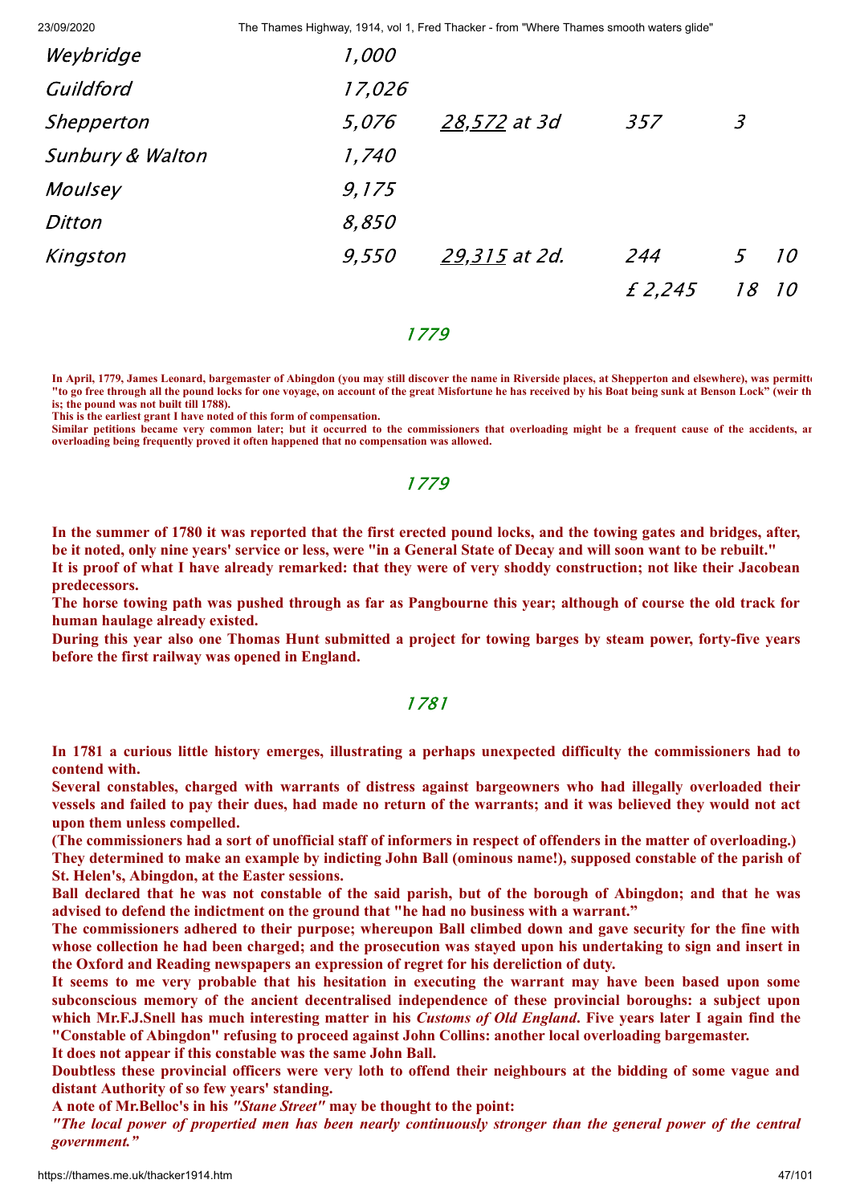| | | | | | |
|---|---|---|---|---|---|
| Weybridge | 1,000 | | | | |
| Guildford | 17,026 | | | | |
| Shepperton | 5,076 | <u>28,572</u> at 3d | 357 | 3 | |
| Sunbury & Walton | 1,740 | | | | |
| Moulsey | 9,175 | | | | |
| Ditton | 8,850 | | | | |
| Kingston | 9,550 | <u>29,315</u> at 2d. | 244 | 5 | 10 |
| | | | £ 2,245 | 18 | 10 |

## 1779

**In April, 1779, James Leonard, bargemaster of Abingdon (you may still discover the name in Riverside places, at Shepperton and elsewhere), was permitte "to go free through all the pound locks for one voyage, on account of the great Misfortune he has received by his Boat being sunk at Benson Lock" (weir th is; the pound was not built till 1788).**

**This is the earliest grant I have noted of this form of compensation.**

**Similar petitions became very common later; but it occurred to the commissioners that overloading might be a frequent cause of the accidents, ar overloading being frequently proved it often happened that no compensation was allowed.**

## 1779

**In the summer of 1780 it was reported that the first erected pound locks, and the towing gates and bridges, after, be it noted, only nine years' service or less, were "in a General State of Decay and will soon want to be rebuilt."**

**It is proof of what I have already remarked: that they were of very shoddy construction; not like their Jacobean predecessors.**

**The horse towing path was pushed through as far as Pangbourne this year; although of course the old track for human haulage already existed.**

**During this year also one Thomas Hunt submitted a project for towing barges by steam power, forty-five years before the first railway was opened in England.**

## 1781

**In 1781 a curious little history emerges, illustrating a perhaps unexpected difficulty the commissioners had to contend with.**

**Several constables, charged with warrants of distress against bargeowners who had illegally overloaded their vessels and failed to pay their dues, had made no return of the warrants; and it was believed they would not act upon them unless compelled.**

**(The commissioners had a sort of unofficial staff of informers in respect of offenders in the matter of overloading.)**

**They determined to make an example by indicting John Ball (ominous name!), supposed constable of the parish of St. Helen's, Abingdon, at the Easter sessions.**

**Ball declared that he was not constable of the said parish, but of the borough of Abingdon; and that he was advised to defend the indictment on the ground that "he had no business with a warrant."**

**The commissioners adhered to their purpose; whereupon Ball climbed down and gave security for the fine with whose collection he had been charged; and the prosecution was stayed upon his undertaking to sign and insert in the Oxford and Reading newspapers an expression of regret for his dereliction of duty.**

**It seems to me very probable that his hesitation in executing the warrant may have been based upon some subconscious memory of the ancient decentralised independence of these provincial boroughs: a subject upon which Mr.F.J.Snell has much interesting matter in his *Customs of Old England*. Five years later I again find the "Constable of Abingdon" refusing to proceed against John Collins: another local overloading bargemaster.**

**It does not appear if this constable was the same John Ball.**

**Doubtless these provincial officers were very loth to offend their neighbours at the bidding of some vague and distant Authority of so few years' standing.**

**A note of Mr.Belloc's in his *"Stane Street"* may be thought to the point:**

***"The local power of propertied men has been nearly continuously stronger than the general power of the central government."***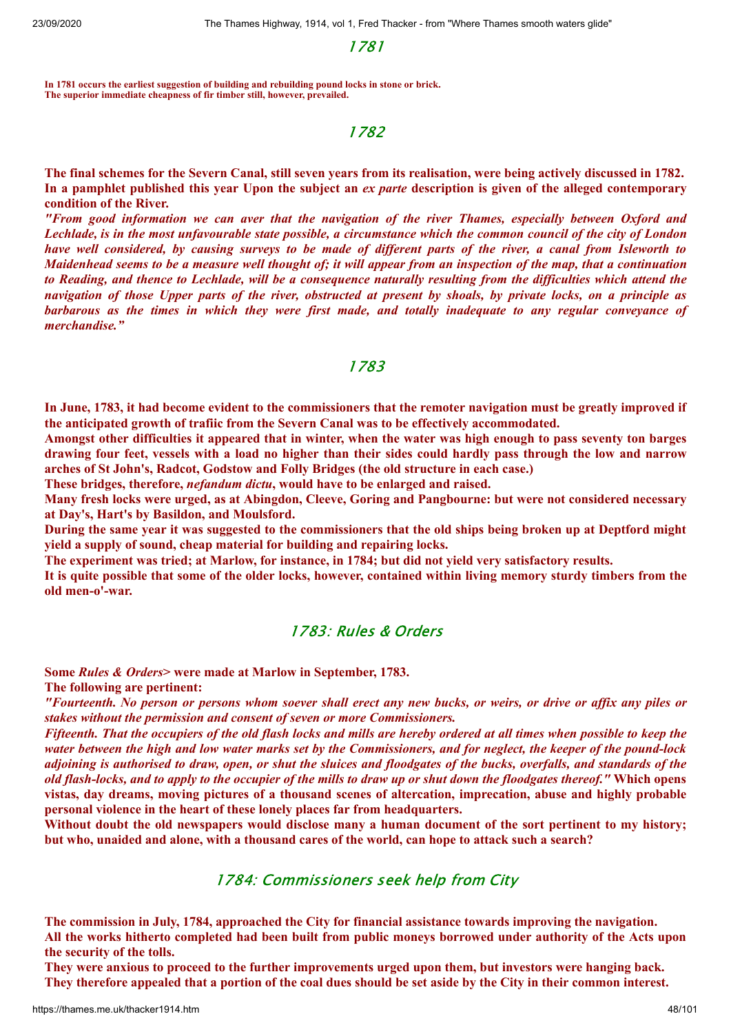## 1781

**In 1781 occurs the earliest suggestion of building and rebuilding pound locks in stone or brick.**
**The superior immediate cheapness of fir timber still, however, prevailed.**

## 1782

**The final schemes for the Severn Canal, still seven years from its realisation, were being actively discussed in 1782. In a pamphlet published this year Upon the subject an *ex parte* description is given of the alleged contemporary condition of the River.**

***"From good information we can aver that the navigation of the river Thames, especially between Oxford and Lechlade, is in the most unfavourable state possible, a circumstance which the common council of the city of London have well considered, by causing surveys to be made of different parts of the river, a canal from Isleworth to Maidenhead seems to be a measure well thought of; it will appear from an inspection of the map, that a continuation to Reading, and thence to Lechlade, will be a consequence naturally resulting from the difficulties which attend the navigation of those Upper parts of the river, obstructed at present by shoals, by private locks, on a principle as barbarous as the times in which they were first made, and totally inadequate to any regular conveyance of merchandise."***

## 1783

**In June, 1783, it had become evident to the commissioners that the remoter navigation must be greatly improved if the anticipated growth of trafiic from the Severn Canal was to be effectively accommodated.**

**Amongst other difficulties it appeared that in winter, when the water was high enough to pass seventy ton barges drawing four feet, vessels with a load no higher than their sides could hardly pass through the low and narrow arches of St John's, Radcot, Godstow and Folly Bridges (the old structure in each case.)**

**These bridges, therefore, *nefandum dictu*, would have to be enlarged and raised.**

**Many fresh locks were urged, as at Abingdon, Cleeve, Goring and Pangbourne: but were not considered necessary at Day's, Hart's by Basildon, and Moulsford.**

**During the same year it was suggested to the commissioners that the old ships being broken up at Deptford might yield a supply of sound, cheap material for building and repairing locks.**

**The experiment was tried; at Marlow, for instance, in 1784; but did not yield very satisfactory results.**

**It is quite possible that some of the older locks, however, contained within living memory sturdy timbers from the old men-o'-war.**

## 1783: Rules & Orders

**Some *Rules & Orders*> were made at Marlow in September, 1783.**

**The following are pertinent:**

***"Fourteenth. No person or persons whom soever shall erect any new bucks, or weirs, or drive or affix any piles or stakes without the permission and consent of seven or more Commissioners.***

***Fifteenth. That the occupiers of the old flash locks and mills are hereby ordered at all times when possible to keep the water between the high and low water marks set by the Commissioners, and for neglect, the keeper of the pound-lock adjoining is authorised to draw, open, or shut the sluices and floodgates of the bucks, overfalls, and standards of the old flash-locks, and to apply to the occupier of the mills to draw up or shut down the floodgates thereof."*** **Which opens vistas, day dreams, moving pictures of a thousand scenes of altercation, imprecation, abuse and highly probable personal violence in the heart of these lonely places far from headquarters.**

**Without doubt the old newspapers would disclose many a human document of the sort pertinent to my history; but who, unaided and alone, with a thousand cares of the world, can hope to attack such a search?**

## 1784: Commissioners seek help from City

**The commission in July, 1784, approached the City for financial assistance towards improving the navigation.**

**All the works hitherto completed had been built from public moneys borrowed under authority of the Acts upon the security of the tolls.**

**They were anxious to proceed to the further improvements urged upon them, but investors were hanging back.**

**They therefore appealed that a portion of the coal dues should be set aside by the City in their common interest.**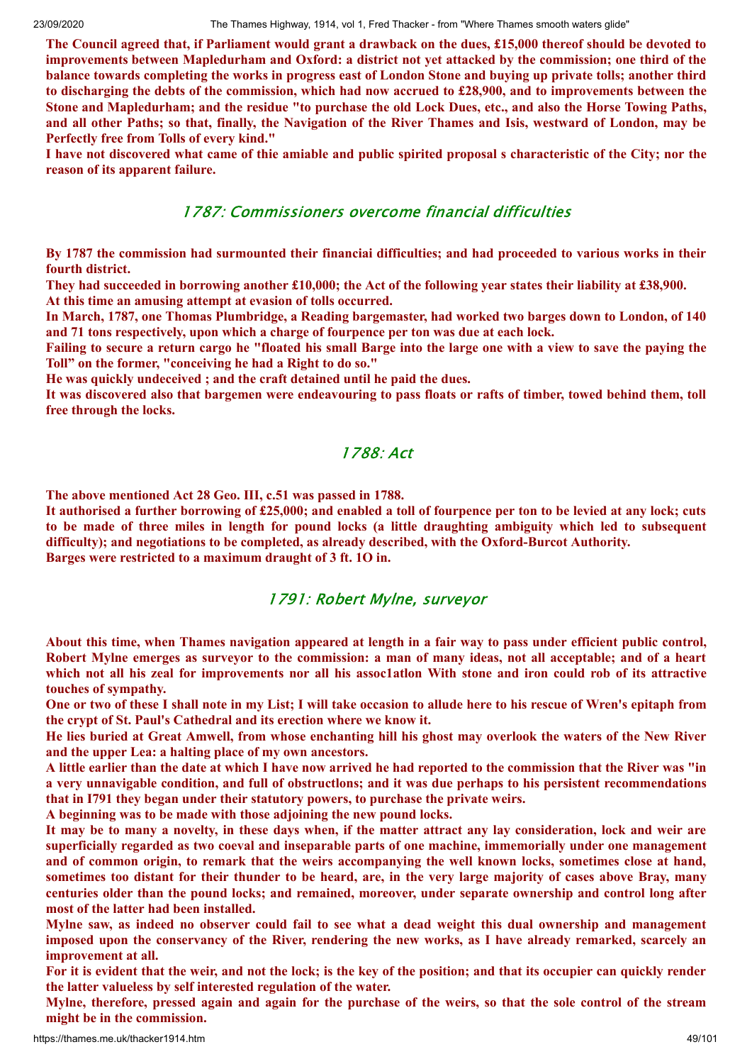**The Council agreed that, if Parliament would grant a drawback on the dues, £15,000 thereof should be devoted to improvements between Mapledurham and Oxford: a district not yet attacked by the commission; one third of the balance towards completing the works in progress east of London Stone and buying up private tolls; another third to discharging the debts of the commission, which had now accrued to £28,900, and to improvements between the Stone and Mapledurham; and the residue "to purchase the old Lock Dues, etc., and also the Horse Towing Paths, and all other Paths; so that, finally, the Navigation of the River Thames and Isis, westward of London, may be Perfectly free from Tolls of every kind."**

**I have not discovered what came of thie amiable and public spirited proposal s characteristic of the City; nor the reason of its apparent failure.**

## 1787: Commissioners overcome financial difficulties

**By 1787 the commission had surmounted their financiai difficulties; and had proceeded to various works in their fourth district.**

**They had succeeded in borrowing another £10,000; the Act of the following year states their liability at £38,900.**

**At this time an amusing attempt at evasion of tolls occurred.**

**In March, 1787, one Thomas Plumbridge, a Reading bargemaster, had worked two barges down to London, of 140 and 71 tons respectively, upon which a charge of fourpence per ton was due at each lock.**

**Failing to secure a return cargo he "floated his small Barge into the large one with a view to save the paying the Toll" on the former, "conceiving he had a Right to do so."**

**He was quickly undeceived ; and the craft detained until he paid the dues.**

**It was discovered also that bargemen were endeavouring to pass floats or rafts of timber, towed behind them, toll free through the locks.**

## 1788: Act

**The above mentioned Act 28 Geo. III, c.51 was passed in 1788.**

**It authorised a further borrowing of £25,000; and enabled a toll of fourpence per ton to be levied at any lock; cuts to be made of three miles in length for pound locks (a little draughting ambiguity which led to subsequent difficulty); and negotiations to be completed, as already described, with the Oxford-Burcot Authority.**

**Barges were restricted to a maximum draught of 3 ft. 1O in.**

## 1791: Robert Mylne, surveyor

**About this time, when Thames navigation appeared at length in a fair way to pass under efficient public control, Robert Mylne emerges as surveyor to the commission: a man of many ideas, not all acceptable; and of a heart which not all his zeal for improvements nor all his assoc1atlon With stone and iron could rob of its attractive touches of sympathy.**

**One or two of these I shall note in my List; I will take occasion to allude here to his rescue of Wren's epitaph from the crypt of St. Paul's Cathedral and its erection where we know it.**

**He lies buried at Great Amwell, from whose enchanting hill his ghost may overlook the waters of the New River and the upper Lea: a halting place of my own ancestors.**

**A little earlier than the date at which I have now arrived he had reported to the commission that the River was "in a very unnavigable condition, and full of obstructlons; and it was due perhaps to his persistent recommendations that in I791 they began under their statutory powers, to purchase the private weirs.**

**A beginning was to be made with those adjoining the new pound locks.**

**It may be to many a novelty, in these days when, if the matter attract any lay consideration, lock and weir are superficially regarded as two coeval and inseparable parts of one machine, immemorially under one management and of common origin, to remark that the weirs accompanying the well known locks, sometimes close at hand, sometimes too distant for their thunder to be heard, are, in the very large majority of cases above Bray, many centuries older than the pound locks; and remained, moreover, under separate ownership and control long after most of the latter had been installed.**

**Mylne saw, as indeed no observer could fail to see what a dead weight this dual ownership and management imposed upon the conservancy of the River, rendering the new works, as I have already remarked, scarcely an improvement at all.**

**For it is evident that the weir, and not the lock; is the key of the position; and that its occupier can quickly render the latter valueless by self interested regulation of the water.**

**Mylne, therefore, pressed again and again for the purchase of the weirs, so that the sole control of the stream might be in the commission.**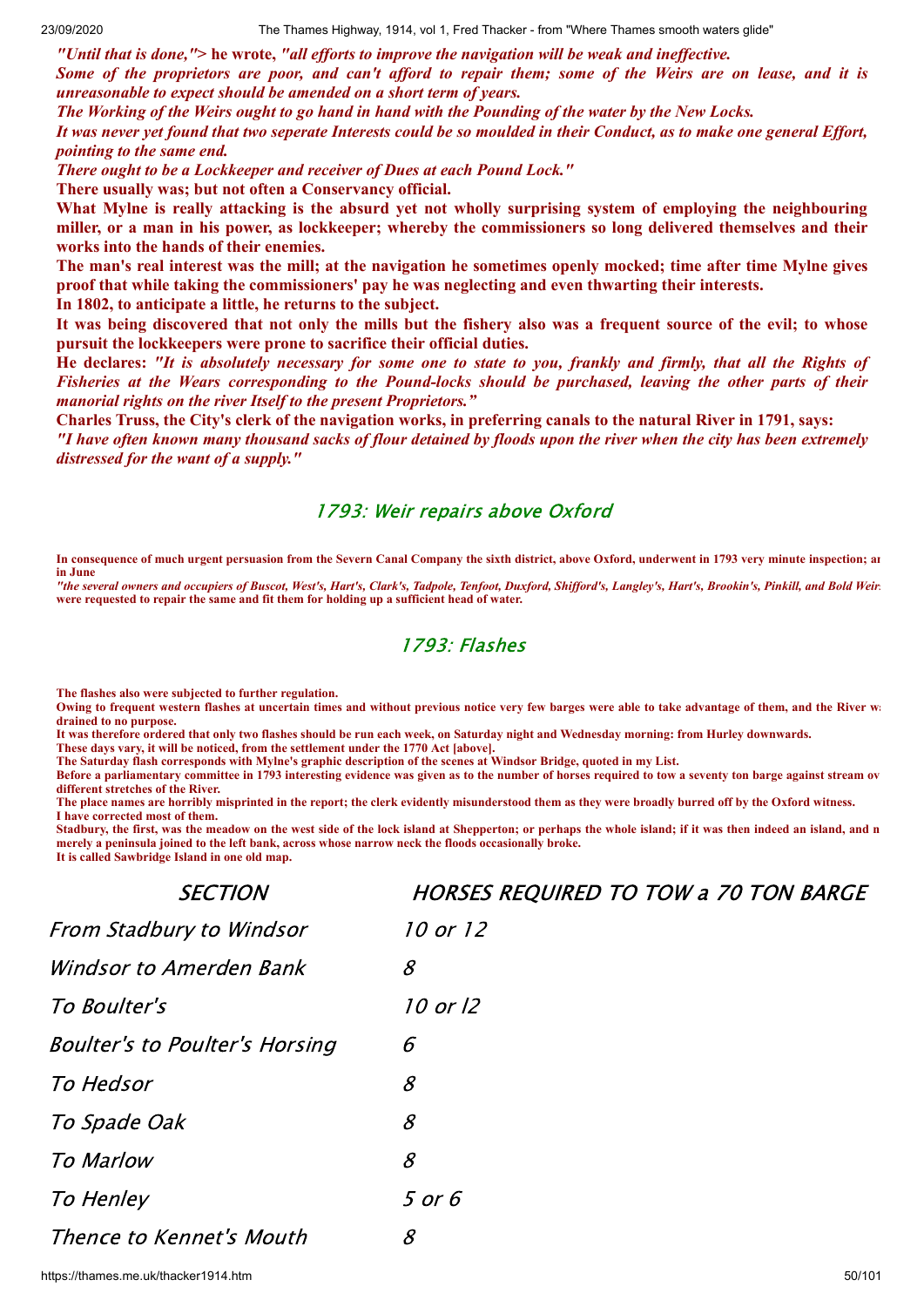*"Until that is done,"*> **he wrote,** *"all efforts to improve the navigation will be weak and ineffective.*

*Some of the proprietors are poor, and can't afford to repair them; some of the Weirs are on lease, and it is unreasonable to expect should be amended on a short term of years.*

*The Working of the Weirs ought to go hand in hand with the Pounding of the water by the New Locks.*

*It was never yet found that two seperate Interests could be so moulded in their Conduct, as to make one general Effort, pointing to the same end.*

*There ought to be a Lockkeeper and receiver of Dues at each Pound Lock."*

**There usually was; but not often a Conservancy official.**

**What Mylne is really attacking is the absurd yet not wholly surprising system of employing the neighbouring miller, or a man in his power, as lockkeeper; whereby the commissioners so long delivered themselves and their works into the hands of their enemies.**

**The man's real interest was the mill; at the navigation he sometimes openly mocked; time after time Mylne gives proof that while taking the commissioners' pay he was neglecting and even thwarting their interests.**

**In 1802, to anticipate a little, he returns to the subject.**

**It was being discovered that not only the mills but the fishery also was a frequent source of the evil; to whose pursuit the lockkeepers were prone to sacrifice their official duties.**

**He declares:** *"It is absolutely necessary for some one to state to you, frankly and firmly, that all the Rights of Fisheries at the Wears corresponding to the Pound-locks should be purchased, leaving the other parts of their manorial rights on the river Itself to the present Proprietors."*

**Charles Truss, the City's clerk of the navigation works, in preferring canals to the natural River in 1791, says:**

*"I have often known many thousand sacks of flour detained by floods upon the river when the city has been extremely distressed for the want of a supply."*

## 1793: Weir repairs above Oxford

**In consequence of much urgent persuasion from the Severn Canal Company the sixth district, above Oxford, underwent in 1793 very minute inspection; ar in June**

*"the several owners and occupiers of Buscot, West's, Hart's, Clark's, Tadpole, Tenfoot, Duxford, Shifford's, Langley's, Hart's, Brookin's, Pinkill, and Bold Weir* **were requested to repair the same and fit them for holding up a sufficient head of water.**

## 1793: Flashes

**The flashes also were subjected to further regulation.**

**Owing to frequent western flashes at uncertain times and without previous notice very few barges were able to take advantage of them, and the River w drained to no purpose.**

**It was therefore ordered that only two flashes should be run each week, on Saturday night and Wednesday morning: from Hurley downwards.**

**These days vary, it will be noticed, from the settlement under the 1770 Act [above].**

**The Saturday flash corresponds with Mylne's graphic description of the scenes at Windsor Bridge, quoted in my List.**

**Before a parliamentary committee in 1793 interesting evidence was given as to the number of horses required to tow a seventy ton barge against stream ov different stretches of the River.**

**The place names are horribly misprinted in the report; the clerk evidently misunderstood them as they were broadly burred off by the Oxford witness.**

**I have corrected most of them.**

**Stadbury, the first, was the meadow on the west side of the lock island at Shepperton; or perhaps the whole island; if it was then indeed an island, and n merely a peninsula joined to the left bank, across whose narrow neck the floods occasionally broke.**

**It is called Sawbridge Island in one old map.**

| SECTION | HORSES REQUIRED TO TOW a 70 TON BARGE |
|---|---|
| From Stadbury to Windsor | 10 or 12 |
| Windsor to Amerden Bank | 8 |
| To Boulter's | 10 or l2 |
| Boulter's to Poulter's Horsing | 6 |
| To Hedsor | 8 |
| To Spade Oak | 8 |
| To Marlow | 8 |
| To Henley | 5 or 6 |
| Thence to Kennet's Mouth | 8 |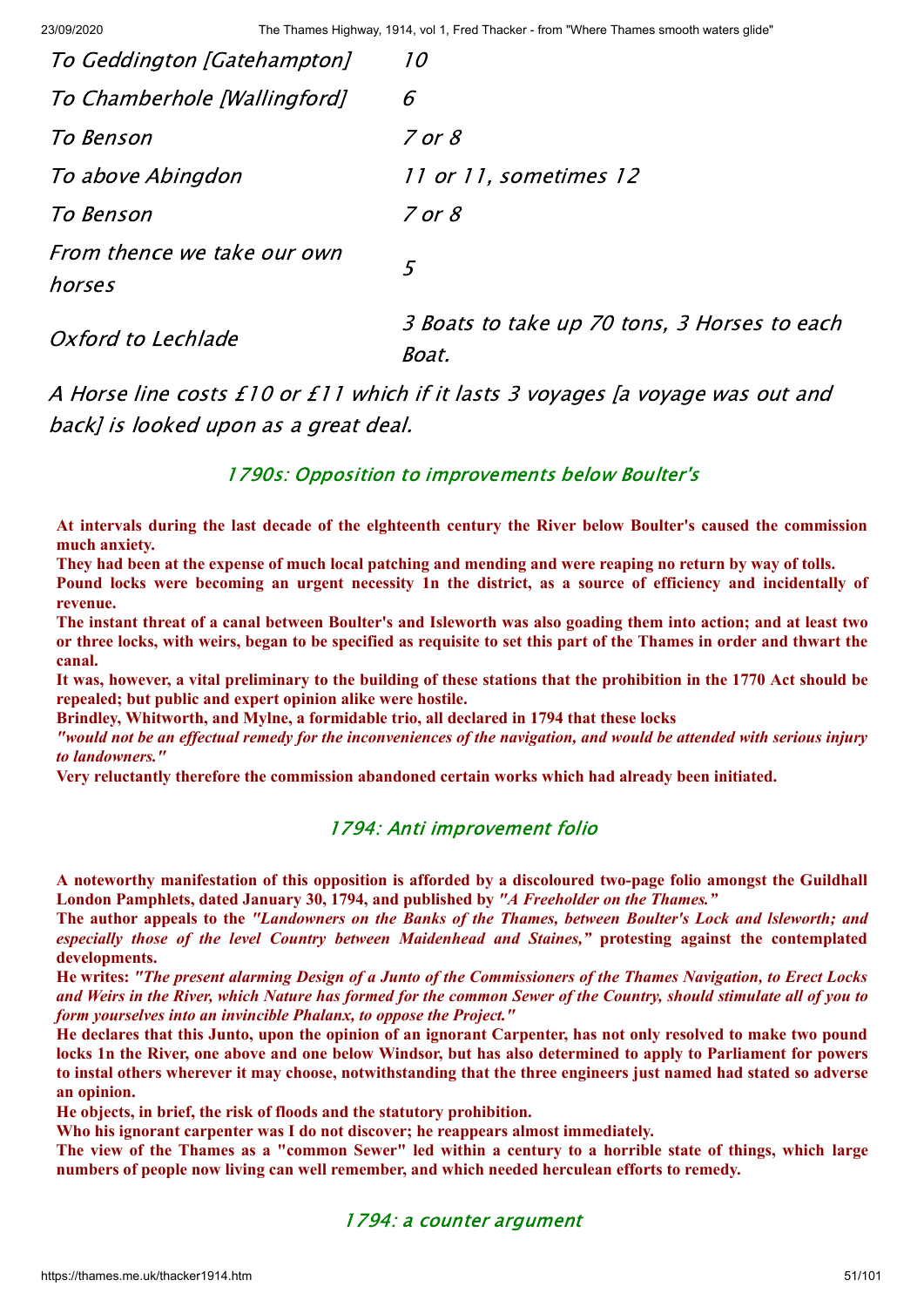| | |
|---|---|
| To Geddington [Gatehampton] | 10 |
| To Chamberhole [Wallingford] | 6 |
| To Benson | 7 or 8 |
| To above Abingdon | 11 or 11, sometimes 12 |
| To Benson | 7 or 8 |
| From thence we take our own horses | 5 |
| Oxford to Lechlade | 3 Boats to take up 70 tons, 3 Horses to each Boat. |

*A Horse line costs £10 or £11 which if it lasts 3 voyages [a voyage was out and back] is looked upon as a great deal.*

## 1790s: Opposition to improvements below Boulter's

**At intervals during the last decade of the elghteenth century the River below Boulter's caused the commission much anxiety.**

**They had been at the expense of much local patching and mending and were reaping no return by way of tolls.**

**Pound locks were becoming an urgent necessity 1n the district, as a source of efficiency and incidentally of revenue.**

**The instant threat of a canal between Boulter's and Isleworth was also goading them into action; and at least two or three locks, with weirs, began to be specified as requisite to set this part of the Thames in order and thwart the canal.**

**It was, however, a vital preliminary to the building of these stations that the prohibition in the 1770 Act should be repealed; but public and expert opinion alike were hostile.**

**Brindley, Whitworth, and Mylne, a formidable trio, all declared in 1794 that these locks**

***"would not be an effectual remedy for the inconveniences of the navigation, and would be attended with serious injury to landowners."***

**Very reluctantly therefore the commission abandoned certain works which had already been initiated.**

## 1794: Anti improvement folio

**A noteworthy manifestation of this opposition is afforded by a discoloured two-page folio amongst the Guildhall London Pamphlets, dated January 30, 1794, and published by *"A Freeholder on the Thames."***

**The author appeals to the *"Landowners on the Banks of the Thames, between Boulter's Lock and lsleworth; and especially those of the level Country between Maidenhead and Staines,"* protesting against the contemplated developments.**

**He writes: *"The present alarming Design of a Junto of the Commissioners of the Thames Navigation, to Erect Locks and Weirs in the River, which Nature has formed for the common Sewer of the Country, should stimulate all of you to form yourselves into an invincible Phalanx, to oppose the Project."***

**He declares that this Junto, upon the opinion of an ignorant Carpenter, has not only resolved to make two pound locks 1n the River, one above and one below Windsor, but has also determined to apply to Parliament for powers to instal others wherever it may choose, notwithstanding that the three engineers just named had stated so adverse an opinion.**

**He objects, in brief, the risk of floods and the statutory prohibition.**

**Who his ignorant carpenter was I do not discover; he reappears almost immediately.**

**The view of the Thames as a "common Sewer" led within a century to a horrible state of things, which large numbers of people now living can well remember, and which needed herculean efforts to remedy.**

## 1794: a counter argument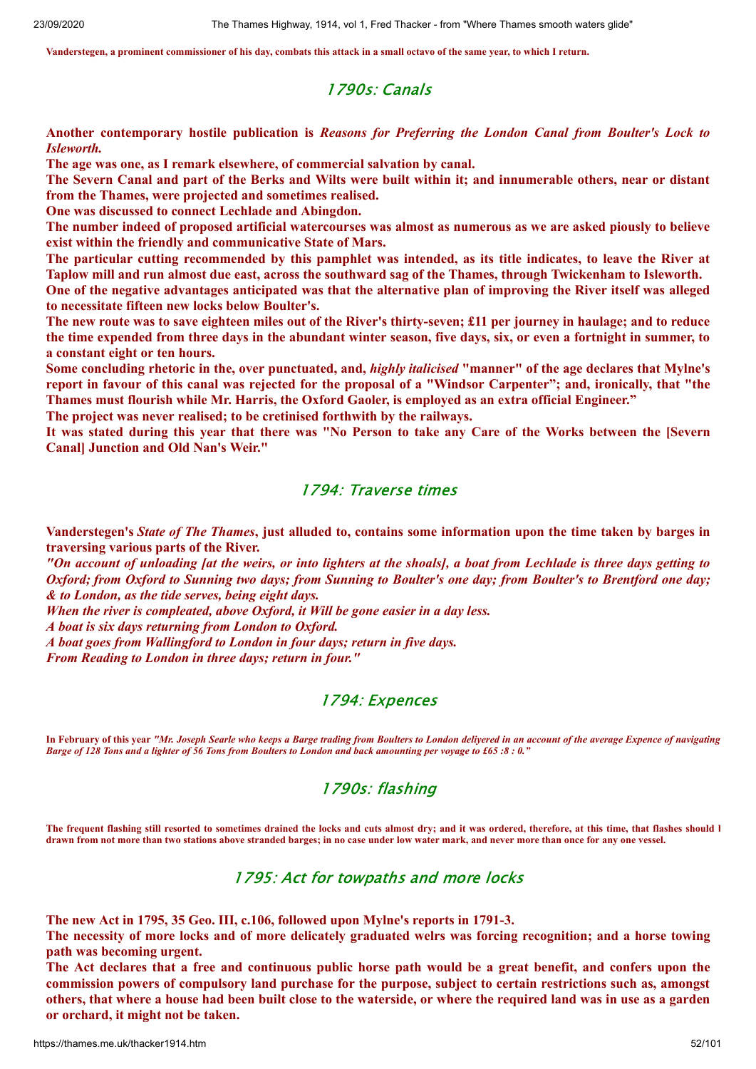**Vanderstegen, a prominent commissioner of his day, combats this attack in a small octavo of the same year, to which I return.**

## 1790s: Canals

**Another contemporary hostile publication is *Reasons for Preferring the London Canal from Boulter's Lock to Isleworth.***

**The age was one, as I remark elsewhere, of commercial salvation by canal.**

**The Severn Canal and part of the Berks and Wilts were built within it; and innumerable others, near or distant from the Thames, were projected and sometimes realised.**

**One was discussed to connect Lechlade and Abingdon.**

**The number indeed of proposed artificial watercourses was almost as numerous as we are asked piously to believe exist within the friendly and communicative State of Mars.**

**The particular cutting recommended by this pamphlet was intended, as its title indicates, to leave the River at Taplow mill and run almost due east, across the southward sag of the Thames, through Twickenham to Isleworth.**

**One of the negative advantages anticipated was that the alternative plan of improving the River itself was alleged to necessitate fifteen new locks below Boulter's.**

**The new route was to save eighteen miles out of the River's thirty-seven; £11 per journey in haulage; and to reduce the time expended from three days in the abundant winter season, five days, six, or even a fortnight in summer, to a constant eight or ten hours.**

**Some concluding rhetoric in the, over punctuated, and, *highly italicised* "manner" of the age declares that Mylne's report in favour of this canal was rejected for the proposal of a "Windsor Carpenter"; and, ironically, that "the Thames must flourish while Mr. Harris, the Oxford Gaoler, is employed as an extra official Engineer."**

**The project was never realised; to be cretinised forthwith by the railways.**

**It was stated during this year that there was "No Person to take any Care of the Works between the [Severn Canal] Junction and Old Nan's Weir."**

## 1794: Traverse times

**Vanderstegen's *State of The Thames*, just alluded to, contains some information upon the time taken by barges in traversing various parts of the River.**

***"On account of unloading [at the weirs, or into lighters at the shoals], a boat from Lechlade is three days getting to Oxford; from Oxford to Sunning two days; from Sunning to Boulter's one day; from Boulter's to Brentford one day; & to London, as the tide serves, being eight days.***

***When the river is compleated, above Oxford, it Will be gone easier in a day less.***

***A boat is six days returning from London to Oxford.***

***A boat goes from Wallingford to London in four days; return in five days.***

***From Reading to London in three days; return in four."***

## 1794: Expences

**In February of this year *"Mr. Joseph Searle who keeps a Barge trading from Boulters to London deliyered in an account of the average Expence of navigating Barge of 128 Tons and a lighter of 56 Tons from Boulters to London and back amounting per voyage to £65 :8 : 0."***

## 1790s: flashing

**The frequent flashing still resorted to sometimes drained the locks and cuts almost dry; and it was ordered, therefore, at this time, that flashes should be drawn from not more than two stations above stranded barges; in no case under low water mark, and never more than once for any one vessel.**

## 1795: Act for towpaths and more locks

**The new Act in 1795, 35 Geo. III, c.106, followed upon Mylne's reports in 1791-3.**

**The necessity of more locks and of more delicately graduated welrs was forcing recognition; and a horse towing path was becoming urgent.**

**The Act declares that a free and continuous public horse path would be a great benefit, and confers upon the commission powers of compulsory land purchase for the purpose, subject to certain restrictions such as, amongst others, that where a house had been built close to the waterside, or where the required land was in use as a garden or orchard, it might not be taken.**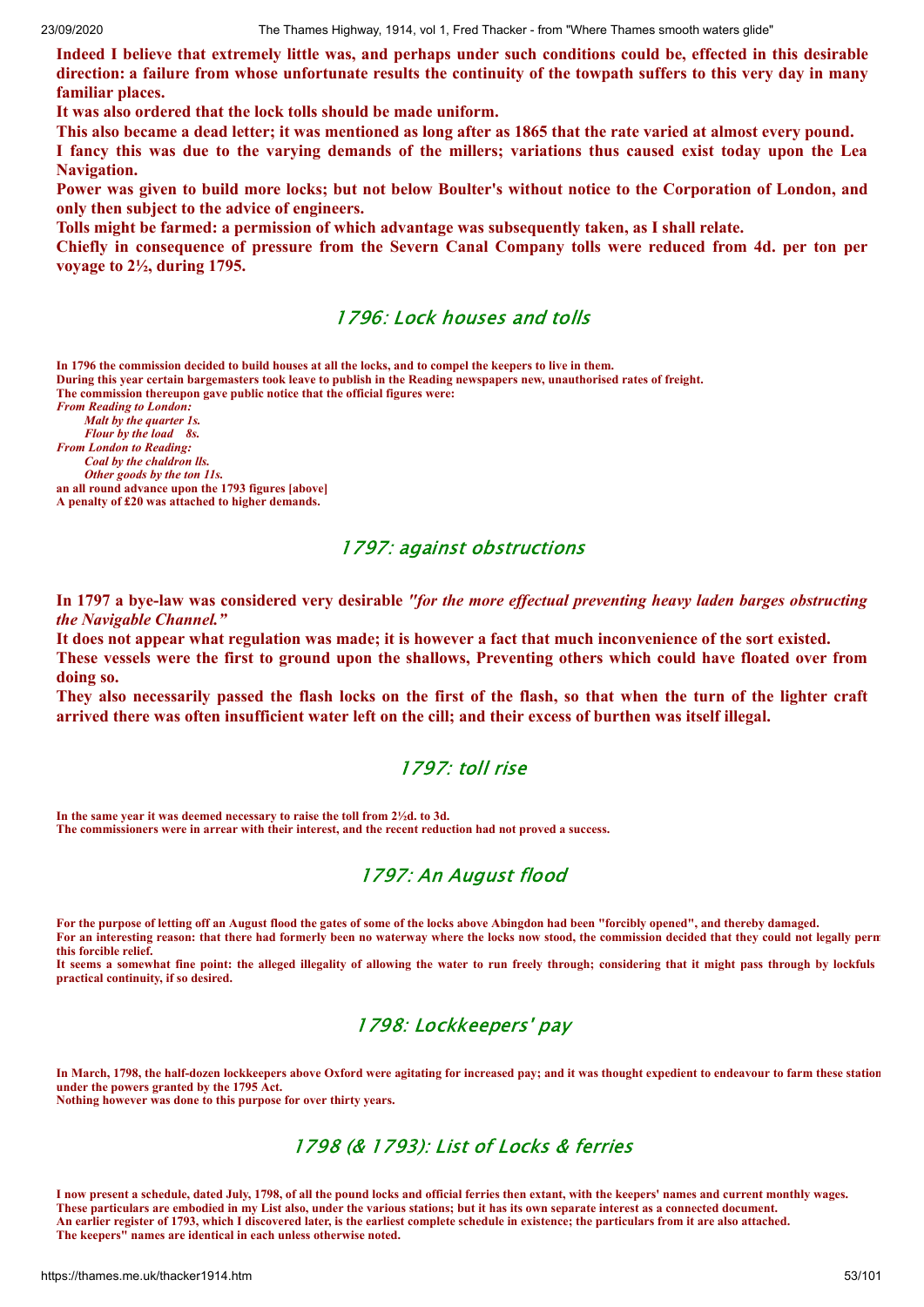**Indeed I believe that extremely little was, and perhaps under such conditions could be, effected in this desirable direction: a failure from whose unfortunate results the continuity of the towpath suffers to this very day in many familiar places.**

**It was also ordered that the lock tolls should be made uniform.**

**This also became a dead letter; it was mentioned as long after as 1865 that the rate varied at almost every pound.**

**I fancy this was due to the varying demands of the millers; variations thus caused exist today upon the Lea Navigation.**

**Power was given to build more locks; but not below Boulter's without notice to the Corporation of London, and only then subject to the advice of engineers.**

**Tolls might be farmed: a permission of which advantage was subsequently taken, as I shall relate.**

**Chiefly in consequence of pressure from the Severn Canal Company tolls were reduced from 4d. per ton per voyage to 2½, during 1795.**

## 1796: Lock houses and tolls

**In 1796 the commission decided to build houses at all the locks, and to compel the keepers to live in them.**
**During this year certain bargemasters took leave to publish in the Reading newspapers new, unauthorised rates of freight.**
**The commission thereupon gave public notice that the official figures were:**
***From Reading to London:***
***Malt by the quarter 1s.***
***Flour by the load 8s.***
***From London to Reading:***
***Coal by the chaldron 11s.***
***Other goods by the ton 11s.***
**an all round advance upon the 1793 figures [above]**
**A penalty of £20 was attached to higher demands.**

## 1797: against obstructions

**In 1797 a bye-law was considered very desirable *"for the more effectual preventing heavy laden barges obstructing the Navigable Channel."***

**It does not appear what regulation was made; it is however a fact that much inconvenience of the sort existed.**

**These vessels were the first to ground upon the shallows, Preventing others which could have floated over from doing so.**

**They also necessarily passed the flash locks on the first of the flash, so that when the turn of the lighter craft arrived there was often insufficient water left on the cill; and their excess of burthen was itself illegal.**

## 1797: toll rise

**In the same year it was deemed necessary to raise the toll from 2½d. to 3d.**
**The commissioners were in arrear with their interest, and the recent reduction had not proved a success.**

## 1797: An August flood

**For the purpose of letting off an August flood the gates of some of the locks above Abingdon had been "forcibly opened", and thereby damaged.**
**For an interesting reason: that there had formerly been no waterway where the locks now stood, the commission decided that they could not legally perm this forcible relief.**
**It seems a somewhat fine point: the alleged illegality of allowing the water to run freely through; considering that it might pass through by lockfuls practical continuity, if so desired.**

## 1798: Lockkeepers' pay

**In March, 1798, the half-dozen lockkeepers above Oxford were agitating for increased pay; and it was thought expedient to endeavour to farm these station under the powers granted by the 1795 Act.**
**Nothing however was done to this purpose for over thirty years.**

## 1798 (& 1793): List of Locks & ferries

**I now present a schedule, dated July, 1798, of all the pound locks and official ferries then extant, with the keepers' names and current monthly wages.**
**These particulars are embodied in my List also, under the various stations; but it has its own separate interest as a connected document.**
**An earlier register of 1793, which I discovered later, is the earliest complete schedule in existence; the particulars from it are also attached.**
**The keepers" names are identical in each unless otherwise noted.**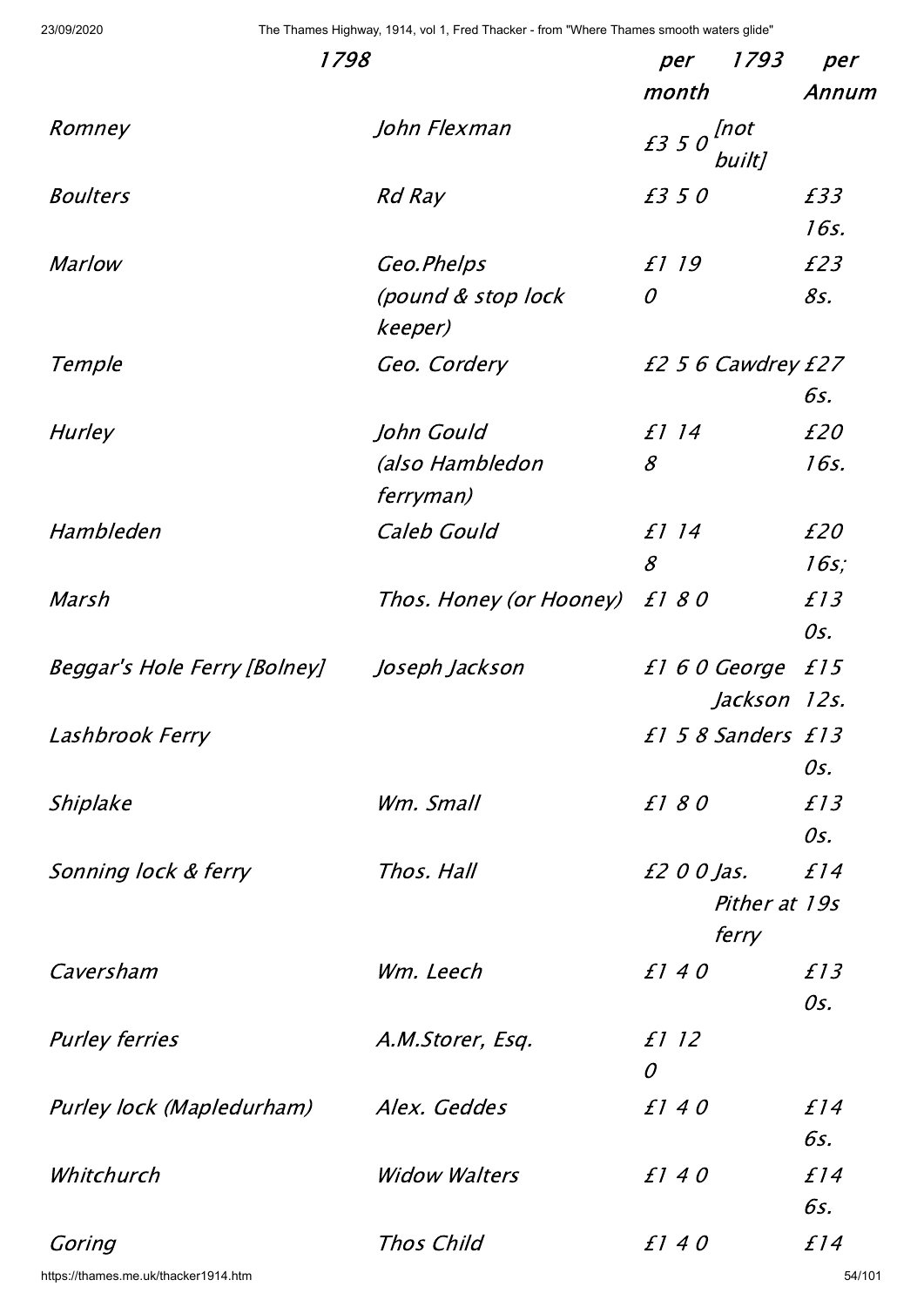| 1798 | | per month | 1793 | per Annum |
|---|---|---|---|---|
| *Romney* | *John Flexman* | *£3 5 0* | *[not built]* | |
| *Boulters* | *Rd Ray* | *£3 5 0* | | *£33 16s.* |
| *Marlow* | *Geo.Phelps (pound & stop lock keeper)* | *£1 19 0* | | *£23 8s.* |
| *Temple* | *Geo. Cordery* | *£2 5 6* | *Cawdrey* | *£27 6s.* |
| *Hurley* | *John Gould (also Hambledon ferryman)* | *£1 14 8* | | *£20 16s.* |
| *Hambleden* | *Caleb Gould* | *£1 14 8* | | *£20 16s;* |
| *Marsh* | *Thos. Honey (or Hooney)* | *£1 8 0* | | *£13 0s.* |
| *Beggar's Hole Ferry [Bolney]* | *Joseph Jackson* | *£1 6 0* | *George Jackson* | *£15 12s.* |
| *Lashbrook Ferry* | | *£1 5 8* | *Sanders* | *£13 0s.* |
| *Shiplake* | *Wm. Small* | *£1 8 0* | | *£13 0s.* |
| *Sonning lock & ferry* | *Thos. Hall* | *£2 0 0* | *Jas. Pither at ferry* | *£14 19s* |
| *Caversham* | *Wm. Leech* | *£1 4 0* | | *£13 0s.* |
| *Purley ferries* | *A.M.Storer, Esq.* | *£1 12 0* | | |
| *Purley lock (Mapledurham)* | *Alex. Geddes* | *£1 4 0* | | *£14 6s.* |
| *Whitchurch* | *Widow Walters* | *£1 4 0* | | *£14 6s.* |
| *Goring* | *Thos Child* | *£1 4 0* | | *£14* |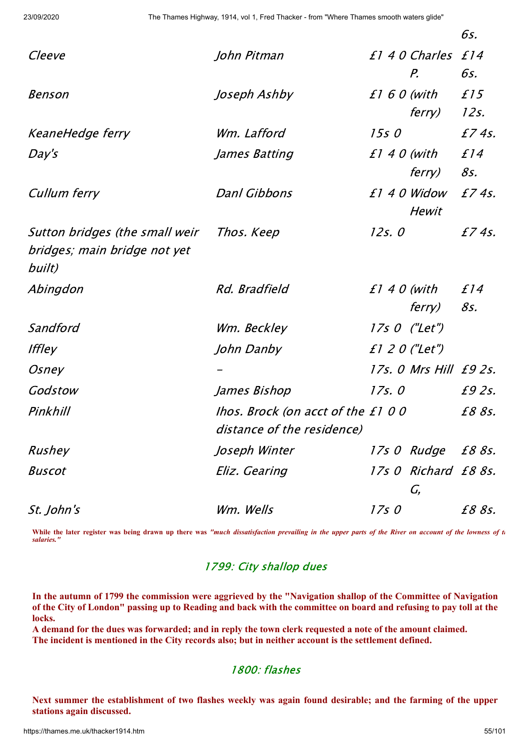| | | | | |
|---|---|---|---|---|
| | | | | *6s.* |
| *Cleeve* | *John Pitman* | *£1 4 0* | *Charles P.* | *£14 6s.* |
| *Benson* | *Joseph Ashby* | *£1 6 0* | *(with ferry)* | *£15 12s.* |
| *KeaneHedge ferry* | *Wm. Lafford* | *15s 0* | | *£7 4s.* |
| *Day's* | *James Batting* | *£1 4 0* | *(with ferry)* | *£14 8s.* |
| *Cullum ferry* | *Danl Gibbons* | *£1 4 0* | *Widow Hewit* | *£7 4s.* |
| *Sutton bridges (the small weir bridges; main bridge not yet built)* | *Thos. Keep* | *12s. 0* | | *£7 4s.* |
| *Abingdon* | *Rd. Bradfield* | *£1 4 0* | *(with ferry)* | *£14 8s.* |
| *Sandford* | *Wm. Beckley* | *17s 0* | *("Let")* | |
| *Iffley* | *John Danby* | *£1 2 0* | *("Let")* | |
| *Osney* | *–* | *17s. 0* | *Mrs Hill* | *£9 2s.* |
| *Godstow* | *James Bishop* | *17s. 0* | | *£9 2s.* |
| *Pinkhill* | *Ihos. Brock (on acct of the distance of the residence)* | *£1 0 0* | | *£8 8s.* |
| *Rushey* | *Joseph Winter* | *17s 0* | *Rudge* | *£8 8s.* |
| *Buscot* | *Eliz. Gearing* | *17s 0* | *Richard G,* | *£8 8s.* |
| *St. John's* | *Wm. Wells* | *17s 0* | | *£8 8s.* |

**While the later register was being drawn up there was *"much dissatisfaction prevailing in the upper parts of the River on account of the lowness of t salaries."***

## *1799: City shallop dues*

**In the autumn of 1799 the commission were aggrieved by the "Navigation shallop of the Committee of Navigation of the City of London" passing up to Reading and back with the committee on board and refusing to pay toll at the locks.**
**A demand for the dues was forwarded; and in reply the town clerk requested a note of the amount claimed.**
**The incident is mentioned in the City records also; but in neither account is the settlement defined.**

## *1800: flashes*

**Next summer the establishment of two flashes weekly was again found desirable; and the farming of the upper stations again discussed.**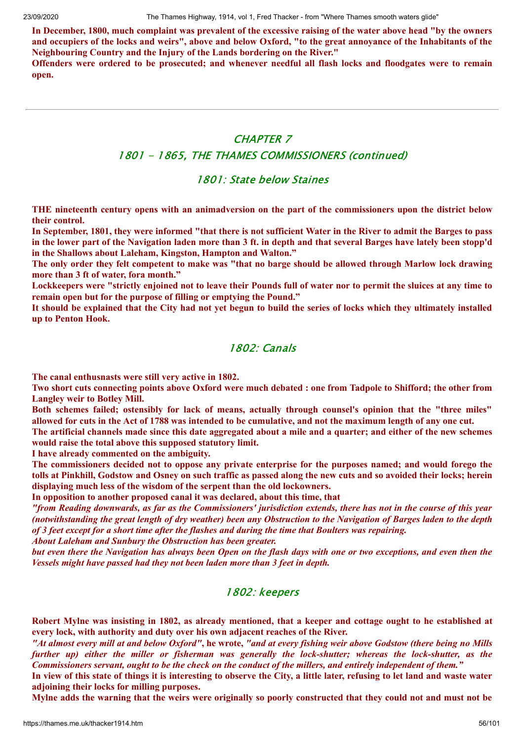**In December, 1800, much complaint was prevalent of the excessive raising of the water above head "by the owners and occupiers of the locks and weirs", above and below Oxford, "to the great annoyance of the Inhabitants of the Neighbouring Country and the Injury of the Lands bordering on the River."**

**Offenders were ordered to be prosecuted; and whenever needful all flash locks and floodgates were to remain open.**

---

## CHAPTER 7

## 1801 - 1865, THE THAMES COMMISSIONERS (continued)

### 1801: State below Staines

**THE nineteenth century opens with an animadversion on the part of the commissioners upon the district below their control.**

**In September, 1801, they were informed "that there is not sufficient Water in the River to admit the Barges to pass in the lower part of the Navigation laden more than 3 ft. in depth and that several Barges have lately been stopp'd in the Shallows about Laleham, Kingston, Hampton and Walton."**

**The only order they felt competent to make was "that no barge should be allowed through Marlow lock drawing more than 3 ft of water, fora month."**

**Lockkeepers were "strictly enjoined not to leave their Pounds full of water nor to permit the sluices at any time to remain open but for the purpose of filling or emptying the Pound."**

**It should be explained that the City had not yet begun to build the series of locks which they ultimately installed up to Penton Hook.**

### 1802: Canals

**The canal enthusnasts were still very active in 1802.**

**Two short cuts connecting points above Oxford were much debated : one from Tadpole to Shifford; the other from Langley weir to Botley Mill.**

**Both schemes failed; ostensibly for lack of means, actually through counsel's opinion that the "three miles" allowed for cuts in the Act of 1788 was intended to be cumulative, and not the maximum length of any one cut.**

**The artificial channels made since this date aggregated about a mile and a quarter; and either of the new schemes would raise the total above this supposed statutory limit.**

**I have already commented on the ambiguity.**

**The commissioners decided not to oppose any private enterprise for the purposes named; and would forego the tolls at Pinkhill, Godstow and Osney on such traffic as passed along the new cuts and so avoided their locks; herein displaying much less of the wisdom of the serpent than the old lockowners.**

**In opposition to another proposed canal it was declared, about this time, that**

***"from Reading downwards, as far as the Commissioners' jurisdiction extends, there has not in the course of this year (notwithstanding the great length of dry weather) been any Obstruction to the Navigation of Barges laden to the depth of 3 feet except for a short time after the flashes and during the time that Boulters was repairing.***

***About Laleham and Sunbury the Obstruction has been greater.***

***but even there the Navigation has always been Open on the flash days with one or two exceptions, and even then the Vessels might have passed had they not been laden more than 3 feet in depth.***

### 1802: keepers

**Robert Mylne was insisting in 1802, as already mentioned, that a keeper and cottage ought to he established at every lock, with authority and duty over his own adjacent reaches of the River.**

***"At almost every mill at and below Oxford",* he wrote, *"and at every fishing weir above Godstow (there being no Mills further up) either the miller or fisherman was generally the lock-shutter; whereas the lock-shutter, as the Commissioners servant, ought to be the check on the conduct of the millers, and entirely independent of them."***

**In view of this state of things it is interesting to observe the City, a little later, refusing to let land and waste water adjoining their locks for milling purposes.**

**Mylne adds the warning that the weirs were originally so poorly constructed that they could not and must not be**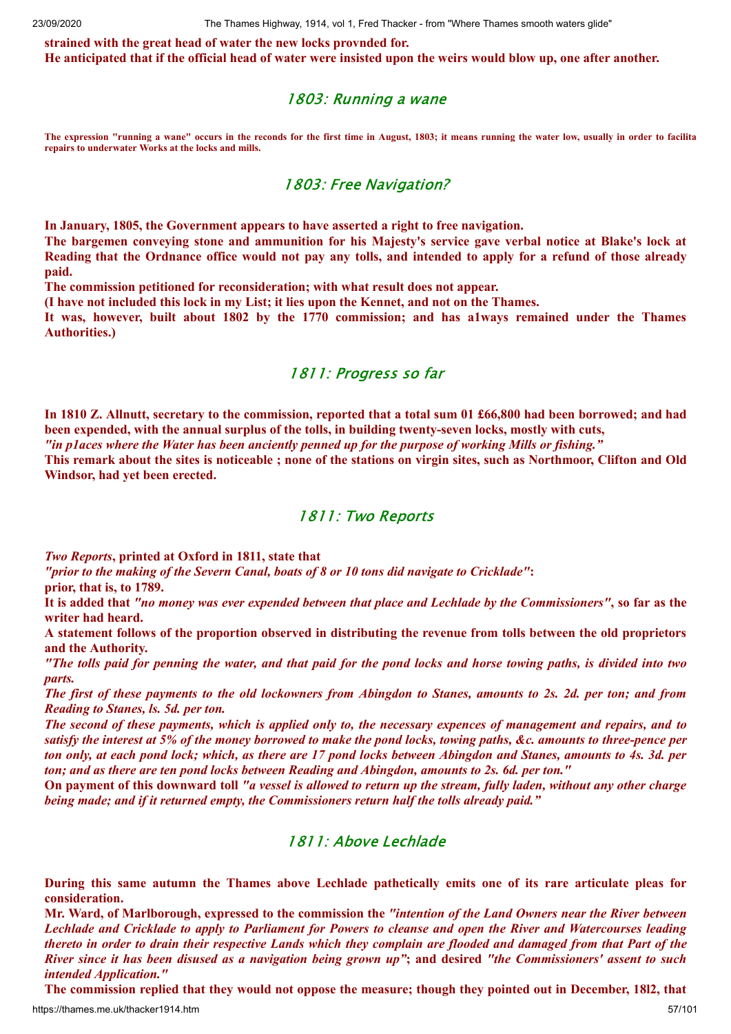**strained with the great head of water the new locks provnded for.**
**He anticipated that if the official head of water were insisted upon the weirs would blow up, one after another.**

## 1803: Running a wane

**The expression "running a wane" occurs in the reconds for the first time in August, 1803; it means running the water low, usually in order to facilita repairs to underwater Works at the locks and mills.**

## 1803: Free Navigation?

**In January, 1805, the Government appears to have asserted a right to free navigation.**
**The bargemen conveying stone and ammunition for his Majesty's service gave verbal notice at Blake's lock at Reading that the Ordnance office would not pay any tolls, and intended to apply for a refund of those already paid.**
**The commission petitioned for reconsideration; with what result does not appear.**
**(I have not included this lock in my List; it lies upon the Kennet, and not on the Thames.**
**It was, however, built about 1802 by the 1770 commission; and has a1ways remained under the Thames Authorities.)**

## 1811: Progress so far

**In 1810 Z. Allnutt, secretary to the commission, reported that a total sum 01 £66,800 had been borrowed; and had been expended, with the annual surplus of the tolls, in building twenty-seven locks, mostly with cuts,**
***"in p1aces where the Water has been anciently penned up for the purpose of working Mills or fishing."***
**This remark about the sites is noticeable ; none of the stations on virgin sites, such as Northmoor, Clifton and Old Windsor, had yet been erected.**

## 1811: Two Reports

***Two Reports*, printed at Oxford in 1811, state that**
***"prior to the making of the Severn Canal, boats of 8 or 10 tons did navigate to Cricklade"*:**
**prior, that is, to 1789.**
**It is added that *"no money was ever expended between that place and Lechlade by the Commissioners"*, so far as the writer had heard.**
**A statement follows of the proportion observed in distributing the revenue from tolls between the old proprietors and the Authority.**
***"The tolls paid for penning the water, and that paid for the pond locks and horse towing paths, is divided into two parts.***
***The first of these payments to the old lockowners from Abingdon to Stanes, amounts to 2s. 2d. per ton; and from Reading to Stanes, ls. 5d. per ton.***
***The second of these payments, which is applied only to, the necessary expences of management and repairs, and to satisfy the interest at 5% of the money borrowed to make the pond locks, towing paths, &c. amounts to three-pence per ton only, at each pond lock; which, as there are 17 pond locks between Abingdon and Stanes, amounts to 4s. 3d. per ton; and as there are ten pond locks between Reading and Abingdon, amounts to 2s. 6d. per ton."***
**On payment of this downward toll *"a vessel is allowed to return up the stream, fully laden, without any other charge being made; and if it returned empty, the Commissioners return half the tolls already paid."***

## 1811: Above Lechlade

**During this same autumn the Thames above Lechlade pathetically emits one of its rare articulate pleas for consideration.**
**Mr. Ward, of Marlborough, expressed to the commission the *"intention of the Land Owners near the River between Lechlade and Cricklade to apply to Parliament for Powers to cleanse and open the River and Watercourses leading thereto in order to drain their respective Lands which they complain are flooded and damaged from that Part of the River since it has been disused as a navigation being grown up"*; and desired *"the Commissioners' assent to such intended Application."***
**The commission replied that they would not oppose the measure; though they pointed out in December, 18l2, that**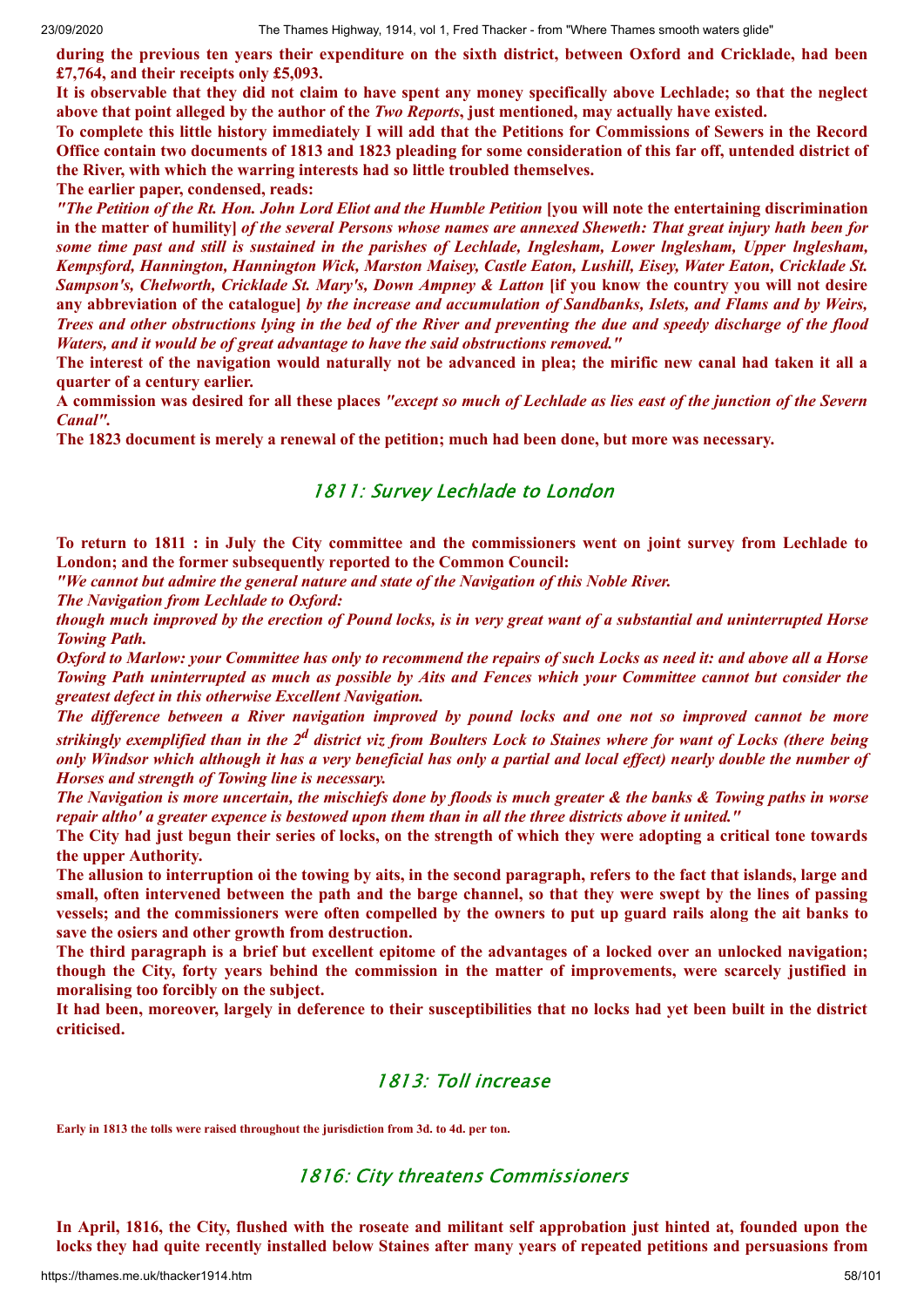**during the previous ten years their expenditure on the sixth district, between Oxford and Cricklade, had been £7,764, and their receipts only £5,093.**

**It is observable that they did not claim to have spent any money specifically above Lechlade; so that the neglect above that point alleged by the author of the *Two Reports*, just mentioned, may actually have existed.**

**To complete this little history immediately I will add that the Petitions for Commissions of Sewers in the Record Office contain two documents of 1813 and 1823 pleading for some consideration of this far off, untended district of the River, with which the warring interests had so little troubled themselves.**

**The earlier paper, condensed, reads:**

***"The Petition of the Rt. Hon. John Lord Eliot and the Humble Petition* [you will note the entertaining discrimination in the matter of humility] *of the several Persons whose names are annexed Sheweth: That great injury hath been for some time past and still is sustained in the parishes of Lechlade, Inglesham, Lower Inglesham, Upper Inglesham, Kempsford, Hannington, Hannington Wick, Marston Maisey, Castle Eaton, Lushill, Eisey, Water Eaton, Cricklade St. Sampson's, Chelworth, Cricklade St. Mary's, Down Ampney & Latton* [if you know the country you will not desire any abbreviation of the catalogue] *by the increase and accumulation of Sandbanks, Islets, and Flams and by Weirs, Trees and other obstructions lying in the bed of the River and preventing the due and speedy discharge of the flood Waters, and it would be of great advantage to have the said obstructions removed."***

**The interest of the navigation would naturally not be advanced in plea; the mirific new canal had taken it all a quarter of a century earlier.**

**A commission was desired for all these places *"except so much of Lechlade as lies east of the junction of the Severn Canal".***

**The 1823 document is merely a renewal of the petition; much had been done, but more was necessary.**

## 1811: Survey Lechlade to London

**To return to 1811 : in July the City committee and the commissioners went on joint survey from Lechlade to London; and the former subsequently reported to the Common Council:**

***"We cannot but admire the general nature and state of the Navigation of this Noble River.***

***The Navigation from Lechlade to Oxford:***

***though much improved by the erection of Pound locks, is in very great want of a substantial and uninterrupted Horse Towing Path.***

***Oxford to Marlow: your Committee has only to recommend the repairs of such Locks as need it: and above all a Horse Towing Path uninterrupted as much as possible by Aits and Fences which your Committee cannot but consider the greatest defect in this otherwise Excellent Navigation.***

***The difference between a River navigation improved by pound locks and one not so improved cannot be more strikingly exemplified than in the 2^d^ district viz from Boulters Lock to Staines where for want of Locks (there being only Windsor which although it has a very beneficial has only a partial and local effect) nearly double the number of Horses and strength of Towing line is necessary.***

***The Navigation is more uncertain, the mischiefs done by floods is much greater & the banks & Towing paths in worse repair altho' a greater expence is bestowed upon them than in all the three districts above it united."***

**The City had just begun their series of locks, on the strength of which they were adopting a critical tone towards the upper Authority.**

**The allusion to interruption oi the towing by aits, in the second paragraph, refers to the fact that islands, large and small, often intervened between the path and the barge channel, so that they were swept by the lines of passing vessels; and the commissioners were often compelled by the owners to put up guard rails along the ait banks to save the osiers and other growth from destruction.**

**The third paragraph is a brief but excellent epitome of the advantages of a locked over an unlocked navigation; though the City, forty years behind the commission in the matter of improvements, were scarcely justified in moralising too forcibly on the subject.**

**It had been, moreover, largely in deference to their susceptibilities that no locks had yet been built in the district criticised.**

## 1813: Toll increase

**Early in 1813 the tolls were raised throughout the jurisdiction from 3d. to 4d. per ton.**

## 1816: City threatens Commissioners

**In April, 1816, the City, flushed with the roseate and militant self approbation just hinted at, founded upon the locks they had quite recently installed below Staines after many years of repeated petitions and persuasions from**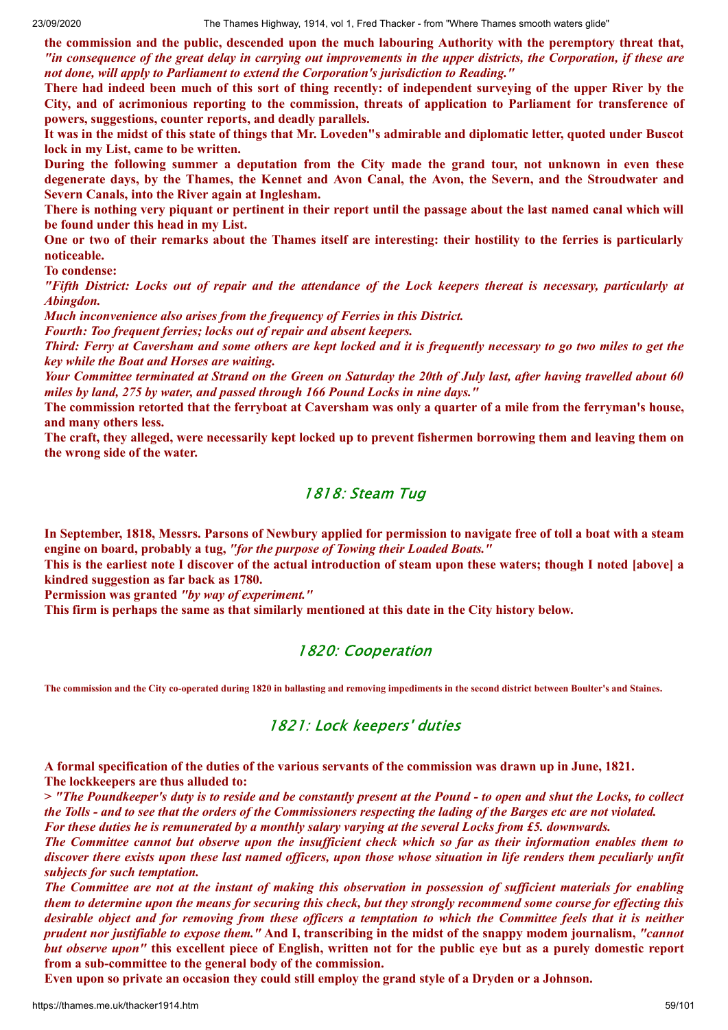**the commission and the public, descended upon the much labouring Authority with the peremptory threat that, *"in consequence of the great delay in carrying out improvements in the upper districts, the Corporation, if these are not done, will apply to Parliament to extend the Corporation's jurisdiction to Reading."***

**There had indeed been much of this sort of thing recently: of independent surveying of the upper River by the City, and of acrimonious reporting to the commission, threats of application to Parliament for transference of powers, suggestions, counter reports, and deadly parallels.**

**It was in the midst of this state of things that Mr. Loveden"s admirable and diplomatic letter, quoted under Buscot lock in my List, came to be written.**

**During the following summer a deputation from the City made the grand tour, not unknown in even these degenerate days, by the Thames, the Kennet and Avon Canal, the Avon, the Severn, and the Stroudwater and Severn Canals, into the River again at Inglesham.**

**There is nothing very piquant or pertinent in their report until the passage about the last named canal which will be found under this head in my List.**

**One or two of their remarks about the Thames itself are interesting: their hostility to the ferries is particularly noticeable.**

**To condense:**

***"Fifth District: Locks out of repair and the attendance of the Lock keepers thereat is necessary, particularly at Abingdon.***

***Much inconvenience also arises from the frequency of Ferries in this District.***

***Fourth: Too frequent ferries; locks out of repair and absent keepers.***

***Third: Ferry at Caversham and some others are kept locked and it is frequently necessary to go two miles to get the key while the Boat and Horses are waiting.***

***Your Committee terminated at Strand on the Green on Saturday the 20th of July last, after having travelled about 60 miles by land, 275 by water, and passed through 166 Pound Locks in nine days."***

**The commission retorted that the ferryboat at Caversham was only a quarter of a mile from the ferryman's house, and many others less.**

**The craft, they alleged, were necessarily kept locked up to prevent fishermen borrowing them and leaving them on the wrong side of the water.**

## *1818: Steam Tug*

**In September, 1818, Messrs. Parsons of Newbury applied for permission to navigate free of toll a boat with a steam engine on board, probably a tug, *"for the purpose of Towing their Loaded Boats."***

**This is the earliest note I discover of the actual introduction of steam upon these waters; though I noted [above] a kindred suggestion as far back as 1780.**

**Permission was granted *"by way of experiment."***

**This firm is perhaps the same as that similarly mentioned at this date in the City history below.**

## *1820: Cooperation*

**The commission and the City co-operated during 1820 in ballasting and removing impediments in the second district between Boulter's and Staines.**

## *1821: Lock keepers' duties*

**A formal specification of the duties of the various servants of the commission was drawn up in June, 1821.**

**The lockkeepers are thus alluded to:**

**> *"The Poundkeeper's duty is to reside and be constantly present at the Pound - to open and shut the Locks, to collect the Tolls - and to see that the orders of the Commissioners respecting the lading of the Barges etc are not violated.***

***For these duties he is remunerated by a monthly salary varying at the several Locks from £5. downwards.***

***The Committee cannot but observe upon the insufficient check which so far as their information enables them to discover there exists upon these last named officers, upon those whose situation in life renders them peculiarly unfit subjects for such temptation.***

***The Committee are not at the instant of making this observation in possession of sufficient materials for enabling them to determine upon the means for securing this check, but they strongly recommend some course for effecting this desirable object and for removing from these officers a temptation to which the Committee feels that it is neither prudent nor justifiable to expose them."* And I, transcribing in the midst of the snappy modem journalism, *"cannot but observe upon"* this excellent piece of English, written not for the public eye but as a purely domestic report from a sub-committee to the general body of the commission.**

**Even upon so private an occasion they could still employ the grand style of a Dryden or a Johnson.**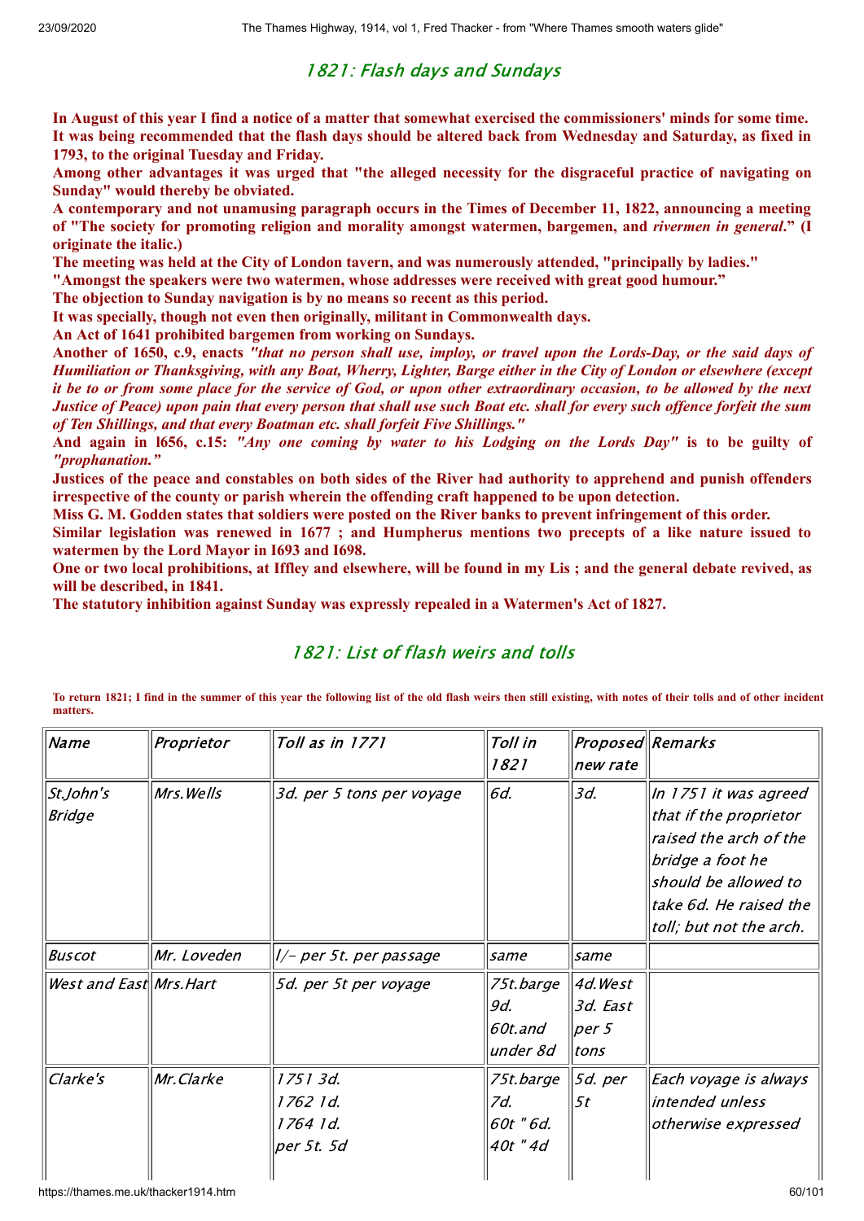## 1821: Flash days and Sundays

**In August of this year I find a notice of a matter that somewhat exercised the commissioners' minds for some time. It was being recommended that the flash days should be altered back from Wednesday and Saturday, as fixed in 1793, to the original Tuesday and Friday.**

**Among other advantages it was urged that "the alleged necessity for the disgraceful practice of navigating on Sunday" would thereby be obviated.**

**A contemporary and not unamusing paragraph occurs in the Times of December 11, 1822, announcing a meeting of "The society for promoting religion and morality amongst watermen, bargemen, and *rivermen in general*." (I originate the italic.)**

**The meeting was held at the City of London tavern, and was numerously attended, "principally by ladies."**

**"Amongst the speakers were two watermen, whose addresses were received with great good humour."**

**The objection to Sunday navigation is by no means so recent as this period.**

**It was specially, though not even then originally, militant in Commonwealth days.**

**An Act of 1641 prohibited bargemen from working on Sundays.**

**Another of 1650, c.9, enacts *"that no person shall use, imploy, or travel upon the Lords-Day, or the said days of Humiliation or Thanksgiving, with any Boat, Wherry, Lighter, Barge either in the City of London or elsewhere (except it be to or from some place for the service of God, or upon other extraordinary occasion, to be allowed by the next Justice of Peace) upon pain that every person that shall use such Boat etc. shall for every such offence forfeit the sum of Ten Shillings, and that every Boatman etc. shall forfeit Five Shillings."***

**And again in l656, c.15: *"Any one coming by water to his Lodging on the Lords Day"* is to be guilty of *"prophanation."***

**Justices of the peace and constables on both sides of the River had authority to apprehend and punish offenders irrespective of the county or parish wherein the offending craft happened to be upon detection.**

**Miss G. M. Godden states that soldiers were posted on the River banks to prevent infringement of this order.**

**Similar legislation was renewed in 1677 ; and Humpherus mentions two precepts of a like nature issued to watermen by the Lord Mayor in I693 and I698.**

**One or two local prohibitions, at Iffley and elsewhere, will be found in my Lis ; and the general debate revived, as will be described, in 1841.**

**The statutory inhibition against Sunday was expressly repealed in a Watermen's Act of 1827.**

## 1821: List of flash weirs and tolls

**To return 1821; I find in the summer of this year the following list of the old flash weirs then still existing, with notes of their tolls and of other incident matters.**

| Name | Proprietor | Toll as in 1771 | Toll in 1821 | Proposed new rate | Remarks |
|---|---|---|---|---|---|
| St.John's Bridge | Mrs.Wells | 3d. per 5 tons per voyage | 6d. | 3d. | In 1751 it was agreed that if the proprietor raised the arch of the bridge a foot he should be allowed to take 6d. He raised the toll; but not the arch. |
| Buscot | Mr. Loveden | l/- per 5t. per passage | same | same | |
| West and East | Mrs.Hart | 5d. per 5t per voyage | 75t.barge 9d. 60t.and under 8d | 4d.West 3d. East per 5 tons | |
| Clarke's | Mr.Clarke | 1751 3d. 1762 1d. 1764 1d. per 5t. 5d | 75t.barge 7d. 60t " 6d. 40t " 4d | 5d. per 5t | Each voyage is always intended unless otherwise expressed |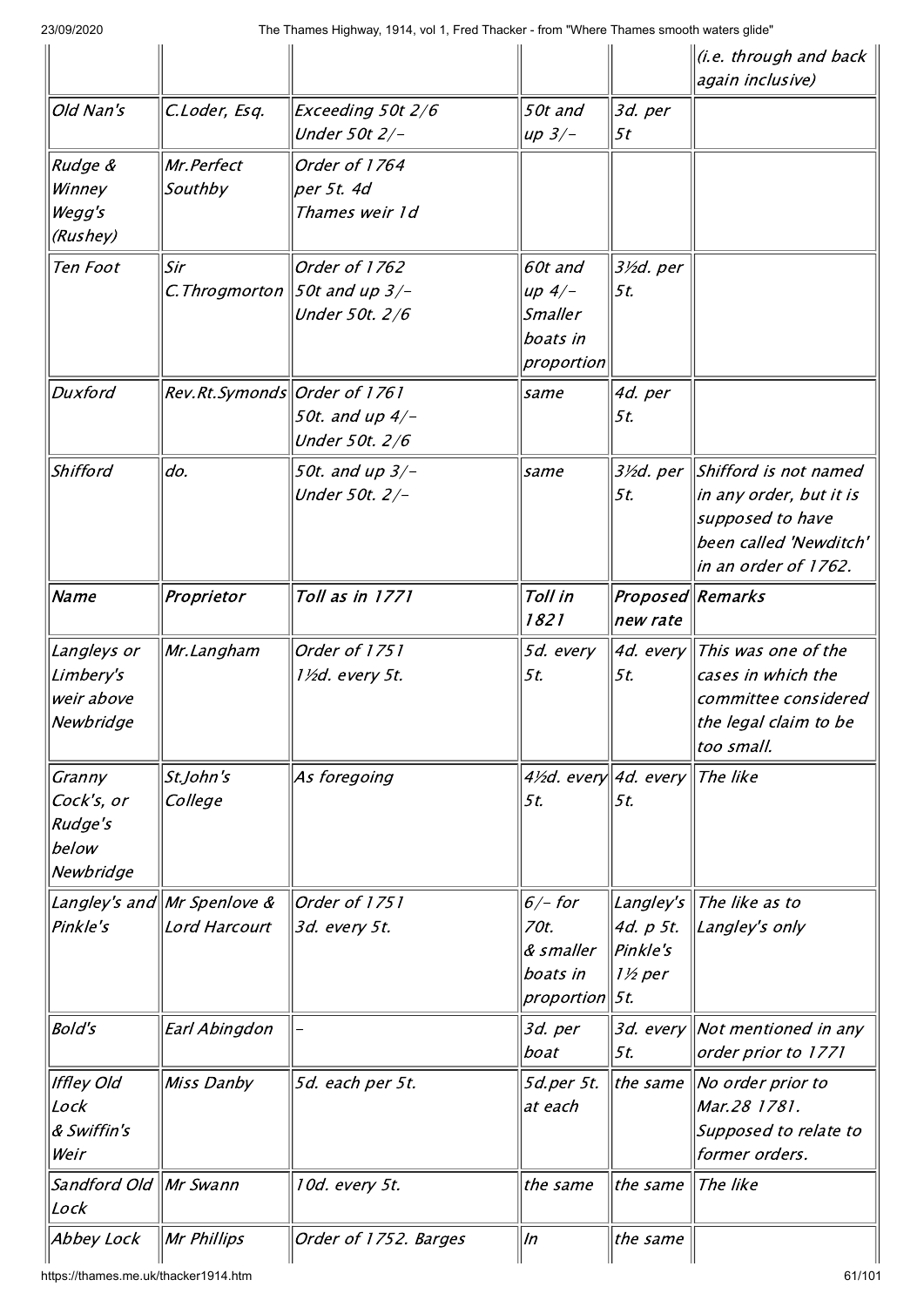| | | | | | *(i.e. through and back again inclusive)* |
|---|---|---|---|---|---|
| *Old Nan's* | *C.Loder, Esq.* | *Exceeding 50t 2/6 Under 50t 2/-* | *50t and up 3/-* | *3d. per 5t* | |
| *Rudge & Winney Wegg's (Rushey)* | *Mr.Perfect Southby* | *Order of 1764 per 5t. 4d Thames weir 1d* | | | |
| *Ten Foot* | *Sir C.Throgmorton* | *Order of 1762 50t and up 3/- Under 50t. 2/6* | *60t and up 4/- Smaller boats in proportion* | *3½d. per 5t.* | |
| *Duxford* | *Rev.Rt.Symonds* | *Order of 1761 50t. and up 4/- Under 50t. 2/6* | *same* | *4d. per 5t.* | |
| *Shifford* | *do.* | *50t. and up 3/- Under 50t. 2/-* | *same* | *3½d. per 5t.* | *Shifford is not named in any order, but it is supposed to have been called 'Newditch' in an order of 1762.* |
| ***Name*** | ***Proprietor*** | ***Toll as in 1771*** | ***Toll in 1821*** | ***Proposed new rate*** | ***Remarks*** |
| *Langleys or Limbery's weir above Newbridge* | *Mr.Langham* | *Order of 1751 1½d. every 5t.* | *5d. every 5t.* | *4d. every 5t.* | *This was one of the cases in which the committee considered the legal claim to be too small.* |
| *Granny Cock's, or Rudge's below Newbridge* | *St.John's College* | *As foregoing* | *4½d. every 5t.* | *4d. every 5t.* | *The like* |
| *Langley's and Pinkle's* | *Mr Spenlove & Lord Harcourt* | *Order of 1751 3d. every 5t.* | *6/- for 70t. & smaller boats in proportion* | *Langley's 4d. p 5t. Pinkle's 1½ per 5t.* | *The like as to Langley's only* |
| *Bold's* | *Earl Abingdon* | *-* | *3d. per boat* | *3d. every 5t.* | *Not mentioned in any order prior to 1771* |
| *Iffley Old Lock & Swiffin's Weir* | *Miss Danby* | *5d. each per 5t.* | *5d.per 5t. at each* | *the same* | *No order prior to Mar.28 1781. Supposed to relate to former orders.* |
| *Sandford Old Lock* | *Mr Swann* | *10d. every 5t.* | *the same* | *the same* | *The like* |
| *Abbey Lock* | *Mr Phillips* | *Order of 1752. Barges* | *In* | *the same* | |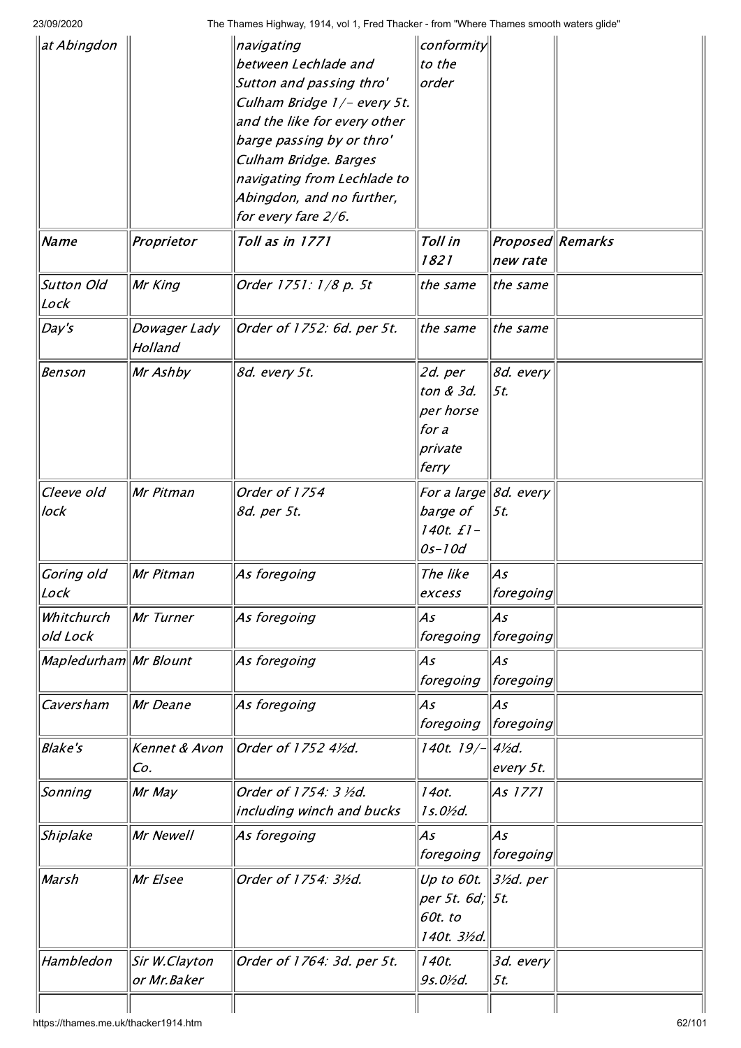| | | | | | |
|---|---|---|---|---|---|
| at Abingdon | | navigating between Lechlade and Sutton and passing thro' Culham Bridge 1/- every 5t. and the like for every other barge passing by or thro' Culham Bridge. Barges navigating from Lechlade to Abingdon, and no further, for every fare 2/6. | conformity to the order | | |

| Name | Proprietor | Toll as in 1771 | Toll in 1821 | Proposed new rate | Remarks |
|---|---|---|---|---|---|
| Sutton Old Lock | Mr King | Order 1751: 1/8 p. 5t | the same | the same | |
| Day's | Dowager Lady Holland | Order of 1752: 6d. per 5t. | the same | the same | |
| Benson | Mr Ashby | 8d. every 5t. | 2d. per ton & 3d. per horse for a private ferry | 8d. every 5t. | |
| Cleeve old lock | Mr Pitman | Order of 1754 8d. per 5t. | For a large barge of 140t. £1-0s-10d | 8d. every 5t. | |
| Goring old Lock | Mr Pitman | As foregoing | The like excess | As foregoing | |
| Whitchurch old Lock | Mr Turner | As foregoing | As foregoing | As foregoing | |
| Mapledurham | Mr Blount | As foregoing | As foregoing | As foregoing | |
| Caversham | Mr Deane | As foregoing | As foregoing | As foregoing | |
| Blake's | Kennet & Avon Co. | Order of 1752 4½d. | 140t. 19/- | 4½d. every 5t. | |
| Sonning | Mr May | Order of 1754: 3 ½d. including winch and bucks | 14ot. 1s.0½d. | As 1771 | |
| Shiplake | Mr Newell | As foregoing | As foregoing | As foregoing | |
| Marsh | Mr Elsee | Order of 1754: 3½d. | Up to 60t. per 5t. 6d; 60t. to 140t. 3½d. | 3½d. per 5t. | |
| Hambledon | Sir W.Clayton or Mr.Baker | Order of 1764: 3d. per 5t. | 140t. 9s.0½d. | 3d. every 5t. | |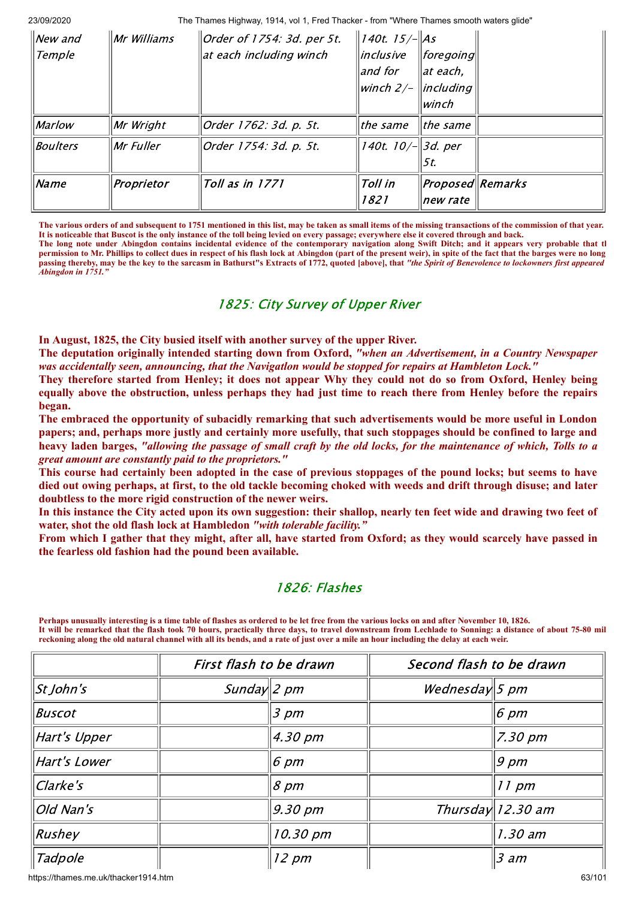| New and Temple | Mr Williams | Order of 1754: 3d. per 5t. at each including winch | 140t. 15/- inclusive and for winch 2/- | As foregoing at each, including winch | |
|---|---|---|---|---|---|
| Marlow | Mr Wright | Order 1762: 3d. p. 5t. | the same | the same | |
| Boulters | Mr Fuller | Order 1754: 3d. p. 5t. | 140t. 10/- | 3d. per 5t. | |
| Name | Proprietor | Toll as in 1771 | Toll in 1821 | Proposed new rate | Remarks |

**The various orders of and subsequent to 1751 mentioned in this list, may be taken as small items of the missing transactions of the commission of that year. It is noticeable that Buscot is the only instance of the toll being levied on every passage; everywhere else it covered through and back.**
**The long note under Abingdon contains incidental evidence of the contemporary navigation along Swift Ditch; and it appears very probable that tl permission to Mr. Phillips to collect dues in respect of his flash lock at Abingdon (part of the present weir), in spite of the fact that the barges were no long passing thereby, may be the key to the sarcasm in Bathurst"s Extracts of 1772, quoted [above], that *"the Spirit of Benevolence to lockowners first appeared Abingdon in 1751."***

## 1825: City Survey of Upper River

**In August, 1825, the City busied itself with another survey of the upper River.**
**The deputation originally intended starting down from Oxford, *"when an Advertisement, in a Country Newspaper was accidentally seen, announcing, that the Navigatlon would be stopped for repairs at Hambleton Lock."***
**They therefore started from Henley; it does not appear Why they could not do so from Oxford, Henley being equally above the obstruction, unless perhaps they had just time to reach there from Henley before the repairs began.**
**The embraced the opportunity of subacidly remarking that such advertisements would be more useful in London papers; and, perhaps more justly and certainly more usefully, that such stoppages should be confined to large and heavy laden barges, *"allowing the passage of small craft by the old locks, for the maintenance of which, Tolls to a great amount are constantly paid to the proprietors."***
**This course had certainly been adopted in the case of previous stoppages of the pound locks; but seems to have died out owing perhaps, at first, to the old tackle becoming choked with weeds and drift through disuse; and later doubtless to the more rigid construction of the newer weirs.**
**In this instance the City acted upon its own suggestion: their shallop, nearly ten feet wide and drawing two feet of water, shot the old flash lock at Hambledon *"with tolerable facility."***
**From which I gather that they might, after all, have started from Oxford; as they would scarcely have passed in the fearless old fashion had the pound been available.**

## 1826: Flashes

**Perhaps unusually interesting is a time table of flashes as ordered to be let free from the various locks on and after November 10, 1826.**
**It will be remarked that the flash took 70 hours, practically three days, to travel downstream from Lechlade to Sonning: a distance of about 75-80 mil reckoning along the old natural channel with all its bends, and a rate of just over a mile an hour including the delay at each weir.**

| | First flash to be drawn | | Second flash to be drawn | |
|---|---|---|---|---|
| St John's | Sunday | 2 pm | Wednesday | 5 pm |
| Buscot | | 3 pm | | 6 pm |
| Hart's Upper | | 4.30 pm | | 7.30 pm |
| Hart's Lower | | 6 pm | | 9 pm |
| Clarke's | | 8 pm | | 11 pm |
| Old Nan's | | 9.30 pm | Thursday | 12.30 am |
| Rushey | | 10.30 pm | | 1.30 am |
| Tadpole | | 12 pm | | 3 am |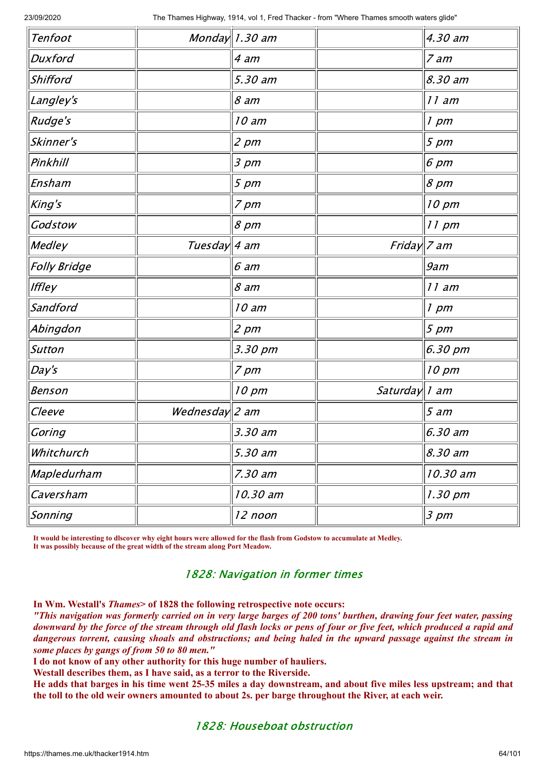| | | | | |
|---|---|---|---|---|
| Tenfoot | Monday | 1.30 am | | 4.30 am |
| Duxford | | 4 am | | 7 am |
| Shifford | | 5.30 am | | 8.30 am |
| Langley's | | 8 am | | 11 am |
| Rudge's | | 10 am | | 1 pm |
| Skinner's | | 2 pm | | 5 pm |
| Pinkhill | | 3 pm | | 6 pm |
| Ensham | | 5 pm | | 8 pm |
| King's | | 7 pm | | 10 pm |
| Godstow | | 8 pm | | 11 pm |
| Medley | Tuesday | 4 am | Friday | 7 am |
| Folly Bridge | | 6 am | | 9am |
| Iffley | | 8 am | | 11 am |
| Sandford | | 10 am | | 1 pm |
| Abingdon | | 2 pm | | 5 pm |
| Sutton | | 3.30 pm | | 6.30 pm |
| Day's | | 7 pm | | 10 pm |
| Benson | | 10 pm | Saturday | 1 am |
| Cleeve | Wednesday | 2 am | | 5 am |
| Goring | | 3.30 am | | 6.30 am |
| Whitchurch | | 5.30 am | | 8.30 am |
| Mapledurham | | 7.30 am | | 10.30 am |
| Caversham | | 10.30 am | | 1.30 pm |
| Sonning | | 12 noon | | 3 pm |

**It would be interesting to dlscover why eight hours were allowed for the flash from Godstow to accumulate at Medley.**
**It was possibly because of the great width of the stream along Port Meadow.**

## 1828: Navigation in former times

**In Wm. Westall's *Thames*> of 1828 the following retrospective note occurs:**
***"This navigation was formerly carried on in very large barges of 200 tons' burthen, drawing four feet water, passing downward by the force of the stream through old flash locks or pens of four or five feet, which produced a rapid and dangerous torrent, causing shoals and obstructions; and being haled in the upward passage against the stream in some places by gangs of from 50 to 80 men."***
**I do not know of any other authority for this huge number of hauliers.**
**Westall describes them, as I have said, as a terror to the Riverside.**
**He adds that barges in his time went 25-35 miles a day downstream, and about five miles less upstream; and that the toll to the old weir owners amounted to about 2s. per barge throughout the River, at each weir.**

## 1828: Houseboat obstruction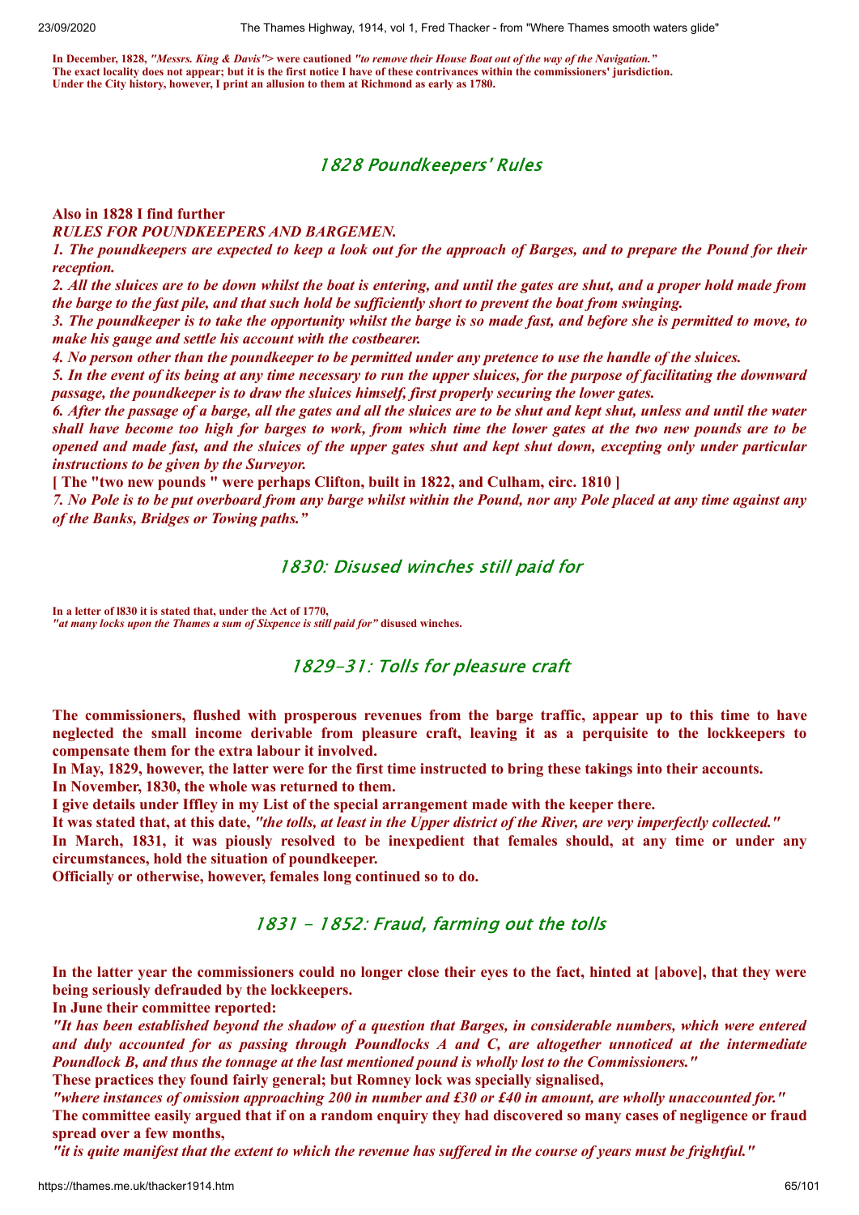**In December, 1828, *"Messrs. King & Davis"*> were cautioned *"to remove their House Boat out of the way of the Navigation."***
**The exact locality does not appear; but it is the first notice I have of these contrivances within the commissioners' jurisdiction.**
**Under the City history, however, I print an allusion to them at Richmond as early as 1780.**

## 1828 Poundkeepers' Rules

**Also in 1828 I find further**
***RULES FOR POUNDKEEPERS AND BARGEMEN.***
***1. The poundkeepers are expected to keep a look out for the approach of Barges, and to prepare the Pound for their reception.***
***2. All the sluices are to be down whilst the boat is entering, and until the gates are shut, and a proper hold made from the barge to the fast pile, and that such hold be sufficiently short to prevent the boat from swinging.***
***3. The poundkeeper is to take the opportunity whilst the barge is so made fast, and before she is permitted to move, to make his gauge and settle his account with the costbearer.***
***4. No person other than the poundkeeper to be permitted under any pretence to use the handle of the sluices.***
***5. In the event of its being at any time necessary to run the upper sluices, for the purpose of facilitating the downward passage, the poundkeeper is to draw the sluices himself, first properly securing the lower gates.***
***6. After the passage of a barge, all the gates and all the sluices are to be shut and kept shut, unless and until the water shall have become too high for barges to work, from which time the lower gates at the two new pounds are to be opened and made fast, and the sluices of the upper gates shut and kept shut down, excepting only under particular instructions to be given by the Surveyor.***
**[ The "two new pounds " were perhaps Clifton, built in 1822, and Culham, circ. 1810 ]**
***7. No Pole is to be put overboard from any barge whilst within the Pound, nor any Pole placed at any time against any of the Banks, Bridges or Towing paths."***

## 1830: Disused winches still paid for

**In a letter of l830 it is stated that, under the Act of 1770,**
***"at many locks upon the Thames a sum of Sixpence is still paid for"* disused winches.**

## 1829-31: Tolls for pleasure craft

**The commissioners, flushed with prosperous revenues from the barge traffic, appear up to this time to have neglected the small income derivable from pleasure craft, leaving it as a perquisite to the lockkeepers to compensate them for the extra labour it involved.**
**In May, 1829, however, the latter were for the first time instructed to bring these takings into their accounts.**
**In November, 1830, the whole was returned to them.**
**I give details under Iffley in my List of the special arrangement made with the keeper there.**
**It was stated that, at this date, *"the tolls, at least in the Upper district of the River, are very imperfectly collected."***
**In March, 1831, it was piously resolved to be inexpedient that females should, at any time or under any circumstances, hold the situation of poundkeeper.**
**Officially or otherwise, however, females long continued so to do.**

## 1831 - 1852: Fraud, farming out the tolls

**In the latter year the commissioners could no longer close their eyes to the fact, hinted at [above], that they were being seriously defrauded by the lockkeepers.**
**In June their committee reported:**
***"It has been established beyond the shadow of a question that Barges, in considerable numbers, which were entered and duly accounted for as passing through Poundlocks A and C, are altogether unnoticed at the intermediate Poundlock B, and thus the tonnage at the last mentioned pound is wholly lost to the Commissioners."***
**These practices they found fairly general; but Romney lock was specially signalised,**
***"where instances of omission approaching 200 in number and £30 or £40 in amount, are wholly unaccounted for."***
**The committee easily argued that if on a random enquiry they had discovered so many cases of negligence or fraud spread over a few months,**
***"it is quite manifest that the extent to which the revenue has suffered in the course of years must be frightful."***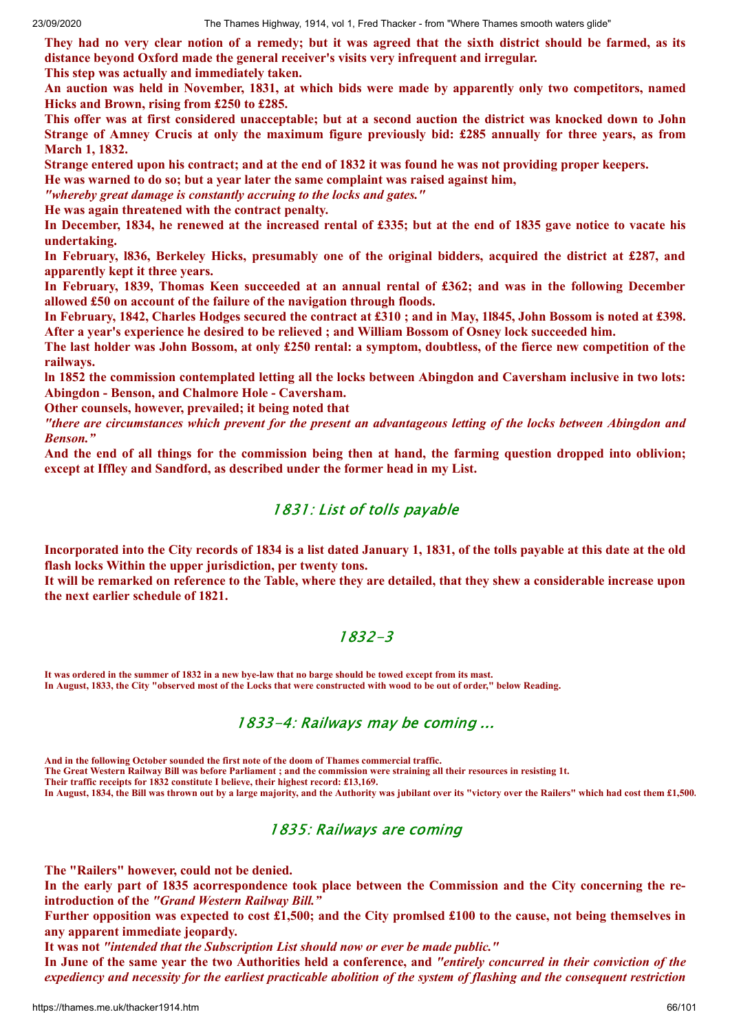**They had no very clear notion of a remedy; but it was agreed that the sixth district should be farmed, as its distance beyond Oxford made the general receiver's visits very infrequent and irregular.**
**This step was actually and immediately taken.**
**An auction was held in November, 1831, at which bids were made by apparently only two competitors, named Hicks and Brown, rising from £250 to £285.**
**This offer was at first considered unacceptable; but at a second auction the district was knocked down to John Strange of Amney Crucis at only the maximum figure previously bid: £285 annually for three years, as from March 1, 1832.**
**Strange entered upon his contract; and at the end of 1832 it was found he was not providing proper keepers.**
**He was warned to do so; but a year later the same complaint was raised against him,**
***"whereby great damage is constantly accruing to the locks and gates."***
**He was again threatened with the contract penalty.**
**In December, 1834, he renewed at the increased rental of £335; but at the end of 1835 gave notice to vacate his undertaking.**
**In February, l836, Berkeley Hicks, presumably one of the original bidders, acquired the district at £287, and apparently kept it three years.**
**In February, 1839, Thomas Keen succeeded at an annual rental of £362; and was in the following December allowed £50 on account of the failure of the navigation through floods.**
**In February, 1842, Charles Hodges secured the contract at £310 ; and in May, 1l845, John Bossom is noted at £398. After a year's experience he desired to be relieved ; and William Bossom of Osney lock succeeded him.**
**The last holder was John Bossom, at only £250 rental: a symptom, doubtless, of the fierce new competition of the railways.**
**ln 1852 the commission contemplated letting all the locks between Abingdon and Caversham inclusive in two lots: Abingdon - Benson, and Chalmore Hole - Caversham.**
**Other counsels, however, prevailed; it being noted that**
***"there are circumstances which prevent for the present an advantageous letting of the locks between Abingdon and Benson."***
**And the end of all things for the commission being then at hand, the farming question dropped into oblivion; except at Iffley and Sandford, as described under the former head in my List.**

## 1831: List of tolls payable

**Incorporated into the City records of 1834 is a list dated January 1, 1831, of the tolls payable at this date at the old flash locks Within the upper jurisdiction, per twenty tons.**
**It will be remarked on reference to the Table, where they are detailed, that they shew a considerable increase upon the next earlier schedule of 1821.**

## 1832-3

**It was ordered in the summer of 1832 in a new bye-law that no barge should be towed except from its mast.**
**In August, 1833, the City "observed most of the Locks that were constructed with wood to be out of order," below Reading.**

## 1833-4: Railways may be coming ...

**And in the following October sounded the first note of the doom of Thames commercial traffic.**
**The Great Western Railway Bill was before Parliament ; and the commission were straining all their resources in resisting 1t.**
**Their traffic receipts for 1832 constitute I believe, their highest record: £13,169.**
**In August, 1834, the Bill was thrown out by a large majority, and the Authority was jubilant over its "victory over the Railers" which had cost them £1,500.**

## 1835: Railways are coming

**The "Railers" however, could not be denied.**
**In the early part of 1835 acorrespondence took place between the Commission and the City concerning the re-introduction of the *"Grand Western Railway Bill."***
**Further opposition was expected to cost £1,500; and the City promlsed £100 to the cause, not being themselves in any apparent immediate jeopardy.**
**It was not *"intended that the Subscription List should now or ever be made public."***
**In June of the same year the two Authorities held a conference, and *"entirely concurred in their conviction of the expediency and necessity for the earliest practicable abolition of the system of flashing and the consequent restriction***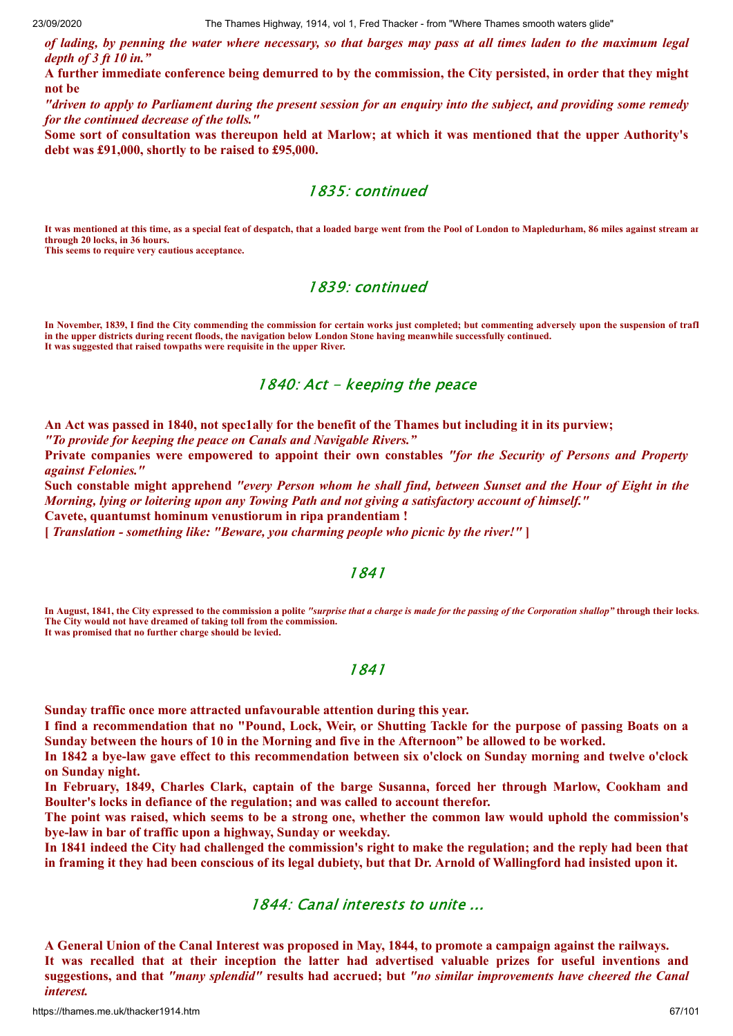***of lading, by penning the water where necessary, so that barges may pass at all times laden to the maximum legal depth of 3 ft 10 in."***

**A further immediate conference being demurred to by the commission, the City persisted, in order that they might not be**

***"driven to apply to Parliament during the present session for an enquiry into the subject, and providing some remedy for the continued decrease of the tolls."***

**Some sort of consultation was thereupon held at Marlow; at which it was mentioned that the upper Authority's debt was £91,000, shortly to be raised to £95,000.**

## 1835: continued

**It was mentioned at this time, as a special feat of despatch, that a loaded barge went from the Pool of London to Mapledurham, 86 miles against stream ar through 20 locks, in 36 hours.**
**This seems to require very cautious acceptance.**

## 1839: continued

**In November, 1839, I find the City commending the commission for certain works just completed; but commenting adversely upon the suspension of traffi in the upper districts during recent floods, the navigation below London Stone having meanwhile successfully continued.**
**It was suggested that raised towpaths were requisite in the upper River.**

## 1840: Act - keeping the peace

**An Act was passed in 1840, not spec1ally for the benefit of the Thames but including it in its purview;**
***"To provide for keeping the peace on Canals and Navigable Rivers."***
**Private companies were empowered to appoint their own constables *"for the Security of Persons and Property against Felonies."***
**Such constable might apprehend *"every Person whom he shall find, between Sunset and the Hour of Eight in the Morning, lying or loitering upon any Towing Path and not giving a satisfactory account of himself."***
**Cavete, quantumst hominum venustiorum in ripa prandentiam !**
**[ *Translation - something like: "Beware, you charming people who picnic by the river!"* ]**

## 1841

**In August, 1841, the City expressed to the commission a polite *"surprise that a charge is made for the passing of the Corporation shallop"* through their locks. The City would not have dreamed of taking toll from the commission.**
**It was promised that no further charge should be levied.**

## 1841

**Sunday traffic once more attracted unfavourable attention during this year.**
**I find a recommendation that no "Pound, Lock, Weir, or Shutting Tackle for the purpose of passing Boats on a Sunday between the hours of 10 in the Morning and five in the Afternoon" be allowed to be worked.**
**In 1842 a bye-law gave effect to this recommendation between six o'clock on Sunday morning and twelve o'clock on Sunday night.**
**In February, 1849, Charles Clark, captain of the barge Susanna, forced her through Marlow, Cookham and Boulter's locks in defiance of the regulation; and was called to account therefor.**
**The point was raised, which seems to be a strong one, whether the common law would uphold the commission's bye-law in bar of traffic upon a highway, Sunday or weekday.**
**In 1841 indeed the City had challenged the commission's right to make the regulation; and the reply had been that in framing it they had been conscious of its legal dubiety, but that Dr. Arnold of Wallingford had insisted upon it.**

## 1844: Canal interests to unite ...

**A General Union of the Canal Interest was proposed in May, 1844, to promote a campaign against the railways.**
**It was recalled that at their inception the latter had advertised valuable prizes for useful inventions and suggestions, and that *"many splendid"* results had accrued; but *"no similar improvements have cheered the Canal interest.***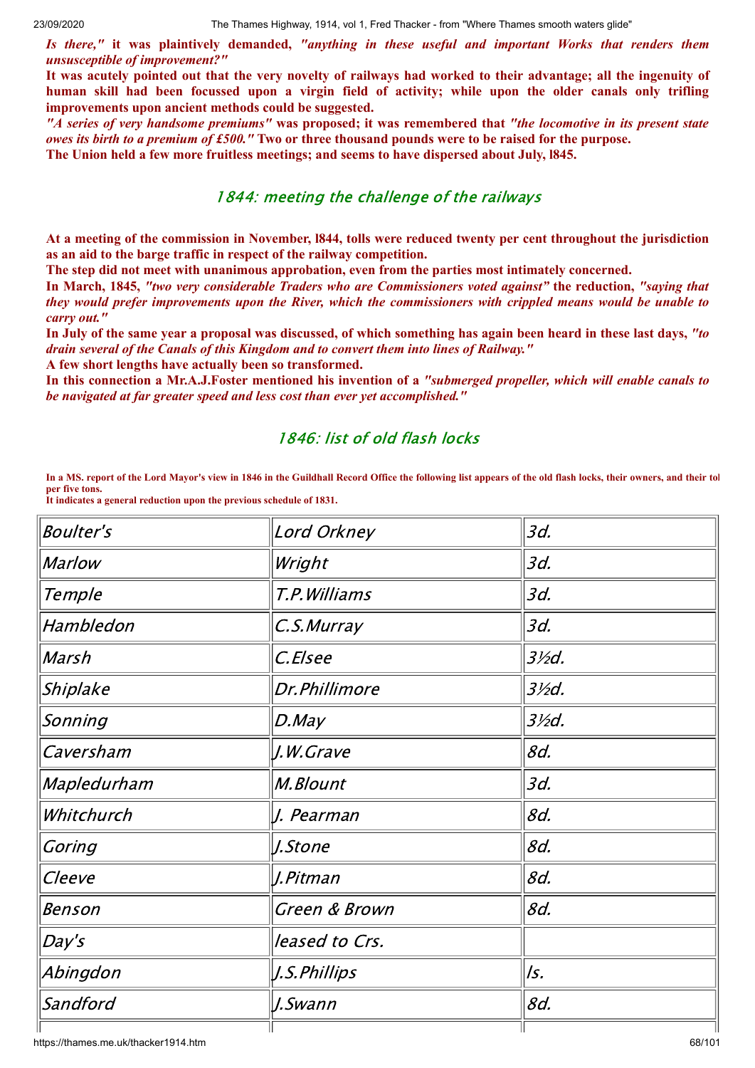*Is there,"* **it was plaintively demanded,** *"anything in these useful and important Works that renders them unsusceptible of improvement?"*

**It was acutely pointed out that the very novelty of railways had worked to their advantage; all the ingenuity of human skill had been focussed upon a virgin field of activity; while upon the older canals only trifling improvements upon ancient methods could be suggested.**

*"A series of very handsome premiums"* **was proposed; it was remembered that** *"the locomotive in its present state owes its birth to a premium of £500."* **Two or three thousand pounds were to be raised for the purpose.**

**The Union held a few more fruitless meetings; and seems to have dispersed about July, l845.**

## 1844: meeting the challenge of the railways

**At a meeting of the commission in November, l844, tolls were reduced twenty per cent throughout the jurisdiction as an aid to the barge traffic in respect of the railway competition.**

**The step did not meet with unanimous approbation, even from the parties most intimately concerned.**

**In March, 1845,** *"two very considerable Traders who are Commissioners voted against"* **the reduction,** *"saying that they would prefer improvements upon the River, which the commissioners with crippled means would be unable to carry out."*

**In July of the same year a proposal was discussed, of which something has again been heard in these last days,** *"to drain several of the Canals of this Kingdom and to convert them into lines of Railway."*

**A few short lengths have actually been so transformed.**

**In this connection a Mr.A.J.Foster mentioned his invention of a** *"submerged propeller, which will enable canals to be navigated at far greater speed and less cost than ever yet accomplished."*

## 1846: list of old flash locks

**In a MS. report of the Lord Mayor's view in 1846 in the Guildhall Record Office the following list appears of the old flash locks, their owners, and their tol per five tons.**

**It indicates a general reduction upon the previous schedule of 1831.**

| | | |
|---|---|---|
| *Boulter's* | *Lord Orkney* | *3d.* |
| *Marlow* | *Wright* | *3d.* |
| *Temple* | *T.P.Williams* | *3d.* |
| *Hambledon* | *C.S.Murray* | *3d.* |
| *Marsh* | *C.Elsee* | *3½d.* |
| *Shiplake* | *Dr.Phillimore* | *3½d.* |
| *Sonning* | *D.May* | *3½d.* |
| *Caversham* | *J.W.Grave* | *8d.* |
| *Mapledurham* | *M.Blount* | *3d.* |
| *Whitchurch* | *J. Pearman* | *8d.* |
| *Goring* | *J.Stone* | *8d.* |
| *Cleeve* | *J.Pitman* | *8d.* |
| *Benson* | *Green & Brown* | *8d.* |
| *Day's* | *leased to Crs.* | |
| *Abingdon* | *J.S.Phillips* | *Is.* |
| *Sandford* | *J.Swann* | *8d.* |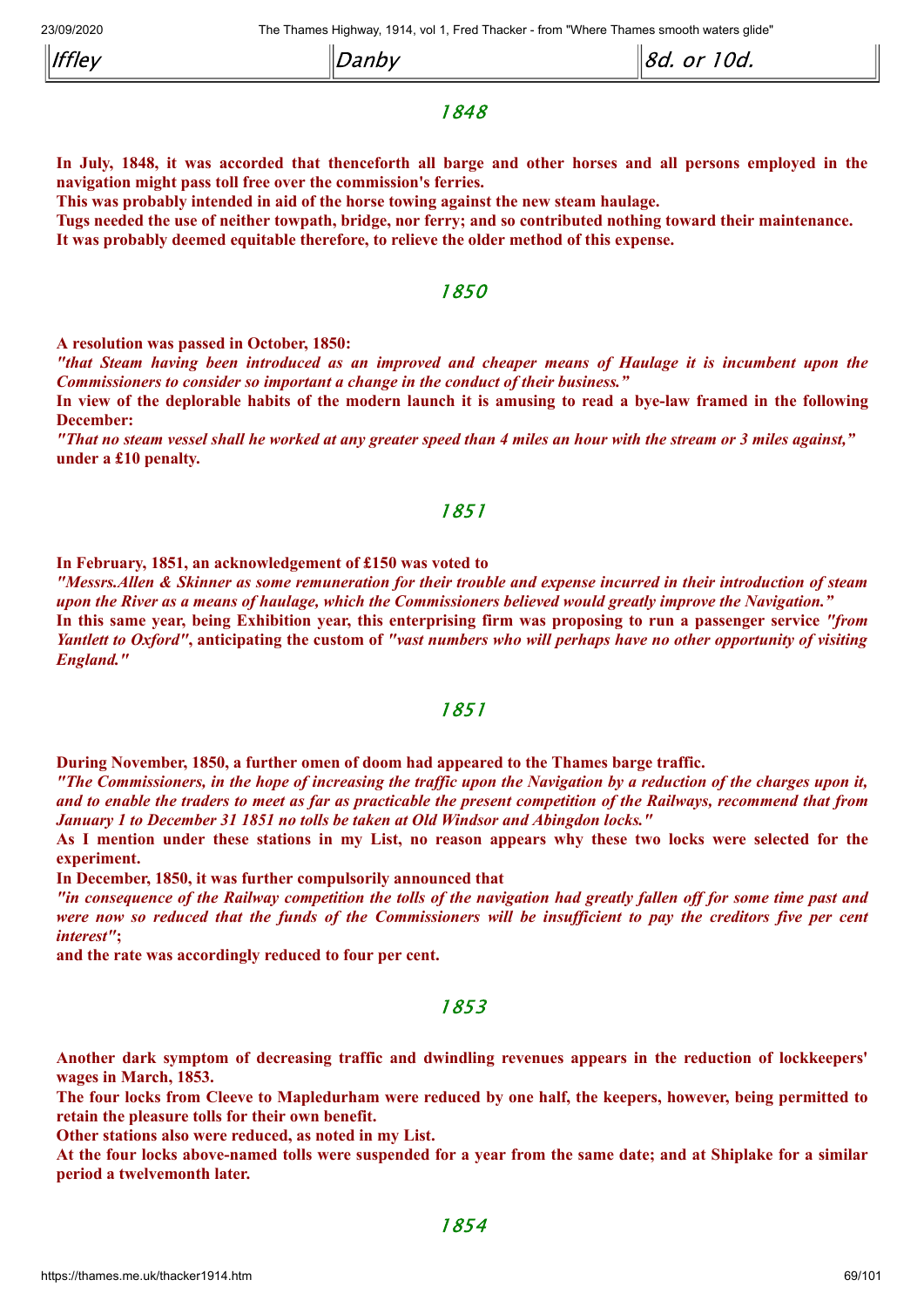| Iffley | Danby | 8d. or 10d. |
|---|---|---|

## 1848

**In July, 1848, it was accorded that thenceforth all barge and other horses and all persons employed in the navigation might pass toll free over the commission's ferries.**
**This was probably intended in aid of the horse towing against the new steam haulage.**
**Tugs needed the use of neither towpath, bridge, nor ferry; and so contributed nothing toward their maintenance.**
**It was probably deemed equitable therefore, to relieve the older method of this expense.**

## 1850

**A resolution was passed in October, 1850:**
***"that Steam having been introduced as an improved and cheaper means of Haulage it is incumbent upon the Commissioners to consider so important a change in the conduct of their business."***
**In view of the deplorable habits of the modern launch it is amusing to read a bye-law framed in the following December:**
***"That no steam vessel shall he worked at any greater speed than 4 miles an hour with the stream or 3 miles against,"*** **under a £10 penalty.**

## 1851

**In February, 1851, an acknowledgement of £150 was voted to**
***"Messrs.Allen & Skinner as some remuneration for their trouble and expense incurred in their introduction of steam upon the River as a means of haulage, which the Commissioners believed would greatly improve the Navigation."***
**In this same year, being Exhibition year, this enterprising firm was proposing to run a passenger service** ***"from Yantlett to Oxford"*****, anticipating the custom of** ***"vast numbers who will perhaps have no other opportunity of visiting England."***

## 1851

**During November, 1850, a further omen of doom had appeared to the Thames barge traffic.**
***"The Commissioners, in the hope of increasing the traffic upon the Navigation by a reduction of the charges upon it, and to enable the traders to meet as far as practicable the present competition of the Railways, recommend that from January 1 to December 31 1851 no tolls be taken at Old Windsor and Abingdon locks."***
**As I mention under these stations in my List, no reason appears why these two locks were selected for the experiment.**
**In December, 1850, it was further compulsorily announced that**
***"in consequence of the Railway competition the tolls of the navigation had greatly fallen off for some time past and were now so reduced that the funds of the Commissioners will be insufficient to pay the creditors five per cent interest"*****;**
**and the rate was accordingly reduced to four per cent.**

## 1853

**Another dark symptom of decreasing traffic and dwindling revenues appears in the reduction of lockkeepers' wages in March, 1853.**
**The four locks from Cleeve to Mapledurham were reduced by one half, the keepers, however, being permitted to retain the pleasure tolls for their own benefit.**
**Other stations also were reduced, as noted in my List.**
**At the four locks above-named tolls were suspended for a year from the same date; and at Shiplake for a similar period a twelvemonth later.**

## 1854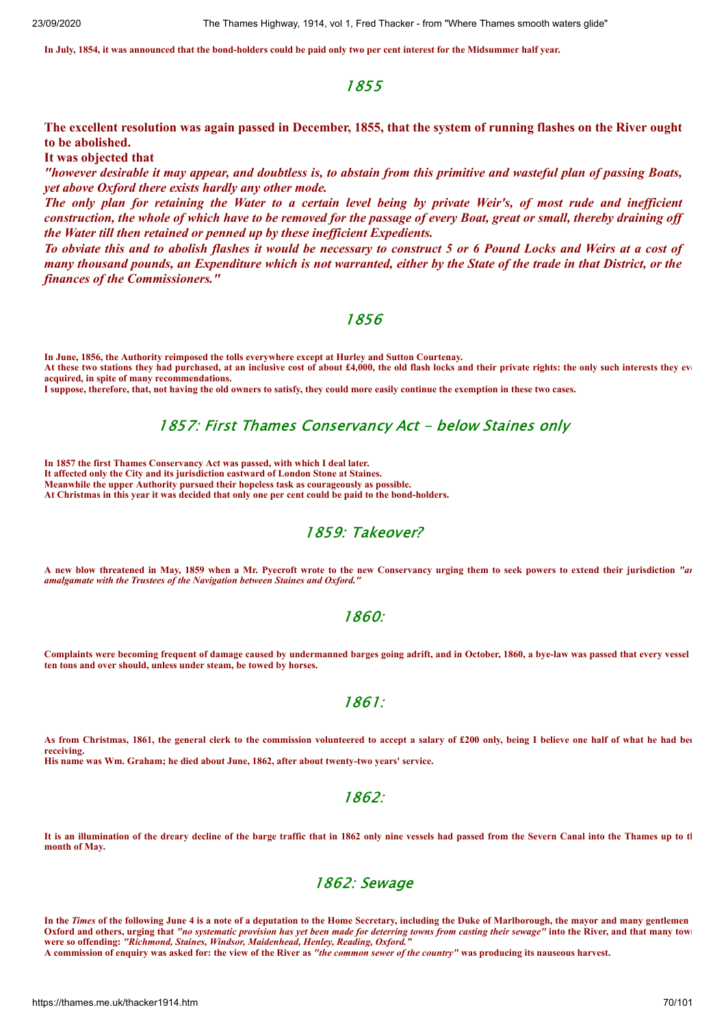**In July, 1854, it was announced that the bond-holders could be paid only two per cent interest for the Midsummer half year.**

## 1855

**The excellent resolution was again passed in December, 1855, that the system of running flashes on the River ought to be abolished.**

**It was objected that**

***"however desirable it may appear, and doubtless is, to abstain from this primitive and wasteful plan of passing Boats, yet above Oxford there exists hardly any other mode.***

***The only plan for retaining the Water to a certain level being by private Weir's, of most rude and inefficient construction, the whole of which have to be removed for the passage of every Boat, great or small, thereby draining off the Water till then retained or penned up by these inefficient Expedients.***

***To obviate this and to abolish flashes it would be necessary to construct 5 or 6 Pound Locks and Weirs at a cost of many thousand pounds, an Expenditure which is not warranted, either by the State of the trade in that District, or the finances of the Commissioners."***

## 1856

**In June, 1856, the Authority reimposed the tolls everywhere except at Hurley and Sutton Courtenay.**

**At these two stations they had purchased, at an inclusive cost of about £4,000, the old flash locks and their private rights: the only such interests they ev acquired, in spite of many recommendations.**

**I suppose, therefore, that, not having the old owners to satisfy, they could more easily continue the exemption in these two cases.**

## 1857: First Thames Conservancy Act - below Staines only

**In 1857 the first Thames Conservancy Act was passed, with which I deal later.**

**It affected only the City and its jurisdiction eastward of London Stone at Staines.**

**Meanwhile the upper Authority pursued their hopeless task as courageously as possible.**

**At Christmas in this year it was decided that only one per cent could be paid to the bond-holders.**

## 1859: Takeover?

**A new blow threatened in May, 1859 when a Mr. Pyecroft wrote to the new Conservancy urging them to seek powers to extend their jurisdiction *"ar amalgamate with the Trustees of the Navigation between Staines and Oxford."***

## 1860:

**Complaints were becoming frequent of damage caused by undermanned barges going adrift, and in October, 1860, a bye-law was passed that every vessel ten tons and over should, unless under steam, be towed by horses.**

## 1861:

**As from Christmas, 1861, the general clerk to the commission volunteered to accept a salary of £200 only, being I believe one half of what he had bee receiving.**

**His name was Wm. Graham; he died about June, 1862, after about twenty-two years' service.**

## 1862:

**It is an illumination of the dreary decline of the barge traffic that in 1862 only nine vessels had passed from the Severn Canal into the Thames up to th month of May.**

## 1862: Sewage

**In the *Times* of the following June 4 is a note of a deputation to the Home Secretary, including the Duke of Marlborough, the mayor and many gentlemen Oxford and others, urging that *"no systematic provision has yet been made for deterring towns from casting their sewage"* into the River, and that many town were so offending: *"Richmond, Staines, Windsor, Maidenhead, Henley, Reading, Oxford."***

**A commission of enquiry was asked for: the view of the River as *"the common sewer of the country"* was producing its nauseous harvest.**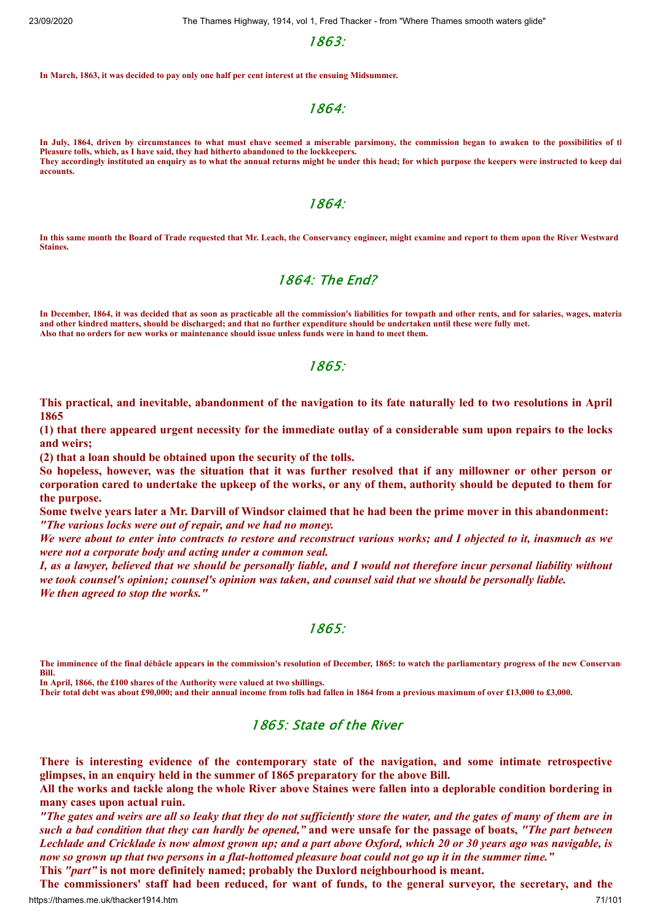## 1863:

**In March, 1863, it was decided to pay only one half per cent interest at the ensuing Midsummer.**

## 1864:

**In July, 1864, driven by circumstances to what must ehave seemed a miserable parsimony, the commission began to awaken to the possibilities of tl Pleasure tolls, which, as I have said, they had hitherto abandoned to the lockkeepers.**
**They accordingly instituted an enquiry as to what the annual returns might be under this head; for which purpose the keepers were instructed to keep dai accounts.**

## 1864:

**In this same month the Board of Trade requested that Mr. Leach, the Conservancy engineer, might examine and report to them upon the River Westward Staines.**

## 1864: The End?

**In December, 1864, it was decided that as soon as practicable all the commission's liabilities for towpath and other rents, and for salaries, wages, materia and other kindred matters, should be discharged; and that no further expenditure should be undertaken until these were fully met.**
**Also that no orders for new works or maintenance should issue unless funds were in hand to meet them.**

## 1865:

**This practical, and inevitable, abandonment of the navigation to its fate naturally led to two resolutions in April 1865**
**(1) that there appeared urgent necessity for the immediate outlay of a considerable sum upon repairs to the locks and weirs;**
**(2) that a loan should be obtained upon the security of the tolls.**
**So hopeless, however, was the situation that it was further resolved that if any millowner or other person or corporation cared to undertake the upkeep of the works, or any of them, authority should be deputed to them for the purpose.**
**Some twelve years later a Mr. Darvill of Windsor claimed that he had been the prime mover in this abandonment:**
***"The various locks were out of repair, and we had no money.***
***We were about to enter into contracts to restore and reconstruct various works; and I objected to it, inasmuch as we were not a corporate body and acting under a common seal.***
***I, as a lawyer, believed that we should be personally liable, and I would not therefore incur personal liability without we took counsel's opinion; counsel's opinion was taken, and counsel said that we should be personally liable.***
***We then agreed to stop the works."***

## 1865:

**The imminence of the final débâcle appears in the commission's resolution of December, 1865: to watch the parliamentary progress of the new Conservanc Bill.**
**In April, 1866, the £100 shares of the Authority were valued at two shillings.**
**Their total debt was about £90,000; and their annual income from tolls had fallen in 1864 from a previous maximum of over £13,000 to £3,000.**

## 1865: State of the River

**There is interesting evidence of the contemporary state of the navigation, and some intimate retrospective glimpses, in an enquiry held in the summer of 1865 preparatory for the above Bill.**
**All the works and tackle along the whole River above Staines were fallen into a deplorable condition bordering in many cases upon actual ruin.**
***"The gates and weirs are all so leaky that they do not sufficiently store the water, and the gates of many of them are in such a bad condition that they can hardly be opened,"*** **and were unsafe for the passage of boats, *"The part between Lechlade and Cricklade is now almost grown up; and a part above Oxford, which 20 or 30 years ago was navigable, is now so grown up that two persons in a flat-hottomed pleasure boat could not go up it in the summer time."***
**This *"part"* is not more definitely named; probably the Duxlord neighbourhood is meant.**
**The commissioners' staff had been reduced, for want of funds, to the general surveyor, the secretary, and the**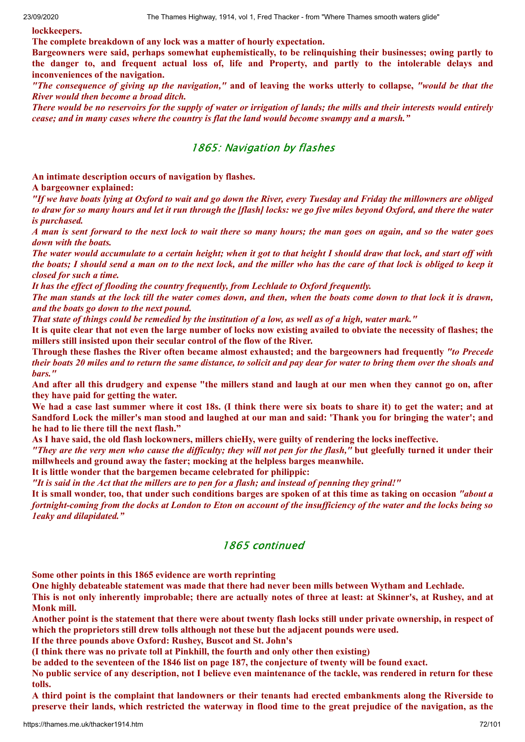**lockkeepers.**

**The complete breakdown of any lock was a matter of hourly expectation.**

**Bargeowners were said, perhaps somewhat euphemistically, to be relinquishing their businesses; owing partly to the danger to, and frequent actual loss of, life and Property, and partly to the intolerable delays and inconveniences of the navigation.**

***"The consequence of giving up the navigation,"* and of leaving the works utterly to collapse, *"would be that the River would then become a broad ditch.***

***There would be no reservoirs for the supply of water or irrigation of lands; the mills and their interests would entirely cease; and in many cases where the country is flat the land would become swampy and a marsh."***

## 1865: Navigation by flashes

**An intimate description occurs of navigation by flashes.**

**A bargeowner explained:**

***"If we have boats lying at Oxford to wait and go down the River, every Tuesday and Friday the millowners are obliged to draw for so many hours and let it run through the [flash] locks: we go five miles beyond Oxford, and there the water is purchased.***

***A man is sent forward to the next lock to wait there so many hours; the man goes on again, and so the water goes down with the boats.***

***The water would accumulate to a certain height; when it got to that height I should draw that lock, and start off with the boats; I should send a man on to the next lock, and the miller who has the care of that lock is obliged to keep it closed for such a time.***

***It has the effect of flooding the country frequently, from Lechlade to Oxford frequently.***

***The man stands at the lock till the water comes down, and then, when the boats come down to that lock it is drawn, and the boats go down to the next pound.***

***That state of things could be remedied by the institution of a low, as well as of a high, water mark."***

**It is quite clear that not even the large number of locks now existing availed to obviate the necessity of flashes; the millers still insisted upon their secular control of the flow of the River.**

**Through these flashes the River often became almost exhausted; and the bargeowners had frequently *"to Precede their boats 20 miles and to return the same distance, to solicit and pay dear for water to bring them over the shoals and bars."***

**And after all this drudgery and expense "the millers stand and laugh at our men when they cannot go on, after they have paid for getting the water.**

**We had a case last summer where it cost 18s. (I think there were six boats to share it) to get the water; and at Sandford Lock the miller's man stood and laughed at our man and said: 'Thank you for bringing the water'; and he had to lie there till the next flash."**

**As I have said, the old flash lockowners, millers chieHy, were guilty of rendering the locks ineffective.**

***"They are the very men who cause the difficulty; they will not pen for the flash,"* but gleefully turned it under their millwheels and ground away the faster; mocking at the helpless barges meanwhile.**

**It is little wonder that the bargemen became celebrated for philippic:**

***"It is said in the Act that the millers are to pen for a flash; and instead of penning they grind!"***

**It is small wonder, too, that under such conditions barges are spoken of at this time as taking on occasion *"about a fortnight-coming from the docks at London to Eton on account of the insufficiency of the water and the locks being so 1eaky and dilapidated."***

## 1865 continued

**Some other points in this 1865 evidence are worth reprinting**

**One highly debateable statement was made that there had never been mills between Wytham and Lechlade.**

**This is not only inherently improbable; there are actually notes of three at least: at Skinner's, at Rushey, and at Monk mill.**

**Another point is the statement that there were about twenty flash locks still under private ownership, in respect of which the proprietors still drew tolls although not these but the adjacent pounds were used.**

**If the three pounds above Oxford: Rushey, Buscot and St. John's**

**(I think there was no private toll at Pinkhill, the fourth and only other then existing)**

**be added to the seventeen of the 1846 list on page 187, the conjecture of twenty will be found exact.**

**No public service of any description, not I believe even maintenance of the tackle, was rendered in return for these tolls.**

**A third point is the complaint that landowners or their tenants had erected embankments along the Riverside to preserve their lands, which restricted the waterway in flood time to the great prejudice of the navigation, as the**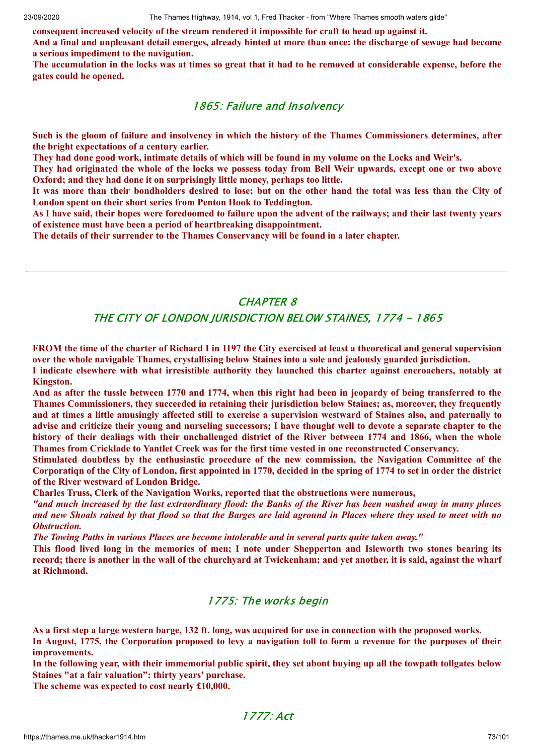**consequent increased velocity of the stream rendered it impossible for craft to head up against it.**
**And a final and unpleasant detail emerges, already hinted at more than once: the discharge of sewage had become a serious impediment to the navigation.**
**The accumulation in the locks was at times so great that it had to he removed at considerable expense, before the gates could he opened.**

### 1865: Failure and Insolvency

**Such is the gloom of failure and insolvency in which the history of the Thames Commissioners determines, after the bright expectations of a century earlier.**
**They had done good work, intimate details of which will be found in my volume on the Locks and Weir's.**
**They had originated the whole of the locks we possess today from Bell Weir upwards, except one or two above Oxford; and they had done it on surprisingly little money, perhaps too little.**
**It was more than their bondholders desired to lose; but on the other hand the total was less than the City of London spent on their short series from Penton Hook to Teddington.**
**As I have said, their hopes were foredoomed to failure upon the advent of the railways; and their last twenty years of existence must have been a period of heartbreaking disappointment.**
**The details of their surrender to the Thames Conservancy will be found in a later chapter.**

---

## CHAPTER 8

## THE CITY OF LONDON JURISDICTION BELOW STAINES, 1774 - 1865

**FROM the time of the charter of Richard I in 1197 the City exercised at least a theoretical and general supervision over the whole navigable Thames, crystallising below Staines into a sole and jealously guarded jurisdiction.**
**I indicate elsewhere with what irresistible authority they launched this charter against encroachers, notably at Kingston.**
**And as after the tussle between 1770 and 1774, when this right had been in jeopardy of being transferred to the Thames Commissioners, they succeeded in retaining their jurisdiction below Staines; as, moreover, they frequently and at times a little amusingly affected still to exercise a supervision westward of Staines also, and paternally to advise and criticize their young and nurseling successors; I have thought well to devote a separate chapter to the history of their dealings with their unchallenged district of the River between 1774 and 1866, when the whole Thames from Cricklade to Yantlet Creek was for the first time vested in one reconstructed Conservancy.**
**Stimulated doubtless by the enthusiastic procedure of the new commission, the Navigation Committee of the Corporatiqn of the City of London, first appointed in 1770, decided in the spring of 1774 to set in order the district of the River westward of London Bridge.**
**Charles Truss, Clerk of the Navigation Works, reported that the obstructions were numerous,**
***"and much increased by the last extraordinary flood: the Banks of the River has been washed away in many places and new Shoals raised by that flood so that the Barges are laid aground in Places where they used to meet with no Obstruction.***
***The Towing Paths in various Places are become intolerable and in several parts quite taken away."***
**This flood lived long in the memories of men; I note under Shepperton and Isleworth two stones bearing its record; there is another in the wall of the churchyard at Twickenham; and yet another, it is said, against the wharf at Richmond.**

### 1775: The works begin

**As a first step a large western barge, 132 ft. long, was acquired for use in connection with the proposed works.**
**In August, 1775, the Corporation proposed to levy a navigation toll to form a revenue for the purposes of their improvements.**
**In the following year, with their immemorial public spirit, they set abont buying up all the towpath tollgates below Staines "at a fair valuation": thirty years' purchase.**
**The scheme was expected to cost nearly £10,000.**

### 1777: Act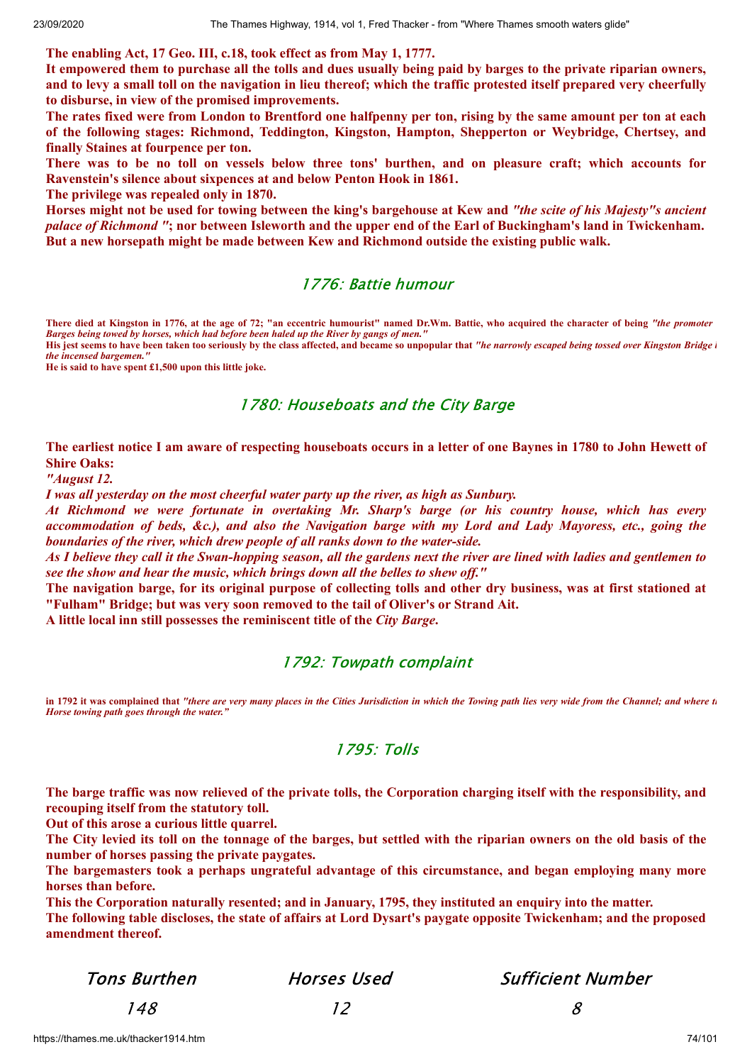**The enabling Act, 17 Geo. III, c.18, took effect as from May 1, 1777.**

**It empowered them to purchase all the tolls and dues usually being paid by barges to the private riparian owners, and to levy a small toll on the navigation in lieu thereof; which the traffic protested itself prepared very cheerfully to disburse, in view of the promised improvements.**

**The rates fixed were from London to Brentford one halfpenny per ton, rising by the same amount per ton at each of the following stages: Richmond, Teddington, Kingston, Hampton, Shepperton or Weybridge, Chertsey, and finally Staines at fourpence per ton.**

**There was to be no toll on vessels below three tons' burthen, and on pleasure craft; which accounts for Ravenstein's silence about sixpences at and below Penton Hook in 1861.**

**The privilege was repealed only in 1870.**

**Horses might not be used for towing between the king's bargehouse at Kew and *"the scite of his Majesty"s ancient palace of Richmond "*; nor between Isleworth and the upper end of the Earl of Buckingham's land in Twickenham. But a new horsepath might be made between Kew and Richmond outside the existing public walk.**

## 1776: Battie humour

**There died at Kingston in 1776, at the age of 72; "an eccentric humourist" named Dr.Wm. Battie, who acquired the character of being *"the promoter Barges being towed by horses, which had before been haled up the River by gangs of men."***

**His jest seems to have been taken too seriously by the class affected, and became so unpopular that *"he narrowly escaped being tossed over Kingston Bridge the incensed bargemen."***

**He is said to have spent £1,500 upon this little joke.**

## 1780: Houseboats and the City Barge

**The earliest notice I am aware of respecting houseboats occurs in a letter of one Baynes in 1780 to John Hewett of Shire Oaks:**

***"August 12.***

***I was all yesterday on the most cheerful water party up the river, as high as Sunbury.***

***At Richmond we were fortunate in overtaking Mr. Sharp's barge (or his country house, which has every accommodation of beds, &c.), and also the Navigation barge with my Lord and Lady Mayoress, etc., going the boundaries of the river, which drew people of all ranks down to the water-side.***

***As I believe they call it the Swan-hopping season, all the gardens next the river are lined with ladies and gentlemen to see the show and hear the music, which brings down all the belles to shew off."***

**The navigation barge, for its original purpose of collecting tolls and other dry business, was at first stationed at "Fulham" Bridge; but was very soon removed to the tail of Oliver's or Strand Ait.**

**A little local inn still possesses the reminiscent title of the *City Barge*.**

## 1792: Towpath complaint

**in 1792 it was complained that *"there are very many places in the Cities Jurisdiction in which the Towing path lies very wide from the Channel; and where t Horse towing path goes through the water."***

## 1795: Tolls

**The barge traffic was now relieved of the private tolls, the Corporation charging itself with the responsibility, and recouping itself from the statutory toll.**

**Out of this arose a curious little quarrel.**

**The City levied its toll on the tonnage of the barges, but settled with the riparian owners on the old basis of the number of horses passing the private paygates.**

**The bargemasters took a perhaps ungrateful advantage of this circumstance, and began employing many more horses than before.**

**This the Corporation naturally resented; and in January, 1795, they instituted an enquiry into the matter.**

**The following table discloses, the state of affairs at Lord Dysart's paygate opposite Twickenham; and the proposed amendment thereof.**

| Tons Burthen | Horses Used | Sufficient Number |
|---|---|---|
| 148 | 12 | 8 |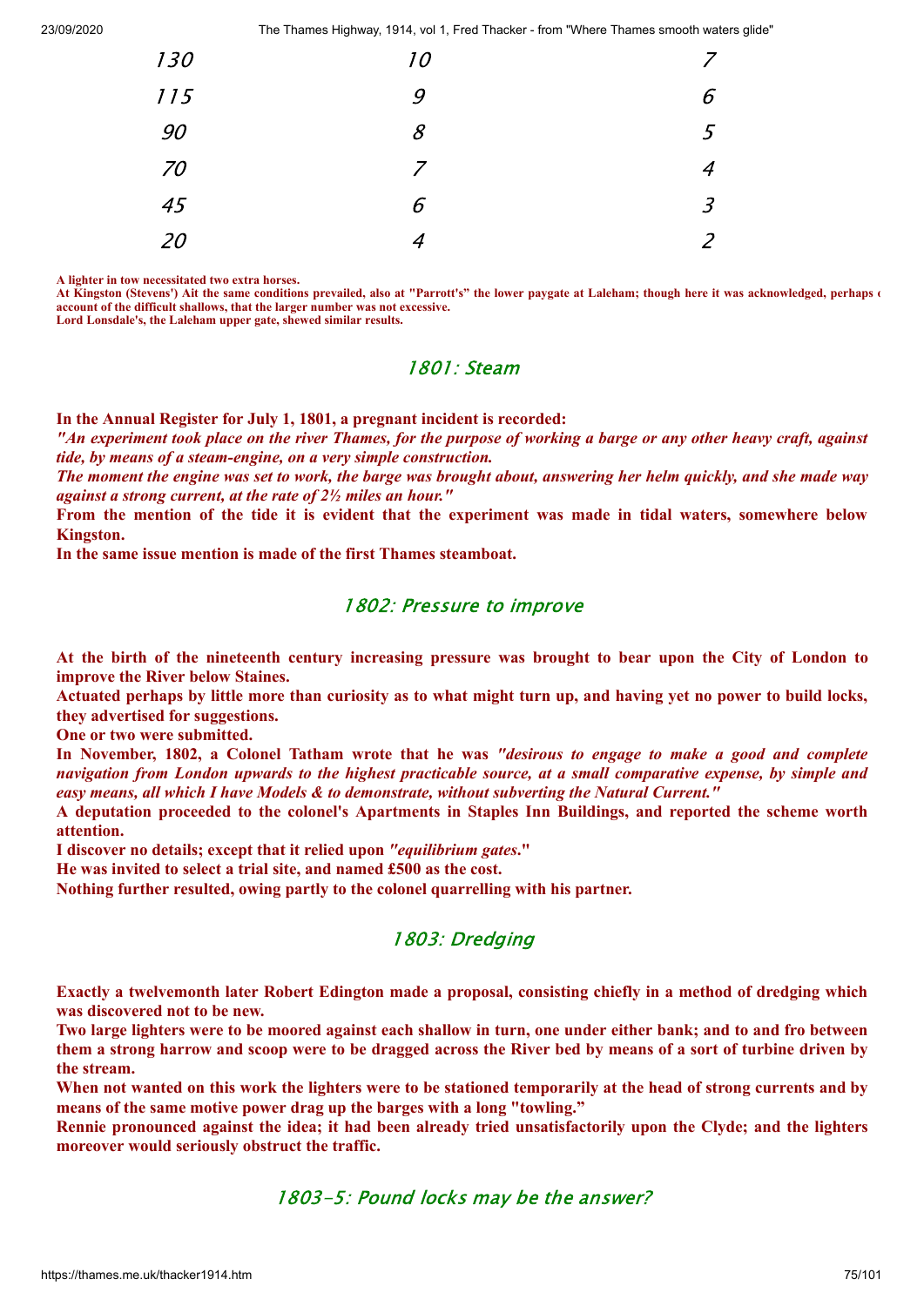| | | |
|---|---|---|
| 130 | 10 | 7 |
| 115 | 9 | 6 |
| 90 | 8 | 5 |
| 70 | 7 | 4 |
| 45 | 6 | 3 |
| 20 | 4 | 2 |

**A lighter in tow necessitated two extra horses.**
**At Kingston (Stevens') Ait the same conditions prevailed, also at "Parrott's" the lower paygate at Laleham; though here it was acknowledged, perhaps on account of the difficult shallows, that the larger number was not excessive.**
**Lord Lonsdale's, the Laleham upper gate, shewed similar results.**

## 1801: Steam

**In the Annual Register for July 1, 1801, a pregnant incident is recorded:**
***"An experiment took place on the river Thames, for the purpose of working a barge or any other heavy craft, against tide, by means of a steam-engine, on a very simple construction.***
***The moment the engine was set to work, the barge was brought about, answering her helm quickly, and she made way against a strong current, at the rate of 2½ miles an hour."***
**From the mention of the tide it is evident that the experiment was made in tidal waters, somewhere below Kingston.**
**In the same issue mention is made of the first Thames steamboat.**

## 1802: Pressure to improve

**At the birth of the nineteenth century increasing pressure was brought to bear upon the City of London to improve the River below Staines.**
**Actuated perhaps by little more than curiosity as to what might turn up, and having yet no power to build locks, they advertised for suggestions.**
**One or two were submitted.**
**In November, 1802, a Colonel Tatham wrote that he was *"desirous to engage to make a good and complete navigation from London upwards to the highest practicable source, at a small comparative expense, by simple and easy means, all which I have Models & to demonstrate, without subverting the Natural Current."***
**A deputation proceeded to the colonel's Apartments in Staples Inn Buildings, and reported the scheme worth attention.**
**I discover no details; except that it relied upon *"equilibrium gates*."**
**He was invited to select a trial site, and named £500 as the cost.**
**Nothing further resulted, owing partly to the colonel quarrelling with his partner.**

## 1803: Dredging

**Exactly a twelvemonth later Robert Edington made a proposal, consisting chiefly in a method of dredging which was discovered not to be new.**
**Two large lighters were to be moored against each shallow in turn, one under either bank; and to and fro between them a strong harrow and scoop were to be dragged across the River bed by means of a sort of turbine driven by the stream.**
**When not wanted on this work the lighters were to be stationed temporarily at the head of strong currents and by means of the same motive power drag up the barges with a long "towling."**
**Rennie pronounced against the idea; it had been already tried unsatisfactorily upon the Clyde; and the lighters moreover would seriously obstruct the traffic.**

## 1803-5: Pound locks may be the answer?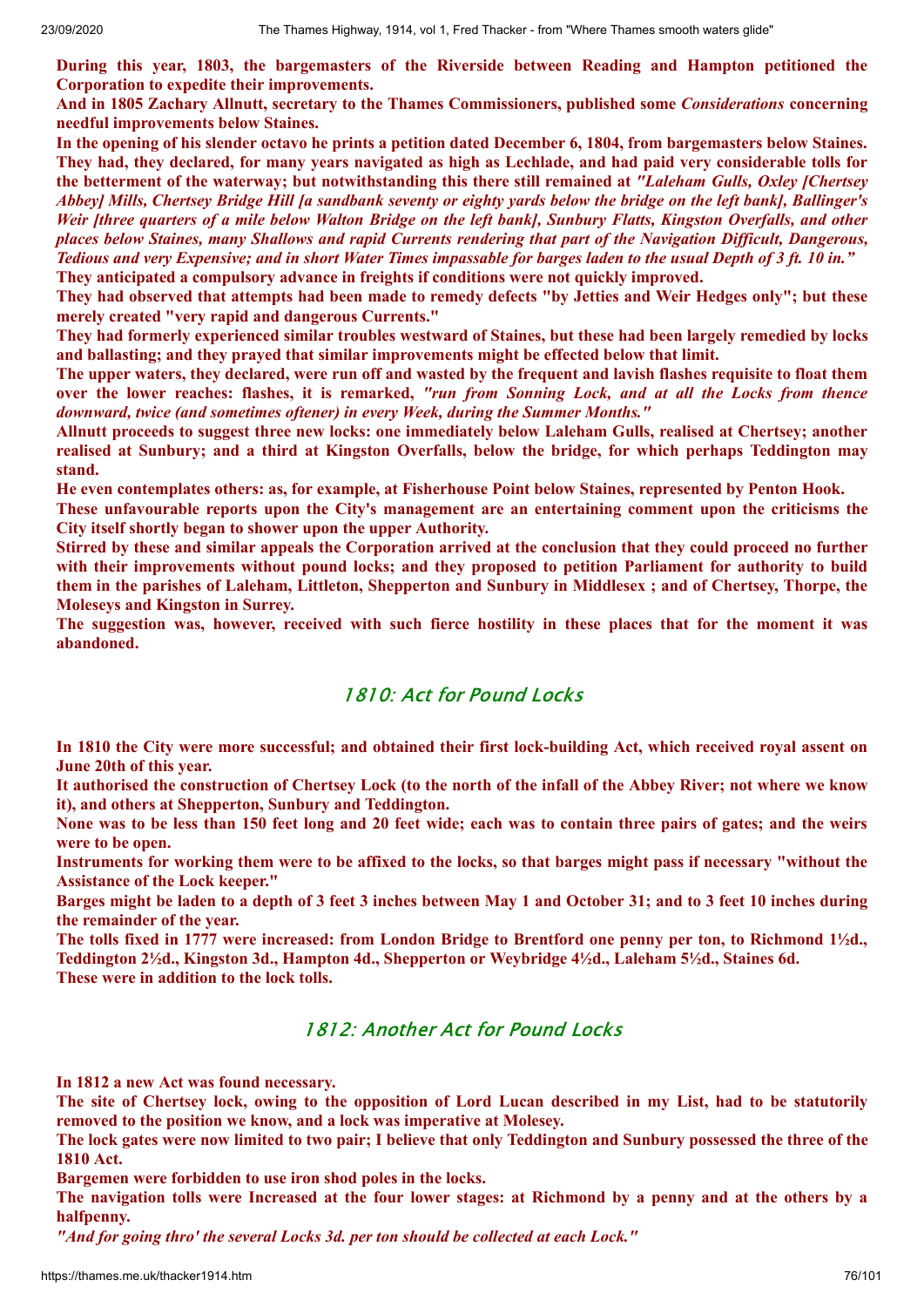**During this year, 1803, the bargemasters of the Riverside between Reading and Hampton petitioned the Corporation to expedite their improvements.**

**And in 1805 Zachary Allnutt, secretary to the Thames Commissioners, published some *Considerations* concerning needful improvements below Staines.**

**In the opening of his slender octavo he prints a petition dated December 6, 1804, from bargemasters below Staines. They had, they declared, for many years navigated as high as Lechlade, and had paid very considerable tolls for the betterment of the waterway; but notwithstanding this there still remained at *"Laleham Gulls, Oxley [Chertsey Abbey] Mills, Chertsey Bridge Hill [a sandbank seventy or eighty yards below the bridge on the left bank], Ballinger's Weir [three quarters of a mile below Walton Bridge on the left bank], Sunbury Flatts, Kingston Overfalls, and other places below Staines, many Shallows and rapid Currents rendering that part of the Navigation Difficult, Dangerous, Tedious and very Expensive; and in short Water Times impassable for barges laden to the usual Depth of 3 ft. 10 in."***

**They anticipated a compulsory advance in freights if conditions were not quickly improved.**

**They had observed that attempts had been made to remedy defects "by Jetties and Weir Hedges only"; but these merely created "very rapid and dangerous Currents."**

**They had formerly experienced similar troubles westward of Staines, but these had been largely remedied by locks and ballasting; and they prayed that similar improvements might be effected below that limit.**

**The upper waters, they declared, were run off and wasted by the frequent and lavish flashes requisite to float them over the lower reaches: flashes, it is remarked, *"run from Sonning Lock, and at all the Locks from thence downward, twice (and sometimes oftener) in every Week, during the Summer Months."***

**Allnutt proceeds to suggest three new locks: one immediately below Laleham Gulls, realised at Chertsey; another realised at Sunbury; and a third at Kingston Overfalls, below the bridge, for which perhaps Teddington may stand.**

**He even contemplates others: as, for example, at Fisherhouse Point below Staines, represented by Penton Hook.**

**These unfavourable reports upon the City's management are an entertaining comment upon the criticisms the City itself shortly began to shower upon the upper Authority.**

**Stirred by these and similar appeals the Corporation arrived at the conclusion that they could proceed no further with their improvements without pound locks; and they proposed to petition Parliament for authority to build them in the parishes of Laleham, Littleton, Shepperton and Sunbury in Middlesex ; and of Chertsey, Thorpe, the Moleseys and Kingston in Surrey.**

**The suggestion was, however, received with such fierce hostility in these places that for the moment it was abandoned.**

## 1810: Act for Pound Locks

**In 1810 the City were more successful; and obtained their first lock-building Act, which received royal assent on June 20th of this year.**

**It authorised the construction of Chertsey Lock (to the north of the infall of the Abbey River; not where we know it), and others at Shepperton, Sunbury and Teddington.**

**None was to be less than 150 feet long and 20 feet wide; each was to contain three pairs of gates; and the weirs were to be open.**

**Instruments for working them were to be affixed to the locks, so that barges might pass if necessary "without the Assistance of the Lock keeper."**

**Barges might be laden to a depth of 3 feet 3 inches between May 1 and October 31; and to 3 feet 10 inches during the remainder of the year.**

**The tolls fixed in 1777 were increased: from London Bridge to Brentford one penny per ton, to Richmond 1½d., Teddington 2½d., Kingston 3d., Hampton 4d., Shepperton or Weybridge 4½d., Laleham 5½d., Staines 6d.**

**These were in addition to the lock tolls.**

## 1812: Another Act for Pound Locks

**In 1812 a new Act was found necessary.**

**The site of Chertsey lock, owing to the opposition of Lord Lucan described in my List, had to be statutorily removed to the position we know, and a lock was imperative at Molesey.**

**The lock gates were now limited to two pair; I believe that only Teddington and Sunbury possessed the three of the 1810 Act.**

**Bargemen were forbidden to use iron shod poles in the locks.**

**The navigation tolls were Increased at the four lower stages: at Richmond by a penny and at the others by a halfpenny.**

***"And for going thro' the several Locks 3d. per ton should be collected at each Lock."***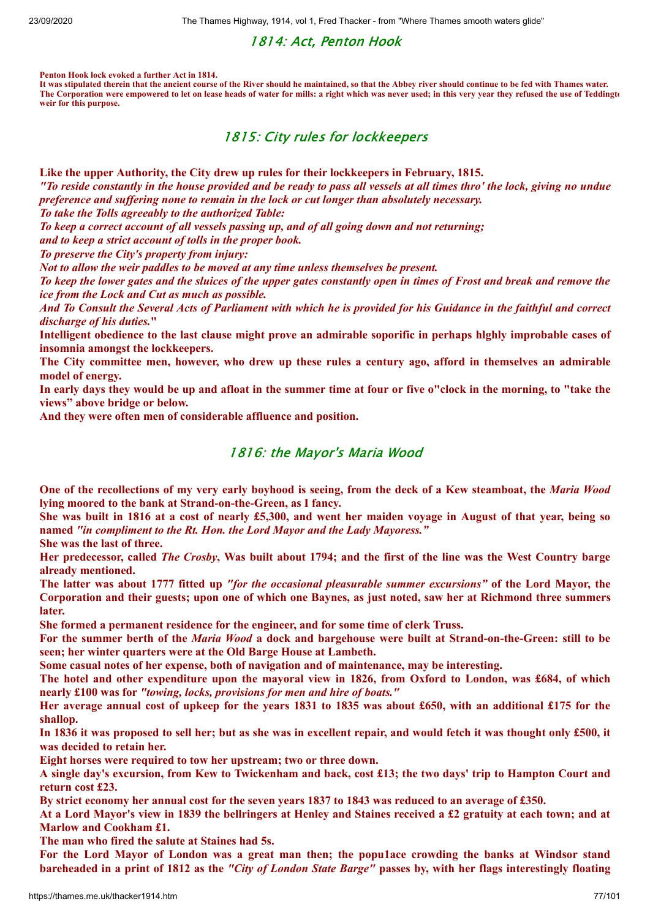## 1814: Act, Penton Hook

**Penton Hook lock evoked a further Act in 1814.**
**It was stipulated therein that the ancient course of the River should he maintained, so that the Abbey river should continue to be fed with Thames water.**
**The Corporation were empowered to let on lease heads of water for mills: a right which was never used; in this very year they refused the use of Teddingto weir for this purpose.**

## 1815: City rules for lockkeepers

**Like the upper Authority, the City drew up rules for their lockkeepers in February, 1815.**
***"To reside constantly in the house provided and be ready to pass all vessels at all times thro' the lock, giving no undue preference and suffering none to remain in the lock or cut longer than absolutely necessary.***
***To take the Tolls agreeably to the authorized Table:***
***To keep a correct account of all vessels passing up, and of all going down and not returning;***
***and to keep a strict account of tolls in the proper book.***
***To preserve the City's property from injury:***
***Not to allow the weir paddles to be moved at any time unless themselves be present.***
***To keep the lower gates and the sluices of the upper gates constantly open in times of Frost and break and remove the ice from the Lock and Cut as much as possible.***
***And To Consult the Several Acts of Parliament with which he is provided for his Guidance in the faithful and correct discharge of his duties."***
**Intelligent obedience to the last clause might prove an admirable soporific in perhaps hlghly improbable cases of insomnia amongst the lockkeepers.**
**The City committee men, however, who drew up these rules a century ago, afford in themselves an admirable model of energy.**
**In early days they would be up and afloat in the summer time at four or five o"clock in the morning, to "take the views" above bridge or below.**
**And they were often men of considerable affluence and position.**

## 1816: the Mayor's Maria Wood

**One of the recollections of my very early boyhood is seeing, from the deck of a Kew steamboat, the *Maria Wood* lying moored to the bank at Strand-on-the-Green, as I fancy.**
**She was built in 1816 at a cost of nearly £5,300, and went her maiden voyage in August of that year, being so named *"in compliment to the Rt. Hon. the Lord Mayor and the Lady Mayoress."***
**She was the last of three.**
**Her predecessor, called *The Crosby*, Was built about 1794; and the first of the line was the West Country barge already mentioned.**
**The latter was about 1777 fitted up *"for the occasional pleasurable summer excursions"* of the Lord Mayor, the Corporation and their guests; upon one of which one Baynes, as just noted, saw her at Richmond three summers later.**
**She formed a permanent residence for the engineer, and for some time of clerk Truss.**
**For the summer berth of the *Maria Wood* a dock and bargehouse were built at Strand-on-the-Green: still to be seen; her winter quarters were at the Old Barge House at Lambeth.**
**Some casual notes of her expense, both of navigation and of maintenance, may be interesting.**
**The hotel and other expenditure upon the mayoral view in 1826, from Oxford to London, was £684, of which nearly £100 was for *"towing, locks, provisions for men and hire of boats."***
**Her average annual cost of upkeep for the years 1831 to 1835 was about £650, with an additional £175 for the shallop.**
**In 1836 it was proposed to sell her; but as she was in excellent repair, and would fetch it was thought only £500, it was decided to retain her.**
**Eight horses were required to tow her upstream; two or three down.**
**A single day's excursion, from Kew to Twickenham and back, cost £13; the two days' trip to Hampton Court and return cost £23.**
**By strict economy her annual cost for the seven years 1837 to 1843 was reduced to an average of £350.**
**At a Lord Mayor's view in 1839 the bellringers at Henley and Staines received a £2 gratuity at each town; and at Marlow and Cookham £1.**
**The man who fired the salute at Staines had 5s.**
**For the Lord Mayor of London was a great man then; the popu1ace crowding the banks at Windsor stand bareheaded in a print of 1812 as the *"City of London State Barge"* passes by, with her flags interestingly floating**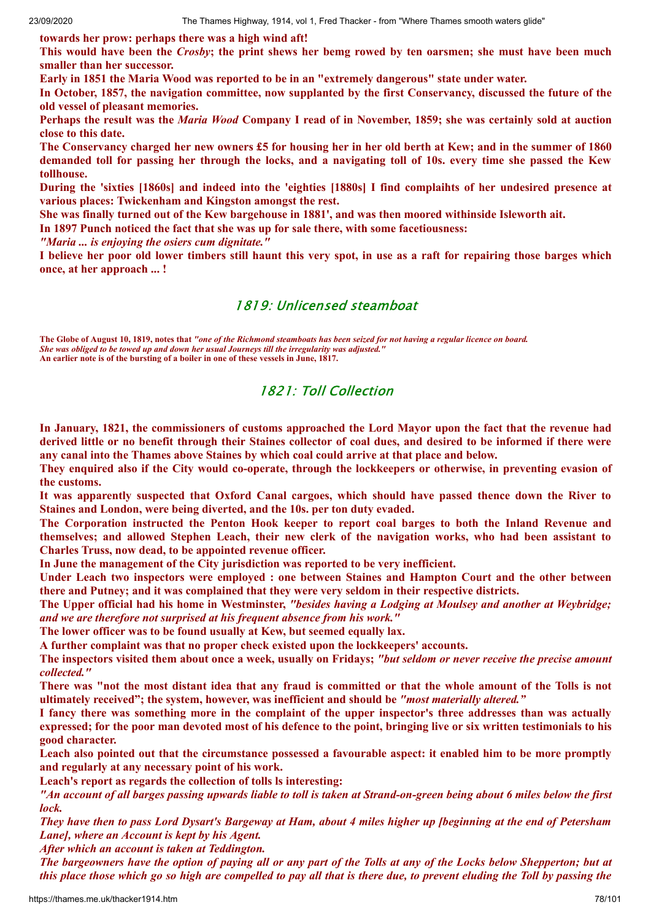**towards her prow: perhaps there was a high wind aft!**

**This would have been the *Crosby*; the print shews her bemg rowed by ten oarsmen; she must have been much smaller than her successor.**

**Early in 1851 the Maria Wood was reported to be in an "extremely dangerous" state under water.**

**In October, 1857, the navigation committee, now supplanted by the first Conservancy, discussed the future of the old vessel of pleasant memories.**

**Perhaps the result was the *Maria Wood* Company I read of in November, 1859; she was certainly sold at auction close to this date.**

**The Conservancy charged her new owners £5 for housing her in her old berth at Kew; and in the summer of 1860 demanded toll for passing her through the locks, and a navigating toll of 10s. every time she passed the Kew tollhouse.**

**During the 'sixties [1860s] and indeed into the 'eighties [1880s] I find complaihts of her undesired presence at various places: Twickenham and Kingston amongst the rest.**

**She was finally turned out of the Kew bargehouse in 1881', and was then moored withinside Isleworth ait.**

**In 1897 Punch noticed the fact that she was up for sale there, with some facetiousness:**

***"Maria ... is enjoying the osiers cum dignitate."***

**I believe her poor old lower timbers still haunt this very spot, in use as a raft for repairing those barges which once, at her approach ... !**

## 1819: Unlicensed steamboat

**The Globe of August 10, 1819, notes that *"one of the Richmond steamboats has been seized for not having a regular licence on board. She was obliged to be towed up and down her usual Journeys till the irregularity was adjusted."***
**An earlier note is of the bursting of a boiler in one of these vessels in June, 1817.**

## 1821: Toll Collection

**In January, 1821, the commissioners of customs approached the Lord Mayor upon the fact that the revenue had derived little or no benefit through their Staines collector of coal dues, and desired to be informed if there were any canal into the Thames above Staines by which coal could arrive at that place and below.**

**They enquired also if the City would co-operate, through the lockkeepers or otherwise, in preventing evasion of the customs.**

**It was apparently suspected that Oxford Canal cargoes, which should have passed thence down the River to Staines and London, were being diverted, and the 10s. per ton duty evaded.**

**The Corporation instructed the Penton Hook keeper to report coal barges to both the Inland Revenue and themselves; and allowed Stephen Leach, their new clerk of the navigation works, who had been assistant to Charles Truss, now dead, to be appointed revenue officer.**

**In June the management of the City jurisdiction was reported to be very inefficient.**

**Under Leach two inspectors were employed : one between Staines and Hampton Court and the other between there and Putney; and it was complained that they were very seldom in their respective districts.**

**The Upper official had his home in Westminster, *"besides having a Lodging at Moulsey and another at Weybridge; and we are therefore not surprised at his frequent absence from his work."***

**The lower officer was to be found usually at Kew, but seemed equally lax.**

**A further complaint was that no proper check existed upon the lockkeepers' accounts.**

**The inspectors visited them about once a week, usually on Fridays; *"but seldom or never receive the precise amount collected."***

**There was "not the most distant idea that any fraud is committed or that the whole amount of the Tolls is not ultimately received"; the system, however, was inefficient and should be *"most materially altered."***

**I fancy there was something more in the complaint of the upper inspector's three addresses than was actually expressed; for the poor man devoted most of his defence to the point, bringing live or six written testimonials to his good character.**

**Leach also pointed out that the circumstance possessed a favourable aspect: it enabled him to be more promptly and regularly at any necessary point of his work.**

**Leach's report as regards the collection of tolls ls interesting:**

***"An account of all barges passing upwards liable to toll is taken at Strand-on-green being about 6 miles below the first lock.***

***They have then to pass Lord Dysart's Bargeway at Ham, about 4 miles higher up [beginning at the end of Petersham Lane], where an Account is kept by his Agent.***

***After which an account is taken at Teddington.***

***The bargeowners have the option of paying all or any part of the Tolls at any of the Locks below Shepperton; but at this place those which go so high are compelled to pay all that is there due, to prevent eluding the Toll by passing the***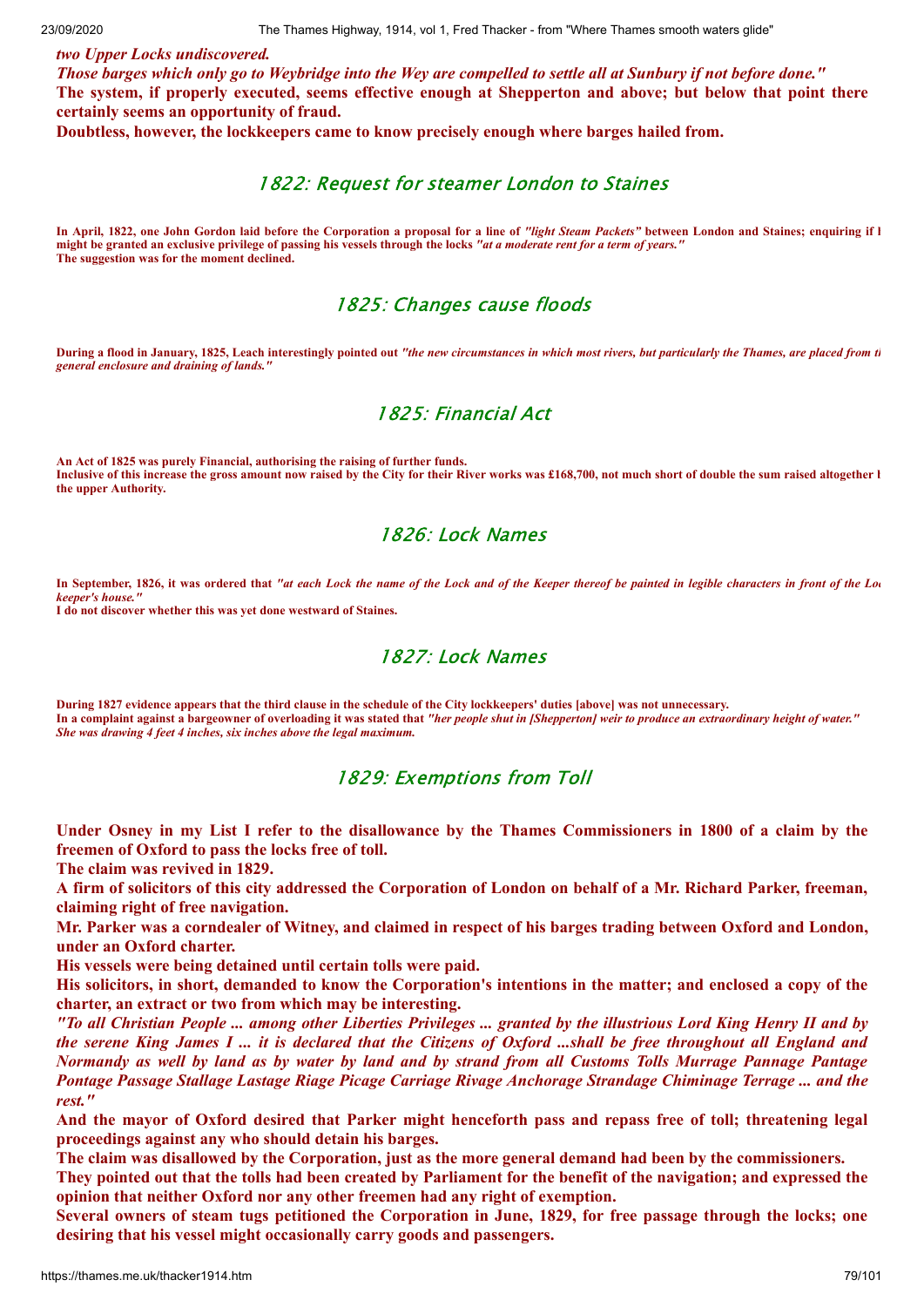***two Upper Locks undiscovered.***

***Those barges which only go to Weybridge into the Wey are compelled to settle all at Sunbury if not before done."***

**The system, if properly executed, seems effective enough at Shepperton and above; but below that point there certainly seems an opportunity of fraud.**

**Doubtless, however, the lockkeepers came to know precisely enough where barges hailed from.**

## 1822: Request for steamer London to Staines

**In April, 1822, one John Gordon laid before the Corporation a proposal for a line of *"light Steam Packets"* between London and Staines; enquiring if h might be granted an exclusive privilege of passing his vessels through the locks *"at a moderate rent for a term of years."***

**The suggestion was for the moment declined.**

## 1825: Changes cause floods

**During a flood in January, 1825, Leach interestingly pointed out *"the new circumstances in which most rivers, but particularly the Thames, are placed from th general enclosure and draining of lands."***

## 1825: Financial Act

**An Act of 1825 was purely Financial, authorising the raising of further funds.**

**Inclusive of this increase the gross amount now raised by the City for their River works was £168,700, not much short of double the sum raised altogether b the upper Authority.**

## 1826: Lock Names

**In September, 1826, it was ordered that *"at each Lock the name of the Lock and of the Keeper thereof be painted in legible characters in front of the Lo keeper's house."***

**I do not discover whether this was yet done westward of Staines.**

## 1827: Lock Names

**During 1827 evidence appears that the third clause in the schedule of the City lockkeepers' duties [above] was not unnecessary.**

**In a complaint against a bargeowner of overloading it was stated that *"her people shut in [Shepperton] weir to produce an extraordinary height of water."***

***She was drawing 4 feet 4 inches, six inches above the legal maximum.***

## 1829: Exemptions from Toll

**Under Osney in my List I refer to the disallowance by the Thames Commissioners in 1800 of a claim by the freemen of Oxford to pass the locks free of toll.**

**The claim was revived in 1829.**

**A firm of solicitors of this city addressed the Corporation of London on behalf of a Mr. Richard Parker, freeman, claiming right of free navigation.**

**Mr. Parker was a corndealer of Witney, and claimed in respect of his barges trading between Oxford and London, under an Oxford charter.**

**His vessels were being detained until certain tolls were paid.**

**His solicitors, in short, demanded to know the Corporation's intentions in the matter; and enclosed a copy of the charter, an extract or two from which may be interesting.**

***"To all Christian People ... among other Liberties Privileges ... granted by the illustrious Lord King Henry II and by the serene King James I ... it is declared that the Citizens of Oxford ...shall be free throughout all England and Normandy as well by land as by water by land and by strand from all Customs Tolls Murrage Pannage Pantage Pontage Passage Stallage Lastage Riage Picage Carriage Rivage Anchorage Strandage Chiminage Terrage ... and the rest."***

**And the mayor of Oxford desired that Parker might henceforth pass and repass free of toll; threatening legal proceedings against any who should detain his barges.**

**The claim was disallowed by the Corporation, just as the more general demand had been by the commissioners.**

**They pointed out that the tolls had been created by Parliament for the benefit of the navigation; and expressed the opinion that neither Oxford nor any other freemen had any right of exemption.**

**Several owners of steam tugs petitioned the Corporation in June, 1829, for free passage through the locks; one desiring that his vessel might occasionally carry goods and passengers.**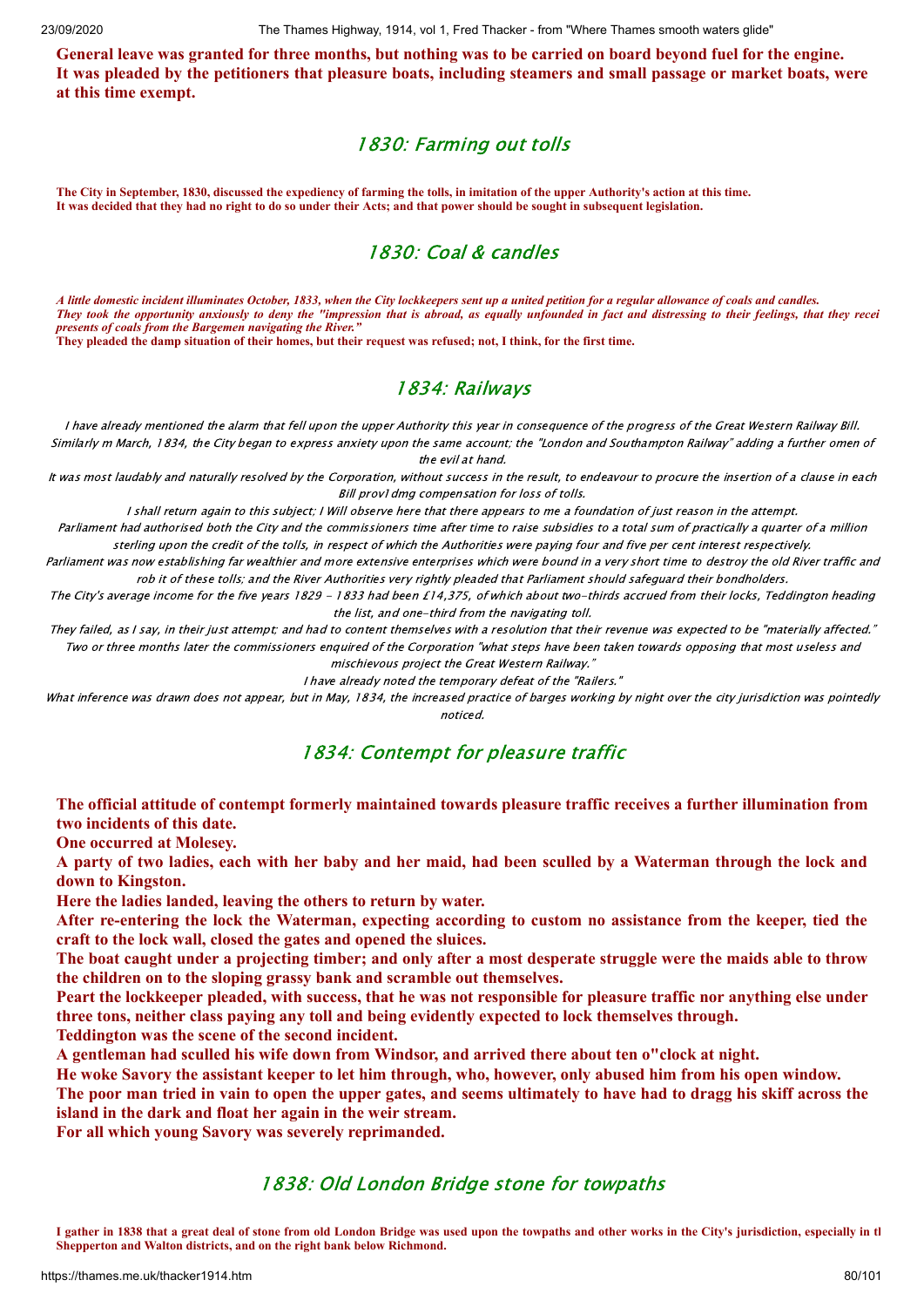**General leave was granted for three months, but nothing was to be carried on board beyond fuel for the engine. It was pleaded by the petitioners that pleasure boats, including steamers and small passage or market boats, were at this time exempt.**

## 1830: Farming out tolls

**The City in September, 1830, discussed the expediency of farming the tolls, in imitation of the upper Authority's action at this time. It was decided that they had no right to do so under their Acts; and that power should be sought in subsequent legislation.**

## 1830: Coal & candles

***A little domestic incident illuminates October, 1833, when the City lockkeepers sent up a united petition for a regular allowance of coals and candles. They took the opportunity anxiously to deny the "impression that is abroad, as equally unfounded in fact and distressing to their feelings, that they recei presents of coals from the Bargemen navigating the River."***

**They pleaded the damp situation of their homes, but their request was refused; not, I think, for the first time.**

## 1834: Railways

*I have already mentioned the alarm that fell upon the upper Authority this year in consequence of the progress of the Great Western Railway Bill.*

*Similarly m March, 1834, the City began to express anxiety upon the same account; the "London and Southampton Railway" adding a further omen of the evil at hand.*

*It was most laudably and naturally resolved by the Corporation, without success in the result, to endeavour to procure the insertion of a clause in each Bill prov1dmg compensation for loss of tolls.*

*I shall return again to this subject; I Will observe here that there appears to me a foundation of just reason in the attempt.*

*Parliament had authorised both the City and the commissioners time after time to raise subsidies to a total sum of practically a quarter of a million sterling upon the credit of the tolls, in respect of which the Authorities were paying four and five per cent interest respectively.*

*Parliament was now establishing far wealthier and more extensive enterprises which were bound in a very short time to destroy the old River traffic and rob it of these tolls; and the River Authorities very rightly pleaded that Parliament should safeguard their bondholders.*

*The City's average income for the five years 1829 - 1833 had been £14,375, of which about two-thirds accrued from their locks, Teddington heading the list, and one-third from the navigating toll.*

*They failed, as I say, in their just attempt; and had to content themselves with a resolution that their revenue was expected to be "materially affected."*

*Two or three months later the commissioners enquired of the Corporation "what steps have been taken towards opposing that most useless and mischievous project the Great Western Railway."*

*I have already noted the temporary defeat of the "Railers."*

*What inference was drawn does not appear, but in May, 1834, the increased practice of barges working by night over the city jurisdiction was pointedly noticed.*

## 1834: Contempt for pleasure traffic

**The official attitude of contempt formerly maintained towards pleasure traffic receives a further illumination from two incidents of this date.**

**One occurred at Molesey.**

**A party of two ladies, each with her baby and her maid, had been sculled by a Waterman through the lock and down to Kingston.**

**Here the ladies landed, leaving the others to return by water.**

**After re-entering the lock the Waterman, expecting according to custom no assistance from the keeper, tied the craft to the lock wall, closed the gates and opened the sluices.**

**The boat caught under a projecting timber; and only after a most desperate struggle were the maids able to throw the children on to the sloping grassy bank and scramble out themselves.**

**Peart the lockkeeper pleaded, with success, that he was not responsible for pleasure traffic nor anything else under three tons, neither class paying any toll and being evidently expected to lock themselves through.**

**Teddington was the scene of the second incident.**

**A gentleman had sculled his wife down from Windsor, and arrived there about ten o"clock at night.**

**He woke Savory the assistant keeper to let him through, who, however, only abused him from his open window.**

**The poor man tried in vain to open the upper gates, and seems ultimately to have had to dragg his skiff across the island in the dark and float her again in the weir stream.**

**For all which young Savory was severely reprimanded.**

## 1838: Old London Bridge stone for towpaths

**I gather in 1838 that a great deal of stone from old London Bridge was used upon the towpaths and other works in the City's jurisdiction, especially in tl Shepperton and Walton districts, and on the right bank below Richmond.**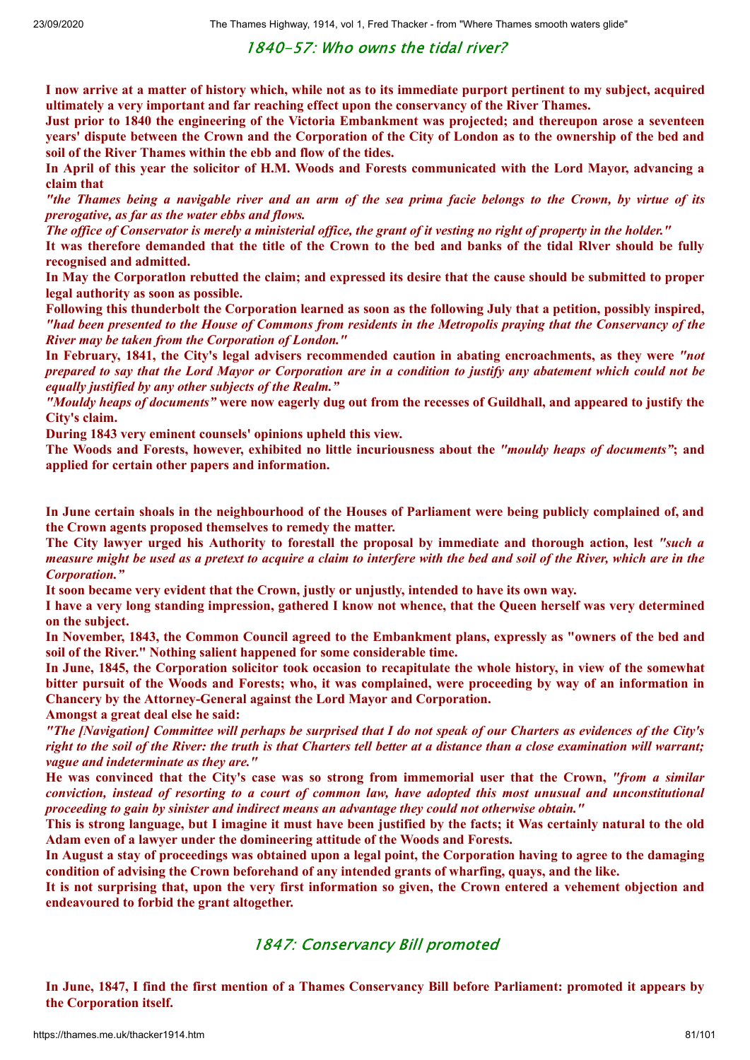## 1840-57: Who owns the tidal river?

**I now arrive at a matter of history which, while not as to its immediate purport pertinent to my subject, acquired ultimately a very important and far reaching effect upon the conservancy of the River Thames.**

**Just prior to 1840 the engineering of the Victoria Embankment was projected; and thereupon arose a seventeen years' dispute between the Crown and the Corporation of the City of London as to the ownership of the bed and soil of the River Thames within the ebb and flow of the tides.**

**In April of this year the solicitor of H.M. Woods and Forests communicated with the Lord Mayor, advancing a claim that**

***"the Thames being a navigable river and an arm of the sea prima facie belongs to the Crown, by virtue of its prerogative, as far as the water ebbs and flows.***

***The office of Conservator is merely a ministerial office, the grant of it vesting no right of property in the holder."***

**It was therefore demanded that the title of the Crown to the bed and banks of the tidal Rlver should be fully recognised and admitted.**

**In May the Corporatlon rebutted the claim; and expressed its desire that the cause should be submitted to proper legal authority as soon as possible.**

**Following this thunderbolt the Corporation learned as soon as the following July that a petition, possibly inspired, *"had been presented to the House of Commons from residents in the Metropolis praying that the Conservancy of the River may be taken from the Corporation of London."***

**In February, 1841, the City's legal advisers recommended caution in abating encroachments, as they were *"not prepared to say that the Lord Mayor or Corporation are in a condition to justify any abatement which could not be equally justified by any other subjects of the Realm."***

***"Mouldy heaps of documents"* were now eagerly dug out from the recesses of Guildhall, and appeared to justify the City's claim.**

**During 1843 very eminent counsels' opinions upheld this view.**

**The Woods and Forests, however, exhibited no little incuriousness about the *"mouldy heaps of documents"*; and applied for certain other papers and information.**

**In June certain shoals in the neighbourhood of the Houses of Parliament were being publicly complained of, and the Crown agents proposed themselves to remedy the matter.**

**The City lawyer urged his Authority to forestall the proposal by immediate and thorough action, lest *"such a measure might be used as a pretext to acquire a claim to interfere with the bed and soil of the River, which are in the Corporation."***

**It soon became very evident that the Crown, justly or unjustly, intended to have its own way.**

**I have a very long standing impression, gathered I know not whence, that the Queen herself was very determined on the subject.**

**In November, 1843, the Common Council agreed to the Embankment plans, expressly as "owners of the bed and soil of the River." Nothing salient happened for some considerable time.**

**In June, 1845, the Corporation solicitor took occasion to recapitulate the whole history, in view of the somewhat bitter pursuit of the Woods and Forests; who, it was complained, were proceeding by way of an information in Chancery by the Attorney-General against the Lord Mayor and Corporation.**

**Amongst a great deal else he said:**

***"The [Navigation] Committee will perhaps be surprised that I do not speak of our Charters as evidences of the City's right to the soil of the River: the truth is that Charters tell better at a distance than a close examination will warrant; vague and indeterminate as they are."***

**He was convinced that the City's case was so strong from immemorial user that the Crown, *"from a similar conviction, instead of resorting to a court of common law, have adopted this most unusual and unconstitutional proceeding to gain by sinister and indirect means an advantage they could not otherwise obtain."***

**This is strong language, but I imagine it must have been justified by the facts; it Was certainly natural to the old Adam even of a lawyer under the domineering attitude of the Woods and Forests.**

**In August a stay of proceedings was obtained upon a legal point, the Corporation having to agree to the damaging condition of advising the Crown beforehand of any intended grants of wharfing, quays, and the like.**

**It is not surprising that, upon the very first information so given, the Crown entered a vehement objection and endeavoured to forbid the grant altogether.**

## 1847: Conservancy Bill promoted

**In June, 1847, I find the first mention of a Thames Conservancy Bill before Parliament: promoted it appears by the Corporation itself.**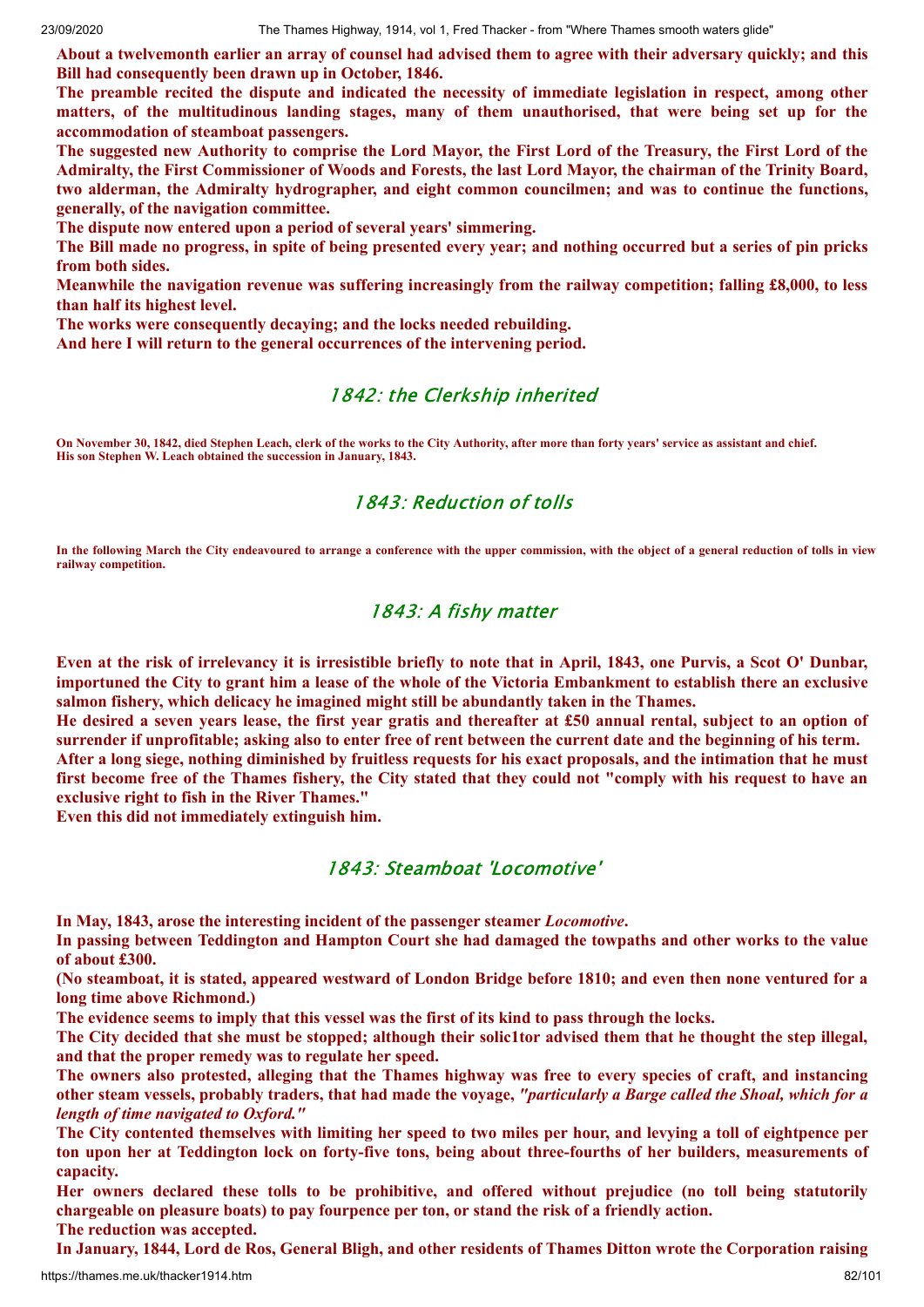**About a twelvemonth earlier an array of counsel had advised them to agree with their adversary quickly; and this Bill had consequently been drawn up in October, 1846.**

**The preamble recited the dispute and indicated the necessity of immediate legislation in respect, among other matters, of the multitudinous landing stages, many of them unauthorised, that were being set up for the accommodation of steamboat passengers.**

**The suggested new Authority to comprise the Lord Mayor, the First Lord of the Treasury, the First Lord of the Admiralty, the First Commissioner of Woods and Forests, the last Lord Mayor, the chairman of the Trinity Board, two alderman, the Admiralty hydrographer, and eight common councilmen; and was to continue the functions, generally, of the navigation committee.**

**The dispute now entered upon a period of several years' simmering.**

**The Bill made no progress, in spite of being presented every year; and nothing occurred but a series of pin pricks from both sides.**

**Meanwhile the navigation revenue was suffering increasingly from the railway competition; falling £8,000, to less than half its highest level.**

**The works were consequently decaying; and the locks needed rebuilding.**

**And here I will return to the general occurrences of the intervening period.**

## 1842: the Clerkship inherited

**On November 30, 1842, died Stephen Leach, clerk of the works to the City Authority, after more than forty years' service as assistant and chief. His son Stephen W. Leach obtained the succession in January, 1843.**

## 1843: Reduction of tolls

**In the following March the City endeavoured to arrange a conference with the upper commission, with the object of a general reduction of tolls in view railway competition.**

## 1843: A fishy matter

**Even at the risk of irrelevancy it is irresistible briefly to note that in April, 1843, one Purvis, a Scot O' Dunbar, importuned the City to grant him a lease of the whole of the Victoria Embankment to establish there an exclusive salmon fishery, which delicacy he imagined might still be abundantly taken in the Thames.**

**He desired a seven years lease, the first year gratis and thereafter at £50 annual rental, subject to an option of surrender if unprofitable; asking also to enter free of rent between the current date and the beginning of his term.**

**After a long siege, nothing diminished by fruitless requests for his exact proposals, and the intimation that he must first become free of the Thames fishery, the City stated that they could not "comply with his request to have an exclusive right to fish in the River Thames."**

**Even this did not immediately extinguish him.**

## 1843: Steamboat 'Locomotive'

**In May, 1843, arose the interesting incident of the passenger steamer *Locomotive*.**

**In passing between Teddington and Hampton Court she had damaged the towpaths and other works to the value of about £300.**

**(No steamboat, it is stated, appeared westward of London Bridge before 1810; and even then none ventured for a long time above Richmond.)**

**The evidence seems to imply that this vessel was the first of its kind to pass through the locks.**

**The City decided that she must be stopped; although their solic1tor advised them that he thought the step illegal, and that the proper remedy was to regulate her speed.**

**The owners also protested, alleging that the Thames highway was free to every species of craft, and instancing other steam vessels, probably traders, that had made the voyage, *"particularly a Barge called the Shoal, which for a length of time navigated to Oxford."***

**The City contented themselves with limiting her speed to two miles per hour, and levying a toll of eightpence per ton upon her at Teddington lock on forty-five tons, being about three-fourths of her builders, measurements of capacity.**

**Her owners declared these tolls to be prohibitive, and offered without prejudice (no toll being statutorily chargeable on pleasure boats) to pay fourpence per ton, or stand the risk of a friendly action.**

**The reduction was accepted.**

**In January, 1844, Lord de Ros, General Bligh, and other residents of Thames Ditton wrote the Corporation raising**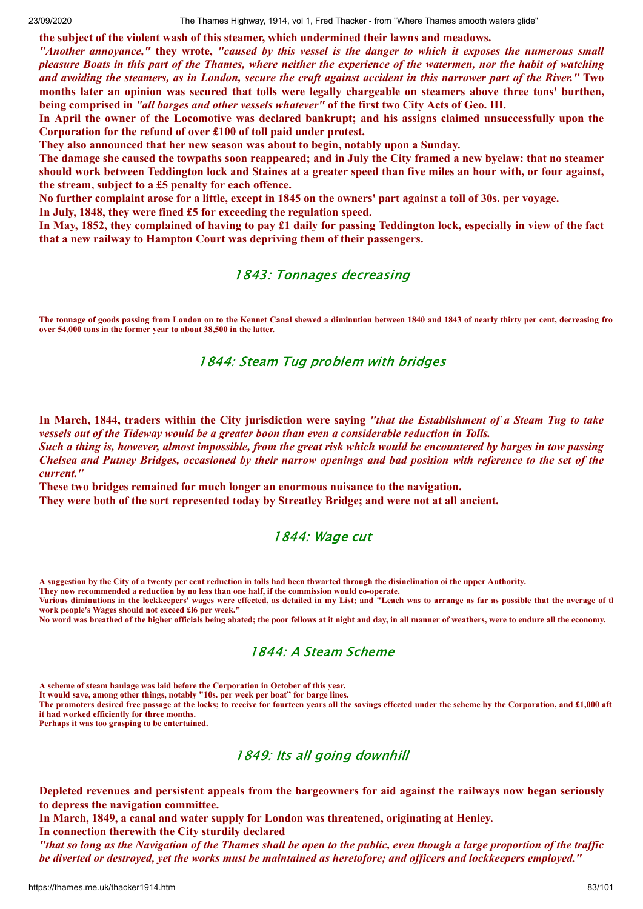**the subject of the violent wash of this steamer, which undermined their lawns and meadows.**

***"Another annoyance,"*** **they wrote,** ***"caused by this vessel is the danger to which it exposes the numerous small pleasure Boats in this part of the Thames, where neither the experience of the watermen, nor the habit of watching and avoiding the steamers, as in London, secure the craft against accident in this narrower part of the River."*** **Two months later an opinion was secured that tolls were legally chargeable on steamers above three tons' burthen, being comprised in** ***"all barges and other vessels whatever"*** **of the first two City Acts of Geo. III.**

**In April the owner of the Locomotive was declared bankrupt; and his assigns claimed unsuccessfully upon the Corporation for the refund of over £100 of toll paid under protest.**

**They also announced that her new season was about to begin, notably upon a Sunday.**

**The damage she caused the towpaths soon reappeared; and in July the City framed a new byelaw: that no steamer should work between Teddington lock and Staines at a greater speed than five miles an hour with, or four against, the stream, subject to a £5 penalty for each offence.**

**No further complaint arose for a little, except in 1845 on the owners' part against a toll of 30s. per voyage.**

**In July, 1848, they were fined £5 for exceeding the regulation speed.**

**In May, 1852, they complained of having to pay £1 daily for passing Teddington lock, especially in view of the fact that a new railway to Hampton Court was depriving them of their passengers.**

## 1843: Tonnages decreasing

**The tonnage of goods passing from London on to the Kennet Canal shewed a diminution between 1840 and 1843 of nearly thirty per cent, decreasing fro over 54,000 tons in the former year to about 38,500 in the latter.**

## 1844: Steam Tug problem with bridges

**In March, 1844, traders within the City jurisdiction were saying** ***"that the Establishment of a Steam Tug to take vessels out of the Tideway would be a greater boon than even a considerable reduction in Tolls.***

***Such a thing is, however, almost impossible, from the great risk which would be encountered by barges in tow passing Chelsea and Putney Bridges, occasioned by their narrow openings and bad position with reference to the set of the current."***

**These two bridges remained for much longer an enormous nuisance to the navigation.**

**They were both of the sort represented today by Streatley Bridge; and were not at all ancient.**

## 1844: Wage cut

**A suggestion by the City of a twenty per cent reduction in tolls had been thwarted through the disinclination oi the upper Authority.**

**They now recommended a reduction by no less than one half, if the commission would co-operate.**

**Various diminutions in the lockkeepers' wages were effected, as detailed in my List; and "Leach was to arrange as far as possible that the average of th work people's Wages should not exceed £16 per week."**

**No word was breathed of the higher officials being abated; the poor fellows at it night and day, in all manner of weathers, were to endure all the economy.**

## 1844: A Steam Scheme

**A scheme of steam haulage was laid before the Corporation in October of this year.**

**It would save, among other things, notably "10s. per week per boat" for barge lines.**

**The promoters desired free passage at the locks; to receive for fourteen years all the savings effected under the scheme by the Corporation, and £1,000 aft it had worked efficiently for three months.**

**Perhaps it was too grasping to be entertained.**

## 1849: Its all going downhill

**Depleted revenues and persistent appeals from the bargeowners for aid against the railways now began seriously to depress the navigation committee.**

**In March, 1849, a canal and water supply for London was threatened, originating at Henley.**

**In connection therewith the City sturdily declared**

***"that so long as the Navigation of the Thames shall be open to the public, even though a large proportion of the traffic be diverted or destroyed, yet the works must be maintained as heretofore; and officers and lockkeepers employed."***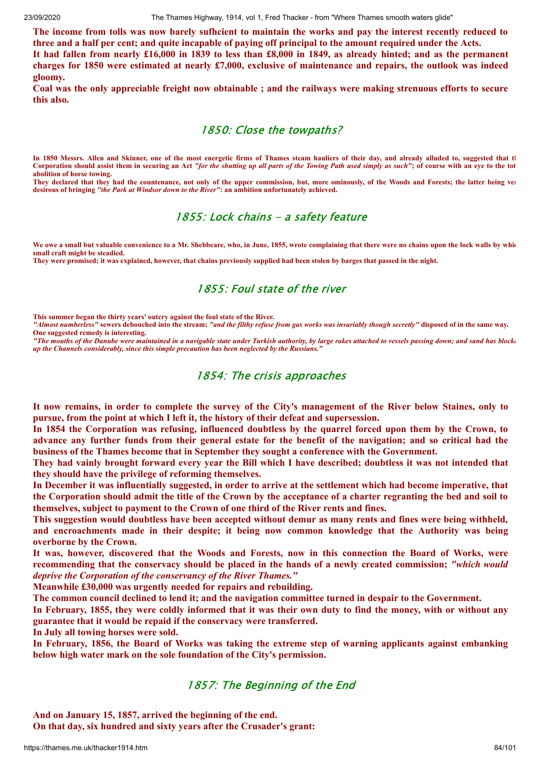**The income from tolls was now barely sufhcient to maintain the works and pay the interest recently reduced to three and a half per cent; and quite incapable of paying off principal to the amount required under the Acts.**

**It had fallen from nearly £16,000 in 1839 to less than £8,000 in 1849, as already hinted; and as the permanent charges for 1850 were estimated at nearly £7,000, exclusive of maintenance and repairs, the outlook was indeed gloomy.**

**Coal was the only appreciable freight now obtainable ; and the railways were making strenuous efforts to secure this also.**

## 1850: Close the towpaths?

**In 1850 Messrs. Allen and Skinner, one of the most energetic firms of Thames steam hauliers of their day, and already alluded to, suggested that th Corporation should assist them in securing an Act** ***"for the shutting up all parts of the Towing Path used simply as such"*****; of course with an eye to the tot abolition of horse towing.**

**They declared that they had the countenance, not only of the upper commission, but, more ominously, of the Woods and Forests; the latter being ver desirous of bringing** ***"the Park at Windsor down to the River"*****: an ambition unfortunately achieved.**

## 1855: Lock chains - a safety feature

**We owe a small but valuable convenience to a Mr. Shebbeare, who, in June, 1855, wrote complaining that there were no chains upon the lock walls by whic small craft might be steadied.**

**They were promised; it was explained, however, that chains previously supplied had been stolen by barges that passed in the night.**

## 1855: Foul state of the river

**This summer began the thirty years' outcry against the foul state of the River.**

***"Almost numberless"*** **sewers debouched into the stream;** ***"and the filthy refuse from gas works was invariably though secretly"*** **disposed of in the same way.**

**One suggested remedy is interesting.**

***"The mouths of the Danube were maintained in a navigable state under Turkish authority, by large rakes attached to vessels passing down; and sand has blocke up the Channels considerably, since this simple precaution has been neglected by the Russians."***

## 1854: The crisis approaches

**It now remains, in order to complete the survey of the City's management of the River below Staines, only to pursue, from the point at which I left it, the history of their defeat and supersession.**

**In 1854 the Corporation was refusing, influenced doubtless by the quarrel forced upon them by the Crown, to advance any further funds from their general estate for the benefit of the navigation; and so critical had the business of the Thames become that in September they sought a conference with the Government.**

**They had vainly brought forward every year the Bill which I have described; doubtless it was not intended that they should have the privilege of reforming themselves.**

**In December it was influentially suggested, in order to arrive at the settlement which had become imperative, that the Corporation should admit the title of the Crown by the acceptance of a charter regranting the bed and soil to themselves, subject to payment to the Crown of one third of the River rents and fines.**

**This suggestion would doubtless have been accepted without demur as many rents and fines were being withheld, and encroachments made in their despite; it being now common knowledge that the Authority was being overborne by the Crown.**

**It was, however, discovered that the Woods and Forests, now in this connection the Board of Works, were recommending that the conservacy should be placed in the hands of a newly created commission;** ***"which would deprive the Corporation of the conservancy of the River Thames."***

**Meanwhile £30,000 was urgently needed for repairs and rebuilding.**

**The common council declined to lend it; and the navigation committee turned in despair to the Government.**

**In February, 1855, they were coldly informed that it was their own duty to find the money, with or without any guarantee that it would be repaid if the conservacy were transferred.**

**In July all towing horses were sold.**

**In February, 1856, the Board of Works was taking the extreme step of warning applicants against embanking below high water mark on the sole foundation of the City's permission.**

## 1857: The Beginning of the End

**And on January 15, 1857, arrived the beginning of the end.**

**On that day, six hundred and sixty years after the Crusader's grant:**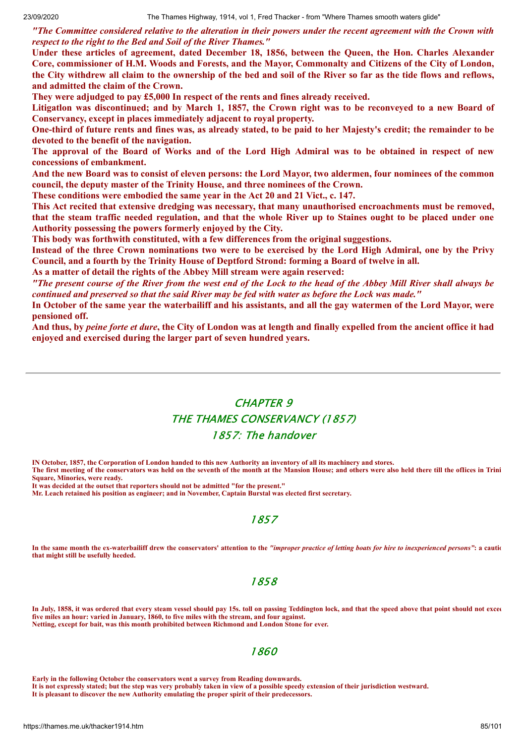***"The Committee considered relative to the alteration in their powers under the recent agreement with the Crown with respect to the right to the Bed and Soil of the River Thames."***

**Under these articles of agreement, dated December 18, 1856, between the Queen, the Hon. Charles Alexander Core, commissioner of H.M. Woods and Forests, and the Mayor, Commonalty and Citizens of the City of London, the City withdrew all claim to the ownership of the bed and soil of the River so far as the tide flows and reflows, and admitted the claim of the Crown.**

**They were adjudged to pay £5,000 In respect of the rents and fines already received.**

**Litigatlon was discontinued; and by March 1, 1857, the Crown right was to be reconveyed to a new Board of Conservancy, except in places immediately adjacent to royal property.**

**One-third of future rents and fines was, as already stated, to be paid to her Majesty's credit; the remainder to be devoted to the benefit of the navigation.**

**The approval of the Board of Works and of the Lord High Admiral was to be obtained in respect of new concessions of embankment.**

**And the new Board was to consist of eleven persons: the Lord Mayor, two aldermen, four nominees of the common council, the deputy master of the Trinity House, and three nominees of the Crown.**

**These conditions were embodied the same year in the Act 20 and 21 Vict., c. 147.**

**This Act recited that extensive dredging was necessary, that many unauthorised encroachments must be removed, that the steam traffic needed regulation, and that the whole River up to Staines ought to be placed under one Authority possessing the powers formerly enjoyed by the City.**

**This body was forthwith constituted, with a few differences from the original suggestions.**

**Instead of the three Crown nominations two were to be exercised by the Lord High Admiral, one by the Privy Council, and a fourth by the Trinity House of Deptford Strond: forming a Board of twelve in all.**

**As a matter of detail the rights of the Abbey Mill stream were again reserved:**

***"The present course of the River from the west end of the Lock to the head of the Abbey Mill River shall always be continued and preserved so that the said River may be fed with water as before the Lock was made."***

**In October of the same year the waterbailiff and his assistants, and all the gay watermen of the Lord Mayor, were pensioned off.**

**And thus, by *peine forte et dure*, the City of London was at length and finally expelled from the ancient office it had enjoyed and exercised during the larger part of seven hundred years.**

---

# CHAPTER 9
## THE THAMES CONSERVANCY (1857)
### 1857: The handover

**IN October, 1857, the Corporation of London handed to this new Authority an inventory of all its machinery and stores.**

**The first meeting of the conservators was held on the seventh of the month at the Mansion House; and others were also held there till the offices in Trini Square, Minories, were ready.**

**It was decided at the outset that reporters should not be admitted "for the present."**

**Mr. Leach retained his position as engineer; and in November, Captain Burstal was elected first secretary.**

### 1857

**In the same month the ex-waterbailiff drew the conservators' attention to the *"improper practice of letting boats for hire to inexperienced persons"*: a cautio that might still be usefully heeded.**

### 1858

**In July, 1858, it was ordered that every steam vessel should pay 15s. toll on passing Teddington lock, and that the speed above that point should not excee five miles an hour: varied in January, 1860, to five miles with the stream, and four against.**

**Netting, except for bait, was this month prohibited between Richmond and London Stone for ever.**

### 1860

**Early in the following October the conservators went a survey from Reading downwards.**

**It is not expressly stated; but the step was very probably taken in view of a possible speedy extension of their jurisdiction westward.**

**It is pleasant to discover the new Authority emulating the proper spirit of their predecessors.**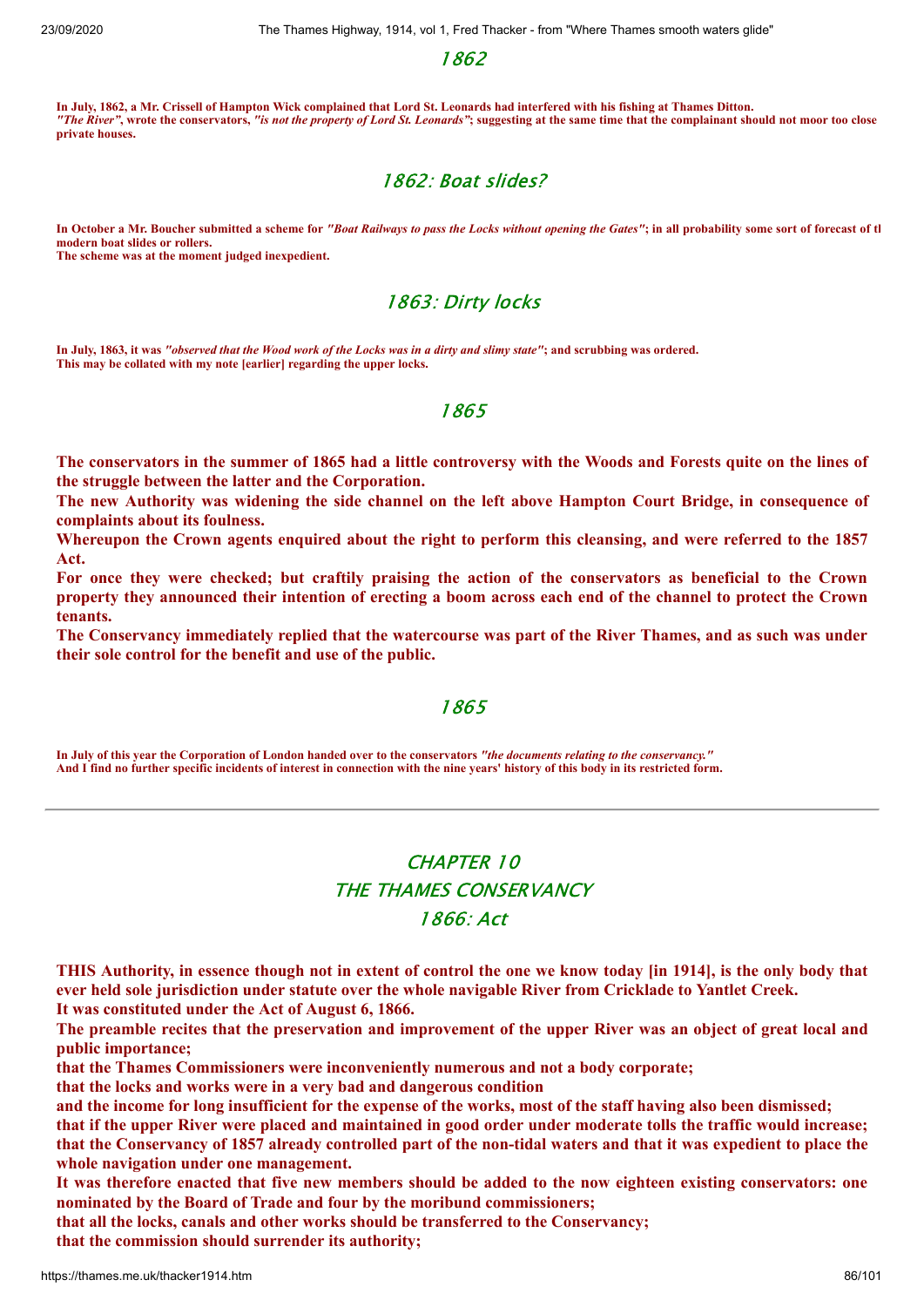## 1862

**In July, 1862, a Mr. Crissell of Hampton Wick complained that Lord St. Leonards had interfered with his fishing at Thames Ditton.**
***"The River"*, wrote the conservators, *"is not the property of Lord St. Leonards"*; suggesting at the same time that the complainant should not moor too close private houses.**

## 1862: Boat slides?

**In October a Mr. Boucher submitted a scheme for *"Boat Railways to pass the Locks without opening the Gates"*; in all probability some sort of forecast of tl modern boat slides or rollers.**
**The scheme was at the moment judged inexpedient.**

## 1863: Dirty locks

**In July, 1863, it was *"observed that the Wood work of the Locks was in a dirty and slimy state"*; and scrubbing was ordered.**
**This may be collated with my note [earlier] regarding the upper locks.**

## 1865

**The conservators in the summer of 1865 had a little controversy with the Woods and Forests quite on the lines of the struggle between the latter and the Corporation.**

**The new Authority was widening the side channel on the left above Hampton Court Bridge, in consequence of complaints about its foulness.**

**Whereupon the Crown agents enquired about the right to perform this cleansing, and were referred to the 1857 Act.**

**For once they were checked; but craftily praising the action of the conservators as beneficial to the Crown property they announced their intention of erecting a boom across each end of the channel to protect the Crown tenants.**

**The Conservancy immediately replied that the watercourse was part of the River Thames, and as such was under their sole control for the benefit and use of the public.**

## 1865

**In July of this year the Corporation of London handed over to the conservators *"the documents relating to the conservancy."***
**And I find no further specific incidents of interest in connection with the nine years' history of this body in its restricted form.**

---

# CHAPTER 10
# THE THAMES CONSERVANCY
## 1866: Act

**THIS Authority, in essence though not in extent of control the one we know today [in 1914], is the only body that ever held sole jurisdiction under statute over the whole navigable River from Cricklade to Yantlet Creek.**

**It was constituted under the Act of August 6, 1866.**

**The preamble recites that the preservation and improvement of the upper River was an object of great local and public importance;**

**that the Thames Commissioners were inconveniently numerous and not a body corporate;**

**that the locks and works were in a very bad and dangerous condition**

**and the income for long insufficient for the expense of the works, most of the staff having also been dismissed;**

**that if the upper River were placed and maintained in good order under moderate tolls the traffic would increase;**

**that the Conservancy of 1857 already controlled part of the non-tidal waters and that it was expedient to place the whole navigation under one management.**

**It was therefore enacted that five new members should be added to the now eighteen existing conservators: one nominated by the Board of Trade and four by the moribund commissioners;**

**that all the locks, canals and other works should be transferred to the Conservancy;**

**that the commission should surrender its authority;**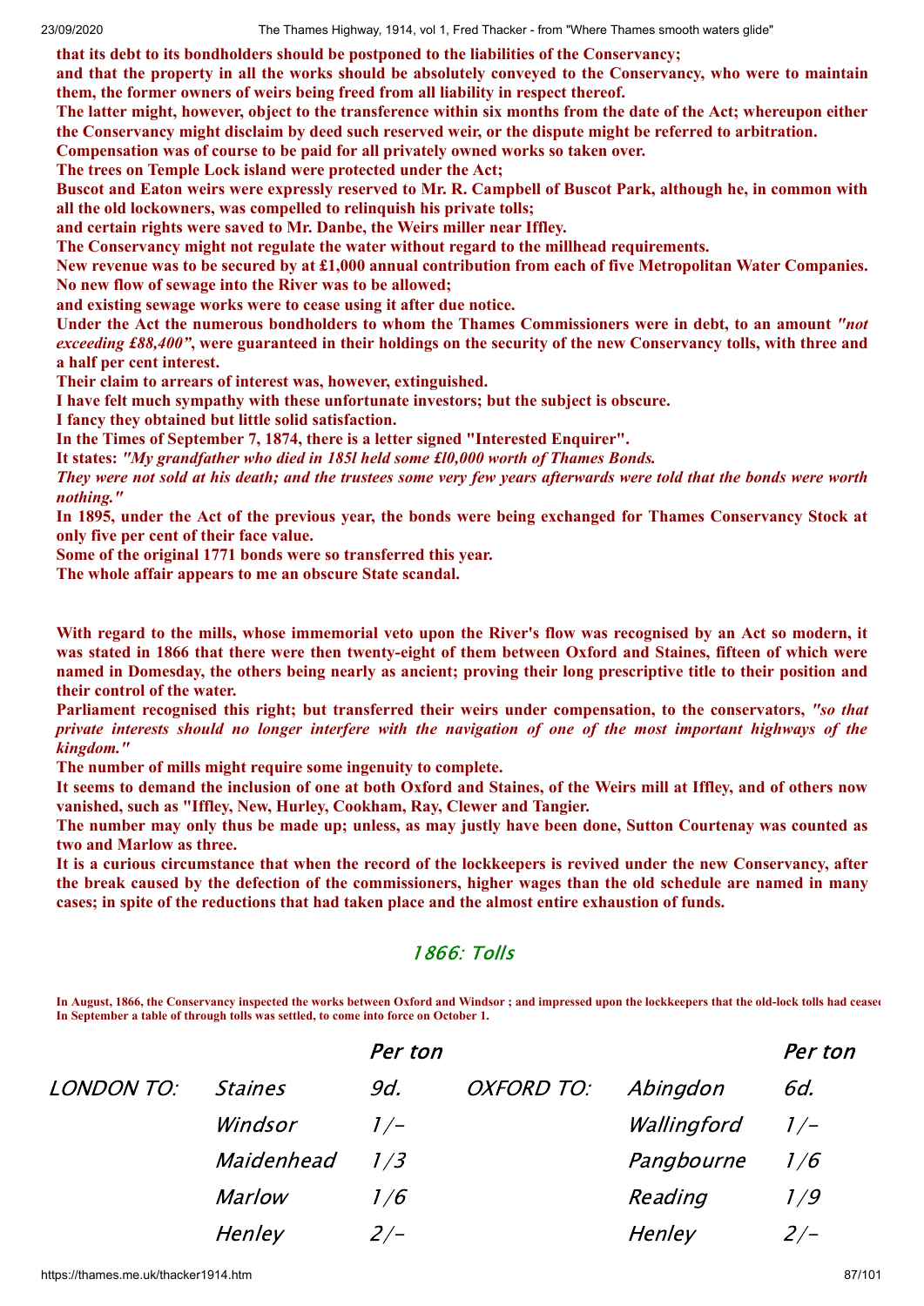**that its debt to its bondholders should be postponed to the liabilities of the Conservancy;**
**and that the property in all the works should be absolutely conveyed to the Conservancy, who were to maintain them, the former owners of weirs being freed from all liability in respect thereof.**
**The latter might, however, object to the transference within six months from the date of the Act; whereupon either the Conservancy might disclaim by deed such reserved weir, or the dispute might be referred to arbitration.**
**Compensation was of course to be paid for all privately owned works so taken over.**
**The trees on Temple Lock island were protected under the Act;**
**Buscot and Eaton weirs were expressly reserved to Mr. R. Campbell of Buscot Park, although he, in common with all the old lockowners, was compelled to relinquish his private tolls;**
**and certain rights were saved to Mr. Danbe, the Weirs miller near Iffley.**
**The Conservancy might not regulate the water without regard to the millhead requirements.**
**New revenue was to be secured by at £1,000 annual contribution from each of five Metropolitan Water Companies.**
**No new flow of sewage into the River was to be allowed;**
**and existing sewage works were to cease using it after due notice.**
**Under the Act the numerous bondholders to whom the Thames Commissioners were in debt, to an amount *"not exceeding £88,400"*, were guaranteed in their holdings on the security of the new Conservancy tolls, with three and a half per cent interest.**
**Their claim to arrears of interest was, however, extinguished.**
**I have felt much sympathy with these unfortunate investors; but the subject is obscure.**
**I fancy they obtained but little solid satisfaction.**
**In the Times of September 7, 1874, there is a letter signed "Interested Enquirer".**
**It states: *"My grandfather who died in 185l held some £l0,000 worth of Thames Bonds.***
***They were not sold at his death; and the trustees some very few years afterwards were told that the bonds were worth nothing."***
**In 1895, under the Act of the previous year, the bonds were being exchanged for Thames Conservancy Stock at only five per cent of their face value.**
**Some of the original 1771 bonds were so transferred this year.**
**The whole affair appears to me an obscure State scandal.**

**With regard to the mills, whose immemorial veto upon the River's flow was recognised by an Act so modern, it was stated in 1866 that there were then twenty-eight of them between Oxford and Staines, fifteen of which were named in Domesday, the others being nearly as ancient; proving their long prescriptive title to their position and their control of the water.**
**Parliament recognised this right; but transferred their weirs under compensation, to the conservators, *"so that private interests should no longer interfere with the navigation of one of the most important highways of the kingdom."***
**The number of mills might require some ingenuity to complete.**
**It seems to demand the inclusion of one at both Oxford and Staines, of the Weirs mill at Iffley, and of others now vanished, such as "Iffley, New, Hurley, Cookham, Ray, Clewer and Tangier.**
**The number may only thus be made up; unless, as may justly have been done, Sutton Courtenay was counted as two and Marlow as three.**
**It is a curious circumstance that when the record of the lockkeepers is revived under the new Conservancy, after the break caused by the defection of the commissioners, higher wages than the old schedule are named in many cases; in spite of the reductions that had taken place and the almost entire exhaustion of funds.**

## 1866: Tolls

**In August, 1866, the Conservancy inspected the works between Oxford and Windsor ; and impressed upon the lockkeepers that the old-lock tolls had ceased**
**In September a table of through tolls was settled, to come into force on October 1.**

| | | Per ton | | | Per ton |
|---|---|---|---|---|---|
| LONDON TO: | Staines | 9d. | OXFORD TO: | Abingdon | 6d. |
| | Windsor | 1/- | | Wallingford | 1/- |
| | Maidenhead | 1/3 | | Pangbourne | 1/6 |
| | Marlow | 1/6 | | Reading | 1/9 |
| | Henley | 2/- | | Henley | 2/- |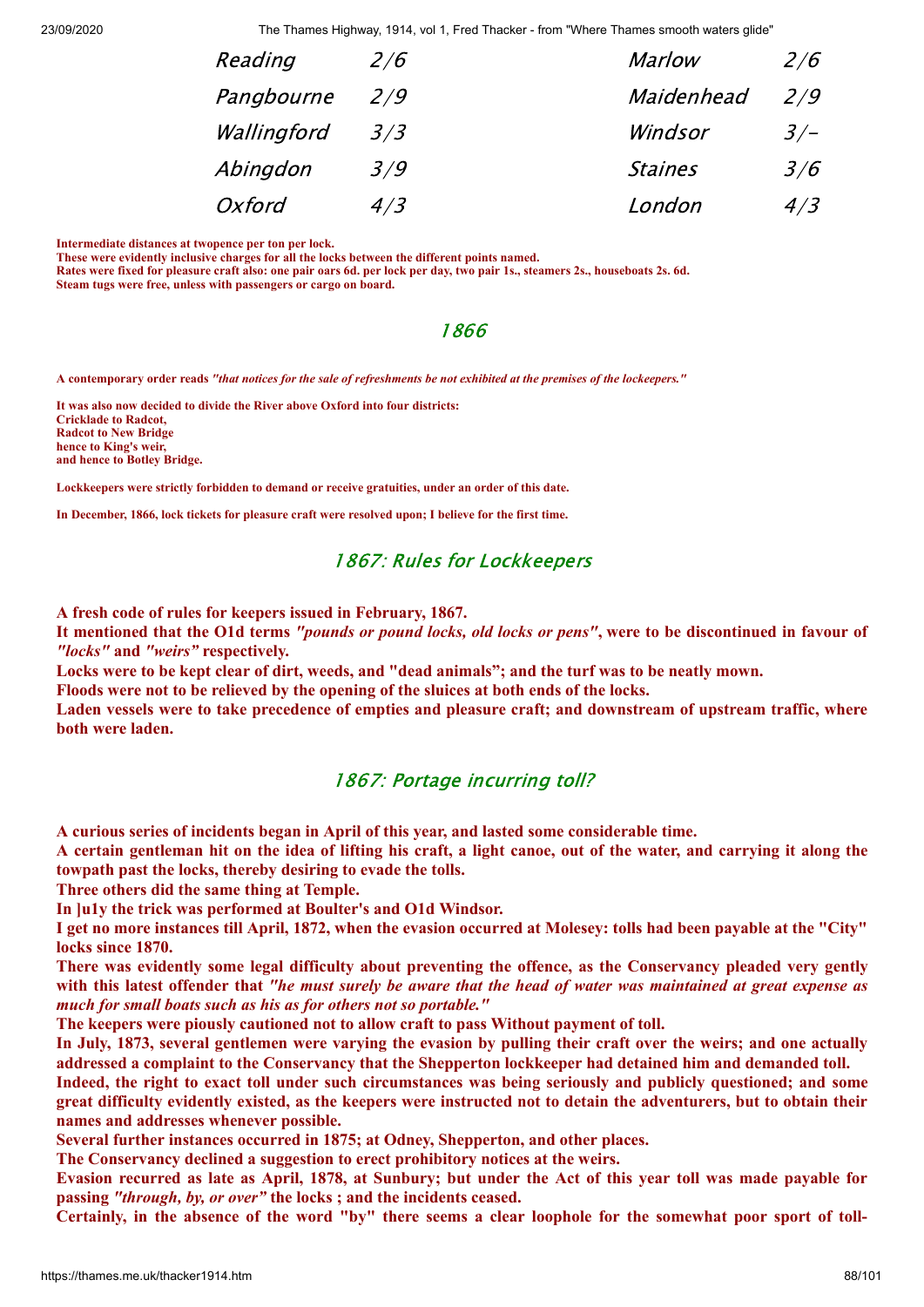| | | | |
|---|---|---|---|
| Reading | 2/6 | Marlow | 2/6 |
| Pangbourne | 2/9 | Maidenhead | 2/9 |
| Wallingford | 3/3 | Windsor | 3/- |
| Abingdon | 3/9 | Staines | 3/6 |
| Oxford | 4/3 | London | 4/3 |

**Intermediate distances at twopence per ton per lock.**
**These were evidently inclusive charges for all the locks between the different points named.**
**Rates were fixed for pleasure craft also: one pair oars 6d. per lock per day, two pair 1s., steamers 2s., houseboats 2s. 6d.**
**Steam tugs were free, unless with passengers or cargo on board.**

## 1866

**A contemporary order reads *"that notices for the sale of refreshments be not exhibited at the premises of the lockeepers."***

**It was also now decided to divide the River above Oxford into four districts:**
**Cricklade to Radcot,**
**Radcot to New Bridge**
**hence to King's weir,**
**and hence to Botley Bridge.**

**Lockkeepers were strictly forbidden to demand or receive gratuities, under an order of this date.**

**In December, 1866, lock tickets for pleasure craft were resolved upon; I believe for the first time.**

## 1867: Rules for Lockkeepers

**A fresh code of rules for keepers issued in February, 1867.**
**It mentioned that the O1d terms *"pounds or pound locks, old locks or pens"*, were to be discontinued in favour of *"locks"* and *"weirs"* respectively.**
**Locks were to be kept clear of dirt, weeds, and "dead animals"; and the turf was to be neatly mown.**
**Floods were not to be relieved by the opening of the sluices at both ends of the locks.**
**Laden vessels were to take precedence of empties and pleasure craft; and downstream of upstream traffic, where both were laden.**

## 1867: Portage incurring toll?

**A curious series of incidents began in April of this year, and lasted some considerable time.**
**A certain gentleman hit on the idea of lifting his craft, a light canoe, out of the water, and carrying it along the towpath past the locks, thereby desiring to evade the tolls.**
**Three others did the same thing at Temple.**
**In ]u1y the trick was performed at Boulter's and O1d Windsor.**
**I get no more instances till April, 1872, when the evasion occurred at Molesey: tolls had been payable at the "City" locks since 1870.**
**There was evidently some legal difficulty about preventing the offence, as the Conservancy pleaded very gently with this latest offender that *"he must surely be aware that the head of water was maintained at great expense as much for small boats such as his as for others not so portable."***
**The keepers were piously cautioned not to allow craft to pass Without payment of toll.**
**In July, 1873, several gentlemen were varying the evasion by pulling their craft over the weirs; and one actually addressed a complaint to the Conservancy that the Shepperton lockkeeper had detained him and demanded toll.**
**Indeed, the right to exact toll under such circumstances was being seriously and publicly questioned; and some great difficulty evidently existed, as the keepers were instructed not to detain the adventurers, but to obtain their names and addresses whenever possible.**
**Several further instances occurred in 1875; at Odney, Shepperton, and other places.**
**The Conservancy declined a suggestion to erect prohibitory notices at the weirs.**
**Evasion recurred as late as April, 1878, at Sunbury; but under the Act of this year toll was made payable for passing *"through, by, or over"* the locks ; and the incidents ceased.**
**Certainly, in the absence of the word "by" there seems a clear loophole for the somewhat poor sport of toll-**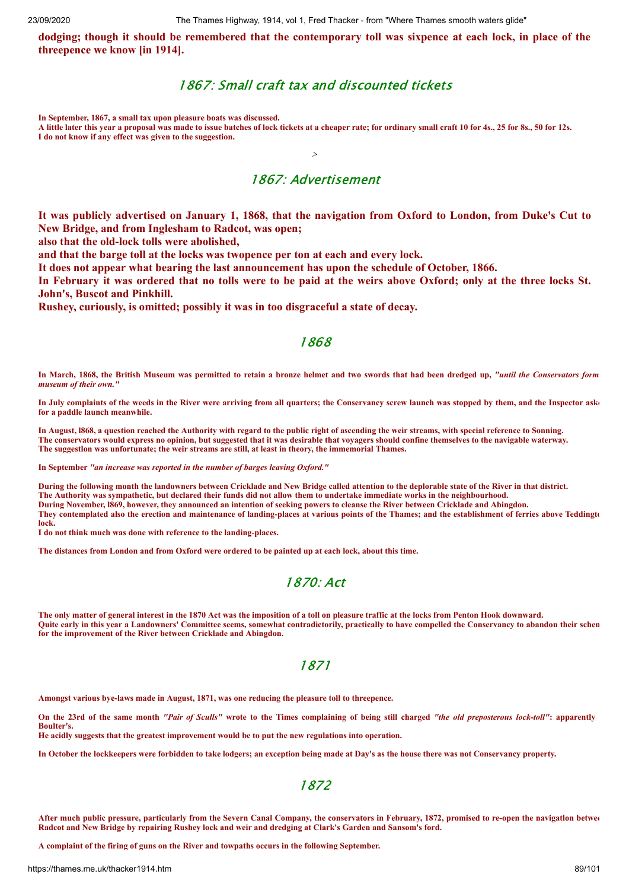**dodging; though it should be remembered that the contemporary toll was sixpence at each lock, in place of the threepence we know [in 1914].**

## 1867: Small craft tax and discounted tickets

**In September, 1867, a small tax upon pleasure boats was discussed.**
**A little later this year a proposal was made to issue batches of lock tickets at a cheaper rate; for ordinary small craft 10 for 4s., 25 for 8s., 50 for 12s.**
**I do not know if any effect was given to the suggestion.**

>

## 1867: Advertisement

**It was publicly advertised on January 1, 1868, that the navigation from Oxford to London, from Duke's Cut to New Bridge, and from Inglesham to Radcot, was open;**
**also that the old-lock tolls were abolished,**
**and that the barge toll at the locks was twopence per ton at each and every lock.**
**It does not appear what bearing the last announcement has upon the schedule of October, 1866.**
**In February it was ordered that no tolls were to be paid at the weirs above Oxford; only at the three locks St. John's, Buscot and Pinkhill.**
**Rushey, curiously, is omitted; possibly it was in too disgraceful a state of decay.**

## 1868

**In March, 1868, the British Museum was permitted to retain a bronze helmet and two swords that had been dredged up, *"until the Conservators form museum of their own."***

**In July complaints of the weeds in the River were arriving from all quarters; the Conservancy screw launch was stopped by them, and the Inspector ask for a paddle launch meanwhile.**

**In August, l868, a question reached the Authority with regard to the public right of ascending the weir streams, with special reference to Sonning.**
**The conservators would express no opinion, but suggested that it was desirable that voyagers should confine themselves to the navigable waterway.**
**The suggestion was unfortunate; the weir streams are still, at least in theory, the immemorial Thames.**

**In September *"an increase was reported in the number of barges leaving Oxford."***

**During the following month the landowners between Cricklade and New Bridge called attention to the deplorable state of the River in that district.**
**The Authority was sympathetic, but declared their funds did not allow them to undertake immediate works in the neighbourhood.**
**During November, l869, however, they announced an intention of seeking powers to cleanse the River between Cricklade and Abingdon.**
**They contemplated also the erection and maintenance of landing-places at various points of the Thames; and the establishment of ferries above Teddingto lock.**
**I do not think much was done with reference to the landing-places.**

**The distances from London and from Oxford were ordered to be painted up at each lock, about this time.**

## 1870: Act

**The only matter of general interest in the 1870 Act was the imposition of a toll on pleasure traffic at the locks from Penton Hook downward.**
**Quite early in this year a Landowners' Committee seems, somewhat contradictorily, practically to have compelled the Conservancy to abandon their schem for the improvement of the River between Cricklade and Abingdon.**

## 1871

**Amongst various bye-laws made in August, 1871, was one reducing the pleasure toll to threepence.**

**On the 23rd of the same month *"Pair of Sculls"* wrote to the Times complaining of being still charged *"the old preposterous lock-toll"*: apparently Boulter's.**
**He acidly suggests that the greatest improvement would be to put the new regulations into operation.**

**In October the lockkeepers were forbidden to take lodgers; an exception being made at Day's as the house there was not Conservancy property.**

## 1872

**After much public pressure, particularly from the Severn Canal Company, the conservators in February, 1872, promised to re-open the navigation betwee Radcot and New Bridge by repairing Rushey lock and weir and dredging at Clark's Garden and Sansom's ford.**

**A complaint of the firing of guns on the River and towpaths occurs in the following September.**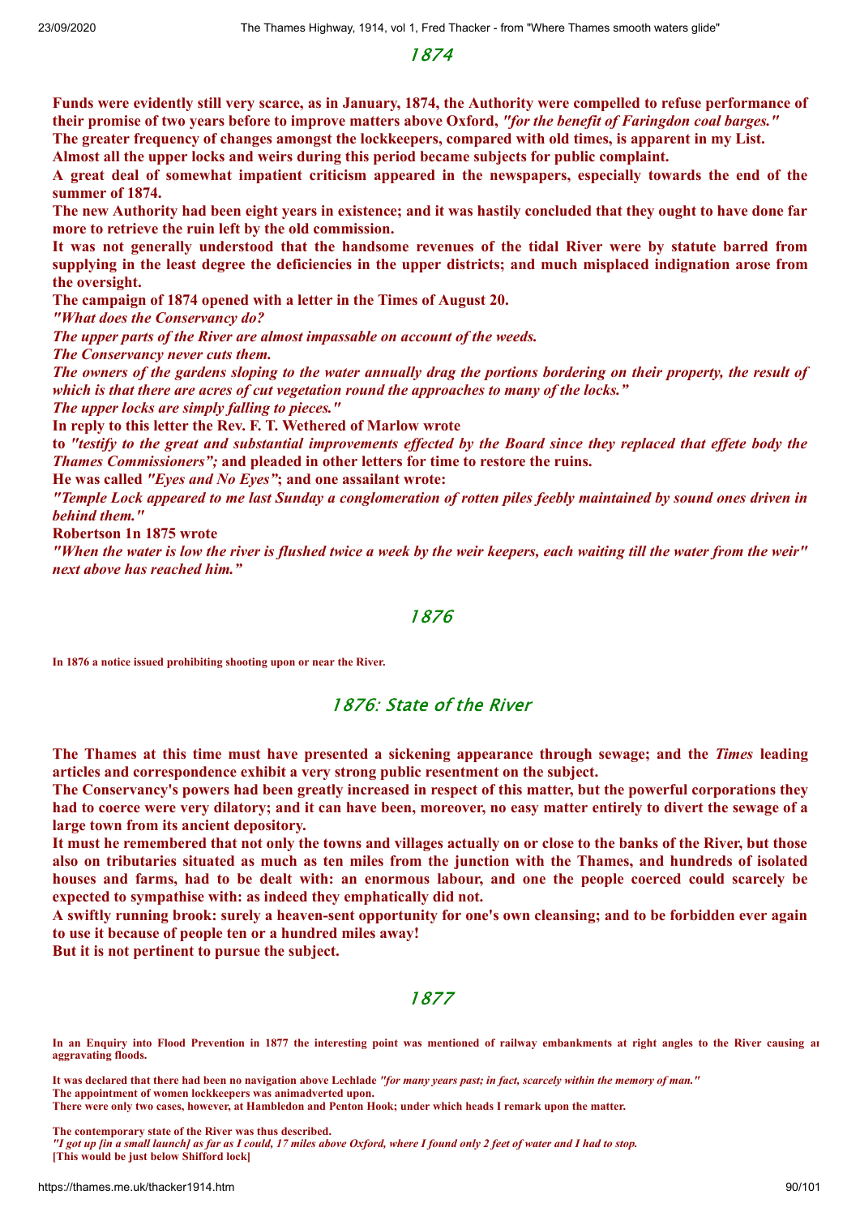## 1874

**Funds were evidently still very scarce, as in January, 1874, the Authority were compelled to refuse performance of their promise of two years before to improve matters above Oxford, *"for the benefit of Faringdon coal barges."***

**The greater frequency of changes amongst the lockkeepers, compared with old times, is apparent in my List.**

**Almost all the upper locks and weirs during this period became subjects for public complaint.**

**A great deal of somewhat impatient criticism appeared in the newspapers, especially towards the end of the summer of 1874.**

**The new Authority had been eight years in existence; and it was hastily concluded that they ought to have done far more to retrieve the ruin left by the old commission.**

**It was not generally understood that the handsome revenues of the tidal River were by statute barred from supplying in the least degree the deficiencies in the upper districts; and much misplaced indignation arose from the oversight.**

**The campaign of 1874 opened with a letter in the Times of August 20.**

***"What does the Conservancy do?***

***The upper parts of the River are almost impassable on account of the weeds.***

***The Conservancy never cuts them.***

***The owners of the gardens sloping to the water annually drag the portions bordering on their property, the result of which is that there are acres of cut vegetation round the approaches to many of the locks."***

***The upper locks are simply falling to pieces."***

**In reply to this letter the Rev. F. T. Wethered of Marlow wrote**

**to *"testify to the great and substantial improvements effected by the Board since they replaced that effete body the Thames Commissioners";* and pleaded in other letters for time to restore the ruins.**

**He was called *"Eyes and No Eyes"*; and one assailant wrote:**

***"Temple Lock appeared to me last Sunday a conglomeration of rotten piles feebly maintained by sound ones driven in behind them."***

**Robertson 1n 1875 wrote**

***"When the water is low the river is flushed twice a week by the weir keepers, each waiting till the water from the weir" next above has reached him."***

## 1876

**In 1876 a notice issued prohibiting shooting upon or near the River.**

## 1876: State of the River

**The Thames at this time must have presented a sickening appearance through sewage; and the *Times* leading articles and correspondence exhibit a very strong public resentment on the subject.**

**The Conservancy's powers had been greatly increased in respect of this matter, but the powerful corporations they had to coerce were very dilatory; and it can have been, moreover, no easy matter entirely to divert the sewage of a large town from its ancient depository.**

**It must he remembered that not only the towns and villages actually on or close to the banks of the River, but those also on tributaries situated as much as ten miles from the junction with the Thames, and hundreds of isolated houses and farms, had to be dealt with: an enormous labour, and one the people coerced could scarcely be expected to sympathise with: as indeed they emphatically did not.**

**A swiftly running brook: surely a heaven-sent opportunity for one's own cleansing; and to be forbidden ever again to use it because of people ten or a hundred miles away!**

**But it is not pertinent to pursue the subject.**

## 1877

**In an Enquiry into Flood Prevention in 1877 the interesting point was mentioned of railway embankments at right angles to the River causing ar aggravating floods.**

**It was declared that there had been no navigation above Lechlade *"for many years past; in fact, scarcely within the memory of man."***
**The appointment of women lockkeepers was animadverted upon.**
**There were only two cases, however, at Hambledon and Penton Hook; under which heads I remark upon the matter.**

**The contemporary state of the River was thus described.**
***"I got up [in a small launch] as far as I could, 17 miles above Oxford, where I found only 2 feet of water and I had to stop.***
**[This would be just below Shifford lock]**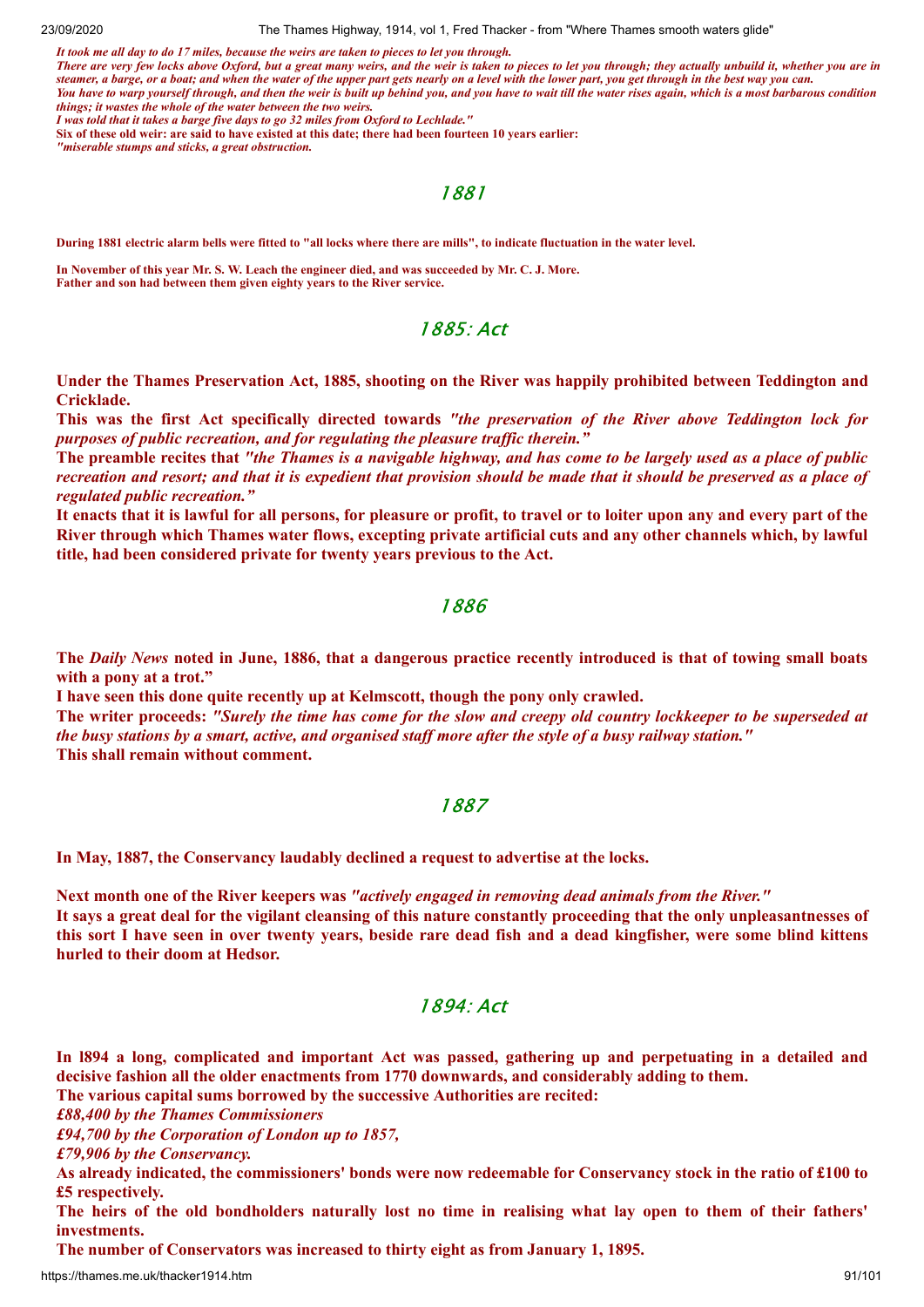*It took me all day to do 17 miles, because the weirs are taken to pieces to let you through.*
*There are very few locks above Oxford, but a great many weirs, and the weir is taken to pieces to let you through; they actually unbuild it, whether you are in steamer, a barge, or a boat; and when the water of the upper part gets nearly on a level with the lower part, you get through in the best way you can.*
*You have to warp yourself through, and then the weir is built up behind you, and you have to wait till the water rises again, which is a most barbarous condition things; it wastes the whole of the water between the two weirs.*
*I was told that it takes a barge five days to go 32 miles from Oxford to Lechlade."*
**Six of these old weir: are said to have existed at this date; there had been fourteen 10 years earlier:**
*"miserable stumps and sticks, a great obstruction.*

## 1881

**During 1881 electric alarm bells were fitted to "all locks where there are mills", to indicate fluctuation in the water level.**

**In November of this year Mr. S. W. Leach the engineer died, and was succeeded by Mr. C. J. More.**
**Father and son had between them given eighty years to the River service.**

## 1885: Act

**Under the Thames Preservation Act, 1885, shooting on the River was happily prohibited between Teddington and Cricklade.**
**This was the first Act specifically directed towards** *"the preservation of the River above Teddington lock for purposes of public recreation, and for regulating the pleasure traffic therein."*
**The preamble recites that** *"the Thames is a navigable highway, and has come to be largely used as a place of public recreation and resort; and that it is expedient that provision should be made that it should be preserved as a place of regulated public recreation."*
**It enacts that it is lawful for all persons, for pleasure or profit, to travel or to loiter upon any and every part of the River through which Thames water flows, excepting private artificial cuts and any other channels which, by lawful title, had been considered private for twenty years previous to the Act.**

## 1886

**The** *Daily News* **noted in June, 1886, that a dangerous practice recently introduced is that of towing small boats with a pony at a trot."**
**I have seen this done quite recently up at Kelmscott, though the pony only crawled.**
**The writer proceeds:** *"Surely the time has come for the slow and creepy old country lockkeeper to be superseded at the busy stations by a smart, active, and organised staff more after the style of a busy railway station."*
**This shall remain without comment.**

## 1887

**In May, 1887, the Conservancy laudably declined a request to advertise at the locks.**

**Next month one of the River keepers was** *"actively engaged in removing dead animals from the River."*
**It says a great deal for the vigilant cleansing of this nature constantly proceeding that the only unpleasantnesses of this sort I have seen in over twenty years, beside rare dead fish and a dead kingfisher, were some blind kittens hurled to their doom at Hedsor.**

## 1894: Act

**In l894 a long, complicated and important Act was passed, gathering up and perpetuating in a detailed and decisive fashion all the older enactments from 1770 downwards, and considerably adding to them.**
**The various capital sums borrowed by the successive Authorities are recited:**
***£88,400 by the Thames Commissioners***
***£94,700 by the Corporation of London up to 1857,***
***£79,906 by the Conservancy.***
**As already indicated, the commissioners' bonds were now redeemable for Conservancy stock in the ratio of £100 to £5 respectively.**
**The heirs of the old bondholders naturally lost no time in realising what lay open to them of their fathers' investments.**
**The number of Conservators was increased to thirty eight as from January 1, 1895.**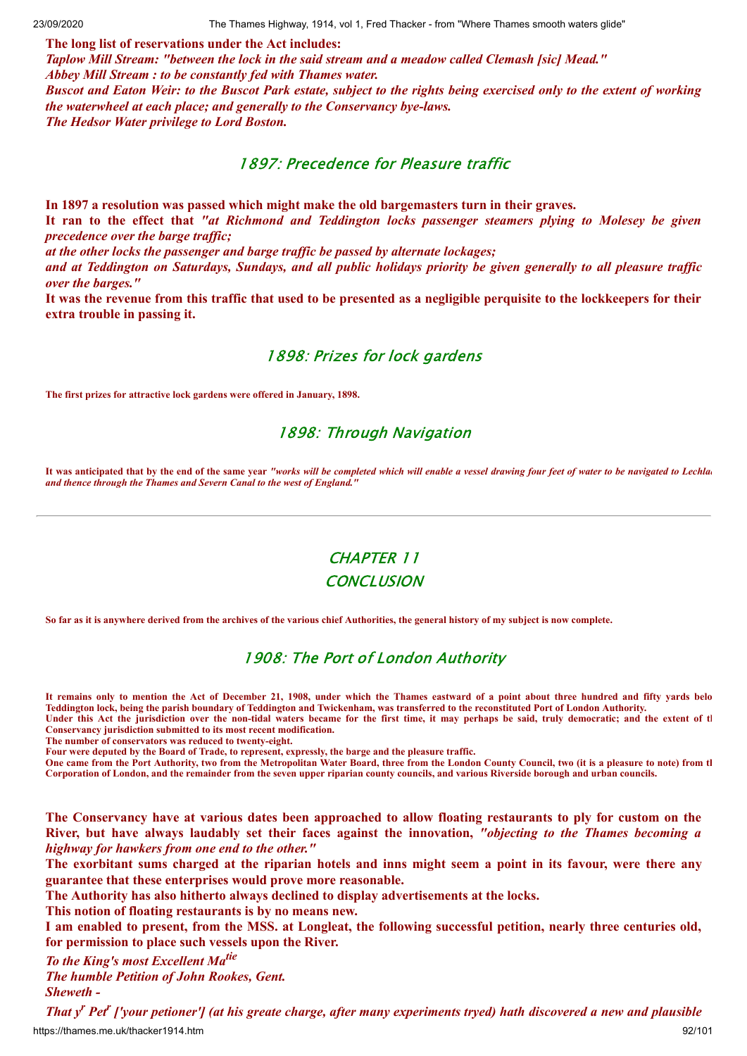**The long list of reservations under the Act includes:**
***Taplow Mill Stream: "between the lock in the said stream and a meadow called Clemash [sic] Mead."***
***Abbey Mill Stream : to be constantly fed with Thames water.***
***Buscot and Eaton Weir: to the Buscot Park estate, subject to the rights being exercised only to the extent of working the waterwheel at each place; and generally to the Conservancy bye-laws.***
***The Hedsor Water privilege to Lord Boston.***

## 1897: Precedence for Pleasure traffic

**In 1897 a resolution was passed which might make the old bargemasters turn in their graves.**
**It ran to the effect that *"at Richmond and Teddington locks passenger steamers plying to Molesey be given precedence over the barge traffic;***
***at the other locks the passenger and barge traffic be passed by alternate lockages;***
***and at Teddington on Saturdays, Sundays, and all public holidays priority be given generally to all pleasure traffic over the barges."***
**It was the revenue from this traffic that used to be presented as a negligible perquisite to the lockkeepers for their extra trouble in passing it.**

## 1898: Prizes for lock gardens

**The first prizes for attractive lock gardens were offered in January, 1898.**

## 1898: Through Navigation

**It was anticipated that by the end of the same year *"works will be completed which will enable a vessel drawing four feet of water to be navigated to Lechlade and thence through the Thames and Severn Canal to the west of England."***

---

# CHAPTER 11
# CONCLUSION

**So far as it is anywhere derived from the archives of the various chief Authorities, the general history of my subject is now complete.**

## 1908: The Port of London Authority

**It remains only to mention the Act of December 21, 1908, under which the Thames eastward of a point about three hundred and fifty yards below Teddington lock, being the parish boundary of Teddington and Twickenham, was transferred to the reconstituted Port of London Authority.**
**Under this Act the jurisdiction over the non-tidal waters became for the first time, it may perhaps be said, truly democratic; and the extent of the Conservancy jurisdiction submitted to its most recent modification.**
**The number of conservators was reduced to twenty-eight.**
**Four were deputed by the Board of Trade, to represent, expressly, the barge and the pleasure traffic.**
**One came from the Port Authority, two from the Metropolitan Water Board, three from the London County Council, two (it is a pleasure to note) from the Corporation of London, and the remainder from the seven upper riparian county councils, and various Riverside borough and urban councils.**

**The Conservancy have at various dates been approached to allow floating restaurants to ply for custom on the River, but have always laudably set their faces against the innovation, *"objecting to the Thames becoming a highway for hawkers from one end to the other."***
**The exorbitant sums charged at the riparian hotels and inns might seem a point in its favour, were there any guarantee that these enterprises would prove more reasonable.**
**The Authority has also hitherto always declined to display advertisements at the locks.**
**This notion of floating restaurants is by no means new.**
**I am enabled to present, from the MSS. at Longleat, the following successful petition, nearly three centuries old, for permission to place such vessels upon the River.**

***To the King's most Excellent Ma^tie^***
***The humble Petition of John Rookes, Gent.***
***Sheweth -***
***That y^r^ Pet^r^ ['your petioner'] (at his greate charge, after many experiments tryed) hath discovered a new and plausible***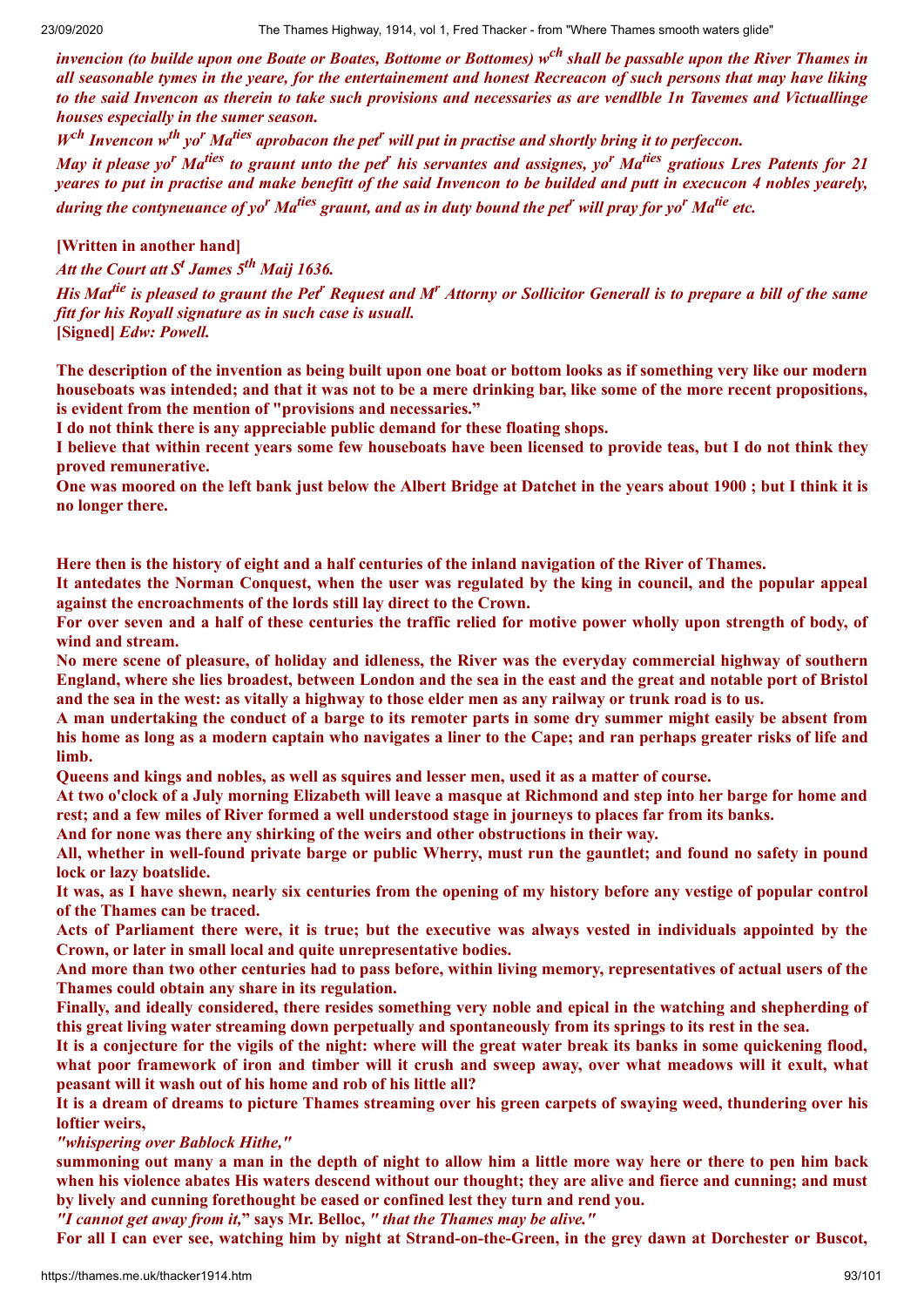***invencion (to builde upon one Boate or Boates, Bottome or Bottomes) w[ch] shall be passable upon the River Thames in all seasonable tymes in the yeare, for the entertainement and honest Recreacon of such persons that may have liking to the said Invencon as therein to take such provisions and necessaries as are vendlble 1n Tavemes and Victuallinge houses especially in the sumer season.***

***W[ch] Invencon w[th] yo[r] Ma[ties] aprobacon the pet[r] will put in practise and shortly bring it to perfeccon.***

***May it please yo[r] Ma[ties] to graunt unto the pet[r] his servantes and assignes, yo[r] Ma[ties] gratious Lres Patents for 21 yeares to put in practise and make benefitt of the said Invencon to be builded and putt in execucon 4 nobles yearely, during the contyneuance of yo[r] Ma[ties] graunt, and as in duty bound the pet[r] will pray for yo[r] Ma[tie] etc.***

**[Written in another hand]**

***Att the Court att S[t] James 5[th] Maij 1636.***

***His Mat[tie] is pleased to graunt the Pet[r] Request and M[r] Attorny or Sollicitor Generall is to prepare a bill of the same fitt for his Royall signature as in such case is usuall.***
**[Signed]** ***Edw: Powell.***

**The description of the invention as being built upon one boat or bottom looks as if something very like our modern houseboats was intended; and that it was not to be a mere drinking bar, like some of the more recent propositions, is evident from the mention of "provisions and necessaries."**

**I do not think there is any appreciable public demand for these floating shops.**

**I believe that within recent years some few houseboats have been licensed to provide teas, but I do not think they proved remunerative.**

**One was moored on the left bank just below the Albert Bridge at Datchet in the years about 1900 ; but I think it is no longer there.**

**Here then is the history of eight and a half centuries of the inland navigation of the River of Thames.**

**It antedates the Norman Conquest, when the user was regulated by the king in council, and the popular appeal against the encroachments of the lords still lay direct to the Crown.**

**For over seven and a half of these centuries the traffic relied for motive power wholly upon strength of body, of wind and stream.**

**No mere scene of pleasure, of holiday and idleness, the River was the everyday commercial highway of southern England, where she lies broadest, between London and the sea in the east and the great and notable port of Bristol and the sea in the west: as vitally a highway to those elder men as any railway or trunk road is to us.**

**A man undertaking the conduct of a barge to its remoter parts in some dry summer might easily be absent from his home as long as a modern captain who navigates a liner to the Cape; and ran perhaps greater risks of life and limb.**

**Queens and kings and nobles, as well as squires and lesser men, used it as a matter of course.**

**At two o'clock of a July morning Elizabeth will leave a masque at Richmond and step into her barge for home and rest; and a few miles of River formed a well understood stage in journeys to places far from its banks.**

**And for none was there any shirking of the weirs and other obstructions in their way.**

**All, whether in well-found private barge or public Wherry, must run the gauntlet; and found no safety in pound lock or lazy boatslide.**

**It was, as I have shewn, nearly six centuries from the opening of my history before any vestige of popular control of the Thames can be traced.**

**Acts of Parliament there were, it is true; but the executive was always vested in individuals appointed by the Crown, or later in small local and quite unrepresentative bodies.**

**And more than two other centuries had to pass before, within living memory, representatives of actual users of the Thames could obtain any share in its regulation.**

**Finally, and ideally considered, there resides something very noble and epical in the watching and shepherding of this great living water streaming down perpetually and spontaneously from its springs to its rest in the sea.**

**It is a conjecture for the vigils of the night: where will the great water break its banks in some quickening flood, what poor framework of iron and timber will it crush and sweep away, over what meadows will it exult, what peasant will it wash out of his home and rob of his little all?**

**It is a dream of dreams to picture Thames streaming over his green carpets of swaying weed, thundering over his loftier weirs,**

***"whispering over Bablock Hithe,"***

**summoning out many a man in the depth of night to allow him a little more way here or there to pen him back when his violence abates His waters descend without our thought; they are alive and fierce and cunning; and must by lively and cunning forethought be eased or confined lest they turn and rend you.**

***"I cannot get away from it,"*** **says Mr. Belloc,** ***" that the Thames may be alive."***

**For all I can ever see, watching him by night at Strand-on-the-Green, in the grey dawn at Dorchester or Buscot,**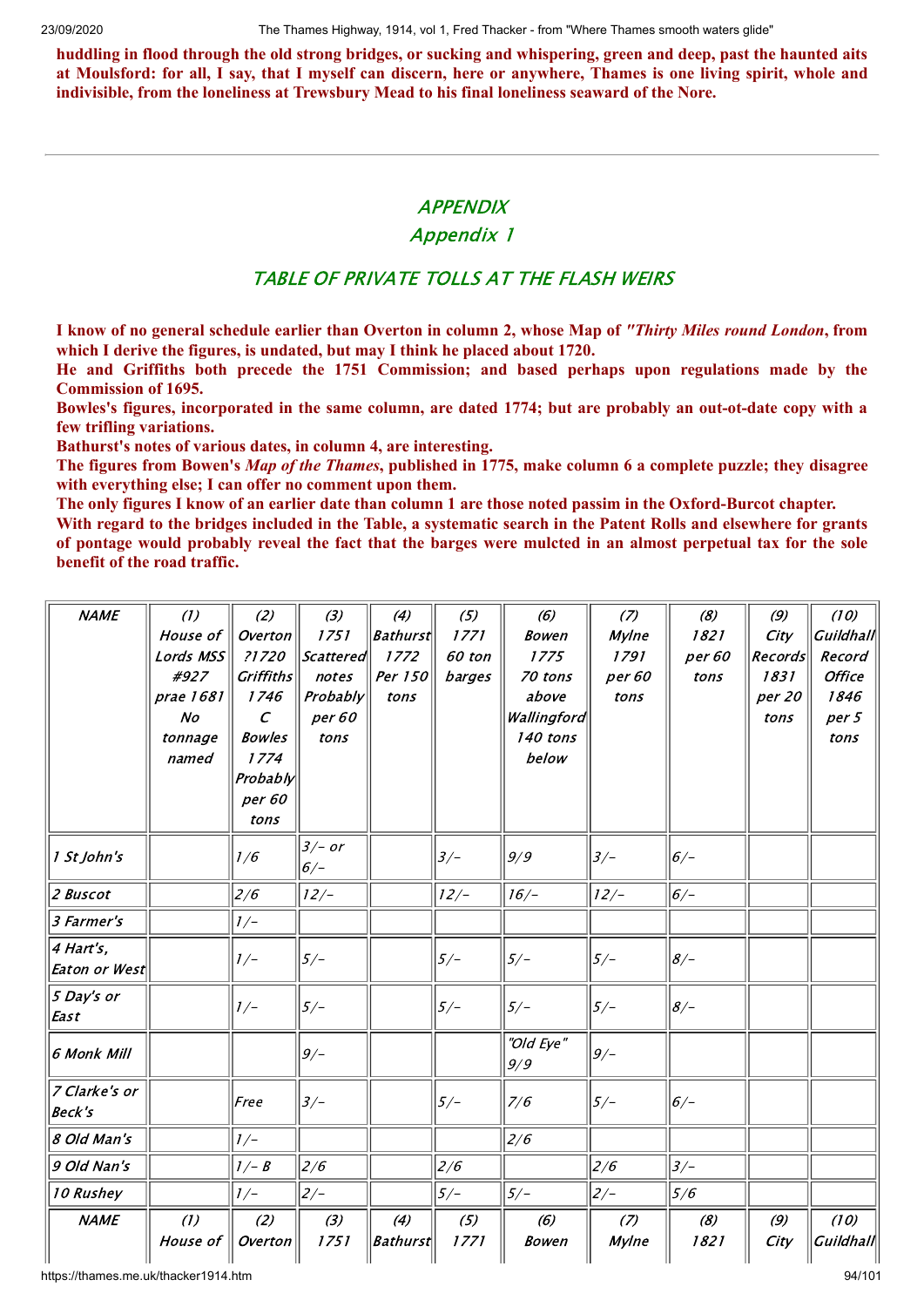**huddling in flood through the old strong bridges, or sucking and whispering, green and deep, past the haunted aits at Moulsford: for all, I say, that I myself can discern, here or anywhere, Thames is one living spirit, whole and indivisible, from the loneliness at Trewsbury Mead to his final loneliness seaward of the Nore.**

---

# *APPENDIX*

## *Appendix 1*

### *TABLE OF PRIVATE TOLLS AT THE FLASH WEIRS*

**I know of no general schedule earlier than Overton in column 2, whose Map of *"Thirty Miles round London*, from which I derive the figures, is undated, but may I think he placed about 1720.**

**He and Griffiths both precede the 1751 Commission; and based perhaps upon regulations made by the Commission of 1695.**

**Bowles's figures, incorporated in the same column, are dated 1774; but are probably an out-ot-date copy with a few trifling variations.**

**Bathurst's notes of various dates, in column 4, are interesting.**

**The figures from Bowen's *Map of the Thames*, published in 1775, make column 6 a complete puzzle; they disagree with everything else; I can offer no comment upon them.**

**The only figures I know of an earlier date than column 1 are those noted passim in the Oxford-Burcot chapter.**

**With regard to the bridges included in the Table, a systematic search in the Patent Rolls and elsewhere for grants of pontage would probably reveal the fact that the barges were mulcted in an almost perpetual tax for the sole benefit of the road traffic.**

| *NAME* | *(1) House of Lords MSS #927 prae 1681 No tonnage named* | *(2) Overton ?1720 Griffiths 1746 C Bowles 1774 Probably per 60 tons* | *(3) 1751 Scattered notes Probably per 60 tons* | *(4) Bathurst 1772 Per 150 tons* | *(5) 1771 60 ton barges* | *(6) Bowen 1775 70 tons above Wallingford 140 tons below* | *(7) Mylne 1791 per 60 tons* | *(8) 1821 per 60 tons* | *(9) City Records 1831 per 20 tons* | *(10) Guildhall Record Office 1846 per 5 tons* |
|---|---|---|---|---|---|---|---|---|---|---|
| *1 St John's* | | *1/6* | *3/- or 6/-* | | *3/-* | *9/9* | *3/-* | *6/-* | | |
| *2 Buscot* | | *2/6* | *12/-* | | *12/-* | *16/-* | *12/-* | *6/-* | | |
| *3 Farmer's* | | *1/-* | | | | | | | | |
| *4 Hart's, Eaton or West* | | *1/-* | *5/-* | | *5/-* | *5/-* | *5/-* | *8/-* | | |
| *5 Day's or East* | | *1/-* | *5/-* | | *5/-* | *5/-* | *5/-* | *8/-* | | |
| *6 Monk Mill* | | | *9/-* | | | *"Old Eye" 9/9* | *9/-* | | | |
| *7 Clarke's or Beck's* | | *Free* | *3/-* | | *5/-* | *7/6* | *5/-* | *6/-* | | |
| *8 Old Man's* | | *1/-* | | | | *2/6* | | | | |
| *9 Old Nan's* | | *1/- B* | *2/6* | | *2/6* | | *2/6* | *3/-* | | |
| *10 Rushey* | | *1/-* | *2/-* | | *5/-* | *5/-* | *2/-* | *5/6* | | |
| *NAME* | *(1) House of* | *(2) Overton* | *(3) 1751* | *(4) Bathurst* | *(5) 1771* | *(6) Bowen* | *(7) Mylne* | *(8) 1821* | *(9) City* | *(10) Guildhall* |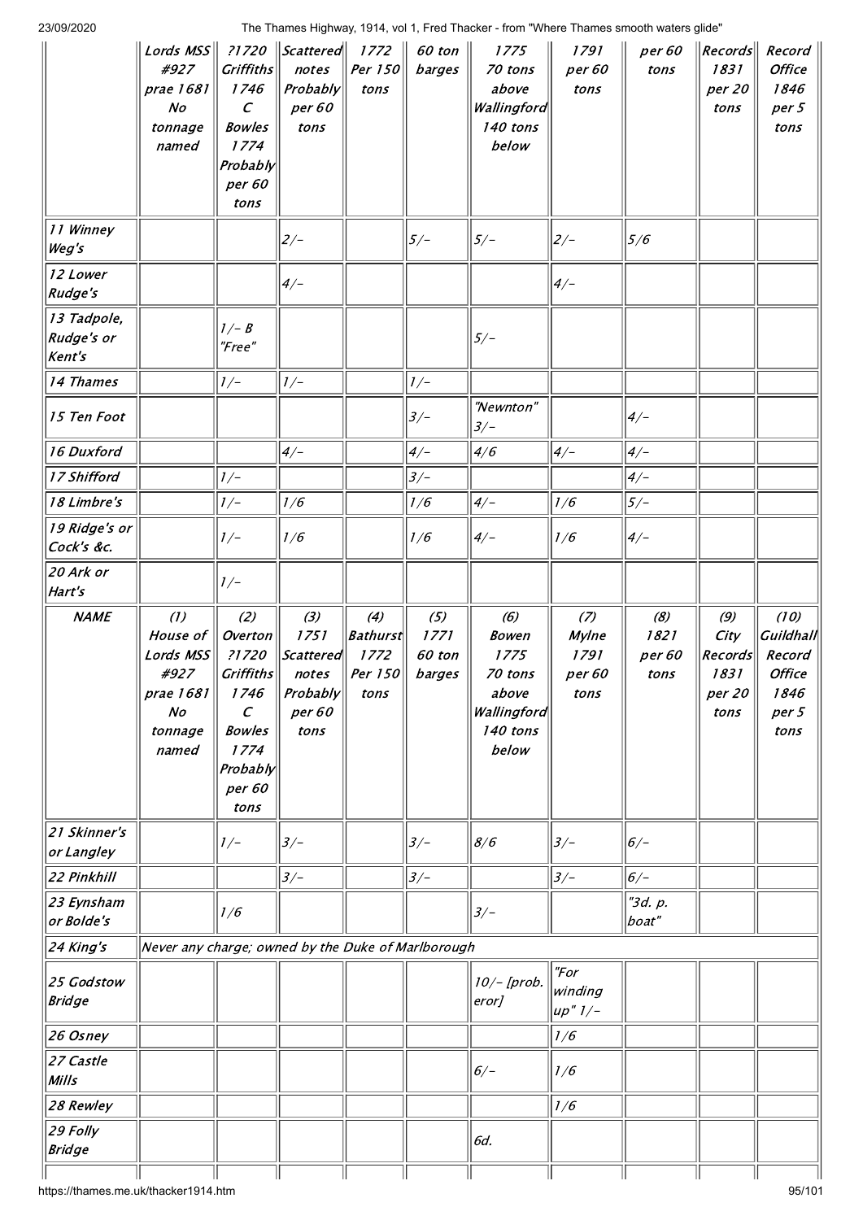| | Lords MSS #927 prae 1681 No tonnage named | ?1720 Griffiths 1746 C Bowles 1774 Probably per 60 tons | Scattered notes Probably per 60 tons | 1772 Per 150 tons | 60 ton barges | 1775 70 tons above Wallingford 140 tons below | 1791 per 60 tons | per 60 tons | Records 1831 per 20 tons | Record Office 1846 per 5 tons |
|---|---|---|---|---|---|---|---|---|---|---|
| 11 Winney Weg's | | | 2/- | | 5/- | 5/- | 2/- | 5/6 | | |
| 12 Lower Rudge's | | | 4/- | | | | 4/- | | | |
| 13 Tadpole, Rudge's or Kent's | | 1/- B "Free" | | | | 5/- | | | | |
| 14 Thames | | 1/- | 1/- | | 1/- | | | | | |
| 15 Ten Foot | | | | | 3/- | "Newnton" 3/- | | 4/- | | |
| 16 Duxford | | | 4/- | | 4/- | 4/6 | 4/- | 4/- | | |
| 17 Shifford | | 1/- | | | 3/- | | | 4/- | | |
| 18 Limbre's | | 1/- | 1/6 | | 1/6 | 4/- | 1/6 | 5/- | | |
| 19 Ridge's or Cock's &c. | | 1/- | 1/6 | | 1/6 | 4/- | 1/6 | 4/- | | |
| 20 Ark or Hart's | | 1/- | | | | | | | | |
| NAME | (1) House of Lords MSS #927 prae 1681 No tonnage named | (2) Overton ?1720 Griffiths 1746 C Bowles 1774 Probably per 60 tons | (3) 1751 Scattered notes Probably per 60 tons | (4) Bathurst 1772 Per 150 tons | (5) 1771 60 ton barges | (6) Bowen 1775 70 tons above Wallingford 140 tons below | (7) Mylne 1791 per 60 tons | (8) 1821 per 60 tons | (9) City Records 1831 per 20 tons | (10) Guildhall Record Office 1846 per 5 tons |
| 21 Skinner's or Langley | | 1/- | 3/- | | 3/- | 8/6 | 3/- | 6/- | | |
| 22 Pinkhill | | | 3/- | | 3/- | | 3/- | 6/- | | |
| 23 Eynsham or Bolde's | | 1/6 | | | | 3/- | | "3d. p. boat" | | |
| 24 King's | Never any charge; owned by the Duke of Marlborough | | | | | | | | | |
| 25 Godstow Bridge | | | | | | 10/- [prob. eror] | "For winding up" 1/- | | | |
| 26 Osney | | | | | | | 1/6 | | | |
| 27 Castle Mills | | | | | | 6/- | 1/6 | | | |
| 28 Rewley | | | | | | | 1/6 | | | |
| 29 Folly Bridge | | | | | | 6d. | | | | |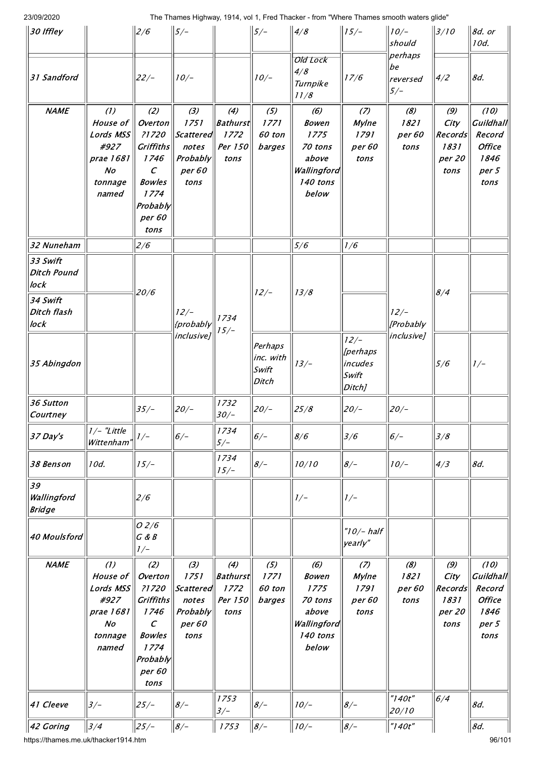| 30 Iffley | | 2/6 | 5/- | | 5/- | 4/8 | 15/- | 10/- should perhaps be reversed 5/- | 3/10 | 8d. or 10d. |
|---|---|---|---|---|---|---|---|---|---|---|
| 31 Sandford | | 22/- | 10/- | | 10/- | Old Lock 4/8 Turnpike 11/8 | 17/6 | | 4/2 | 8d. |
| NAME | (1) House of Lords MSS #927 prae 1681 No tonnage named | (2) Overton ?1720 Griffiths 1746 C Bowles 1774 Probably per 60 tons | (3) 1751 Scattered notes Probably per 60 tons | (4) Bathurst 1772 Per 150 tons | (5) 1771 60 ton barges | (6) Bowen 1775 70 tons above Wallingford 140 tons below | (7) Mylne 1791 per 60 tons | (8) 1821 per 60 tons | (9) City Records 1831 per 20 tons | (10) Guildhall Record Office 1846 per 5 tons |
| 32 Nuneham | | 2/6 | | | | 5/6 | 1/6 | | | |
| 33 Swift Ditch Pound lock | | 20/6 | | | 12/- | 13/8 | | | 8/4 | |
| 34 Swift Ditch flash lock | | | 12/- {probably inclusive] | 1734 15/- | | | | 12/- [Probably inclusive] | | |
| 35 Abingdon | | | | | Perhaps inc. with Swift Ditch | 13/- | 12/- [perhaps incudes Swift Ditch] | | 5/6 | 1/- |
| 36 Sutton Courtney | | 35/- | 20/- | 1732 30/- | 20/- | 25/8 | 20/- | 20/- | | |
| 37 Day's | 1/- "Little Wittenham" | 1/- | 6/- | 1734 5/- | 6/- | 8/6 | 3/6 | 6/- | 3/8 | |
| 38 Benson | 10d. | 15/- | | 1734 15/- | 8/- | 10/10 | 8/- | 10/- | 4/3 | 8d. |
| 39 Wallingford Bridge | | 2/6 | | | | 1/- | 1/- | | | |
| 40 Moulsford | | O 2/6 G & B 1/- | | | | | "10/- half yearly" | | | |
| NAME | (1) House of Lords MSS #927 prae 1681 No tonnage named | (2) Overton ?1720 Griffiths 1746 C Bowles 1774 Probably per 60 tons | (3) 1751 Scattered notes Probably per 60 tons | (4) Bathurst 1772 Per 150 tons | (5) 1771 60 ton barges | (6) Bowen 1775 70 tons above Wallingford 140 tons below | (7) Mylne 1791 per 60 tons | (8) 1821 per 60 tons | (9) City Records 1831 per 20 tons | (10) Guildhall Record Office 1846 per 5 tons |
| 41 Cleeve | 3/- | 25/- | 8/- | 1753 3/- | 8/- | 10/- | 8/- | "140t" 20/10 | 6/4 | 8d. |
| 42 Goring | 3/4 | 25/- | 8/- | 1753 | 8/- | 10/- | 8/- | "140t" | | 8d. |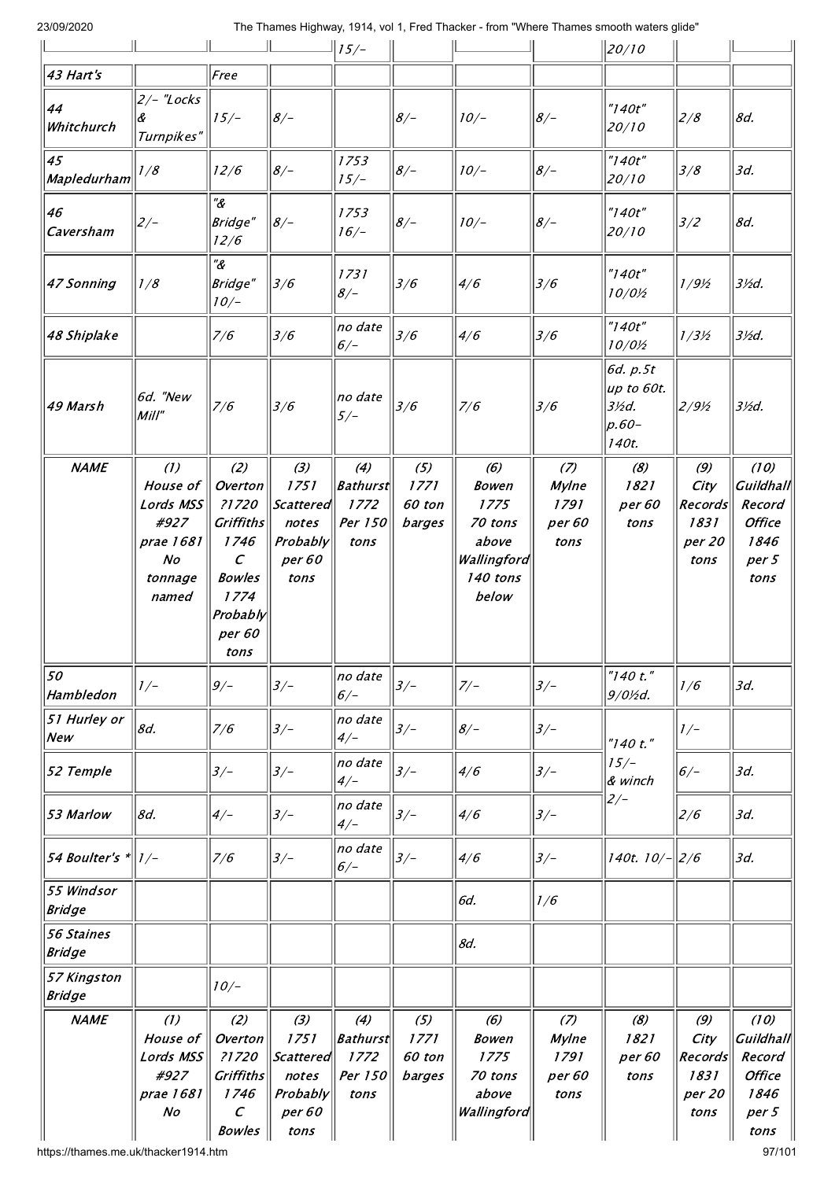| | | | | 15/- | | | | 20/10 | | |
|---|---|---|---|---|---|---|---|---|---|---|
| 43 Hart's | | Free | | | | | | | | |
| 44 Whitchurch | 2/- "Locks & Turnpikes" | 15/- | 8/- | | 8/- | 10/- | 8/- | "140t" 20/10 | 2/8 | 8d. |
| 45 Mapledurham | 1/8 | 12/6 | 8/- | 1753 15/- | 8/- | 10/- | 8/- | "140t" 20/10 | 3/8 | 3d. |
| 46 Caversham | 2/- | "& Bridge" 12/6 | 8/- | 1753 16/- | 8/- | 10/- | 8/- | "140t" 20/10 | 3/2 | 8d. |
| 47 Sonning | 1/8 | "& Bridge" 10/- | 3/6 | 1731 8/- | 3/6 | 4/6 | 3/6 | "140t" 10/0½ | 1/9½ | 3½d. |
| 48 Shiplake | | 7/6 | 3/6 | no date 6/- | 3/6 | 4/6 | 3/6 | "140t" 10/0½ | 1/3½ | 3½d. |
| 49 Marsh | 6d. "New Mill" | 7/6 | 3/6 | no date 5/- | 3/6 | 7/6 | 3/6 | 6d. p.5t up to 60t. 3½d. p.60-140t. | 2/9½ | 3½d. |
| NAME | (1) House of Lords MSS #927 prae 1681 No tonnage named | (2) Overton ?1720 Griffiths 1746 C Bowles 1774 Probably per 60 tons | (3) 1751 Scattered notes Probably per 60 tons | (4) Bathurst 1772 Per 150 tons | (5) 1771 60 ton barges | (6) Bowen 1775 70 tons above Wallingford 140 tons below | (7) Mylne 1791 per 60 tons | (8) 1821 per 60 tons | (9) City Records 1831 per 20 tons | (10) Guildhall Record Office 1846 per 5 tons |
| 50 Hambledon | 1/- | 9/- | 3/- | no date 6/- | 3/- | 7/- | 3/- | "140 t." 9/0½d. | 1/6 | 3d. |
| 51 Hurley or New | 8d. | 7/6 | 3/- | no date 4/- | 3/- | 8/- | 3/- | "140 t." 15/- & winch 2/- | 1/- | |
| 52 Temple | | 3/- | 3/- | no date 4/- | 3/- | 4/6 | 3/- | | 6/- | 3d. |
| 53 Marlow | 8d. | 4/- | 3/- | no date 4/- | 3/- | 4/6 | 3/- | | 2/6 | 3d. |
| 54 Boulter's * | 1/- | 7/6 | 3/- | no date 6/- | 3/- | 4/6 | 3/- | 140t. 10/- | 2/6 | 3d. |
| 55 Windsor Bridge | | | | | | 6d. | 1/6 | | | |
| 56 Staines Bridge | | | | | | 8d. | | | | |
| 57 Kingston Bridge | | 10/- | | | | | | | | |
| NAME | (1) House of Lords MSS #927 prae 1681 No | (2) Overton ?1720 Griffiths 1746 C Bowles | (3) 1751 Scattered notes Probably per 60 tons | (4) Bathurst 1772 Per 150 tons | (5) 1771 60 ton barges | (6) Bowen 1775 70 tons above Wallingford | (7) Mylne 1791 per 60 tons | (8) 1821 per 60 tons | (9) City Records 1831 per 20 tons | (10) Guildhall Record Office 1846 per 5 tons |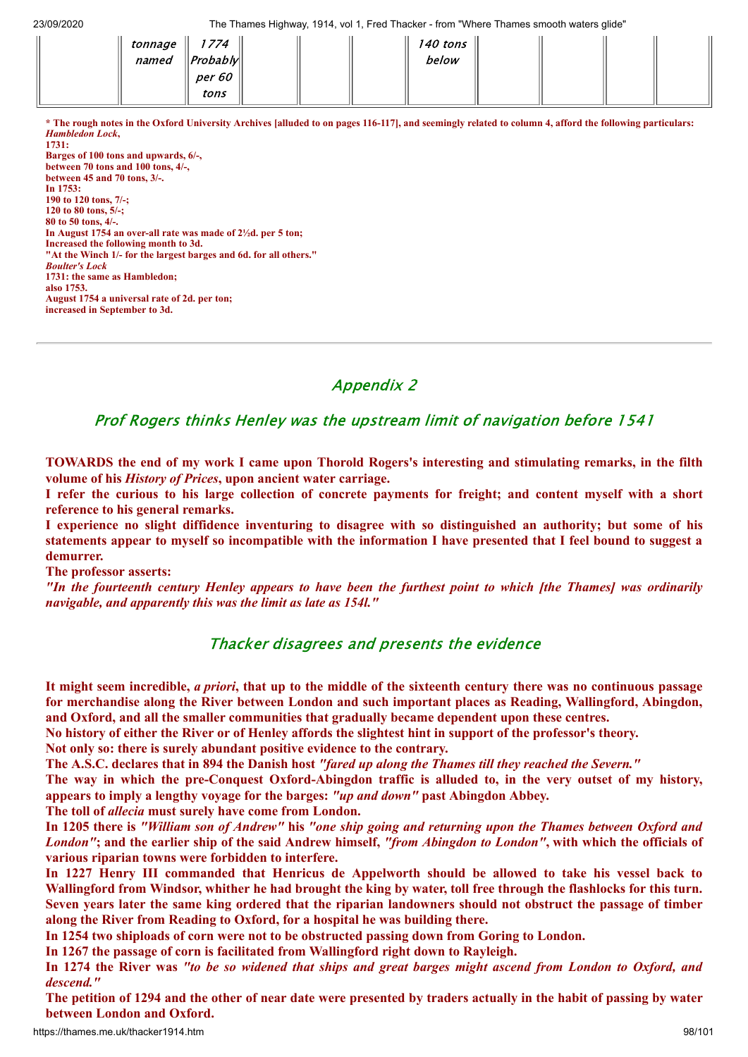|  | tonnage named | 1774 Probably per 60 tons |  |  |  | 140 tons below |  |  |  |  |
|---|---|---|---|---|---|---|---|---|---|---|

**\* The rough notes in the Oxford University Archives [alluded to on pages 116-117], and seemingly related to column 4, afford the following particulars:**
***Hambledon Lock*,**
**1731:**
**Barges of 100 tons and upwards, 6/-,**
**between 70 tons and 100 tons, 4/-,**
**between 45 and 70 tons, 3/-.**
**In 1753:**
**190 to 120 tons, 7/-;**
**120 to 80 tons, 5/-;**
**80 to 50 tons, 4/-.**
**In August 1754 an over-all rate was made of 2½d. per 5 ton;**
**Increased the following month to 3d.**
**"At the Winch 1/- for the largest barges and 6d. for all others."**
***Boulter's Lock***
**1731: the same as Hambledon;**
**also 1753.**
**August 1754 a universal rate of 2d. per ton;**
**increased in September to 3d.**

---

## *Appendix 2*

### *Prof Rogers thinks Henley was the upstream limit of navigation before 1541*

**TOWARDS the end of my work I came upon Thorold Rogers's interesting and stimulating remarks, in the filth volume of his *History of Prices*, upon ancient water carriage.**
**I refer the curious to his large collection of concrete payments for freight; and content myself with a short reference to his general remarks.**
**I experience no slight diffidence inventuring to disagree with so distinguished an authority; but some of his statements appear to myself so incompatible with the information I have presented that I feel bound to suggest a demurrer.**
**The professor asserts:**
***"In the fourteenth century Henley appears to have been the furthest point to which [the Thames] was ordinarily navigable, and apparently this was the limit as late as 154l."***

### *Thacker disagrees and presents the evidence*

**It might seem incredible, *a priori*, that up to the middle of the sixteenth century there was no continuous passage for merchandise along the River between London and such important places as Reading, Wallingford, Abingdon, and Oxford, and all the smaller communities that gradually became dependent upon these centres.**
**No history of either the River or of Henley affords the slightest hint in support of the professor's theory.**
**Not only so: there is surely abundant positive evidence to the contrary.**
**The A.S.C. declares that in 894 the Danish host *"fared up along the Thames till they reached the Severn."***
**The way in which the pre-Conquest Oxford-Abingdon traffic is alluded to, in the very outset of my history, appears to imply a lengthy voyage for the barges: *"up and down"* past Abingdon Abbey.**
**The toll of *allecia* must surely have come from London.**
**In 1205 there is *"William son of Andrew"* his *"one ship going and returning upon the Thames between Oxford and London"*; and the earlier ship of the said Andrew himself, *"from Abingdon to London"*, with which the officials of various riparian towns were forbidden to interfere.**
**In 1227 Henry III commanded that Henricus de Appelworth should be allowed to take his vessel back to Wallingford from Windsor, whither he had brought the king by water, toll free through the flashlocks for this turn. Seven years later the same king ordered that the riparian landowners should not obstruct the passage of timber along the River from Reading to Oxford, for a hospital he was building there.**
**In 1254 two shiploads of corn were not to be obstructed passing down from Goring to London.**
**In 1267 the passage of corn is facilitated from Wallingford right down to Rayleigh.**
**In 1274 the River was *"to be so widened that ships and great barges might ascend from London to Oxford, and descend."***
**The petition of 1294 and the other of near date were presented by traders actually in the habit of passing by water between London and Oxford.**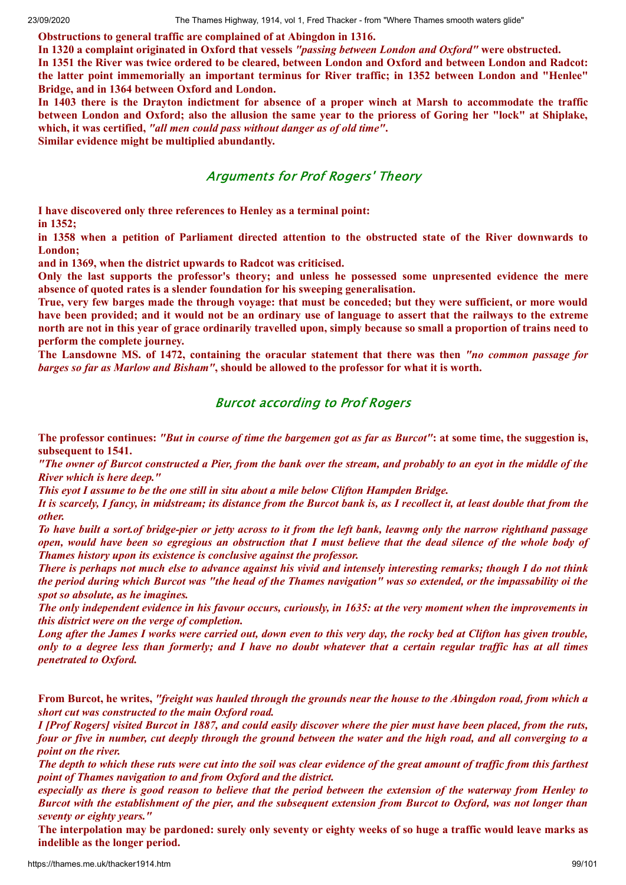**Obstructions to general traffic are complained of at Abingdon in 1316.**

**In 1320 a complaint originated in Oxford that vessels *"passing between London and Oxford"* were obstructed.**

**In 1351 the River was twice ordered to be cleared, between London and Oxford and between London and Radcot: the latter point immemorially an important terminus for River traffic; in 1352 between London and "Henlee" Bridge, and in 1364 between Oxford and London.**

**In 1403 there is the Drayton indictment for absence of a proper winch at Marsh to accommodate the traffic between London and Oxford; also the allusion the same year to the prioress of Goring her "lock" at Shiplake, which, it was certified, *"all men could pass without danger as of old time"*.**

**Similar evidence might be multiplied abundantly.**

## Arguments for Prof Rogers' Theory

**I have discovered only three references to Henley as a terminal point:**

**in 1352;**

**in 1358 when a petition of Parliament directed attention to the obstructed state of the River downwards to London;**

**and in 1369, when the district upwards to Radcot was criticised.**

**Only the last supports the professor's theory; and unless he possessed some unpresented evidence the mere absence of quoted rates is a slender foundation for his sweeping generalisation.**

**True, very few barges made the through voyage: that must be conceded; but they were sufficient, or more would have been provided; and it would not be an ordinary use of language to assert that the railways to the extreme north are not in this year of grace ordinarily travelled upon, simply because so small a proportion of trains need to perform the complete journey.**

**The Lansdowne MS. of 1472, containing the oracular statement that there was then *"no common passage for barges so far as Marlow and Bisham"*, should be allowed to the professor for what it is worth.**

## Burcot according to Prof Rogers

**The professor continues: *"But in course of time the bargemen got as far as Burcot"*: at some time, the suggestion is, subsequent to 1541.**

***"The owner of Burcot constructed a Pier, from the bank over the stream, and probably to an eyot in the middle of the River which is here deep."***

***This eyot I assume to be the one still in situ about a mile below Clifton Hampden Bridge.***

***It is scarcely, I fancy, in midstream; its distance from the Burcot bank is, as I recollect it, at least double that from the other.***

***To have built a sort.of bridge-pier or jetty across to it from the left bank, leavmg only the narrow righthand passage open, would have been so egregious an obstruction that I must believe that the dead silence of the whole body of Thames history upon its existence is conclusive against the professor.***

***There is perhaps not much else to advance against his vivid and intensely interesting remarks; though I do not think the period during which Burcot was "the head of the Thames navigation" was so extended, or the impassability oi the spot so absolute, as he imagines.***

***The only independent evidence in his favour occurs, curiously, in 1635: at the very moment when the improvements in this district were on the verge of completion.***

***Long after the James I works were carried out, down even to this very day, the rocky bed at Clifton has given trouble, only to a degree less than formerly; and I have no doubt whatever that a certain regular traffic has at all times penetrated to Oxford.***

**From Burcot, he writes, *"freight was hauled through the grounds near the house to the Abingdon road, from which a short cut was constructed to the main Oxford road.***

***I [Prof Rogers] visited Burcot in 1887, and could easily discover where the pier must have been placed, from the ruts, four or five in number, cut deeply through the ground between the water and the high road, and all converging to a point on the river.***

***The depth to which these ruts were cut into the soil was clear evidence of the great amount of traffic from this farthest point of Thames navigation to and from Oxford and the district.***

***especially as there is good reason to believe that the period between the extension of the waterway from Henley to Burcot with the establishment of the pier, and the subsequent extension from Burcot to Oxford, was not longer than seventy or eighty years."***

**The interpolation may be pardoned: surely only seventy or eighty weeks of so huge a traffic would leave marks as indelible as the longer period.**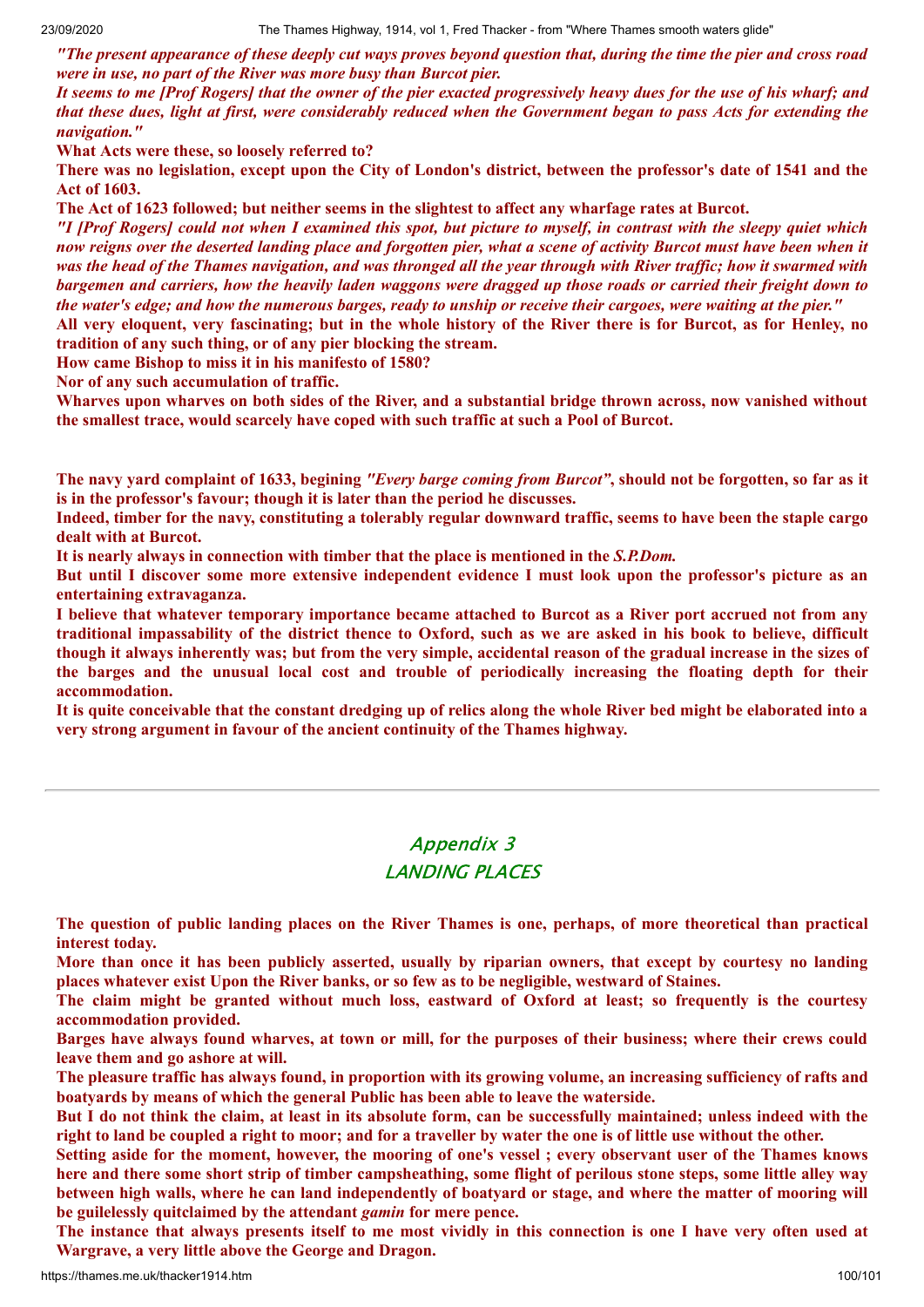*"The present appearance of these deeply cut ways proves beyond question that, during the time the pier and cross road were in use, no part of the River was more busy than Burcot pier.*

*It seems to me [Prof Rogers] that the owner of the pier exacted progressively heavy dues for the use of his wharf; and that these dues, light at first, were considerably reduced when the Government began to pass Acts for extending the navigation."*

**What Acts were these, so loosely referred to?**

**There was no legislation, except upon the City of London's district, between the professor's date of 1541 and the Act of 1603.**

**The Act of 1623 followed; but neither seems in the slightest to affect any wharfage rates at Burcot.**

*"I [Prof Rogers] could not when I examined this spot, but picture to myself, in contrast with the sleepy quiet which now reigns over the deserted landing place and forgotten pier, what a scene of activity Burcot must have been when it was the head of the Thames navigation, and was thronged all the year through with River traffic; how it swarmed with bargemen and carriers, how the heavily laden waggons were dragged up those roads or carried their freight down to the water's edge; and how the numerous barges, ready to unship or receive their cargoes, were waiting at the pier."*

**All very eloquent, very fascinating; but in the whole history of the River there is for Burcot, as for Henley, no tradition of any such thing, or of any pier blocking the stream.**

**How came Bishop to miss it in his manifesto of 1580?**

**Nor of any such accumulation of traffic.**

**Wharves upon wharves on both sides of the River, and a substantial bridge thrown across, now vanished without the smallest trace, would scarcely have coped with such traffic at such a Pool of Burcot.**

**The navy yard complaint of 1633, begining *"Every barge coming from Burcot"*, should not be forgotten, so far as it is in the professor's favour; though it is later than the period he discusses.**

**Indeed, timber for the navy, constituting a tolerably regular downward traffic, seems to have been the staple cargo dealt with at Burcot.**

**It is nearly always in connection with timber that the place is mentioned in the *S.P.Dom.***

**But until I discover some more extensive independent evidence I must look upon the professor's picture as an entertaining extravaganza.**

**I believe that whatever temporary importance became attached to Burcot as a River port accrued not from any traditional impassability of the district thence to Oxford, such as we are asked in his book to believe, difficult though it always inherently was; but from the very simple, accidental reason of the gradual increase in the sizes of the barges and the unusual local cost and trouble of periodically increasing the floating depth for their accommodation.**

**It is quite conceivable that the constant dredging up of relics along the whole River bed might be elaborated into a very strong argument in favour of the ancient continuity of the Thames highway.**

---

## Appendix 3
## LANDING PLACES

**The question of public landing places on the River Thames is one, perhaps, of more theoretical than practical interest today.**

**More than once it has been publicly asserted, usually by riparian owners, that except by courtesy no landing places whatever exist Upon the River banks, or so few as to be negligible, westward of Staines.**

**The claim might be granted without much loss, eastward of Oxford at least; so frequently is the courtesy accommodation provided.**

**Barges have always found wharves, at town or mill, for the purposes of their business; where their crews could leave them and go ashore at will.**

**The pleasure traffic has always found, in proportion with its growing volume, an increasing sufficiency of rafts and boatyards by means of which the general Public has been able to leave the waterside.**

**But I do not think the claim, at least in its absolute form, can be successfully maintained; unless indeed with the right to land be coupled a right to moor; and for a traveller by water the one is of little use without the other.**

**Setting aside for the moment, however, the mooring of one's vessel ; every observant user of the Thames knows here and there some short strip of timber campsheathing, some flight of perilous stone steps, some little alley way between high walls, where he can land independently of boatyard or stage, and where the matter of mooring will be guilelessly quitclaimed by the attendant *gamin* for mere pence.**

**The instance that always presents itself to me most vividly in this connection is one I have very often used at Wargrave, a very little above the George and Dragon.**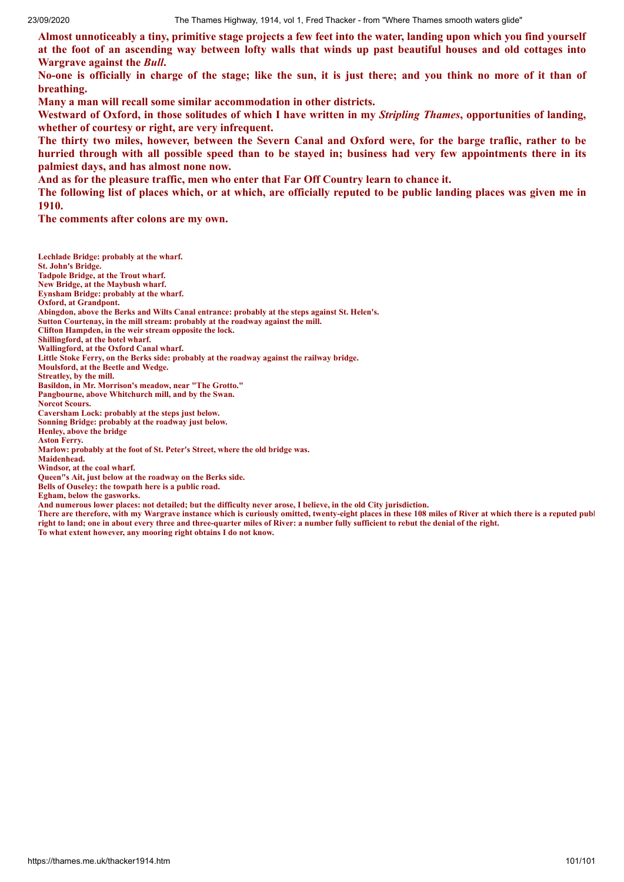**Almost unnoticeably a tiny, primitive stage projects a few feet into the water, landing upon which you find yourself at the foot of an ascending way between lofty walls that winds up past beautiful houses and old cottages into Wargrave against the *Bull*.**

**No-one is officially in charge of the stage; like the sun, it is just there; and you think no more of it than of breathing.**

**Many a man will recall some similar accommodation in other districts.**

**Westward of Oxford, in those solitudes of which I have written in my *Stripling Thames*, opportunities of landing, whether of courtesy or right, are very infrequent.**

**The thirty two miles, however, between the Severn Canal and Oxford were, for the barge traffic, rather to be hurried through with all possible speed than to be stayed in; business had very few appointments there in its palmiest days, and has almost none now.**

**And as for the pleasure traffic, men who enter that Far Off Country learn to chance it.**

**The following list of places which, or at which, are officially reputed to be public landing places was given me in 1910.**

**The comments after colons are my own.**

**Lechlade Bridge: probably at the wharf.**
**St. John's Bridge.**
**Tadpole Bridge, at the Trout wharf.**
**New Bridge, at the Maybush wharf.**
**Eynsham Bridge: probably at the wharf.**
**Oxford, at Grandpont.**
**Abingdon, above the Berks and Wilts Canal entrance: probably at the steps against St. Helen's.**
**Sutton Courtenay, in the mill stream: probably at the roadway against the mill.**
**Clifton Hampden, in the weir stream opposite the lock.**
**Shillingford, at the hotel wharf.**
**Wallingford, at the Oxford Canal wharf.**
**Little Stoke Ferry, on the Berks side: probably at the roadway against the railway bridge.**
**Moulsford, at the Beetle and Wedge.**
**Streatley, by the mill.**
**Basildon, in Mr. Morrison's meadow, near "The Grotto."**
**Pangbourne, above Whitchurch mill, and by the Swan.**
**Norcot Scours.**
**Caversham Lock: probably at the steps just below.**
**Sonning Bridge: probably at the roadway just below.**
**Henley, above the bridge**
**Aston Ferry.**
**Marlow: probably at the foot of St. Peter's Street, where the old bridge was.**
**Maidenhead.**
**Windsor, at the coal wharf.**
**Queen"s Ait, just below at the roadway on the Berks side.**
**Bells of Ouseley: the towpath here is a public road.**
**Egham, below the gasworks.**
**And numerous lower places: not detailed; but the difficulty never arose, I believe, in the old City jurisdiction.**

**There are therefore, with my Wargrave instance which is curiously omitted, twenty-eight places in these 108 miles of River at which there is a reputed publ right to land; one in about every three and three-quarter miles of River: a number fully sufficient to rebut the denial of the right.**

**To what extent however, any mooring right obtains I do not know.**